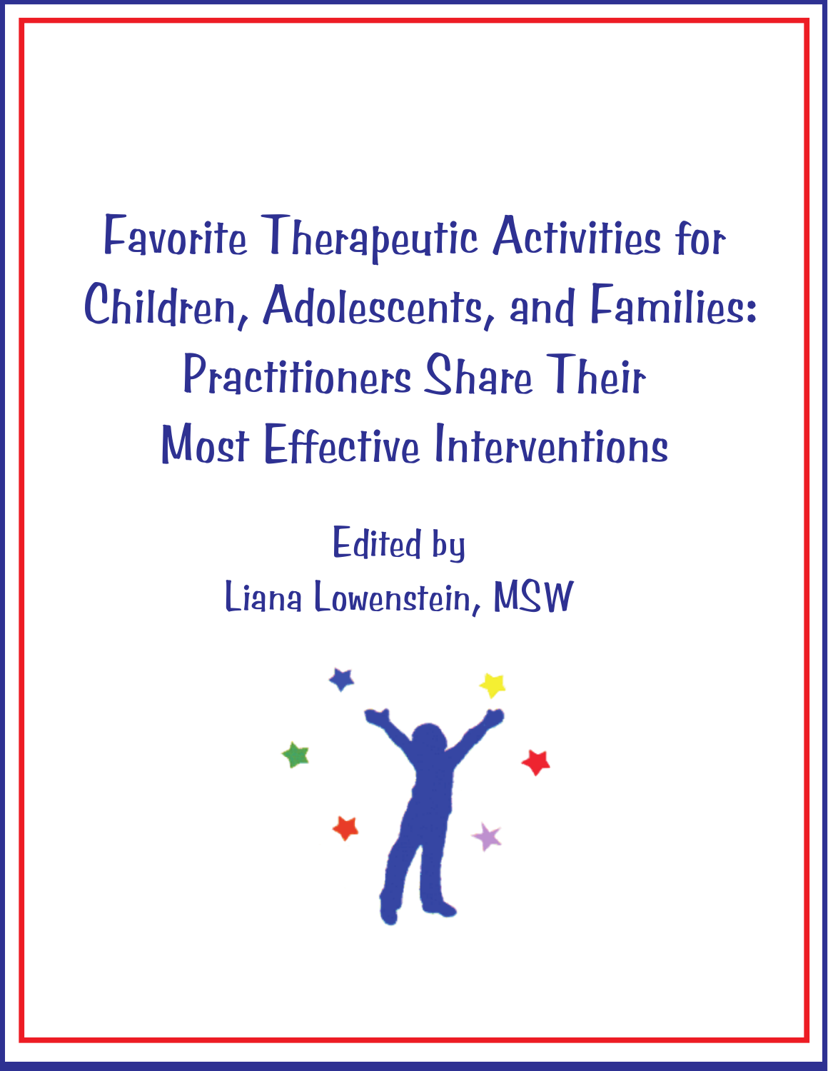# Favorite Therapeutic Activities for Children, Adolescents, and Families: Practitioners Share Their Most Effective Interventions

Edited by

Liana Lowenstein, MSW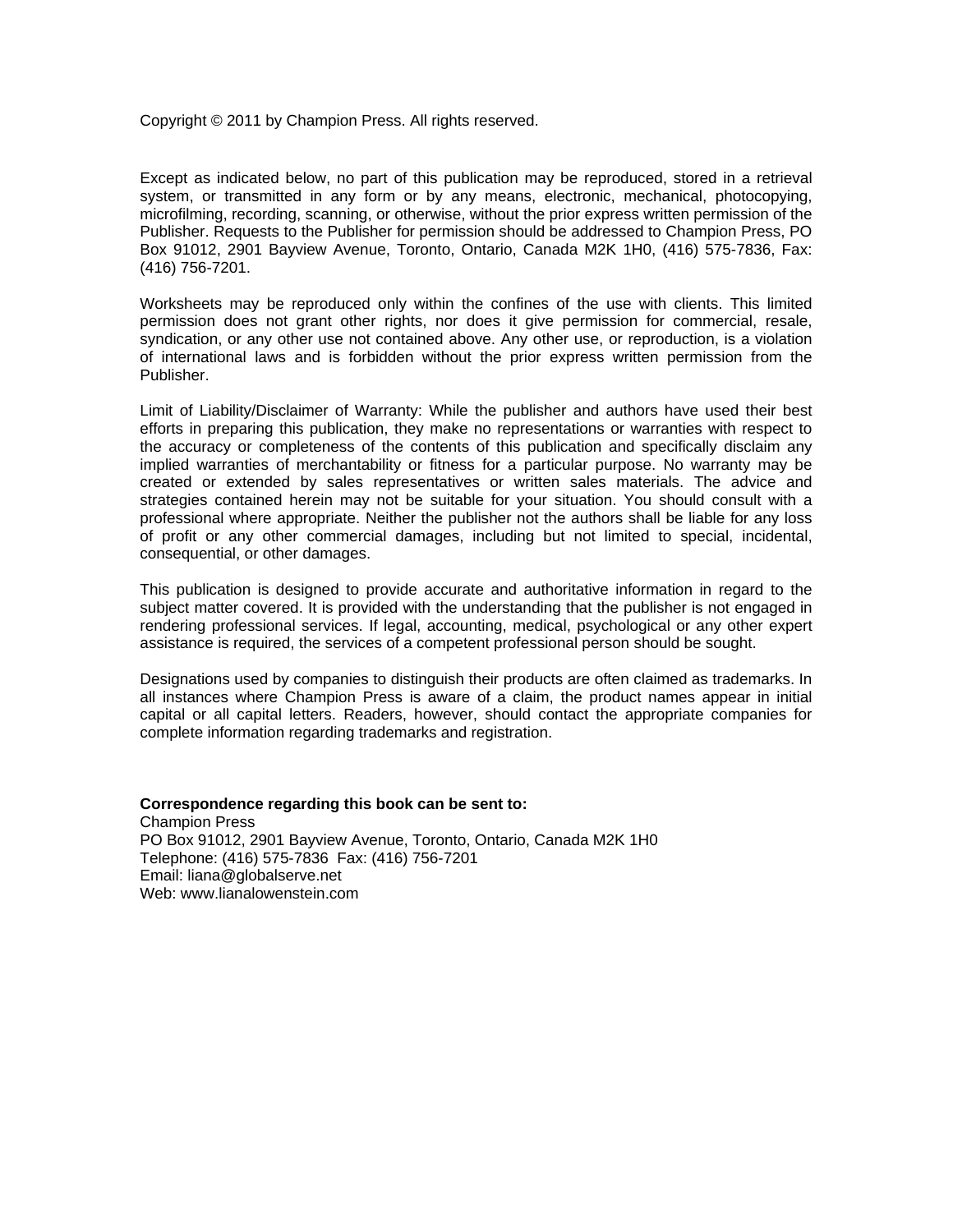Copyright © 2011 by Champion Press. All rights reserved.

Except as indicated below, no part of this publication may be reproduced, stored in a retrieval system, or transmitted in any form or by any means, electronic, mechanical, photocopying, microfilming, recording, scanning, or otherwise, without the prior express written permission of the Publisher. Requests to the Publisher for permission should be addressed to Champion Press, PO Box 91012, 2901 Bayview Avenue, Toronto, Ontario, Canada M2K 1H0, (416) 575-7836, Fax: (416) 756-7201.

Worksheets may be reproduced only within the confines of the use with clients. This limited permission does not grant other rights, nor does it give permission for commercial, resale, syndication, or any other use not contained above. Any other use, or reproduction, is a violation of international laws and is forbidden without the prior express written permission from the Publisher.

Limit of Liability/Disclaimer of Warranty: While the publisher and authors have used their best efforts in preparing this publication, they make no representations or warranties with respect to the accuracy or completeness of the contents of this publication and specifically disclaim any implied warranties of merchantability or fitness for a particular purpose. No warranty may be created or extended by sales representatives or written sales materials. The advice and strategies contained herein may not be suitable for your situation. You should consult with a professional where appropriate. Neither the publisher not the authors shall be liable for any loss of profit or any other commercial damages, including but not limited to special, incidental, consequential, or other damages.

This publication is designed to provide accurate and authoritative information in regard to the subject matter covered. It is provided with the understanding that the publisher is not engaged in rendering professional services. If legal, accounting, medical, psychological or any other expert assistance is required, the services of a competent professional person should be sought.

Designations used by companies to distinguish their products are often claimed as trademarks. In all instances where Champion Press is aware of a claim, the product names appear in initial capital or all capital letters. Readers, however, should contact the appropriate companies for complete information regarding trademarks and registration.

**Correspondence regarding this book can be sent to:**
Champion Press
PO Box 91012, 2901 Bayview Avenue, Toronto, Ontario, Canada M2K 1H0
Telephone: (416) 575-7836 Fax: (416) 756-7201
Email: liana@globalserve.net
Web: www.lianalowenstein.com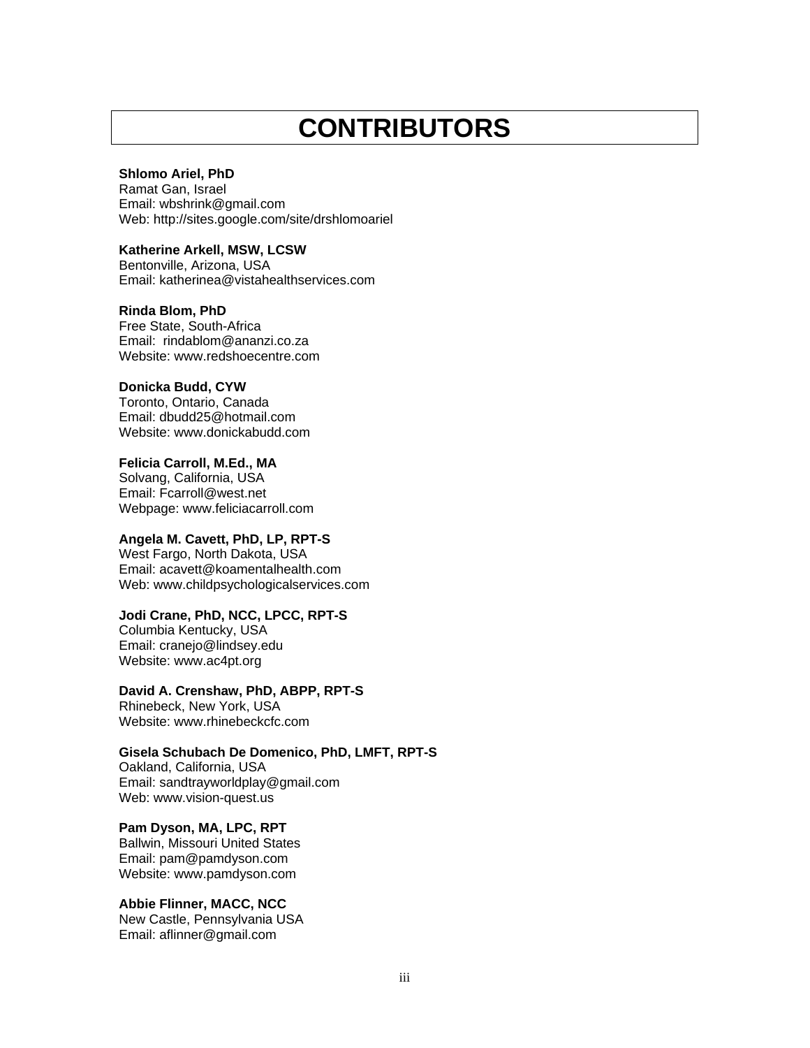# CONTRIBUTORS

**Shlomo Ariel, PhD**
Ramat Gan, Israel
Email: wbshrink@gmail.com
Web: http://sites.google.com/site/drshlomoariel

**Katherine Arkell, MSW, LCSW**
Bentonville, Arizona, USA
Email: katherinea@vistahealthservices.com

**Rinda Blom, PhD**
Free State, South-Africa
Email: rindablom@ananzi.co.za
Website: www.redshoecentre.com

**Donicka Budd, CYW**
Toronto, Ontario, Canada
Email: dbudd25@hotmail.com
Website: www.donickabudd.com

**Felicia Carroll, M.Ed., MA**
Solvang, California, USA
Email: Fcarroll@west.net
Webpage: www.feliciacarroll.com

**Angela M. Cavett, PhD, LP, RPT-S**
West Fargo, North Dakota, USA
Email: acavett@koamentalhealth.com
Web: www.childpsychologicalservices.com

**Jodi Crane, PhD, NCC, LPCC, RPT-S**
Columbia Kentucky, USA
Email: cranejo@lindsey.edu
Website: www.ac4pt.org

**David A. Crenshaw, PhD, ABPP, RPT-S**
Rhinebeck, New York, USA
Website: www.rhinebeckcfc.com

**Gisela Schubach De Domenico, PhD, LMFT, RPT-S**
Oakland, California, USA
Email: sandtrayworldplay@gmail.com
Web: www.vision-quest.us

**Pam Dyson, MA, LPC, RPT**
Ballwin, Missouri United States
Email: pam@pamdyson.com
Website: www.pamdyson.com

**Abbie Flinner, MACC, NCC**
New Castle, Pennsylvania USA
Email: aflinner@gmail.com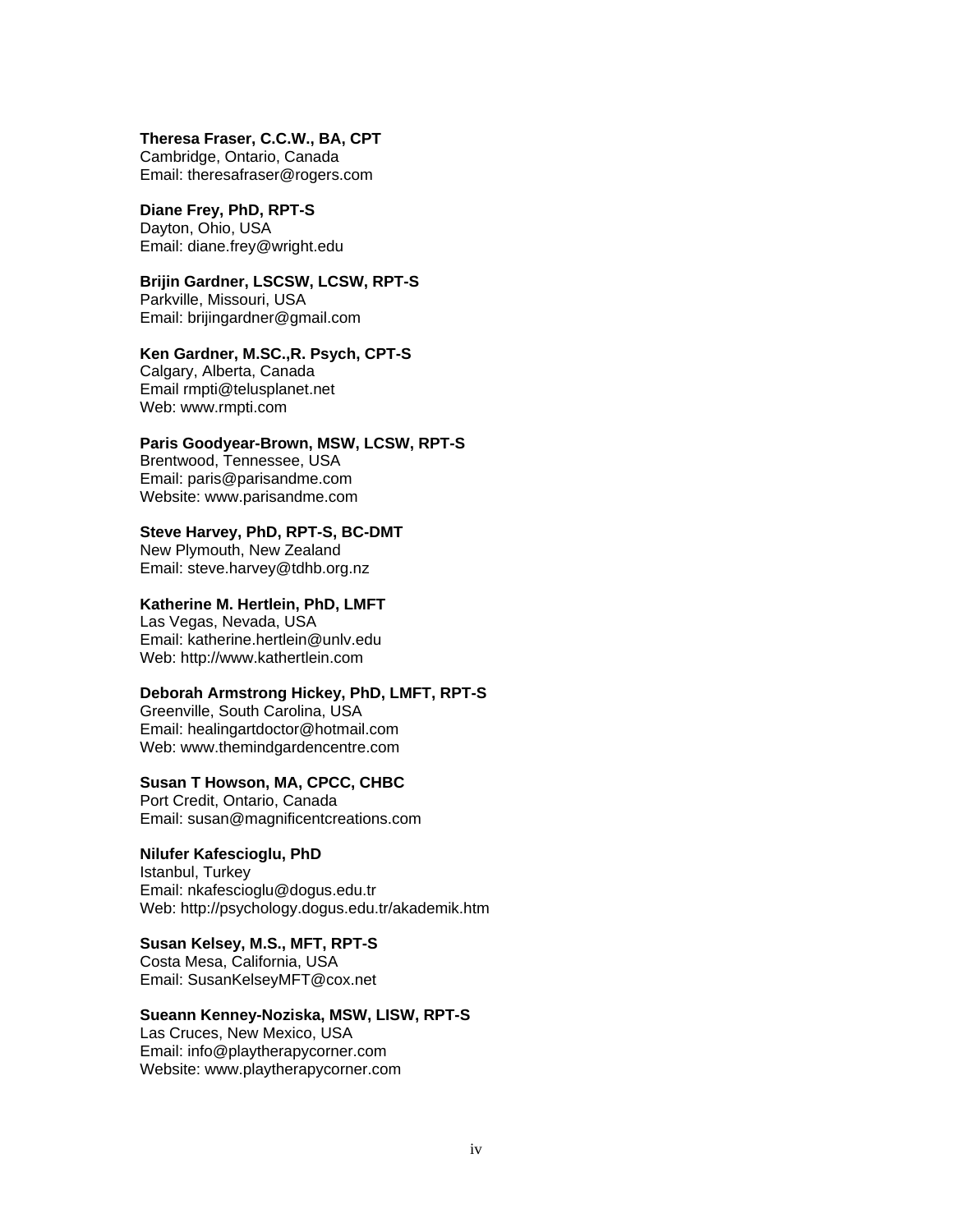**Theresa Fraser, C.C.W., BA, CPT**
Cambridge, Ontario, Canada
Email: theresafraser@rogers.com

**Diane Frey, PhD, RPT-S**
Dayton, Ohio, USA
Email: diane.frey@wright.edu

**Brijin Gardner, LSCSW, LCSW, RPT-S**
Parkville, Missouri, USA
Email: brijingardner@gmail.com

**Ken Gardner, M.SC.,R. Psych, CPT-S**
Calgary, Alberta, Canada
Email rmpti@telusplanet.net
Web: www.rmpti.com

**Paris Goodyear-Brown, MSW, LCSW, RPT-S**
Brentwood, Tennessee, USA
Email: paris@parisandme.com
Website: www.parisandme.com

**Steve Harvey, PhD, RPT-S, BC-DMT**
New Plymouth, New Zealand
Email: steve.harvey@tdhb.org.nz

**Katherine M. Hertlein, PhD, LMFT**
Las Vegas, Nevada, USA
Email: katherine.hertlein@unlv.edu
Web: http://www.kathertlein.com

**Deborah Armstrong Hickey, PhD, LMFT, RPT-S**
Greenville, South Carolina, USA
Email: healingartdoctor@hotmail.com
Web: www.themindgardencentre.com

**Susan T Howson, MA, CPCC, CHBC**
Port Credit, Ontario, Canada
Email: susan@magnificentcreations.com

**Nilufer Kafescioglu, PhD**
Istanbul, Turkey
Email: nkafescioglu@dogus.edu.tr
Web: http://psychology.dogus.edu.tr/akademik.htm

**Susan Kelsey, M.S., MFT, RPT-S**
Costa Mesa, California, USA
Email: SusanKelseyMFT@cox.net

**Sueann Kenney-Noziska, MSW, LISW, RPT-S**
Las Cruces, New Mexico, USA
Email: info@playtherapycorner.com
Website: www.playtherapycorner.com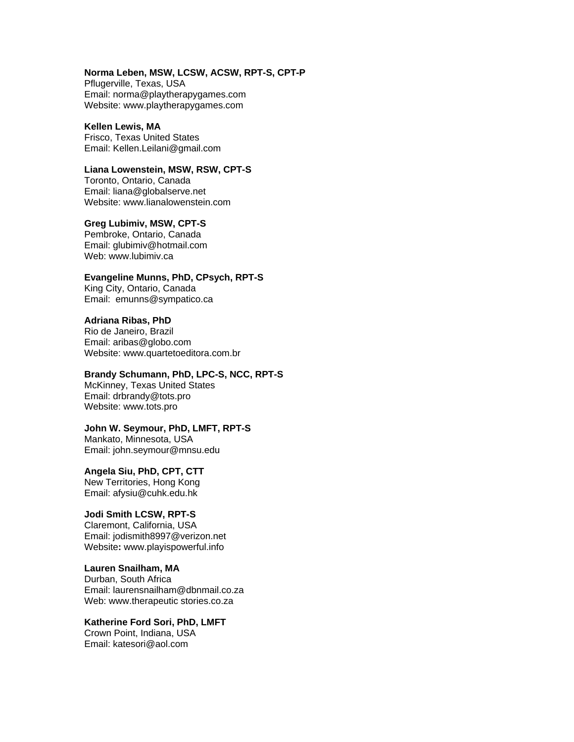**Norma Leben, MSW, LCSW, ACSW, RPT-S, CPT-P**
Pflugerville, Texas, USA
Email: norma@playtherapygames.com
Website: www.playtherapygames.com

**Kellen Lewis, MA**
Frisco, Texas United States
Email: Kellen.Leilani@gmail.com

**Liana Lowenstein, MSW, RSW, CPT-S**
Toronto, Ontario, Canada
Email: liana@globalserve.net
Website: www.lianalowenstein.com

**Greg Lubimiv, MSW, CPT-S**
Pembroke, Ontario, Canada
Email: glubimiv@hotmail.com
Web: www.lubimiv.ca

**Evangeline Munns, PhD, CPsych, RPT-S**
King City, Ontario, Canada
Email: emunns@sympatico.ca

**Adriana Ribas, PhD**
Rio de Janeiro, Brazil
Email: aribas@globo.com
Website: www.quartetoeditora.com.br

**Brandy Schumann, PhD, LPC-S, NCC, RPT-S**
McKinney, Texas United States
Email: drbrandy@tots.pro
Website: www.tots.pro

**John W. Seymour, PhD, LMFT, RPT-S**
Mankato, Minnesota, USA
Email: john.seymour@mnsu.edu

**Angela Siu, PhD, CPT, CTT**
New Territories, Hong Kong
Email: afysiu@cuhk.edu.hk

**Jodi Smith LCSW, RPT-S**
Claremont, California, USA
Email: jodismith8997@verizon.net
Website**:** www.playispowerful.info

**Lauren Snailham, MA**
Durban, South Africa
Email: laurensnailham@dbnmail.co.za
Web: www.therapeutic stories.co.za

**Katherine Ford Sori, PhD, LMFT**
Crown Point, Indiana, USA
Email: katesori@aol.com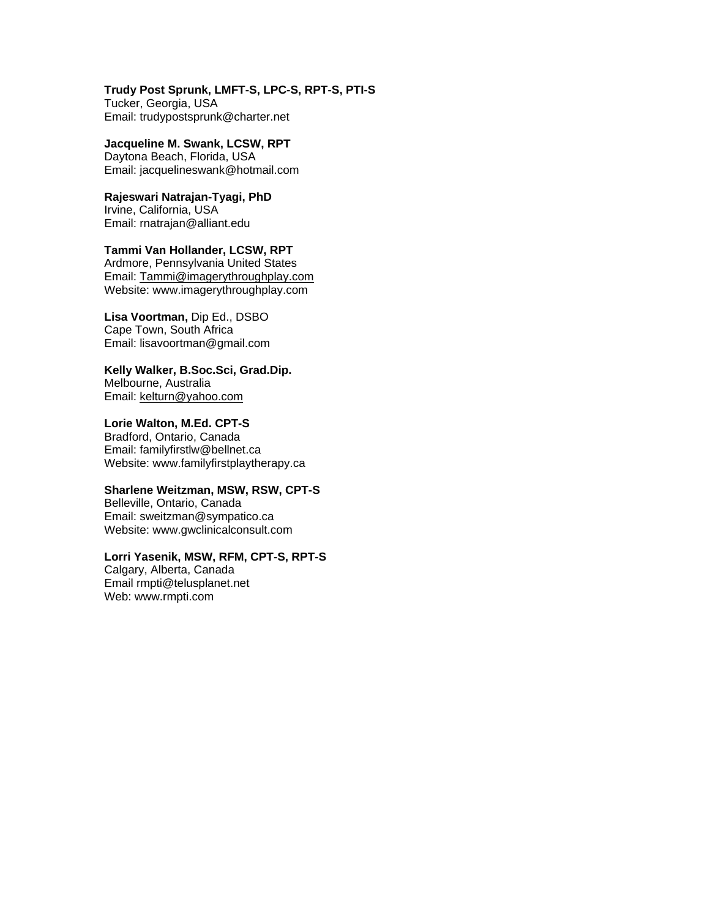**Trudy Post Sprunk, LMFT-S, LPC-S, RPT-S, PTI-S**
Tucker, Georgia, USA
Email: trudypostsprunk@charter.net

**Jacqueline M. Swank, LCSW, RPT**
Daytona Beach, Florida, USA
Email: jacquelineswank@hotmail.com

**Rajeswari Natrajan-Tyagi, PhD**
Irvine, California, USA
Email: rnatrajan@alliant.edu

**Tammi Van Hollander, LCSW, RPT**
Ardmore, Pennsylvania United States
Email: Tammi@imagerythroughplay.com
Website: www.imagerythroughplay.com

**Lisa Voortman,** Dip Ed., DSBO
Cape Town, South Africa
Email: lisavoortman@gmail.com

**Kelly Walker, B.Soc.Sci, Grad.Dip.**
Melbourne, Australia
Email: kelturn@yahoo.com

**Lorie Walton, M.Ed. CPT-S**
Bradford, Ontario, Canada
Email: familyfirstlw@bellnet.ca
Website: www.familyfirstplaytherapy.ca

**Sharlene Weitzman, MSW, RSW, CPT-S**
Belleville, Ontario, Canada
Email: sweitzman@sympatico.ca
Website: www.gwclinicalconsult.com

**Lorri Yasenik, MSW, RFM, CPT-S, RPT-S**
Calgary, Alberta, Canada
Email rmpti@telusplanet.net
Web: www.rmpti.com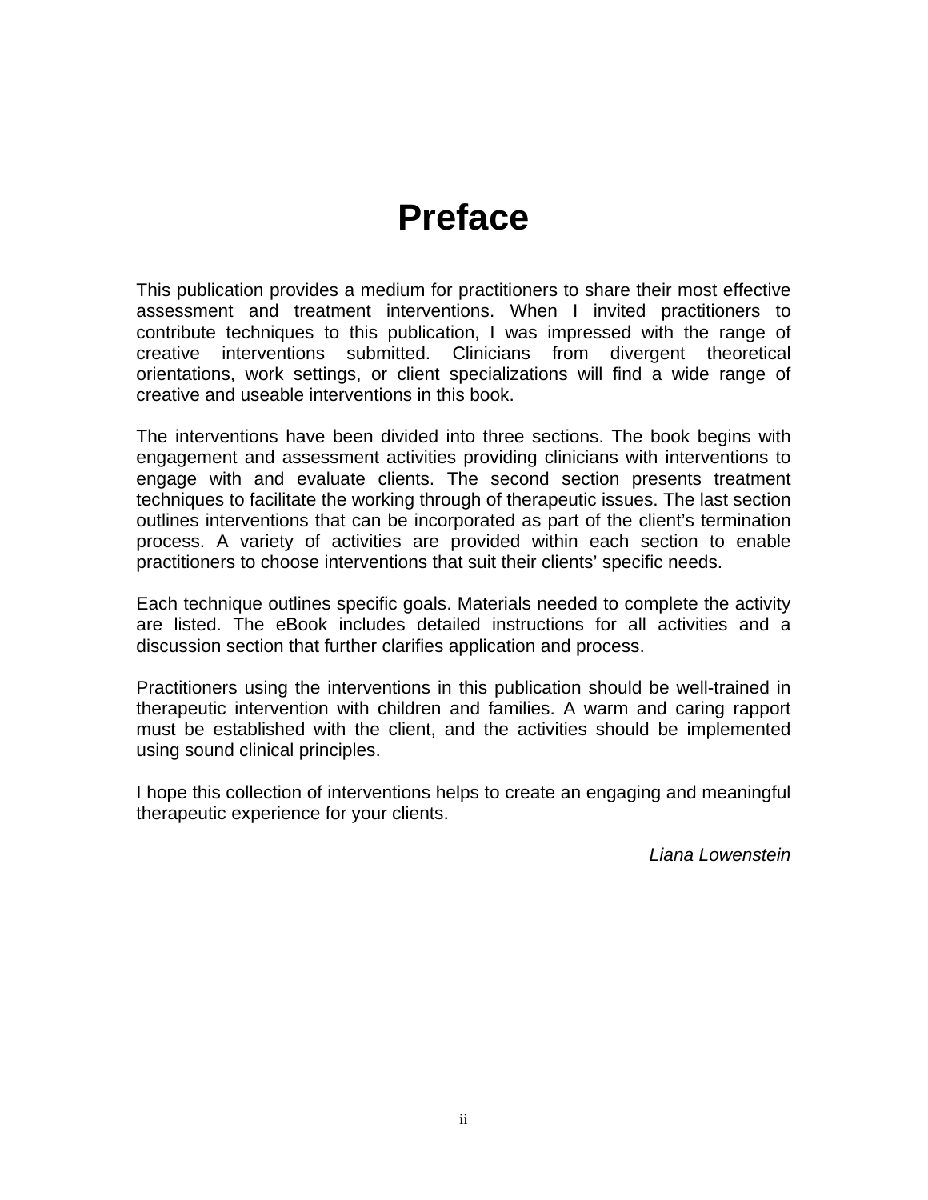# Preface

This publication provides a medium for practitioners to share their most effective assessment and treatment interventions. When I invited practitioners to contribute techniques to this publication, I was impressed with the range of creative interventions submitted. Clinicians from divergent theoretical orientations, work settings, or client specializations will find a wide range of creative and useable interventions in this book.

The interventions have been divided into three sections. The book begins with engagement and assessment activities providing clinicians with interventions to engage with and evaluate clients. The second section presents treatment techniques to facilitate the working through of therapeutic issues. The last section outlines interventions that can be incorporated as part of the client's termination process. A variety of activities are provided within each section to enable practitioners to choose interventions that suit their clients' specific needs.

Each technique outlines specific goals. Materials needed to complete the activity are listed. The eBook includes detailed instructions for all activities and a discussion section that further clarifies application and process.

Practitioners using the interventions in this publication should be well-trained in therapeutic intervention with children and families. A warm and caring rapport must be established with the client, and the activities should be implemented using sound clinical principles.

I hope this collection of interventions helps to create an engaging and meaningful therapeutic experience for your clients.

*Liana Lowenstein*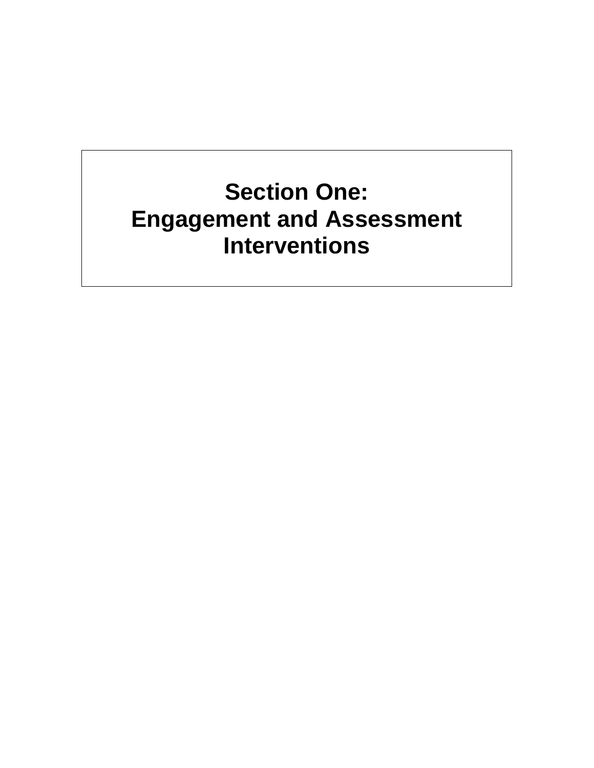# Section One:
# Engagement and Assessment Interventions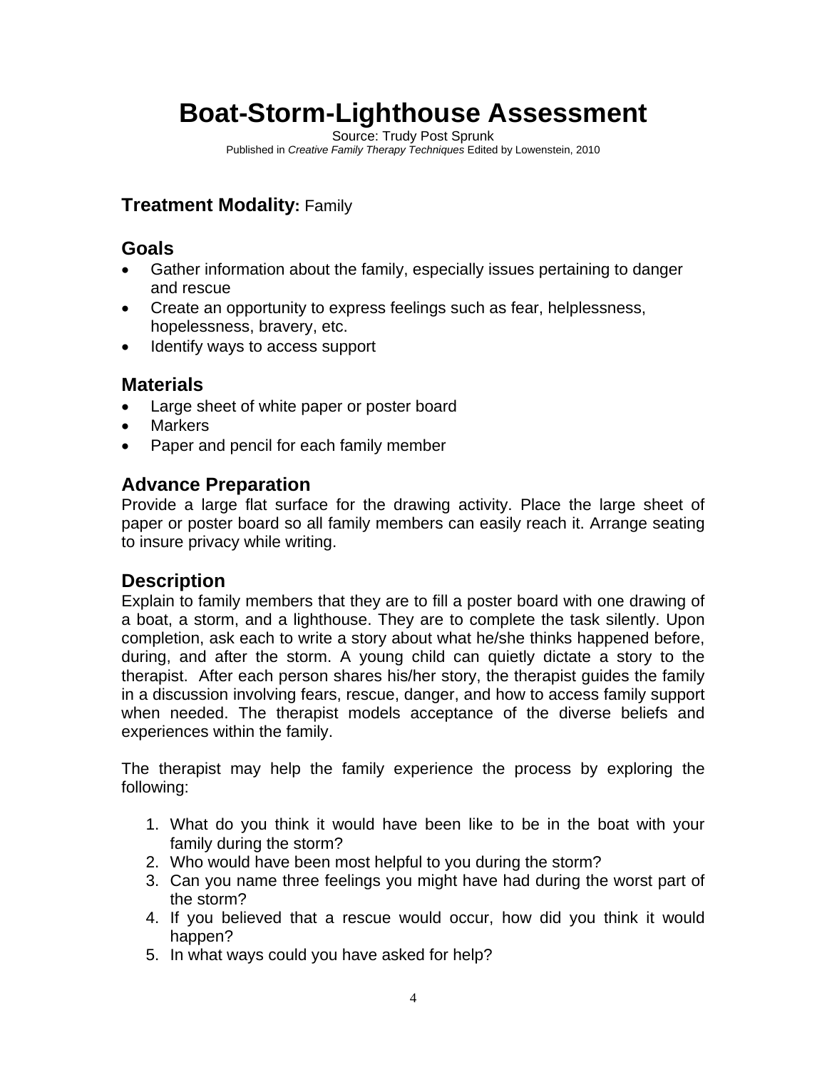# Boat-Storm-Lighthouse Assessment

Source: Trudy Post Sprunk
Published in *Creative Family Therapy Techniques* Edited by Lowenstein, 2010

### **Treatment Modality:** Family

### Goals

- Gather information about the family, especially issues pertaining to danger and rescue
- Create an opportunity to express feelings such as fear, helplessness, hopelessness, bravery, etc.
- Identify ways to access support

### Materials

- Large sheet of white paper or poster board
- Markers
- Paper and pencil for each family member

### Advance Preparation

Provide a large flat surface for the drawing activity. Place the large sheet of paper or poster board so all family members can easily reach it. Arrange seating to insure privacy while writing.

### Description

Explain to family members that they are to fill a poster board with one drawing of a boat, a storm, and a lighthouse. They are to complete the task silently. Upon completion, ask each to write a story about what he/she thinks happened before, during, and after the storm. A young child can quietly dictate a story to the therapist. After each person shares his/her story, the therapist guides the family in a discussion involving fears, rescue, danger, and how to access family support when needed. The therapist models acceptance of the diverse beliefs and experiences within the family.

The therapist may help the family experience the process by exploring the following:

1. What do you think it would have been like to be in the boat with your family during the storm?
2. Who would have been most helpful to you during the storm?
3. Can you name three feelings you might have had during the worst part of the storm?
4. If you believed that a rescue would occur, how did you think it would happen?
5. In what ways could you have asked for help?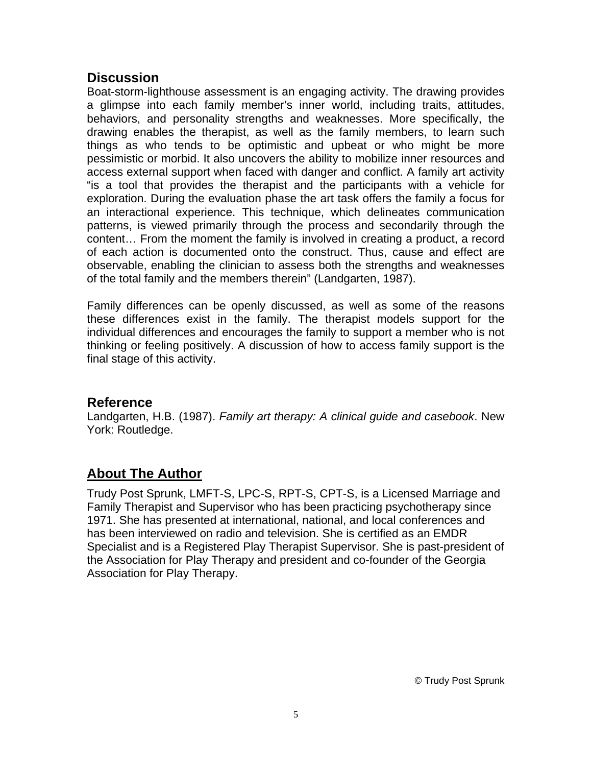## Discussion

Boat-storm-lighthouse assessment is an engaging activity. The drawing provides a glimpse into each family member's inner world, including traits, attitudes, behaviors, and personality strengths and weaknesses. More specifically, the drawing enables the therapist, as well as the family members, to learn such things as who tends to be optimistic and upbeat or who might be more pessimistic or morbid. It also uncovers the ability to mobilize inner resources and access external support when faced with danger and conflict. A family art activity "is a tool that provides the therapist and the participants with a vehicle for exploration. During the evaluation phase the art task offers the family a focus for an interactional experience. This technique, which delineates communication patterns, is viewed primarily through the process and secondarily through the content… From the moment the family is involved in creating a product, a record of each action is documented onto the construct. Thus, cause and effect are observable, enabling the clinician to assess both the strengths and weaknesses of the total family and the members therein" (Landgarten, 1987).

Family differences can be openly discussed, as well as some of the reasons these differences exist in the family. The therapist models support for the individual differences and encourages the family to support a member who is not thinking or feeling positively. A discussion of how to access family support is the final stage of this activity.

## Reference

Landgarten, H.B. (1987). *Family art therapy: A clinical guide and casebook*. New York: Routledge.

## About The Author

Trudy Post Sprunk, LMFT-S, LPC-S, RPT-S, CPT-S, is a Licensed Marriage and Family Therapist and Supervisor who has been practicing psychotherapy since 1971. She has presented at international, national, and local conferences and has been interviewed on radio and television. She is certified as an EMDR Specialist and is a Registered Play Therapist Supervisor. She is past-president of the Association for Play Therapy and president and co-founder of the Georgia Association for Play Therapy.

© Trudy Post Sprunk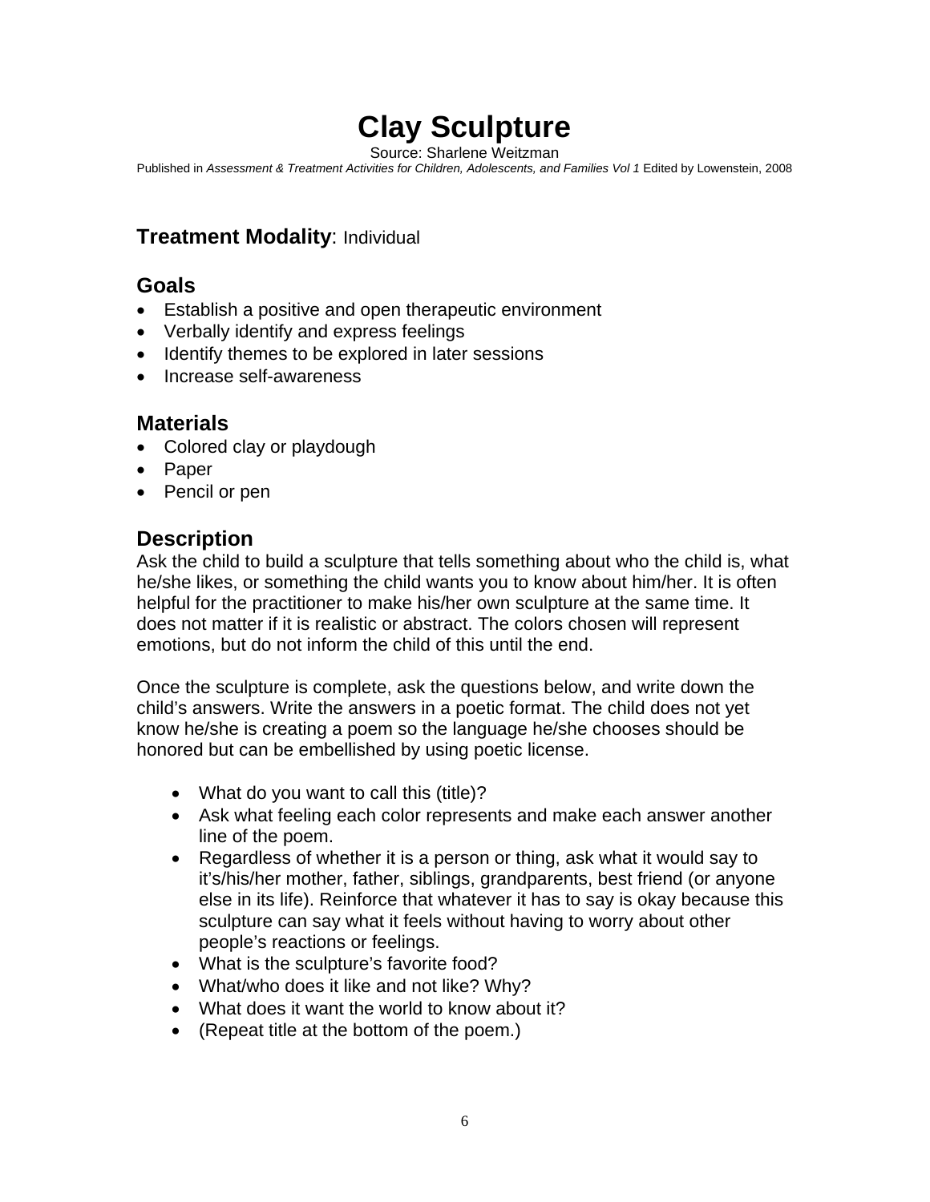# Clay Sculpture

Source: Sharlene Weitzman

Published in *Assessment & Treatment Activities for Children, Adolescents, and Families Vol 1* Edited by Lowenstein, 2008

## Treatment Modality: Individual

## Goals

- Establish a positive and open therapeutic environment
- Verbally identify and express feelings
- Identify themes to be explored in later sessions
- Increase self-awareness

## Materials

- Colored clay or playdough
- Paper
- Pencil or pen

## Description

Ask the child to build a sculpture that tells something about who the child is, what he/she likes, or something the child wants you to know about him/her. It is often helpful for the practitioner to make his/her own sculpture at the same time. It does not matter if it is realistic or abstract. The colors chosen will represent emotions, but do not inform the child of this until the end.

Once the sculpture is complete, ask the questions below, and write down the child's answers. Write the answers in a poetic format. The child does not yet know he/she is creating a poem so the language he/she chooses should be honored but can be embellished by using poetic license.

- What do you want to call this (title)?
- Ask what feeling each color represents and make each answer another line of the poem.
- Regardless of whether it is a person or thing, ask what it would say to it's/his/her mother, father, siblings, grandparents, best friend (or anyone else in its life). Reinforce that whatever it has to say is okay because this sculpture can say what it feels without having to worry about other people's reactions or feelings.
- What is the sculpture's favorite food?
- What/who does it like and not like? Why?
- What does it want the world to know about it?
- (Repeat title at the bottom of the poem.)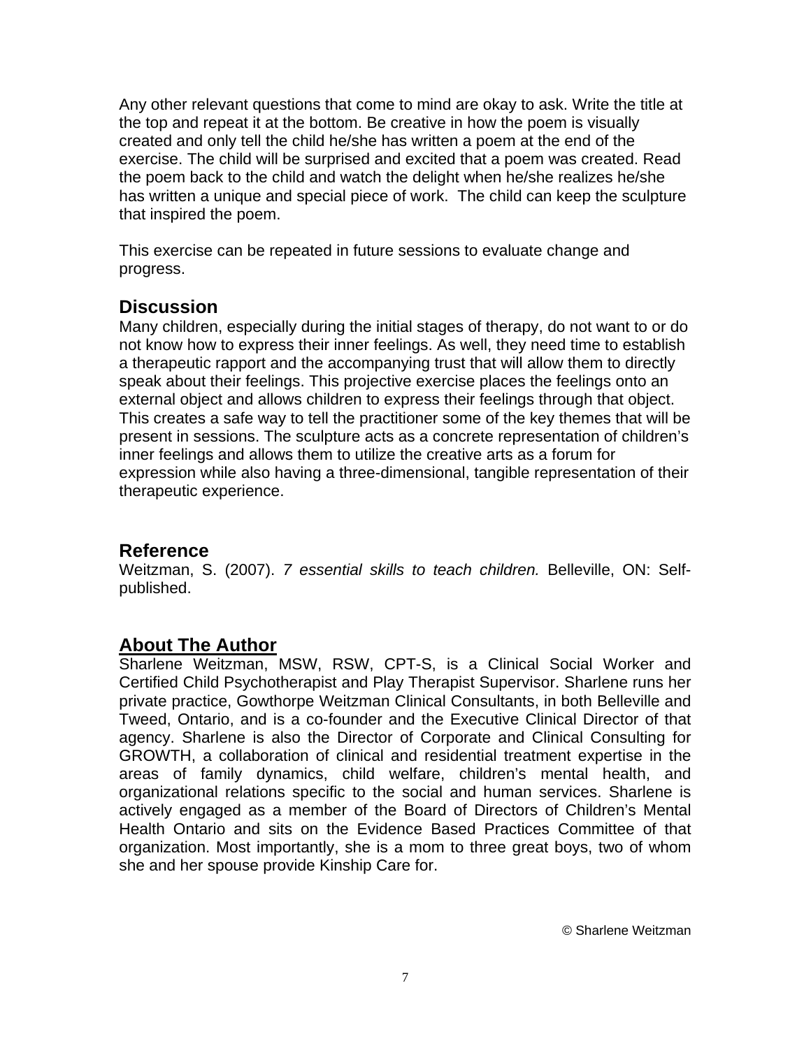Any other relevant questions that come to mind are okay to ask. Write the title at the top and repeat it at the bottom. Be creative in how the poem is visually created and only tell the child he/she has written a poem at the end of the exercise. The child will be surprised and excited that a poem was created. Read the poem back to the child and watch the delight when he/she realizes he/she has written a unique and special piece of work. The child can keep the sculpture that inspired the poem.

This exercise can be repeated in future sessions to evaluate change and progress.

## Discussion

Many children, especially during the initial stages of therapy, do not want to or do not know how to express their inner feelings. As well, they need time to establish a therapeutic rapport and the accompanying trust that will allow them to directly speak about their feelings. This projective exercise places the feelings onto an external object and allows children to express their feelings through that object. This creates a safe way to tell the practitioner some of the key themes that will be present in sessions. The sculpture acts as a concrete representation of children's inner feelings and allows them to utilize the creative arts as a forum for expression while also having a three-dimensional, tangible representation of their therapeutic experience.

## Reference

Weitzman, S. (2007). *7 essential skills to teach children.* Belleville, ON: Self-published.

## About The Author

Sharlene Weitzman, MSW, RSW, CPT-S, is a Clinical Social Worker and Certified Child Psychotherapist and Play Therapist Supervisor. Sharlene runs her private practice, Gowthorpe Weitzman Clinical Consultants, in both Belleville and Tweed, Ontario, and is a co-founder and the Executive Clinical Director of that agency. Sharlene is also the Director of Corporate and Clinical Consulting for GROWTH, a collaboration of clinical and residential treatment expertise in the areas of family dynamics, child welfare, children's mental health, and organizational relations specific to the social and human services. Sharlene is actively engaged as a member of the Board of Directors of Children's Mental Health Ontario and sits on the Evidence Based Practices Committee of that organization. Most importantly, she is a mom to three great boys, two of whom she and her spouse provide Kinship Care for.

© Sharlene Weitzman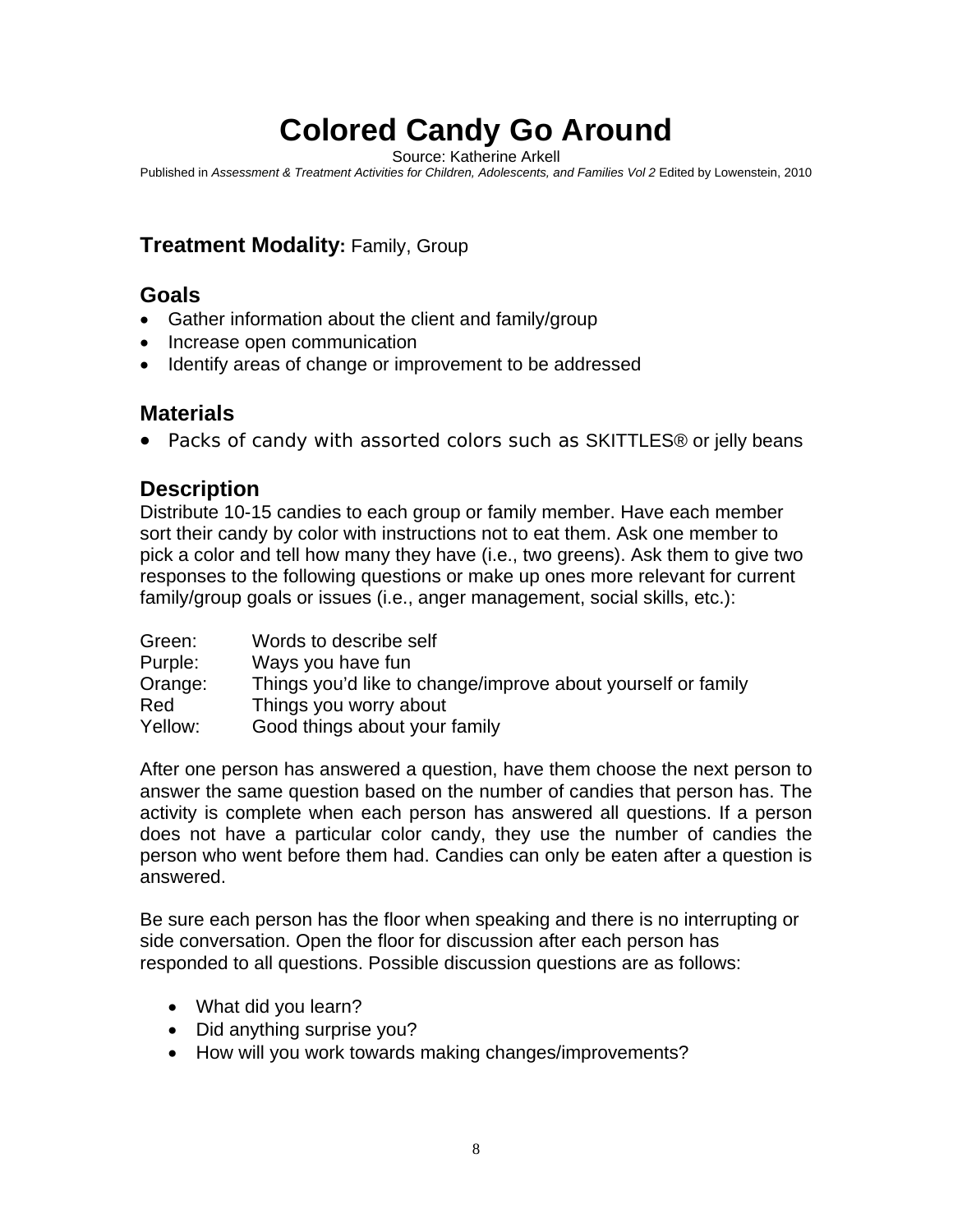# Colored Candy Go Around

Source: Katherine Arkell

Published in *Assessment & Treatment Activities for Children, Adolescents, and Families Vol 2* Edited by Lowenstein, 2010

## Treatment Modality: Family, Group

## Goals

- Gather information about the client and family/group
- Increase open communication
- Identify areas of change or improvement to be addressed

## Materials

- Packs of candy with assorted colors such as SKITTLES® or jelly beans

## Description

Distribute 10-15 candies to each group or family member. Have each member sort their candy by color with instructions not to eat them. Ask one member to pick a color and tell how many they have (i.e., two greens). Ask them to give two responses to the following questions or make up ones more relevant for current family/group goals or issues (i.e., anger management, social skills, etc.):

| | |
|---|---|
| Green: | Words to describe self |
| Purple: | Ways you have fun |
| Orange: | Things you'd like to change/improve about yourself or family |
| Red | Things you worry about |
| Yellow: | Good things about your family |

After one person has answered a question, have them choose the next person to answer the same question based on the number of candies that person has. The activity is complete when each person has answered all questions. If a person does not have a particular color candy, they use the number of candies the person who went before them had. Candies can only be eaten after a question is answered.

Be sure each person has the floor when speaking and there is no interrupting or side conversation. Open the floor for discussion after each person has responded to all questions. Possible discussion questions are as follows:

- What did you learn?
- Did anything surprise you?
- How will you work towards making changes/improvements?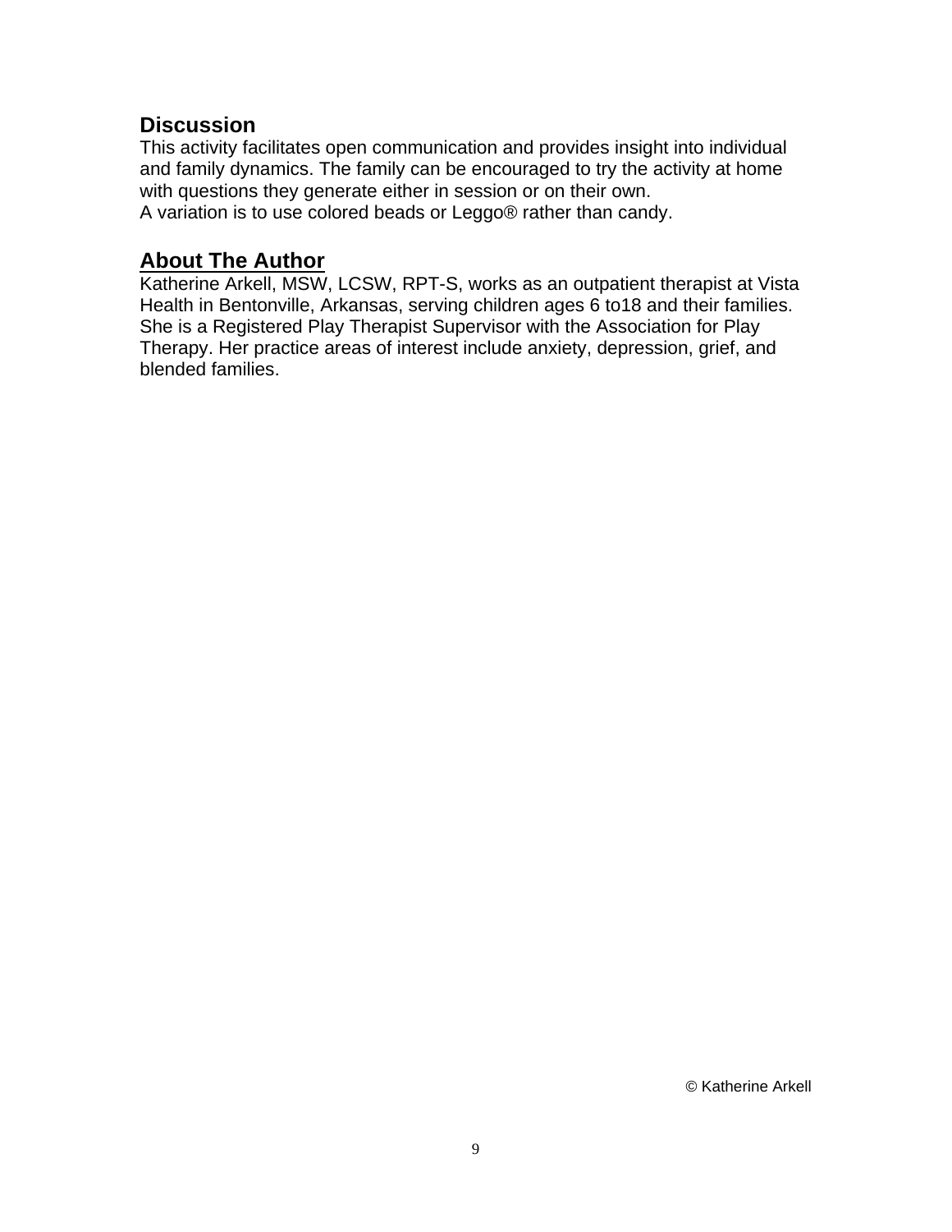## Discussion

This activity facilitates open communication and provides insight into individual and family dynamics. The family can be encouraged to try the activity at home with questions they generate either in session or on their own.
A variation is to use colored beads or Leggo® rather than candy.

## About The Author

Katherine Arkell, MSW, LCSW, RPT-S, works as an outpatient therapist at Vista Health in Bentonville, Arkansas, serving children ages 6 to18 and their families. She is a Registered Play Therapist Supervisor with the Association for Play Therapy. Her practice areas of interest include anxiety, depression, grief, and blended families.

© Katherine Arkell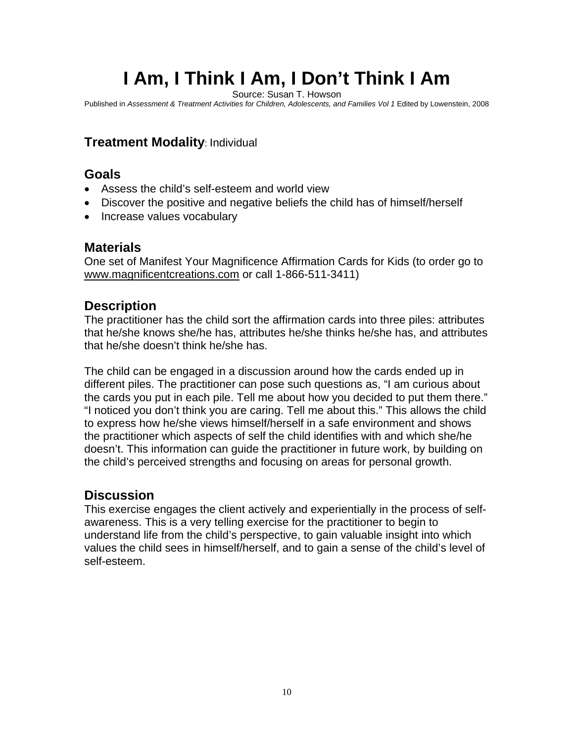# I Am, I Think I Am, I Don't Think I Am

Source: Susan T. Howson

Published in *Assessment & Treatment Activities for Children, Adolescents, and Families Vol 1* Edited by Lowenstein, 2008

## **Treatment Modality**: Individual

## Goals

- Assess the child's self-esteem and world view
- Discover the positive and negative beliefs the child has of himself/herself
- Increase values vocabulary

## Materials

One set of Manifest Your Magnificence Affirmation Cards for Kids (to order go to www.magnificentcreations.com or call 1-866-511-3411)

## Description

The practitioner has the child sort the affirmation cards into three piles: attributes that he/she knows she/he has, attributes he/she thinks he/she has, and attributes that he/she doesn't think he/she has.

The child can be engaged in a discussion around how the cards ended up in different piles. The practitioner can pose such questions as, "I am curious about the cards you put in each pile. Tell me about how you decided to put them there." "I noticed you don't think you are caring. Tell me about this." This allows the child to express how he/she views himself/herself in a safe environment and shows the practitioner which aspects of self the child identifies with and which she/he doesn't. This information can guide the practitioner in future work, by building on the child's perceived strengths and focusing on areas for personal growth.

## Discussion

This exercise engages the client actively and experientially in the process of self-awareness. This is a very telling exercise for the practitioner to begin to understand life from the child's perspective, to gain valuable insight into which values the child sees in himself/herself, and to gain a sense of the child's level of self-esteem.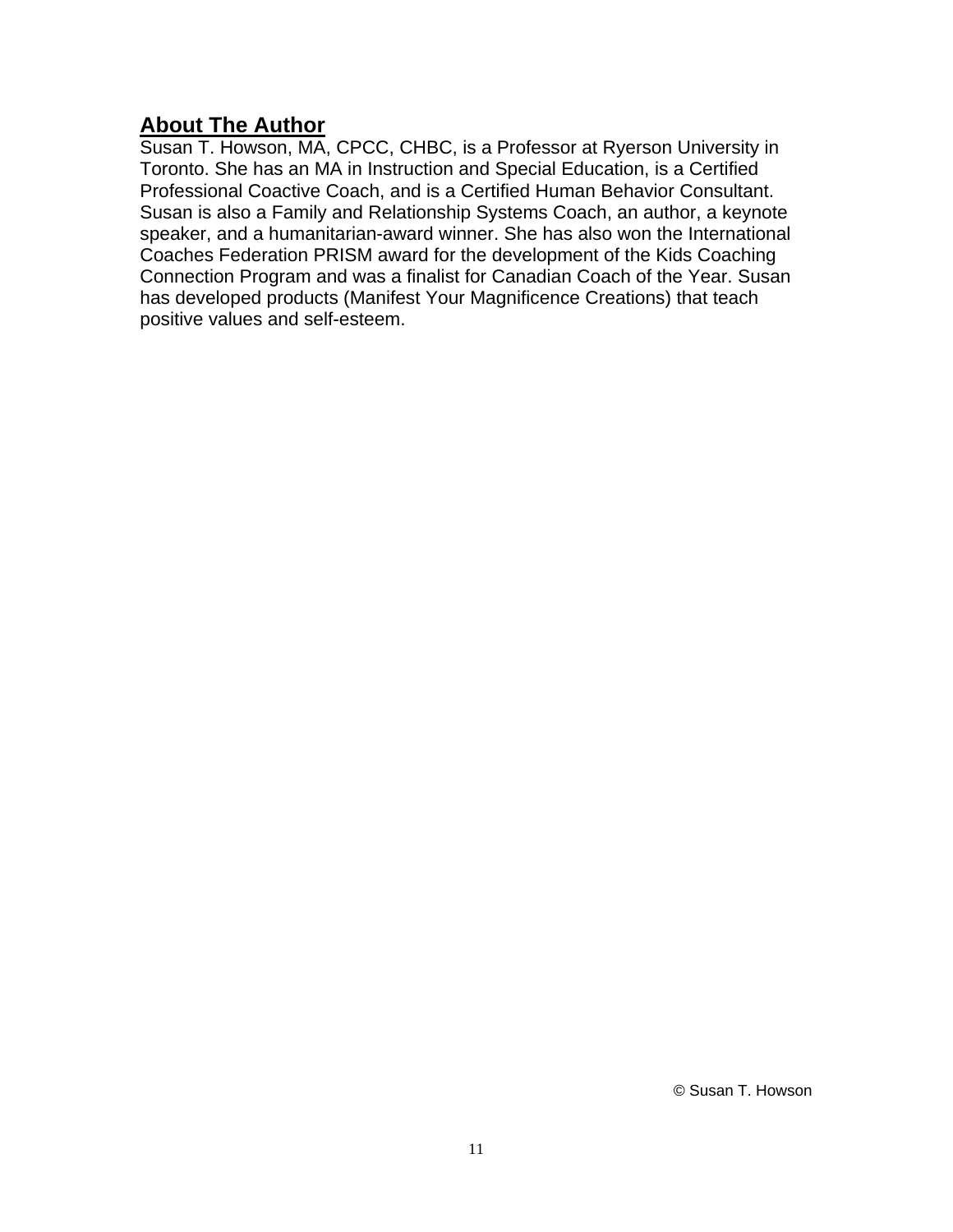## About The Author

Susan T. Howson, MA, CPCC, CHBC, is a Professor at Ryerson University in Toronto. She has an MA in Instruction and Special Education, is a Certified Professional Coactive Coach, and is a Certified Human Behavior Consultant. Susan is also a Family and Relationship Systems Coach, an author, a keynote speaker, and a humanitarian-award winner. She has also won the International Coaches Federation PRISM award for the development of the Kids Coaching Connection Program and was a finalist for Canadian Coach of the Year. Susan has developed products (Manifest Your Magnificence Creations) that teach positive values and self-esteem.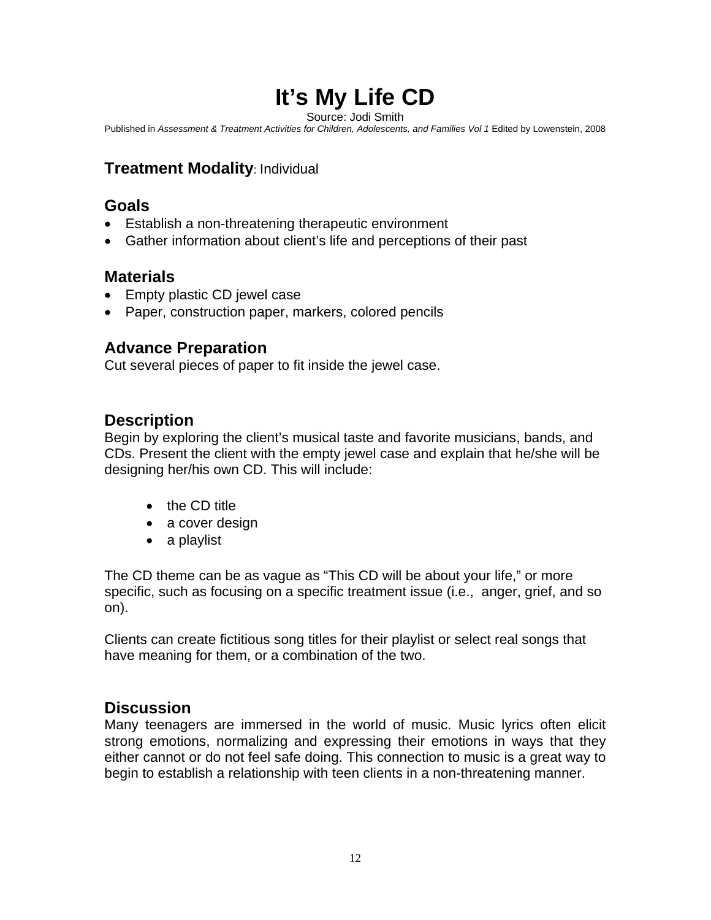# It's My Life CD

Source: Jodi Smith

Published in *Assessment & Treatment Activities for Children, Adolescents, and Families Vol 1* Edited by Lowenstein, 2008

## **Treatment Modality**: Individual

## Goals

- Establish a non-threatening therapeutic environment
- Gather information about client's life and perceptions of their past

## Materials

- Empty plastic CD jewel case
- Paper, construction paper, markers, colored pencils

## Advance Preparation

Cut several pieces of paper to fit inside the jewel case.

## Description

Begin by exploring the client's musical taste and favorite musicians, bands, and CDs. Present the client with the empty jewel case and explain that he/she will be designing her/his own CD. This will include:

- the CD title
- a cover design
- a playlist

The CD theme can be as vague as "This CD will be about your life," or more specific, such as focusing on a specific treatment issue (i.e., anger, grief, and so on).

Clients can create fictitious song titles for their playlist or select real songs that have meaning for them, or a combination of the two.

## Discussion

Many teenagers are immersed in the world of music. Music lyrics often elicit strong emotions, normalizing and expressing their emotions in ways that they either cannot or do not feel safe doing. This connection to music is a great way to begin to establish a relationship with teen clients in a non-threatening manner.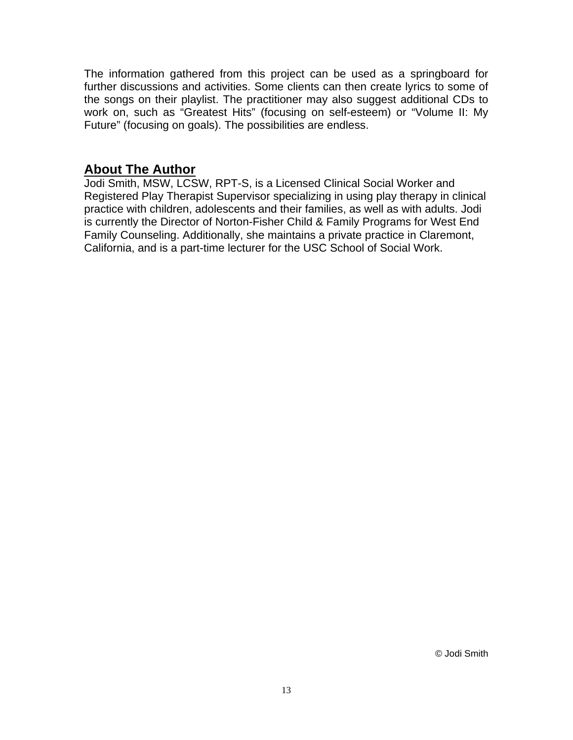The information gathered from this project can be used as a springboard for further discussions and activities. Some clients can then create lyrics to some of the songs on their playlist. The practitioner may also suggest additional CDs to work on, such as “Greatest Hits” (focusing on self-esteem) or “Volume II: My Future” (focusing on goals). The possibilities are endless.

## About The Author

Jodi Smith, MSW, LCSW, RPT-S, is a Licensed Clinical Social Worker and Registered Play Therapist Supervisor specializing in using play therapy in clinical practice with children, adolescents and their families, as well as with adults. Jodi is currently the Director of Norton-Fisher Child & Family Programs for West End Family Counseling. Additionally, she maintains a private practice in Claremont, California, and is a part-time lecturer for the USC School of Social Work.

© Jodi Smith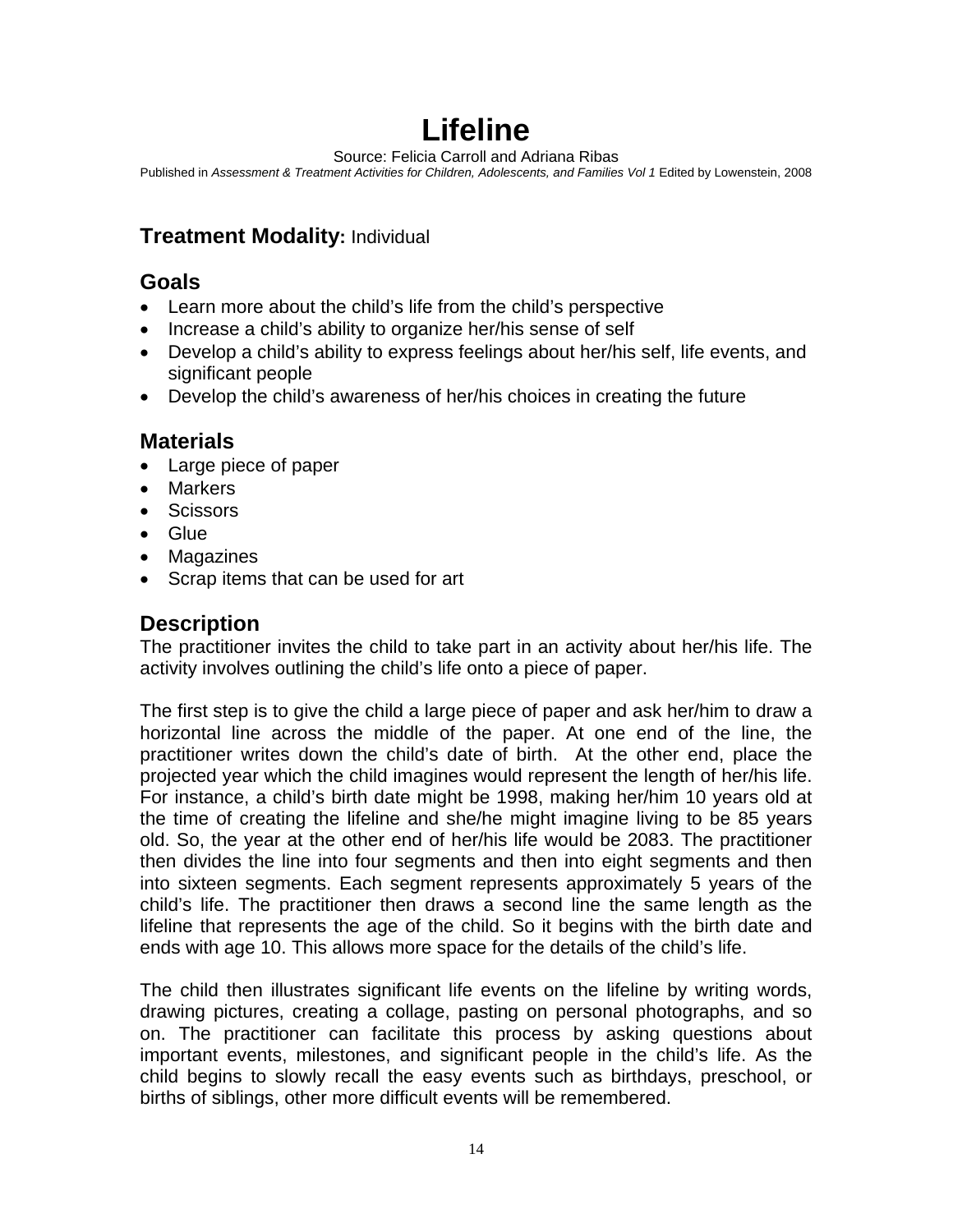# Lifeline

Source: Felicia Carroll and Adriana Ribas
Published in *Assessment & Treatment Activities for Children, Adolescents, and Families Vol 1* Edited by Lowenstein, 2008

## Treatment Modality: Individual

## Goals

- Learn more about the child's life from the child's perspective
- Increase a child's ability to organize her/his sense of self
- Develop a child's ability to express feelings about her/his self, life events, and significant people
- Develop the child's awareness of her/his choices in creating the future

## Materials

- Large piece of paper
- Markers
- Scissors
- Glue
- Magazines
- Scrap items that can be used for art

## Description

The practitioner invites the child to take part in an activity about her/his life. The activity involves outlining the child's life onto a piece of paper.

The first step is to give the child a large piece of paper and ask her/him to draw a horizontal line across the middle of the paper. At one end of the line, the practitioner writes down the child's date of birth. At the other end, place the projected year which the child imagines would represent the length of her/his life. For instance, a child's birth date might be 1998, making her/him 10 years old at the time of creating the lifeline and she/he might imagine living to be 85 years old. So, the year at the other end of her/his life would be 2083. The practitioner then divides the line into four segments and then into eight segments and then into sixteen segments. Each segment represents approximately 5 years of the child's life. The practitioner then draws a second line the same length as the lifeline that represents the age of the child. So it begins with the birth date and ends with age 10. This allows more space for the details of the child's life.

The child then illustrates significant life events on the lifeline by writing words, drawing pictures, creating a collage, pasting on personal photographs, and so on. The practitioner can facilitate this process by asking questions about important events, milestones, and significant people in the child's life. As the child begins to slowly recall the easy events such as birthdays, preschool, or births of siblings, other more difficult events will be remembered.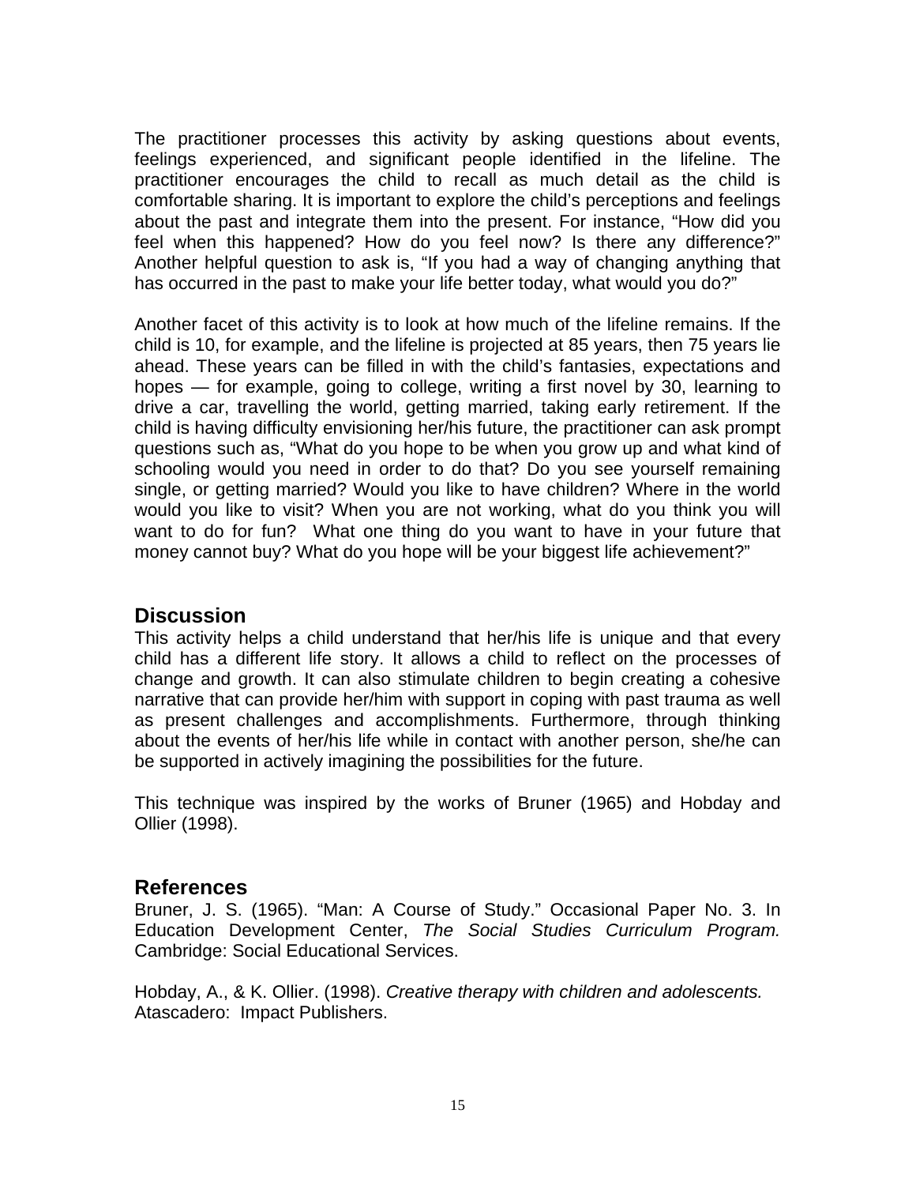The practitioner processes this activity by asking questions about events, feelings experienced, and significant people identified in the lifeline. The practitioner encourages the child to recall as much detail as the child is comfortable sharing. It is important to explore the child's perceptions and feelings about the past and integrate them into the present. For instance, "How did you feel when this happened? How do you feel now? Is there any difference?" Another helpful question to ask is, "If you had a way of changing anything that has occurred in the past to make your life better today, what would you do?"

Another facet of this activity is to look at how much of the lifeline remains. If the child is 10, for example, and the lifeline is projected at 85 years, then 75 years lie ahead. These years can be filled in with the child's fantasies, expectations and hopes — for example, going to college, writing a first novel by 30, learning to drive a car, travelling the world, getting married, taking early retirement. If the child is having difficulty envisioning her/his future, the practitioner can ask prompt questions such as, "What do you hope to be when you grow up and what kind of schooling would you need in order to do that? Do you see yourself remaining single, or getting married? Would you like to have children? Where in the world would you like to visit? When you are not working, what do you think you will want to do for fun? What one thing do you want to have in your future that money cannot buy? What do you hope will be your biggest life achievement?"

## Discussion

This activity helps a child understand that her/his life is unique and that every child has a different life story. It allows a child to reflect on the processes of change and growth. It can also stimulate children to begin creating a cohesive narrative that can provide her/him with support in coping with past trauma as well as present challenges and accomplishments. Furthermore, through thinking about the events of her/his life while in contact with another person, she/he can be supported in actively imagining the possibilities for the future.

This technique was inspired by the works of Bruner (1965) and Hobday and Ollier (1998).

## References

Bruner, J. S. (1965). "Man: A Course of Study." Occasional Paper No. 3. In Education Development Center, *The Social Studies Curriculum Program.* Cambridge: Social Educational Services.

Hobday, A., & K. Ollier. (1998). *Creative therapy with children and adolescents.* Atascadero: Impact Publishers.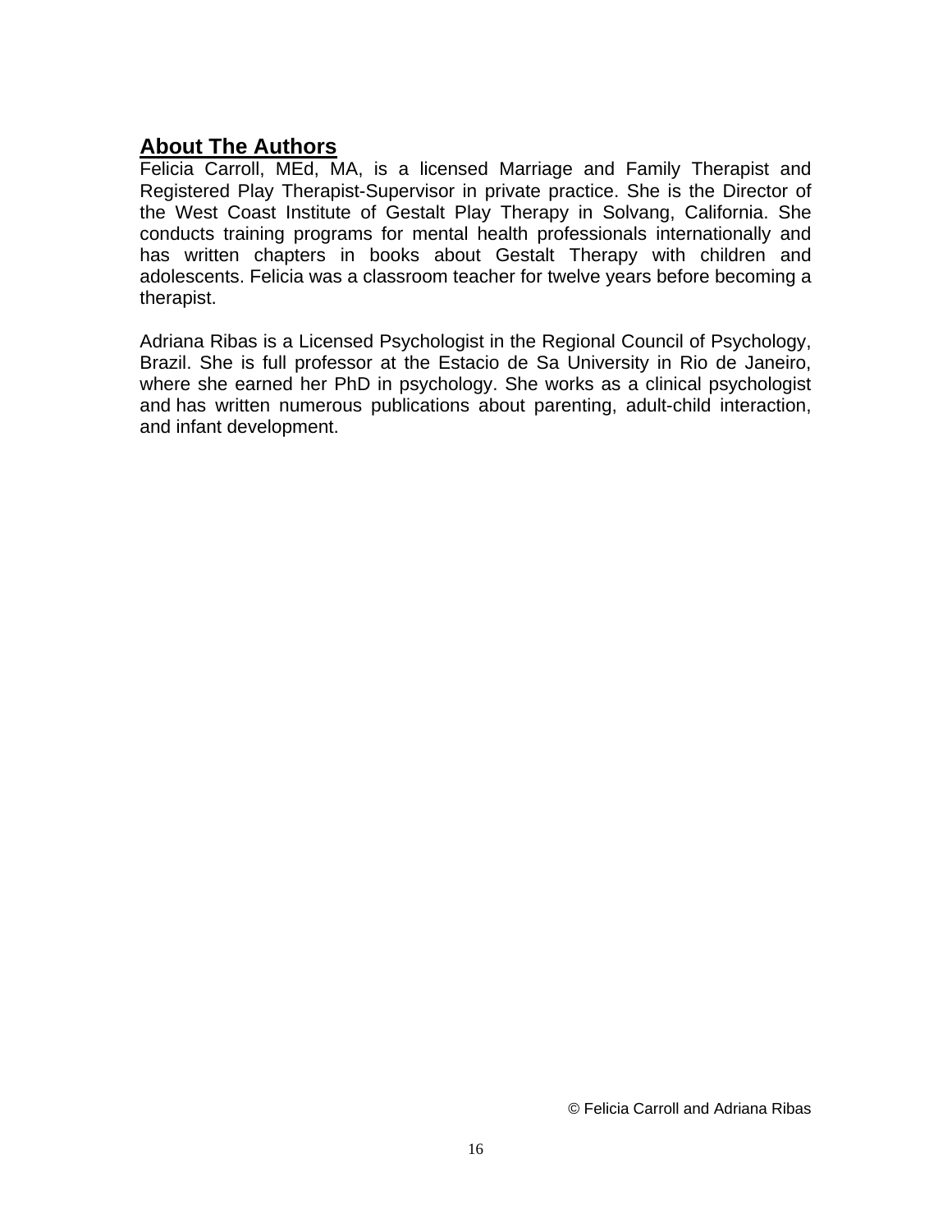## About The Authors

Felicia Carroll, MEd, MA, is a licensed Marriage and Family Therapist and Registered Play Therapist-Supervisor in private practice. She is the Director of the West Coast Institute of Gestalt Play Therapy in Solvang, California. She conducts training programs for mental health professionals internationally and has written chapters in books about Gestalt Therapy with children and adolescents. Felicia was a classroom teacher for twelve years before becoming a therapist.

Adriana Ribas is a Licensed Psychologist in the Regional Council of Psychology, Brazil. She is full professor at the Estacio de Sa University in Rio de Janeiro, where she earned her PhD in psychology. She works as a clinical psychologist and has written numerous publications about parenting, adult-child interaction, and infant development.

© Felicia Carroll and Adriana Ribas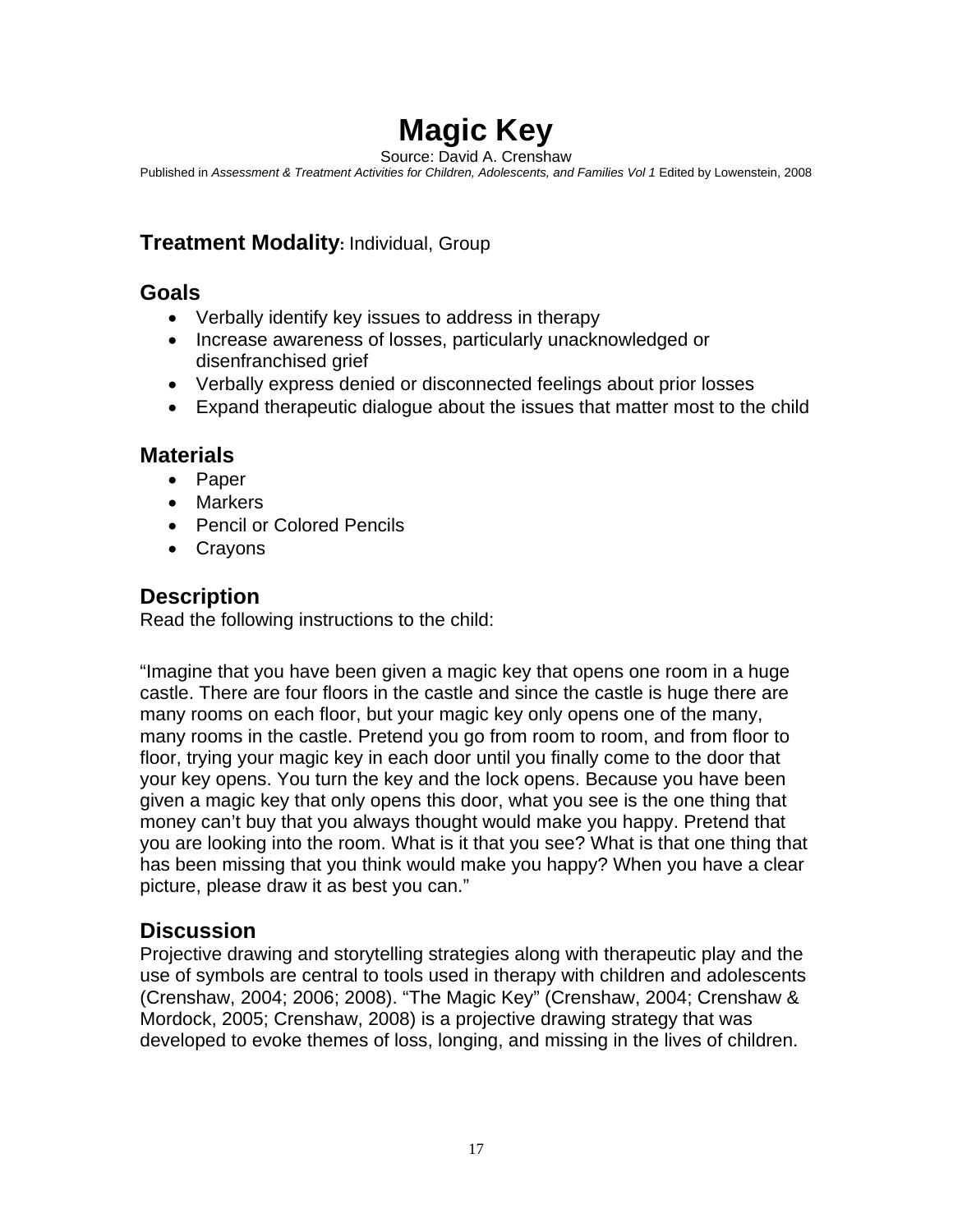# Magic Key

Source: David A. Crenshaw

Published in *Assessment & Treatment Activities for Children, Adolescents, and Families Vol 1* Edited by Lowenstein, 2008

## Treatment Modality: Individual, Group

## Goals

- Verbally identify key issues to address in therapy
- Increase awareness of losses, particularly unacknowledged or disenfranchised grief
- Verbally express denied or disconnected feelings about prior losses
- Expand therapeutic dialogue about the issues that matter most to the child

## Materials

- Paper
- Markers
- Pencil or Colored Pencils
- Crayons

## Description

Read the following instructions to the child:

"Imagine that you have been given a magic key that opens one room in a huge castle. There are four floors in the castle and since the castle is huge there are many rooms on each floor, but your magic key only opens one of the many, many rooms in the castle. Pretend you go from room to room, and from floor to floor, trying your magic key in each door until you finally come to the door that your key opens. You turn the key and the lock opens. Because you have been given a magic key that only opens this door, what you see is the one thing that money can't buy that you always thought would make you happy. Pretend that you are looking into the room. What is it that you see? What is that one thing that has been missing that you think would make you happy? When you have a clear picture, please draw it as best you can."

## Discussion

Projective drawing and storytelling strategies along with therapeutic play and the use of symbols are central to tools used in therapy with children and adolescents (Crenshaw, 2004; 2006; 2008). "The Magic Key" (Crenshaw, 2004; Crenshaw & Mordock, 2005; Crenshaw, 2008) is a projective drawing strategy that was developed to evoke themes of loss, longing, and missing in the lives of children.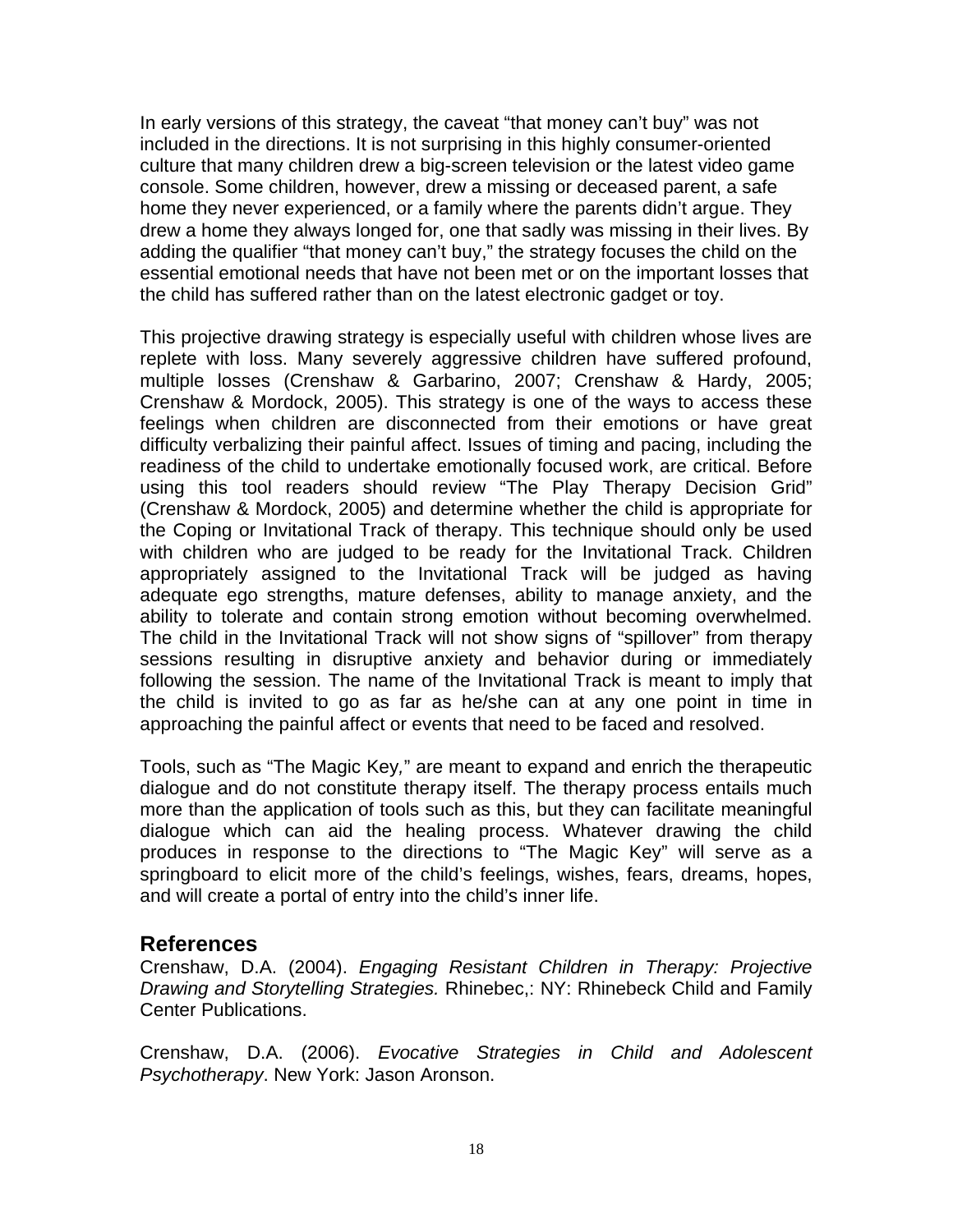In early versions of this strategy, the caveat “that money can’t buy” was not included in the directions. It is not surprising in this highly consumer-oriented culture that many children drew a big-screen television or the latest video game console. Some children, however, drew a missing or deceased parent, a safe home they never experienced, or a family where the parents didn’t argue. They drew a home they always longed for, one that sadly was missing in their lives. By adding the qualifier “that money can’t buy,” the strategy focuses the child on the essential emotional needs that have not been met or on the important losses that the child has suffered rather than on the latest electronic gadget or toy.

This projective drawing strategy is especially useful with children whose lives are replete with loss. Many severely aggressive children have suffered profound, multiple losses (Crenshaw & Garbarino, 2007; Crenshaw & Hardy, 2005; Crenshaw & Mordock, 2005). This strategy is one of the ways to access these feelings when children are disconnected from their emotions or have great difficulty verbalizing their painful affect. Issues of timing and pacing, including the readiness of the child to undertake emotionally focused work, are critical. Before using this tool readers should review “The Play Therapy Decision Grid” (Crenshaw & Mordock, 2005) and determine whether the child is appropriate for the Coping or Invitational Track of therapy. This technique should only be used with children who are judged to be ready for the Invitational Track. Children appropriately assigned to the Invitational Track will be judged as having adequate ego strengths, mature defenses, ability to manage anxiety, and the ability to tolerate and contain strong emotion without becoming overwhelmed. The child in the Invitational Track will not show signs of “spillover” from therapy sessions resulting in disruptive anxiety and behavior during or immediately following the session. The name of the Invitational Track is meant to imply that the child is invited to go as far as he/she can at any one point in time in approaching the painful affect or events that need to be faced and resolved.

Tools, such as “The Magic Key,” are meant to expand and enrich the therapeutic dialogue and do not constitute therapy itself. The therapy process entails much more than the application of tools such as this, but they can facilitate meaningful dialogue which can aid the healing process. Whatever drawing the child produces in response to the directions to “The Magic Key” will serve as a springboard to elicit more of the child’s feelings, wishes, fears, dreams, hopes, and will create a portal of entry into the child’s inner life.

## References

Crenshaw, D.A. (2004). *Engaging Resistant Children in Therapy: Projective Drawing and Storytelling Strategies.* Rhinebec,: NY: Rhinebeck Child and Family Center Publications.

Crenshaw, D.A. (2006). *Evocative Strategies in Child and Adolescent Psychotherapy*. New York: Jason Aronson.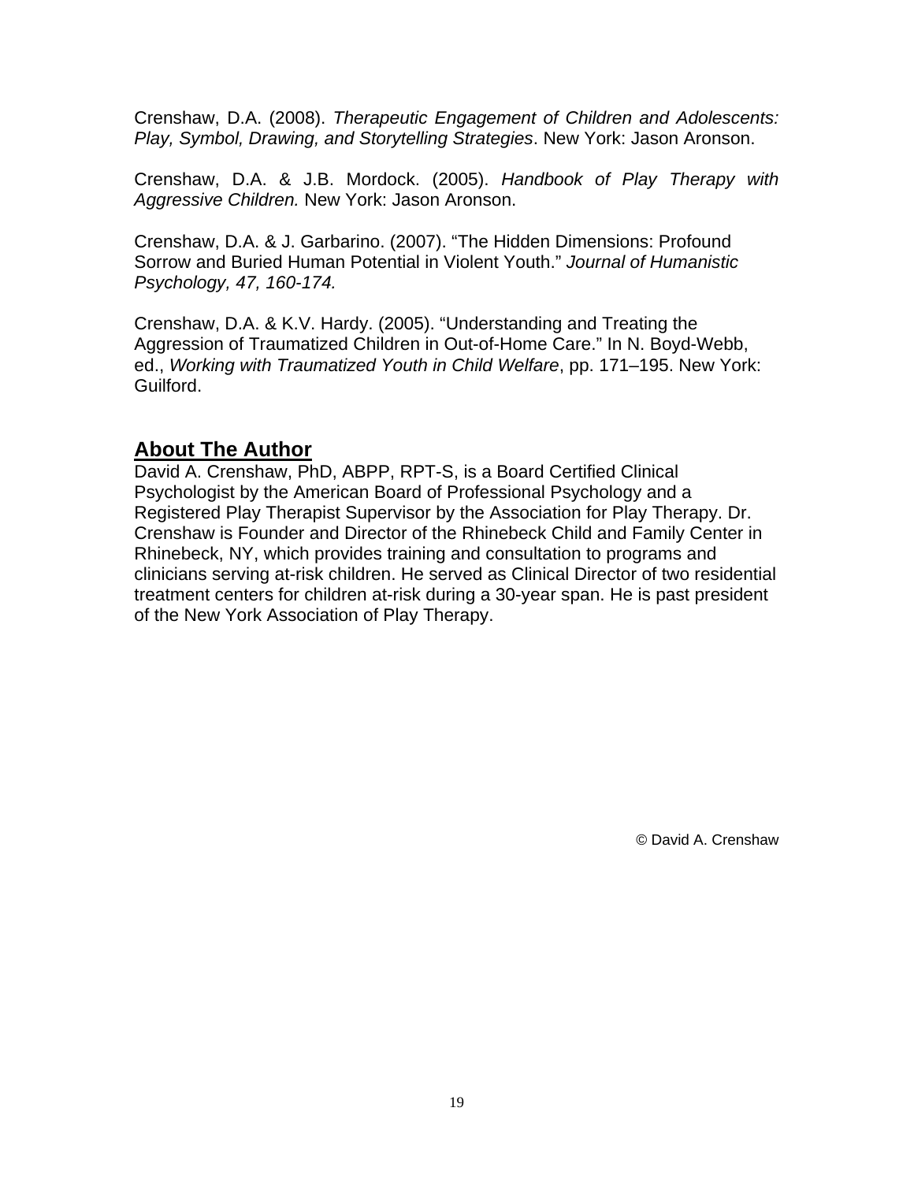Crenshaw, D.A. (2008). *Therapeutic Engagement of Children and Adolescents: Play, Symbol, Drawing, and Storytelling Strategies*. New York: Jason Aronson.

Crenshaw, D.A. & J.B. Mordock. (2005). *Handbook of Play Therapy with Aggressive Children.* New York: Jason Aronson.

Crenshaw, D.A. & J. Garbarino. (2007). "The Hidden Dimensions: Profound Sorrow and Buried Human Potential in Violent Youth." *Journal of Humanistic Psychology, 47, 160-174.*

Crenshaw, D.A. & K.V. Hardy. (2005). "Understanding and Treating the Aggression of Traumatized Children in Out-of-Home Care." In N. Boyd-Webb, ed., *Working with Traumatized Youth in Child Welfare*, pp. 171–195. New York: Guilford.

## About The Author

David A. Crenshaw, PhD, ABPP, RPT-S, is a Board Certified Clinical Psychologist by the American Board of Professional Psychology and a Registered Play Therapist Supervisor by the Association for Play Therapy. Dr. Crenshaw is Founder and Director of the Rhinebeck Child and Family Center in Rhinebeck, NY, which provides training and consultation to programs and clinicians serving at-risk children. He served as Clinical Director of two residential treatment centers for children at-risk during a 30-year span. He is past president of the New York Association of Play Therapy.

© David A. Crenshaw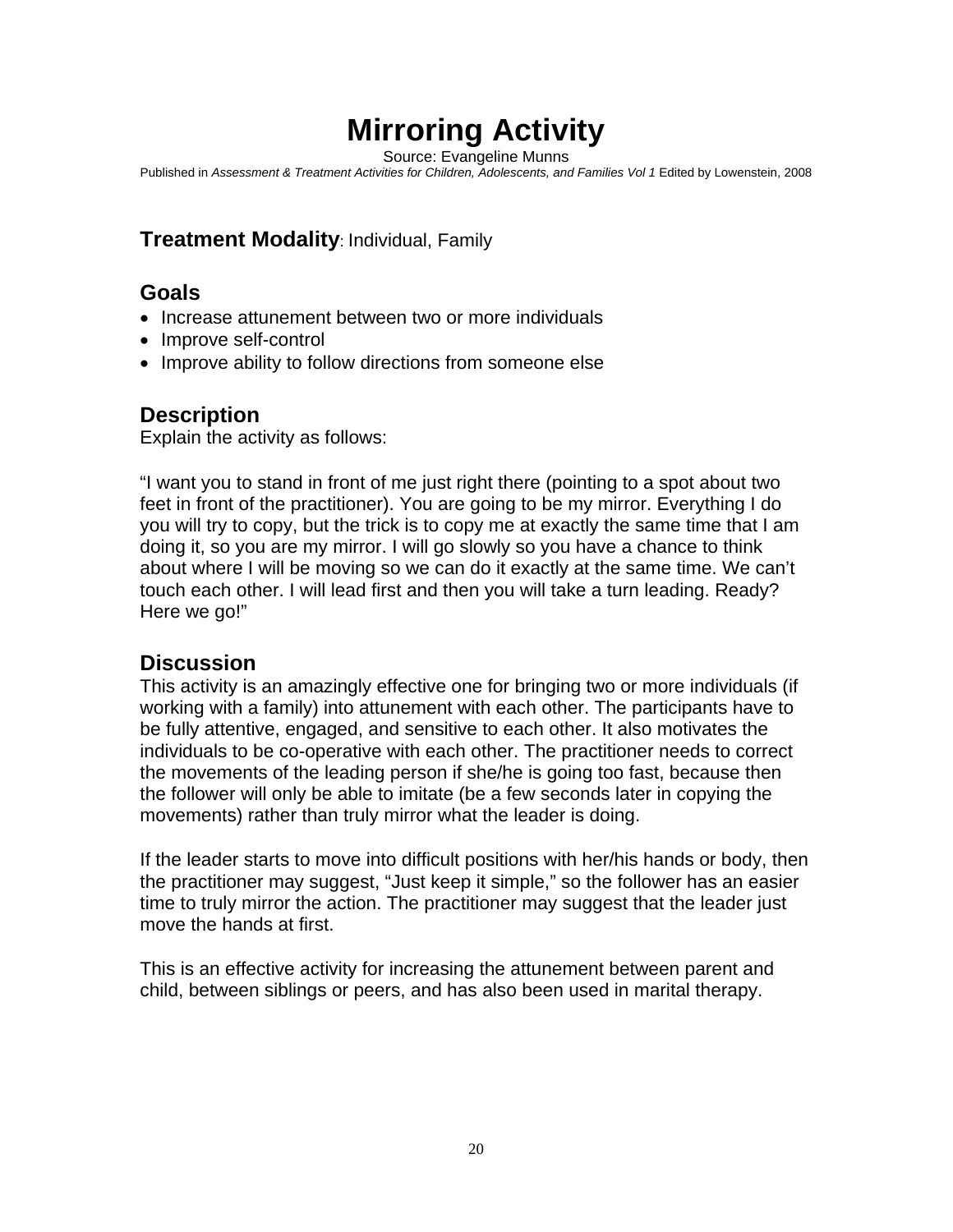# Mirroring Activity

Source: Evangeline Munns

Published in *Assessment & Treatment Activities for Children, Adolescents, and Families Vol 1* Edited by Lowenstein, 2008

**Treatment Modality**: Individual, Family

## Goals

- Increase attunement between two or more individuals
- Improve self-control
- Improve ability to follow directions from someone else

## Description

Explain the activity as follows:

"I want you to stand in front of me just right there (pointing to a spot about two feet in front of the practitioner). You are going to be my mirror. Everything I do you will try to copy, but the trick is to copy me at exactly the same time that I am doing it, so you are my mirror. I will go slowly so you have a chance to think about where I will be moving so we can do it exactly at the same time. We can't touch each other. I will lead first and then you will take a turn leading. Ready? Here we go!"

## Discussion

This activity is an amazingly effective one for bringing two or more individuals (if working with a family) into attunement with each other. The participants have to be fully attentive, engaged, and sensitive to each other. It also motivates the individuals to be co-operative with each other. The practitioner needs to correct the movements of the leading person if she/he is going too fast, because then the follower will only be able to imitate (be a few seconds later in copying the movements) rather than truly mirror what the leader is doing.

If the leader starts to move into difficult positions with her/his hands or body, then the practitioner may suggest, "Just keep it simple," so the follower has an easier time to truly mirror the action. The practitioner may suggest that the leader just move the hands at first.

This is an effective activity for increasing the attunement between parent and child, between siblings or peers, and has also been used in marital therapy.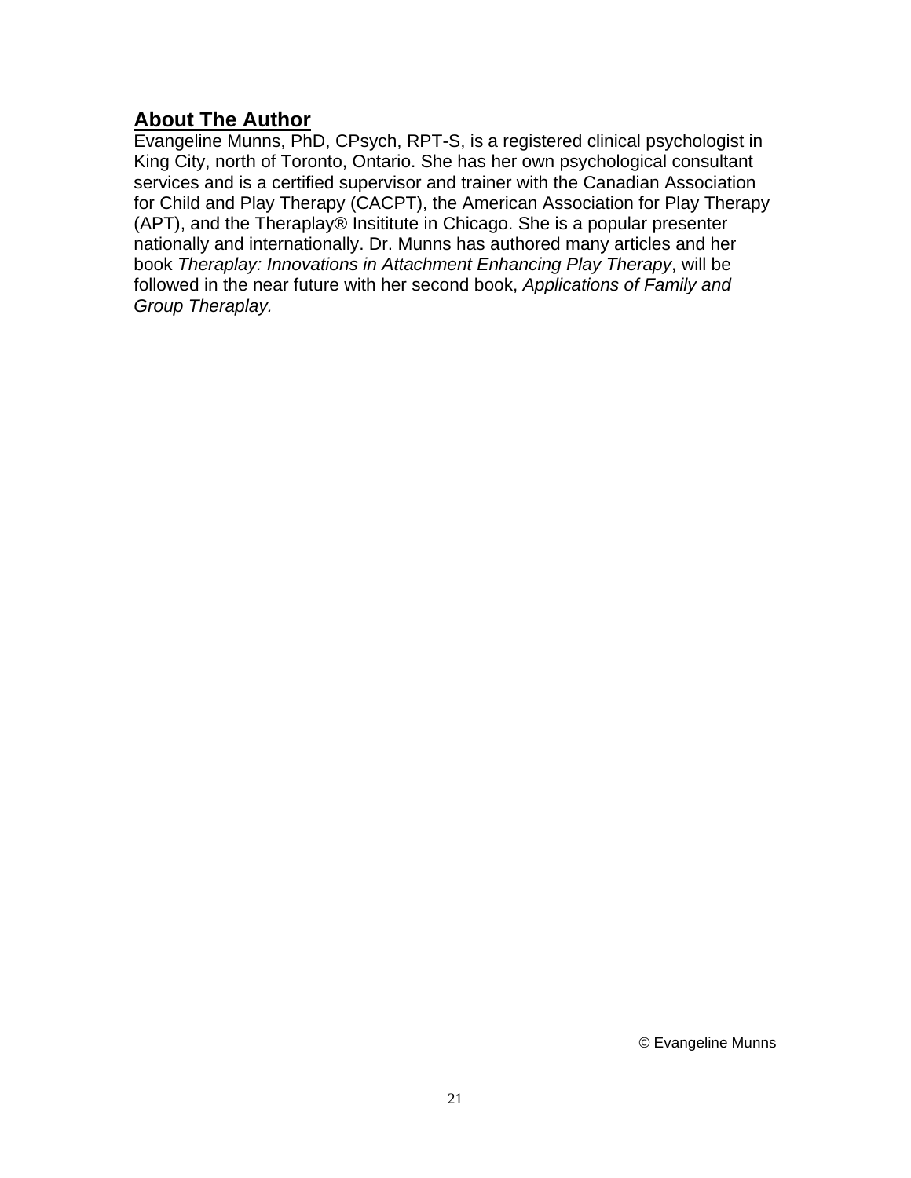## About The Author

Evangeline Munns, PhD, CPsych, RPT-S, is a registered clinical psychologist in King City, north of Toronto, Ontario. She has her own psychological consultant services and is a certified supervisor and trainer with the Canadian Association for Child and Play Therapy (CACPT), the American Association for Play Therapy (APT), and the Theraplay® Insititute in Chicago. She is a popular presenter nationally and internationally. Dr. Munns has authored many articles and her book *Theraplay: Innovations in Attachment Enhancing Play Therapy*, will be followed in the near future with her second book, *Applications of Family and Group Theraplay.*

© Evangeline Munns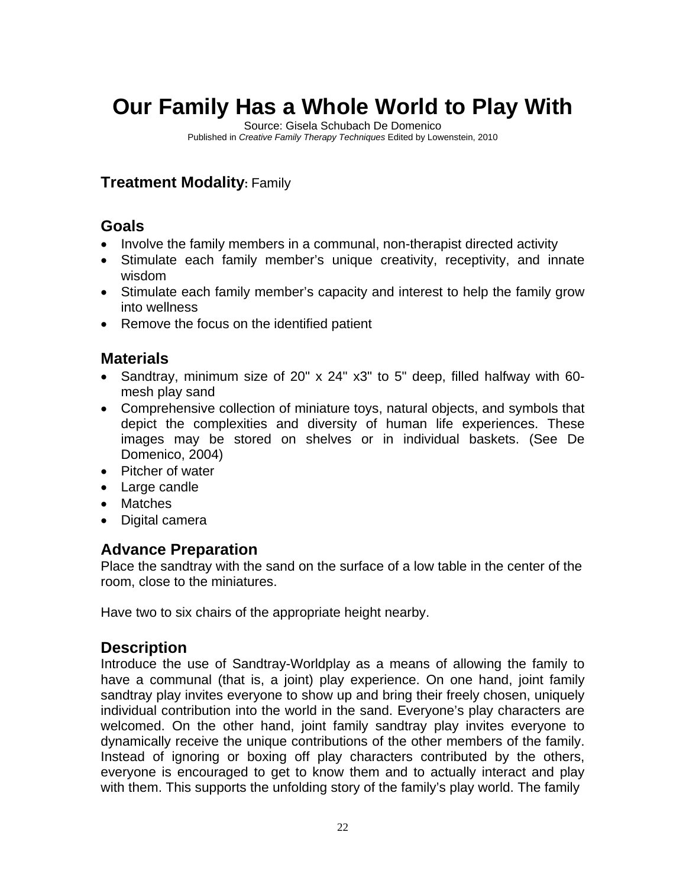# Our Family Has a Whole World to Play With

Source: Gisela Schubach De Domenico
Published in *Creative Family Therapy Techniques* Edited by Lowenstein, 2010

### **Treatment Modality:** Family

## Goals

- Involve the family members in a communal, non-therapist directed activity
- Stimulate each family member's unique creativity, receptivity, and innate wisdom
- Stimulate each family member's capacity and interest to help the family grow into wellness
- Remove the focus on the identified patient

## Materials

- Sandtray, minimum size of 20" x 24" x3" to 5" deep, filled halfway with 60-mesh play sand
- Comprehensive collection of miniature toys, natural objects, and symbols that depict the complexities and diversity of human life experiences. These images may be stored on shelves or in individual baskets. (See De Domenico, 2004)
- Pitcher of water
- Large candle
- Matches
- Digital camera

## Advance Preparation

Place the sandtray with the sand on the surface of a low table in the center of the room, close to the miniatures.

Have two to six chairs of the appropriate height nearby.

## Description

Introduce the use of Sandtray-Worldplay as a means of allowing the family to have a communal (that is, a joint) play experience. On one hand, joint family sandtray play invites everyone to show up and bring their freely chosen, uniquely individual contribution into the world in the sand. Everyone's play characters are welcomed. On the other hand, joint family sandtray play invites everyone to dynamically receive the unique contributions of the other members of the family. Instead of ignoring or boxing off play characters contributed by the others, everyone is encouraged to get to know them and to actually interact and play with them. This supports the unfolding story of the family's play world. The family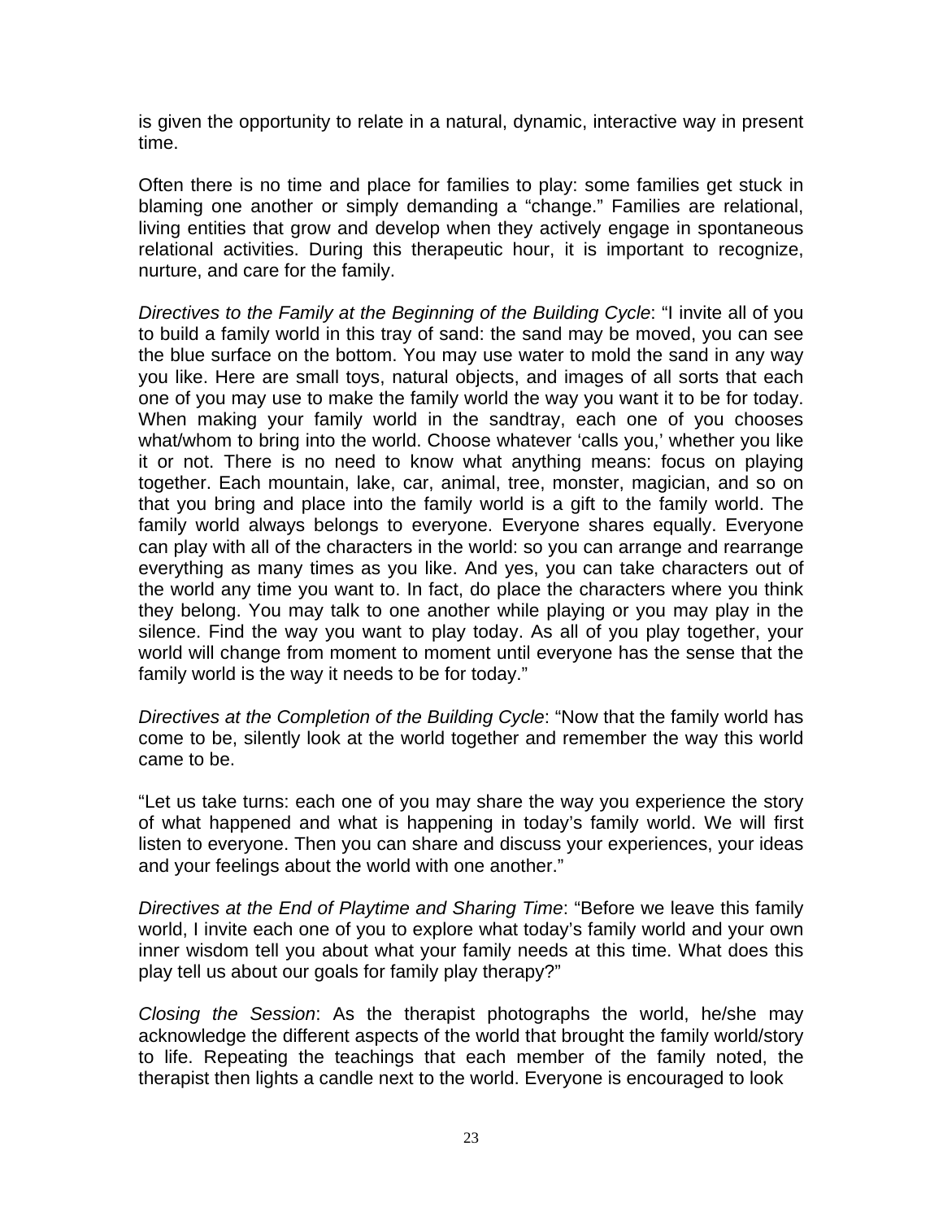is given the opportunity to relate in a natural, dynamic, interactive way in present time.

Often there is no time and place for families to play: some families get stuck in blaming one another or simply demanding a "change." Families are relational, living entities that grow and develop when they actively engage in spontaneous relational activities. During this therapeutic hour, it is important to recognize, nurture, and care for the family.

*Directives to the Family at the Beginning of the Building Cycle*: "I invite all of you to build a family world in this tray of sand: the sand may be moved, you can see the blue surface on the bottom. You may use water to mold the sand in any way you like. Here are small toys, natural objects, and images of all sorts that each one of you may use to make the family world the way you want it to be for today. When making your family world in the sandtray, each one of you chooses what/whom to bring into the world. Choose whatever 'calls you,' whether you like it or not. There is no need to know what anything means: focus on playing together. Each mountain, lake, car, animal, tree, monster, magician, and so on that you bring and place into the family world is a gift to the family world. The family world always belongs to everyone. Everyone shares equally. Everyone can play with all of the characters in the world: so you can arrange and rearrange everything as many times as you like. And yes, you can take characters out of the world any time you want to. In fact, do place the characters where you think they belong. You may talk to one another while playing or you may play in the silence. Find the way you want to play today. As all of you play together, your world will change from moment to moment until everyone has the sense that the family world is the way it needs to be for today."

*Directives at the Completion of the Building Cycle*: "Now that the family world has come to be, silently look at the world together and remember the way this world came to be.

"Let us take turns: each one of you may share the way you experience the story of what happened and what is happening in today's family world. We will first listen to everyone. Then you can share and discuss your experiences, your ideas and your feelings about the world with one another."

*Directives at the End of Playtime and Sharing Time*: "Before we leave this family world, I invite each one of you to explore what today's family world and your own inner wisdom tell you about what your family needs at this time. What does this play tell us about our goals for family play therapy?"

*Closing the Session*: As the therapist photographs the world, he/she may acknowledge the different aspects of the world that brought the family world/story to life. Repeating the teachings that each member of the family noted, the therapist then lights a candle next to the world. Everyone is encouraged to look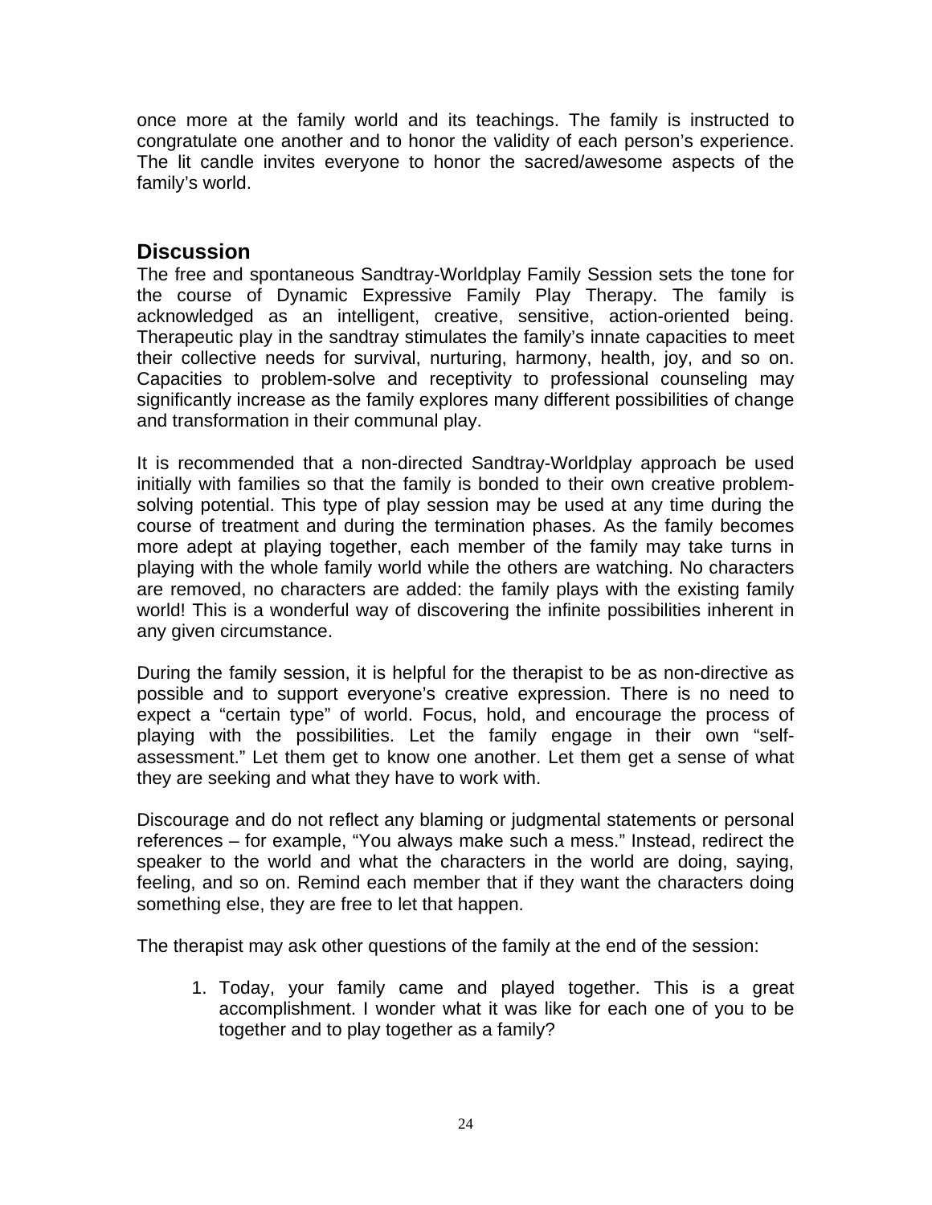once more at the family world and its teachings. The family is instructed to congratulate one another and to honor the validity of each person's experience. The lit candle invites everyone to honor the sacred/awesome aspects of the family's world.

## Discussion

The free and spontaneous Sandtray-Worldplay Family Session sets the tone for the course of Dynamic Expressive Family Play Therapy. The family is acknowledged as an intelligent, creative, sensitive, action-oriented being. Therapeutic play in the sandtray stimulates the family's innate capacities to meet their collective needs for survival, nurturing, harmony, health, joy, and so on. Capacities to problem-solve and receptivity to professional counseling may significantly increase as the family explores many different possibilities of change and transformation in their communal play.

It is recommended that a non-directed Sandtray-Worldplay approach be used initially with families so that the family is bonded to their own creative problem-solving potential. This type of play session may be used at any time during the course of treatment and during the termination phases. As the family becomes more adept at playing together, each member of the family may take turns in playing with the whole family world while the others are watching. No characters are removed, no characters are added: the family plays with the existing family world! This is a wonderful way of discovering the infinite possibilities inherent in any given circumstance.

During the family session, it is helpful for the therapist to be as non-directive as possible and to support everyone's creative expression. There is no need to expect a "certain type" of world. Focus, hold, and encourage the process of playing with the possibilities. Let the family engage in their own "self-assessment." Let them get to know one another. Let them get a sense of what they are seeking and what they have to work with.

Discourage and do not reflect any blaming or judgmental statements or personal references – for example, "You always make such a mess." Instead, redirect the speaker to the world and what the characters in the world are doing, saying, feeling, and so on. Remind each member that if they want the characters doing something else, they are free to let that happen.

The therapist may ask other questions of the family at the end of the session:

1. Today, your family came and played together. This is a great accomplishment. I wonder what it was like for each one of you to be together and to play together as a family?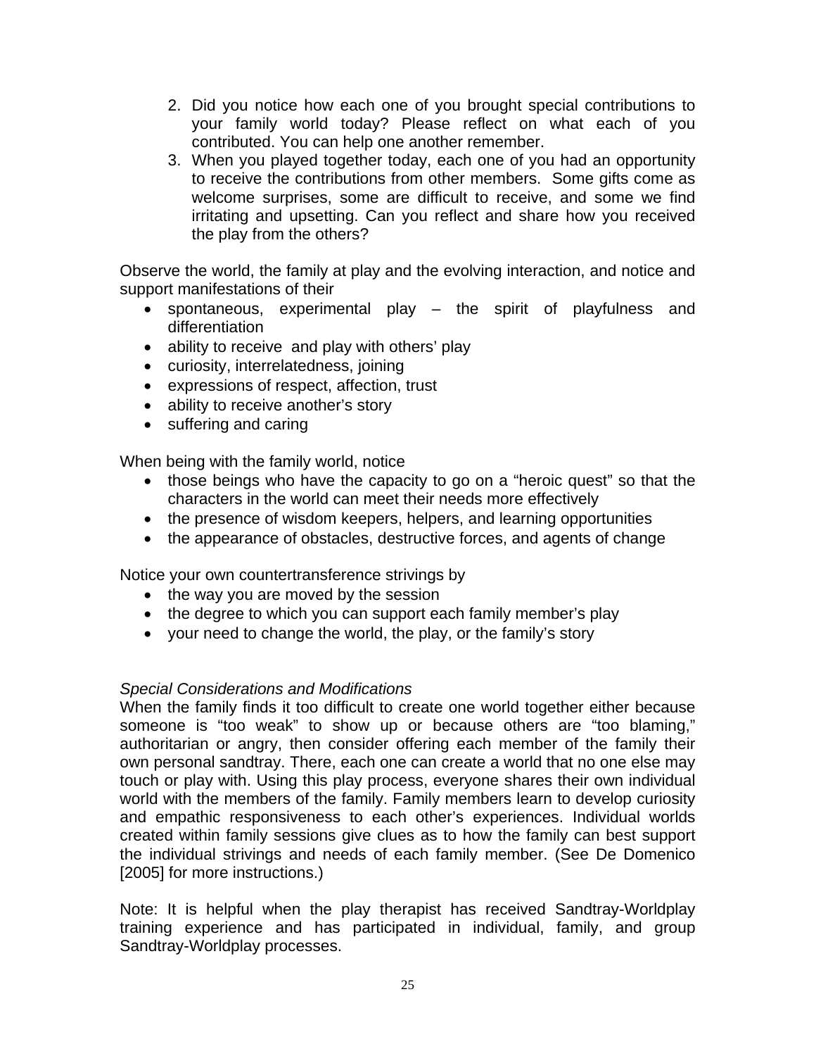2. Did you notice how each one of you brought special contributions to your family world today? Please reflect on what each of you contributed. You can help one another remember.
3. When you played together today, each one of you had an opportunity to receive the contributions from other members. Some gifts come as welcome surprises, some are difficult to receive, and some we find irritating and upsetting. Can you reflect and share how you received the play from the others?

Observe the world, the family at play and the evolving interaction, and notice and support manifestations of their

- spontaneous, experimental play – the spirit of playfulness and differentiation
- ability to receive and play with others' play
- curiosity, interrelatedness, joining
- expressions of respect, affection, trust
- ability to receive another's story
- suffering and caring

When being with the family world, notice

- those beings who have the capacity to go on a "heroic quest" so that the characters in the world can meet their needs more effectively
- the presence of wisdom keepers, helpers, and learning opportunities
- the appearance of obstacles, destructive forces, and agents of change

Notice your own countertransference strivings by

- the way you are moved by the session
- the degree to which you can support each family member's play
- your need to change the world, the play, or the family's story

*Special Considerations and Modifications*

When the family finds it too difficult to create one world together either because someone is "too weak" to show up or because others are "too blaming," authoritarian or angry, then consider offering each member of the family their own personal sandtray. There, each one can create a world that no one else may touch or play with. Using this play process, everyone shares their own individual world with the members of the family. Family members learn to develop curiosity and empathic responsiveness to each other's experiences. Individual worlds created within family sessions give clues as to how the family can best support the individual strivings and needs of each family member. (See De Domenico [2005] for more instructions.)

Note: It is helpful when the play therapist has received Sandtray-Worldplay training experience and has participated in individual, family, and group Sandtray-Worldplay processes.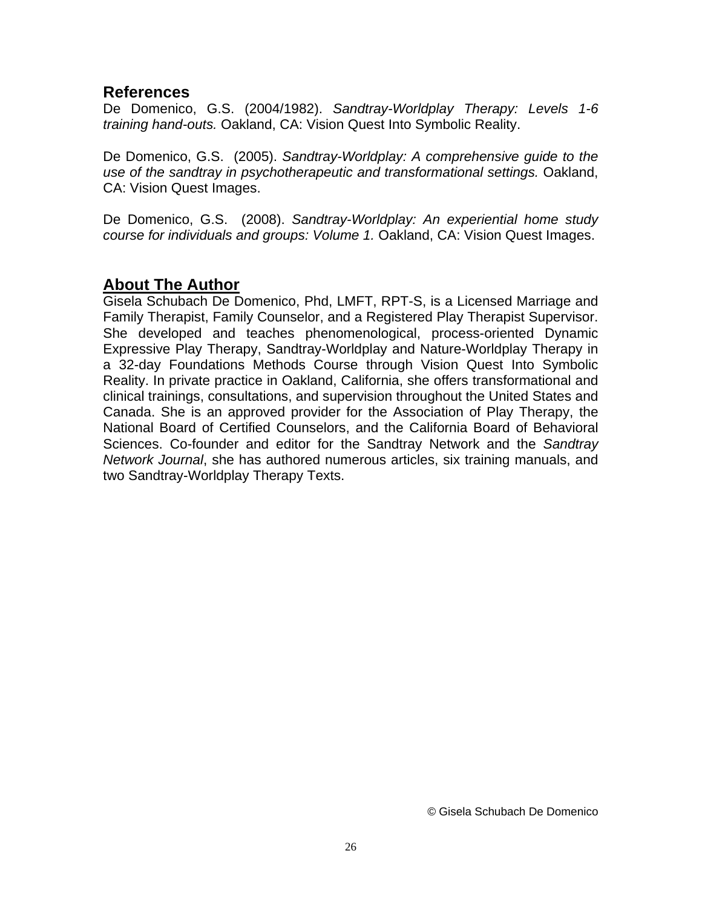## References

De Domenico, G.S. (2004/1982). *Sandtray-Worldplay Therapy: Levels 1-6 training hand-outs.* Oakland, CA: Vision Quest Into Symbolic Reality.

De Domenico, G.S. (2005). *Sandtray-Worldplay: A comprehensive guide to the use of the sandtray in psychotherapeutic and transformational settings.* Oakland, CA: Vision Quest Images.

De Domenico, G.S. (2008). *Sandtray-Worldplay: An experiential home study course for individuals and groups: Volume 1.* Oakland, CA: Vision Quest Images.

## About The Author

Gisela Schubach De Domenico, Phd, LMFT, RPT-S, is a Licensed Marriage and Family Therapist, Family Counselor, and a Registered Play Therapist Supervisor. She developed and teaches phenomenological, process-oriented Dynamic Expressive Play Therapy, Sandtray-Worldplay and Nature-Worldplay Therapy in a 32-day Foundations Methods Course through Vision Quest Into Symbolic Reality. In private practice in Oakland, California, she offers transformational and clinical trainings, consultations, and supervision throughout the United States and Canada. She is an approved provider for the Association of Play Therapy, the National Board of Certified Counselors, and the California Board of Behavioral Sciences. Co-founder and editor for the Sandtray Network and the *Sandtray Network Journal*, she has authored numerous articles, six training manuals, and two Sandtray-Worldplay Therapy Texts.

© Gisela Schubach De Domenico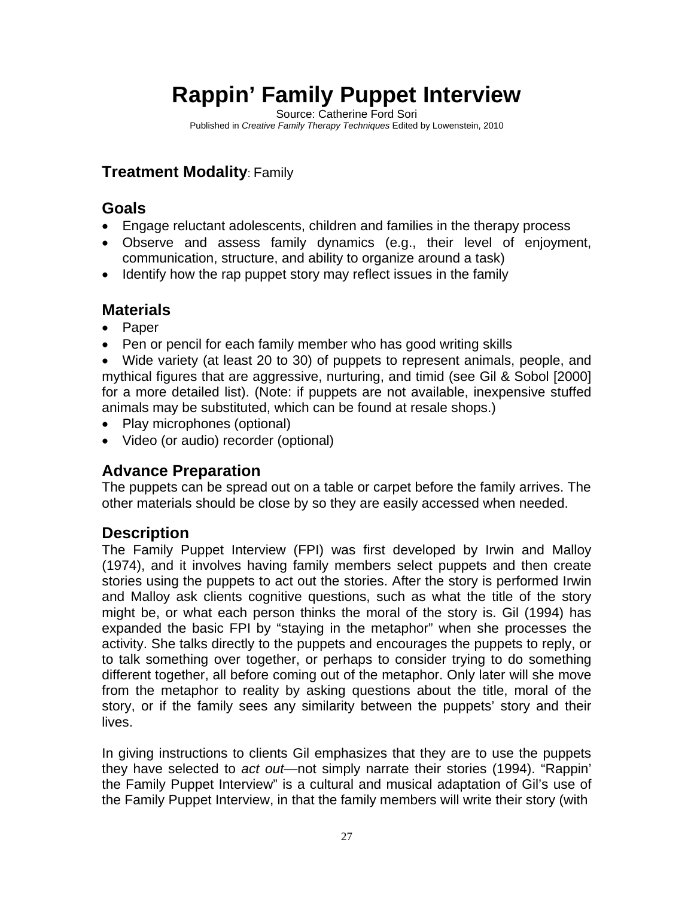# Rappin' Family Puppet Interview

Source: Catherine Ford Sori

Published in *Creative Family Therapy Techniques* Edited by Lowenstein, 2010

### **Treatment Modality**: Family

## Goals

- Engage reluctant adolescents, children and families in the therapy process
- Observe and assess family dynamics (e.g., their level of enjoyment, communication, structure, and ability to organize around a task)
- Identify how the rap puppet story may reflect issues in the family

## Materials

- Paper
- Pen or pencil for each family member who has good writing skills
- Wide variety (at least 20 to 30) of puppets to represent animals, people, and mythical figures that are aggressive, nurturing, and timid (see Gil & Sobol [2000] for a more detailed list). (Note: if puppets are not available, inexpensive stuffed animals may be substituted, which can be found at resale shops.)
- Play microphones (optional)
- Video (or audio) recorder (optional)

## Advance Preparation

The puppets can be spread out on a table or carpet before the family arrives. The other materials should be close by so they are easily accessed when needed.

## Description

The Family Puppet Interview (FPI) was first developed by Irwin and Malloy (1974), and it involves having family members select puppets and then create stories using the puppets to act out the stories. After the story is performed Irwin and Malloy ask clients cognitive questions, such as what the title of the story might be, or what each person thinks the moral of the story is. Gil (1994) has expanded the basic FPI by "staying in the metaphor" when she processes the activity. She talks directly to the puppets and encourages the puppets to reply, or to talk something over together, or perhaps to consider trying to do something different together, all before coming out of the metaphor. Only later will she move from the metaphor to reality by asking questions about the title, moral of the story, or if the family sees any similarity between the puppets' story and their lives.

In giving instructions to clients Gil emphasizes that they are to use the puppets they have selected to *act out*—not simply narrate their stories (1994). "Rappin' the Family Puppet Interview" is a cultural and musical adaptation of Gil's use of the Family Puppet Interview, in that the family members will write their story (with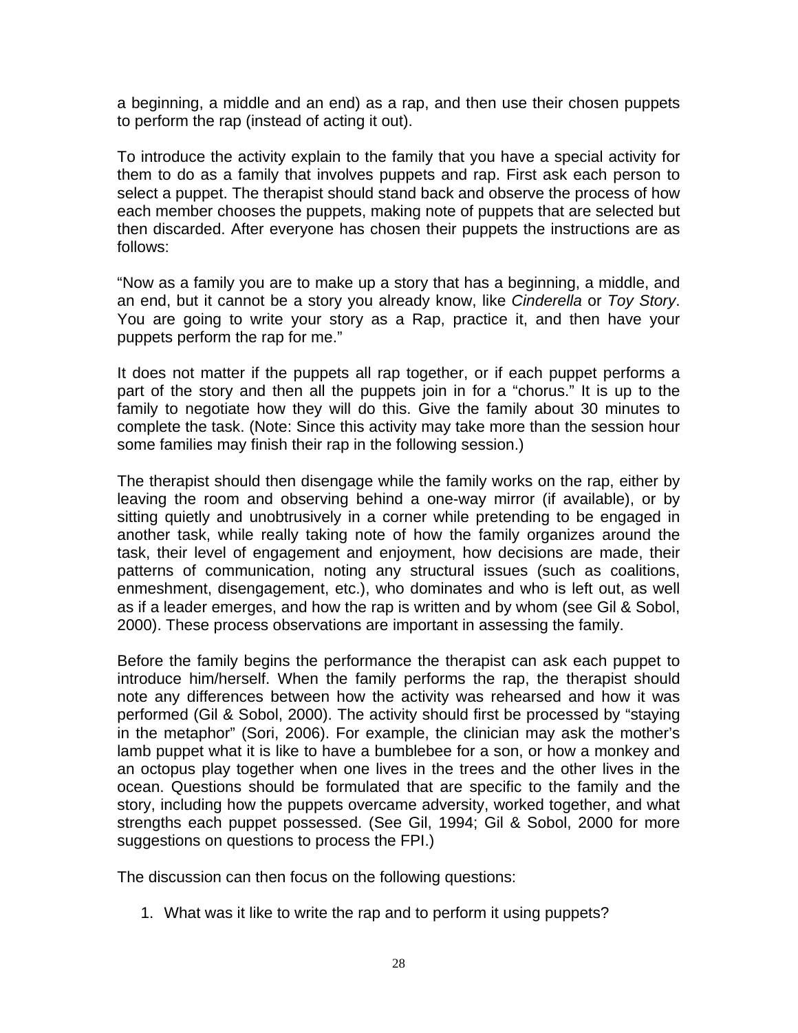a beginning, a middle and an end) as a rap, and then use their chosen puppets to perform the rap (instead of acting it out).

To introduce the activity explain to the family that you have a special activity for them to do as a family that involves puppets and rap. First ask each person to select a puppet. The therapist should stand back and observe the process of how each member chooses the puppets, making note of puppets that are selected but then discarded. After everyone has chosen their puppets the instructions are as follows:

"Now as a family you are to make up a story that has a beginning, a middle, and an end, but it cannot be a story you already know, like *Cinderella* or *Toy Story*. You are going to write your story as a Rap, practice it, and then have your puppets perform the rap for me."

It does not matter if the puppets all rap together, or if each puppet performs a part of the story and then all the puppets join in for a "chorus." It is up to the family to negotiate how they will do this. Give the family about 30 minutes to complete the task. (Note: Since this activity may take more than the session hour some families may finish their rap in the following session.)

The therapist should then disengage while the family works on the rap, either by leaving the room and observing behind a one-way mirror (if available), or by sitting quietly and unobtrusively in a corner while pretending to be engaged in another task, while really taking note of how the family organizes around the task, their level of engagement and enjoyment, how decisions are made, their patterns of communication, noting any structural issues (such as coalitions, enmeshment, disengagement, etc.), who dominates and who is left out, as well as if a leader emerges, and how the rap is written and by whom (see Gil & Sobol, 2000). These process observations are important in assessing the family.

Before the family begins the performance the therapist can ask each puppet to introduce him/herself. When the family performs the rap, the therapist should note any differences between how the activity was rehearsed and how it was performed (Gil & Sobol, 2000). The activity should first be processed by "staying in the metaphor" (Sori, 2006). For example, the clinician may ask the mother's lamb puppet what it is like to have a bumblebee for a son, or how a monkey and an octopus play together when one lives in the trees and the other lives in the ocean. Questions should be formulated that are specific to the family and the story, including how the puppets overcame adversity, worked together, and what strengths each puppet possessed. (See Gil, 1994; Gil & Sobol, 2000 for more suggestions on questions to process the FPI.)

The discussion can then focus on the following questions:

1. What was it like to write the rap and to perform it using puppets?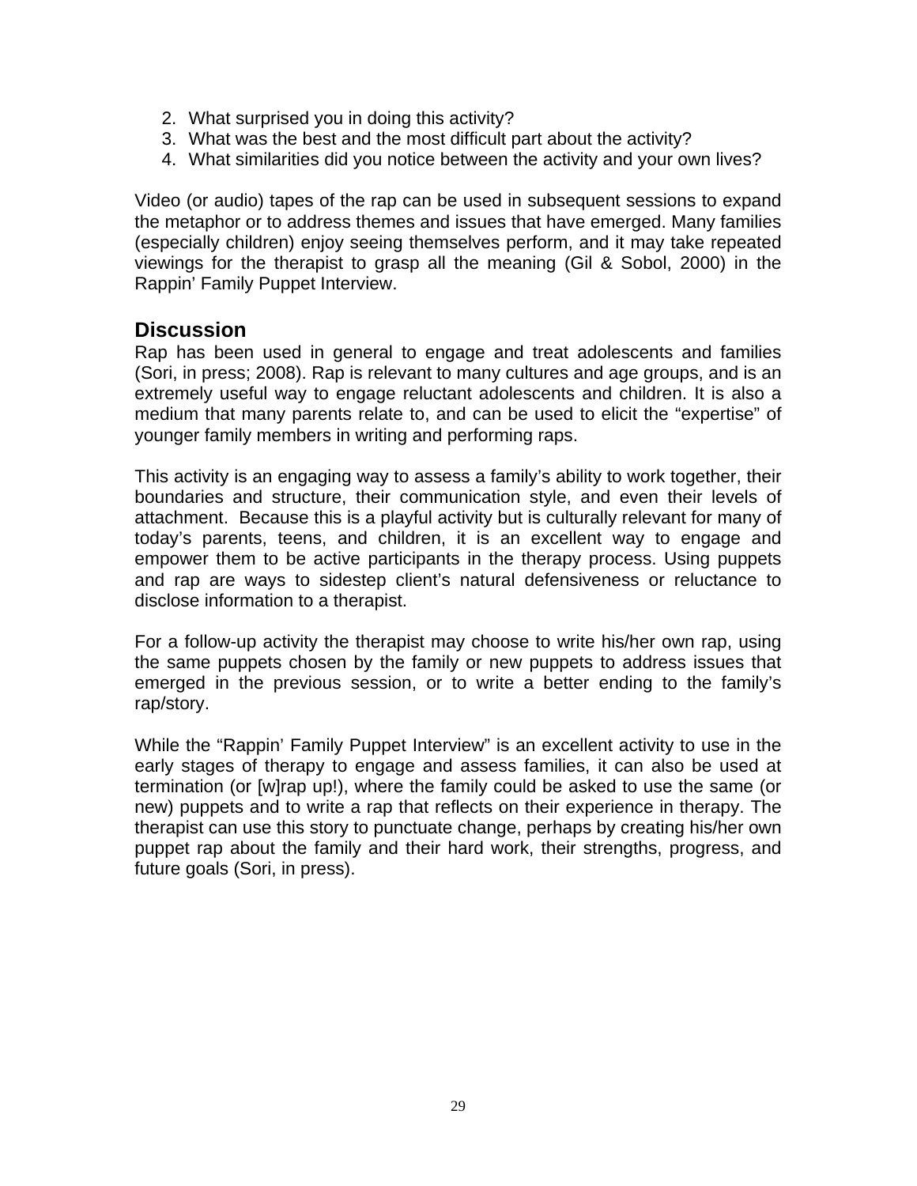2. What surprised you in doing this activity?
3. What was the best and the most difficult part about the activity?
4. What similarities did you notice between the activity and your own lives?

Video (or audio) tapes of the rap can be used in subsequent sessions to expand the metaphor or to address themes and issues that have emerged. Many families (especially children) enjoy seeing themselves perform, and it may take repeated viewings for the therapist to grasp all the meaning (Gil & Sobol, 2000) in the Rappin' Family Puppet Interview.

## Discussion

Rap has been used in general to engage and treat adolescents and families (Sori, in press; 2008). Rap is relevant to many cultures and age groups, and is an extremely useful way to engage reluctant adolescents and children. It is also a medium that many parents relate to, and can be used to elicit the "expertise" of younger family members in writing and performing raps.

This activity is an engaging way to assess a family's ability to work together, their boundaries and structure, their communication style, and even their levels of attachment. Because this is a playful activity but is culturally relevant for many of today's parents, teens, and children, it is an excellent way to engage and empower them to be active participants in the therapy process. Using puppets and rap are ways to sidestep client's natural defensiveness or reluctance to disclose information to a therapist.

For a follow-up activity the therapist may choose to write his/her own rap, using the same puppets chosen by the family or new puppets to address issues that emerged in the previous session, or to write a better ending to the family's rap/story.

While the "Rappin' Family Puppet Interview" is an excellent activity to use in the early stages of therapy to engage and assess families, it can also be used at termination (or [w]rap up!), where the family could be asked to use the same (or new) puppets and to write a rap that reflects on their experience in therapy. The therapist can use this story to punctuate change, perhaps by creating his/her own puppet rap about the family and their hard work, their strengths, progress, and future goals (Sori, in press).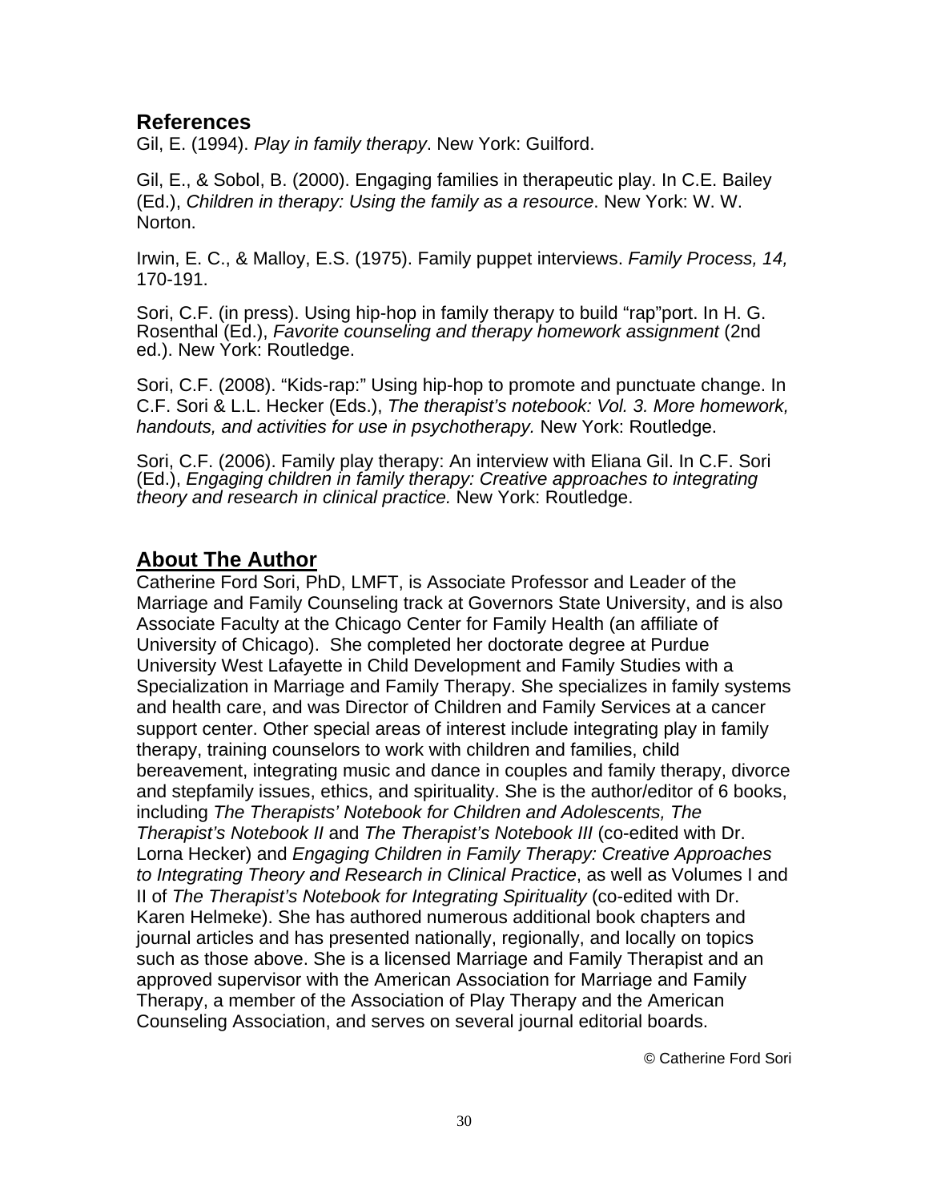## References

Gil, E. (1994). *Play in family therapy*. New York: Guilford.

Gil, E., & Sobol, B. (2000). Engaging families in therapeutic play. In C.E. Bailey (Ed.), *Children in therapy: Using the family as a resource*. New York: W. W. Norton.

Irwin, E. C., & Malloy, E.S. (1975). Family puppet interviews. *Family Process, 14,* 170-191.

Sori, C.F. (in press). Using hip-hop in family therapy to build "rap"port. In H. G. Rosenthal (Ed.), *Favorite counseling and therapy homework assignment* (2nd ed.). New York: Routledge.

Sori, C.F. (2008). "Kids-rap:" Using hip-hop to promote and punctuate change. In C.F. Sori & L.L. Hecker (Eds.), *The therapist's notebook: Vol. 3. More homework, handouts, and activities for use in psychotherapy.* New York: Routledge.

Sori, C.F. (2006). Family play therapy: An interview with Eliana Gil. In C.F. Sori (Ed.), *Engaging children in family therapy: Creative approaches to integrating theory and research in clinical practice.* New York: Routledge.

## About The Author

Catherine Ford Sori, PhD, LMFT, is Associate Professor and Leader of the Marriage and Family Counseling track at Governors State University, and is also Associate Faculty at the Chicago Center for Family Health (an affiliate of University of Chicago). She completed her doctorate degree at Purdue University West Lafayette in Child Development and Family Studies with a Specialization in Marriage and Family Therapy. She specializes in family systems and health care, and was Director of Children and Family Services at a cancer support center. Other special areas of interest include integrating play in family therapy, training counselors to work with children and families, child bereavement, integrating music and dance in couples and family therapy, divorce and stepfamily issues, ethics, and spirituality. She is the author/editor of 6 books, including *The Therapists' Notebook for Children and Adolescents, The Therapist's Notebook II* and *The Therapist's Notebook III* (co-edited with Dr. Lorna Hecker) and *Engaging Children in Family Therapy: Creative Approaches to Integrating Theory and Research in Clinical Practice*, as well as Volumes I and II of *The Therapist's Notebook for Integrating Spirituality* (co-edited with Dr. Karen Helmeke). She has authored numerous additional book chapters and journal articles and has presented nationally, regionally, and locally on topics such as those above. She is a licensed Marriage and Family Therapist and an approved supervisor with the American Association for Marriage and Family Therapy, a member of the Association of Play Therapy and the American Counseling Association, and serves on several journal editorial boards.

© Catherine Ford Sori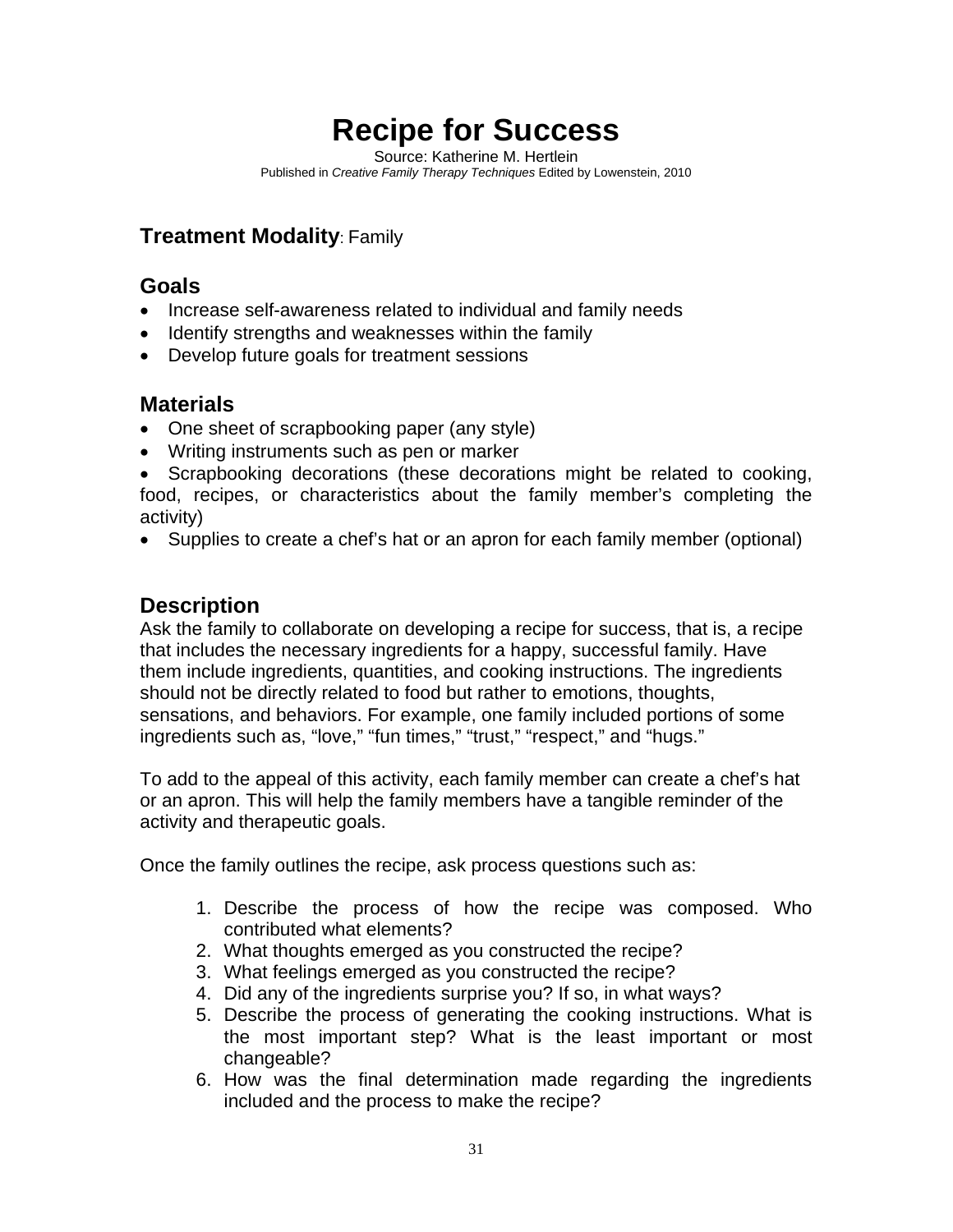# Recipe for Success

Source: Katherine M. Hertlein

Published in *Creative Family Therapy Techniques* Edited by Lowenstein, 2010

## **Treatment Modality**: Family

## Goals

- Increase self-awareness related to individual and family needs
- Identify strengths and weaknesses within the family
- Develop future goals for treatment sessions

## Materials

- One sheet of scrapbooking paper (any style)
- Writing instruments such as pen or marker
- Scrapbooking decorations (these decorations might be related to cooking, food, recipes, or characteristics about the family member's completing the activity)
- Supplies to create a chef's hat or an apron for each family member (optional)

## Description

Ask the family to collaborate on developing a recipe for success, that is, a recipe that includes the necessary ingredients for a happy, successful family. Have them include ingredients, quantities, and cooking instructions. The ingredients should not be directly related to food but rather to emotions, thoughts, sensations, and behaviors. For example, one family included portions of some ingredients such as, "love," "fun times," "trust," "respect," and "hugs."

To add to the appeal of this activity, each family member can create a chef's hat or an apron. This will help the family members have a tangible reminder of the activity and therapeutic goals.

Once the family outlines the recipe, ask process questions such as:

1. Describe the process of how the recipe was composed. Who contributed what elements?
2. What thoughts emerged as you constructed the recipe?
3. What feelings emerged as you constructed the recipe?
4. Did any of the ingredients surprise you? If so, in what ways?
5. Describe the process of generating the cooking instructions. What is the most important step? What is the least important or most changeable?
6. How was the final determination made regarding the ingredients included and the process to make the recipe?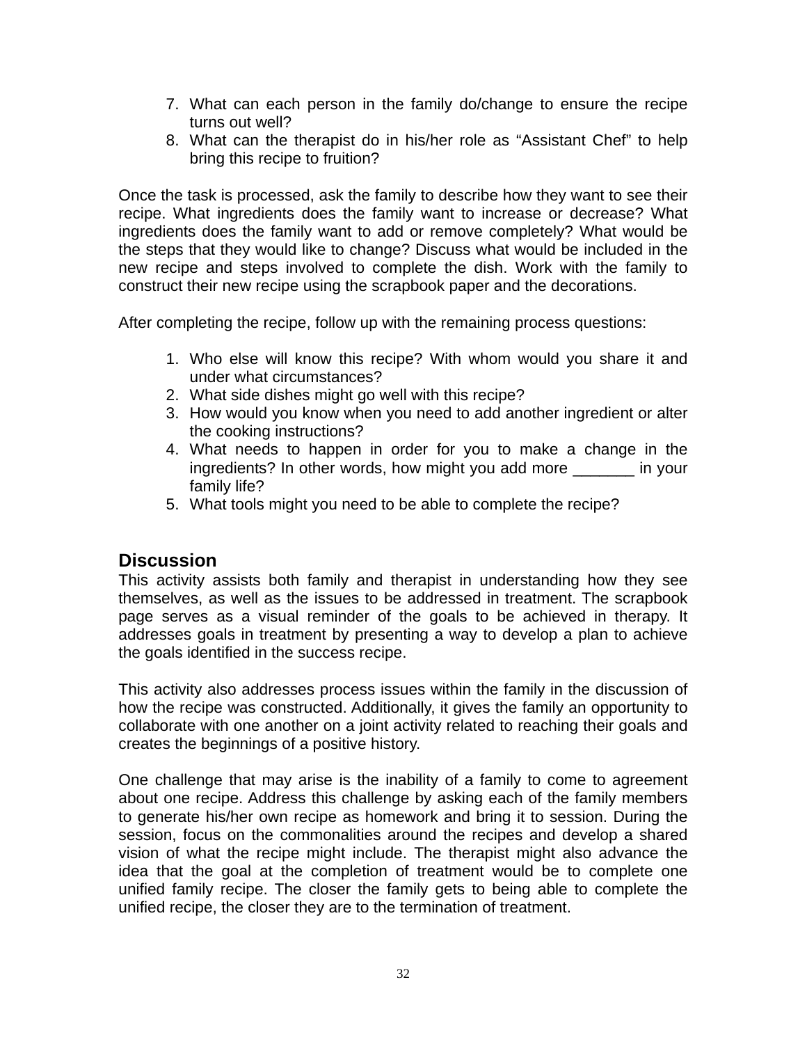7. What can each person in the family do/change to ensure the recipe turns out well?
8. What can the therapist do in his/her role as “Assistant Chef” to help bring this recipe to fruition?

Once the task is processed, ask the family to describe how they want to see their recipe. What ingredients does the family want to increase or decrease? What ingredients does the family want to add or remove completely? What would be the steps that they would like to change? Discuss what would be included in the new recipe and steps involved to complete the dish. Work with the family to construct their new recipe using the scrapbook paper and the decorations.

After completing the recipe, follow up with the remaining process questions:

1. Who else will know this recipe? With whom would you share it and under what circumstances?
2. What side dishes might go well with this recipe?
3. How would you know when you need to add another ingredient or alter the cooking instructions?
4. What needs to happen in order for you to make a change in the ingredients? In other words, how might you add more _______ in your family life?
5. What tools might you need to be able to complete the recipe?

## Discussion

This activity assists both family and therapist in understanding how they see themselves, as well as the issues to be addressed in treatment. The scrapbook page serves as a visual reminder of the goals to be achieved in therapy. It addresses goals in treatment by presenting a way to develop a plan to achieve the goals identified in the success recipe.

This activity also addresses process issues within the family in the discussion of how the recipe was constructed. Additionally, it gives the family an opportunity to collaborate with one another on a joint activity related to reaching their goals and creates the beginnings of a positive history.

One challenge that may arise is the inability of a family to come to agreement about one recipe. Address this challenge by asking each of the family members to generate his/her own recipe as homework and bring it to session. During the session, focus on the commonalities around the recipes and develop a shared vision of what the recipe might include. The therapist might also advance the idea that the goal at the completion of treatment would be to complete one unified family recipe. The closer the family gets to being able to complete the unified recipe, the closer they are to the termination of treatment.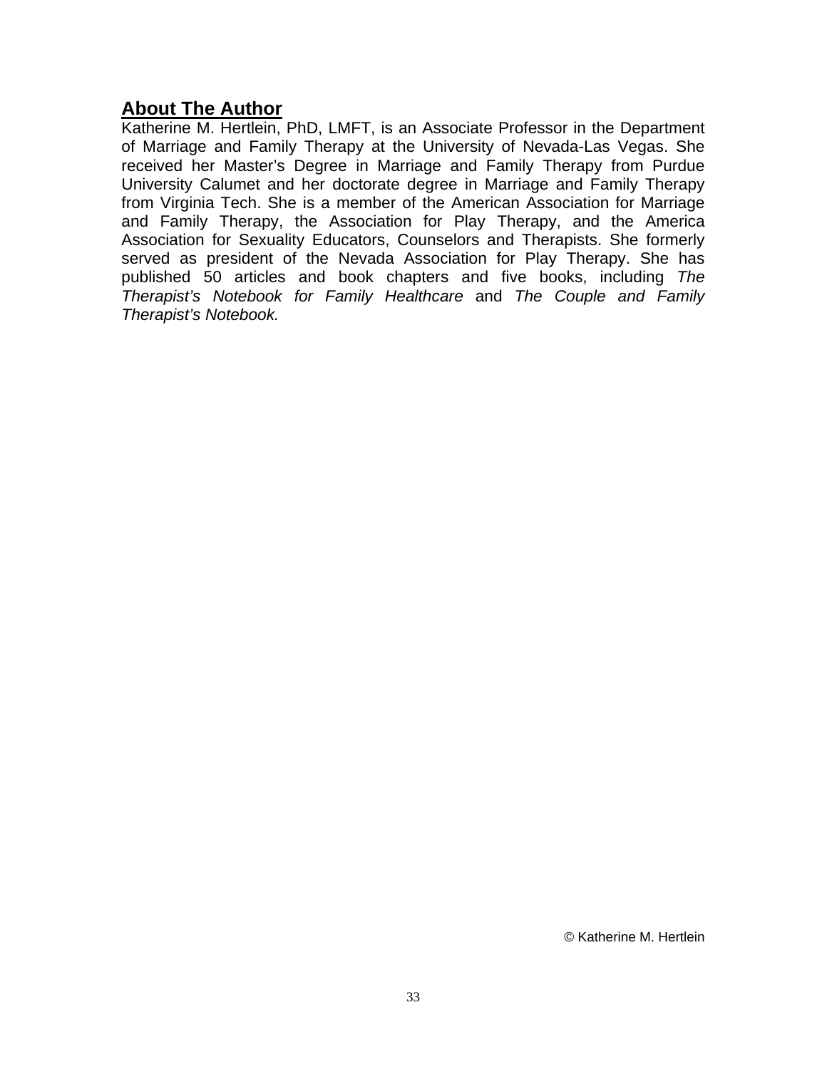## About The Author

Katherine M. Hertlein, PhD, LMFT, is an Associate Professor in the Department of Marriage and Family Therapy at the University of Nevada-Las Vegas. She received her Master's Degree in Marriage and Family Therapy from Purdue University Calumet and her doctorate degree in Marriage and Family Therapy from Virginia Tech. She is a member of the American Association for Marriage and Family Therapy, the Association for Play Therapy, and the America Association for Sexuality Educators, Counselors and Therapists. She formerly served as president of the Nevada Association for Play Therapy. She has published 50 articles and book chapters and five books, including *The Therapist's Notebook for Family Healthcare* and *The Couple and Family Therapist's Notebook.*

© Katherine M. Hertlein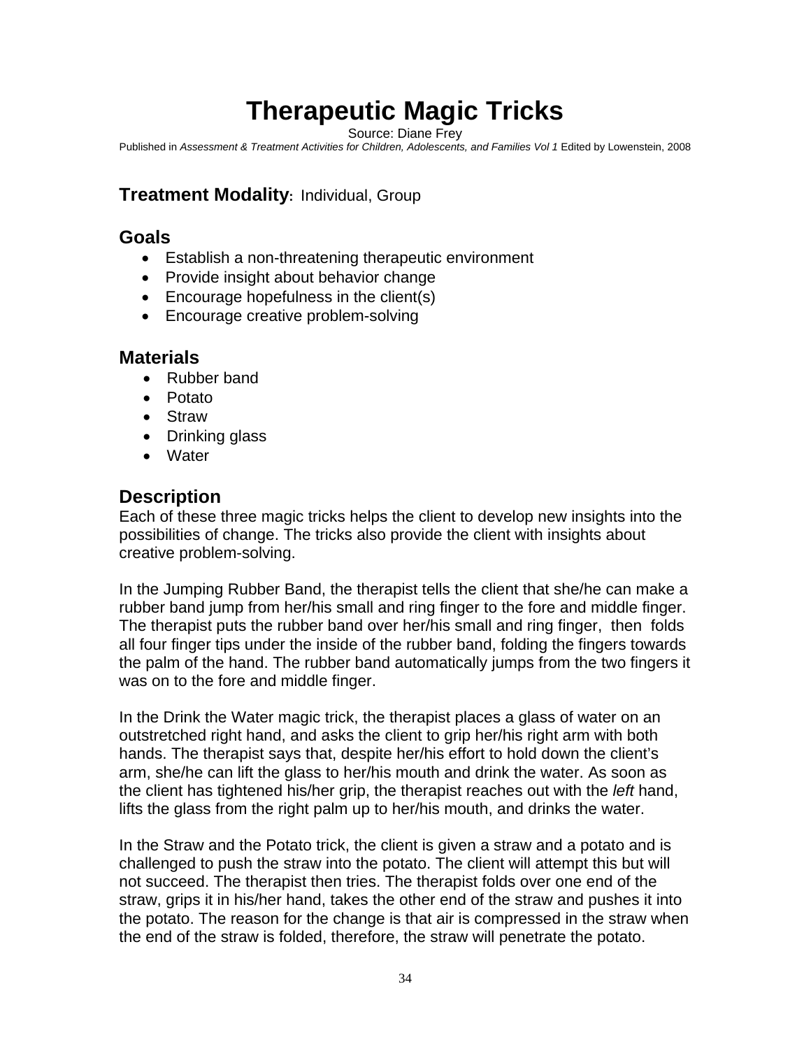# Therapeutic Magic Tricks

Source: Diane Frey

Published in *Assessment & Treatment Activities for Children, Adolescents, and Families Vol 1* Edited by Lowenstein, 2008

## **Treatment Modality:** Individual, Group

## Goals

- Establish a non-threatening therapeutic environment
- Provide insight about behavior change
- Encourage hopefulness in the client(s)
- Encourage creative problem-solving

## Materials

- Rubber band
- Potato
- Straw
- Drinking glass
- Water

## Description

Each of these three magic tricks helps the client to develop new insights into the possibilities of change. The tricks also provide the client with insights about creative problem-solving.

In the Jumping Rubber Band, the therapist tells the client that she/he can make a rubber band jump from her/his small and ring finger to the fore and middle finger. The therapist puts the rubber band over her/his small and ring finger, then folds all four finger tips under the inside of the rubber band, folding the fingers towards the palm of the hand. The rubber band automatically jumps from the two fingers it was on to the fore and middle finger.

In the Drink the Water magic trick, the therapist places a glass of water on an outstretched right hand, and asks the client to grip her/his right arm with both hands. The therapist says that, despite her/his effort to hold down the client's arm, she/he can lift the glass to her/his mouth and drink the water. As soon as the client has tightened his/her grip, the therapist reaches out with the *left* hand, lifts the glass from the right palm up to her/his mouth, and drinks the water.

In the Straw and the Potato trick, the client is given a straw and a potato and is challenged to push the straw into the potato. The client will attempt this but will not succeed. The therapist then tries. The therapist folds over one end of the straw, grips it in his/her hand, takes the other end of the straw and pushes it into the potato. The reason for the change is that air is compressed in the straw when the end of the straw is folded, therefore, the straw will penetrate the potato.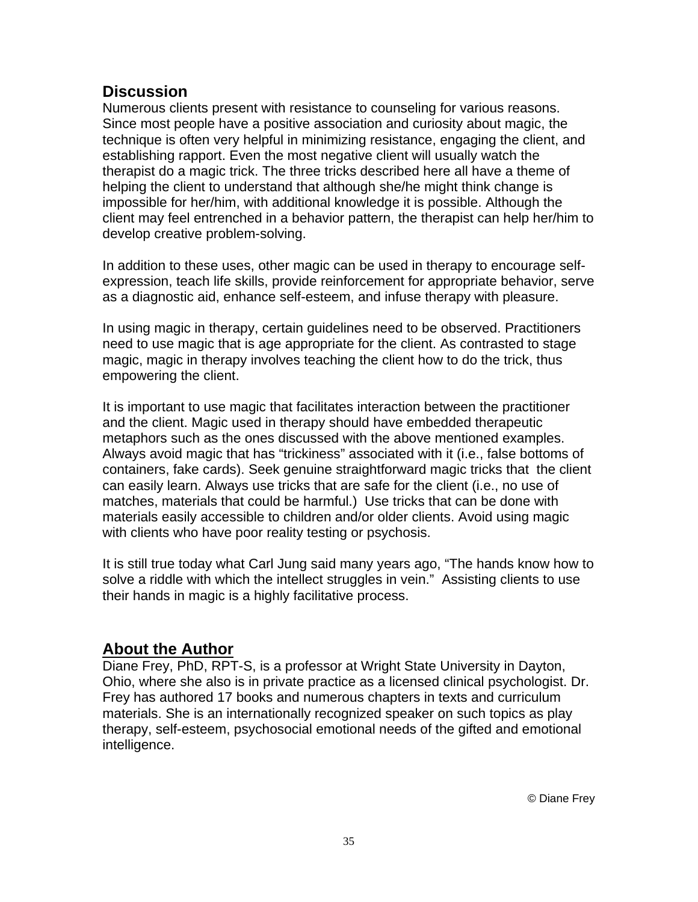## Discussion

Numerous clients present with resistance to counseling for various reasons. Since most people have a positive association and curiosity about magic, the technique is often very helpful in minimizing resistance, engaging the client, and establishing rapport. Even the most negative client will usually watch the therapist do a magic trick. The three tricks described here all have a theme of helping the client to understand that although she/he might think change is impossible for her/him, with additional knowledge it is possible. Although the client may feel entrenched in a behavior pattern, the therapist can help her/him to develop creative problem-solving.

In addition to these uses, other magic can be used in therapy to encourage self-expression, teach life skills, provide reinforcement for appropriate behavior, serve as a diagnostic aid, enhance self-esteem, and infuse therapy with pleasure.

In using magic in therapy, certain guidelines need to be observed. Practitioners need to use magic that is age appropriate for the client. As contrasted to stage magic, magic in therapy involves teaching the client how to do the trick, thus empowering the client.

It is important to use magic that facilitates interaction between the practitioner and the client. Magic used in therapy should have embedded therapeutic metaphors such as the ones discussed with the above mentioned examples. Always avoid magic that has "trickiness" associated with it (i.e., false bottoms of containers, fake cards). Seek genuine straightforward magic tricks that the client can easily learn. Always use tricks that are safe for the client (i.e., no use of matches, materials that could be harmful.) Use tricks that can be done with materials easily accessible to children and/or older clients. Avoid using magic with clients who have poor reality testing or psychosis.

It is still true today what Carl Jung said many years ago, "The hands know how to solve a riddle with which the intellect struggles in vein." Assisting clients to use their hands in magic is a highly facilitative process.

## About the Author

Diane Frey, PhD, RPT-S, is a professor at Wright State University in Dayton, Ohio, where she also is in private practice as a licensed clinical psychologist. Dr. Frey has authored 17 books and numerous chapters in texts and curriculum materials. She is an internationally recognized speaker on such topics as play therapy, self-esteem, psychosocial emotional needs of the gifted and emotional intelligence.

© Diane Frey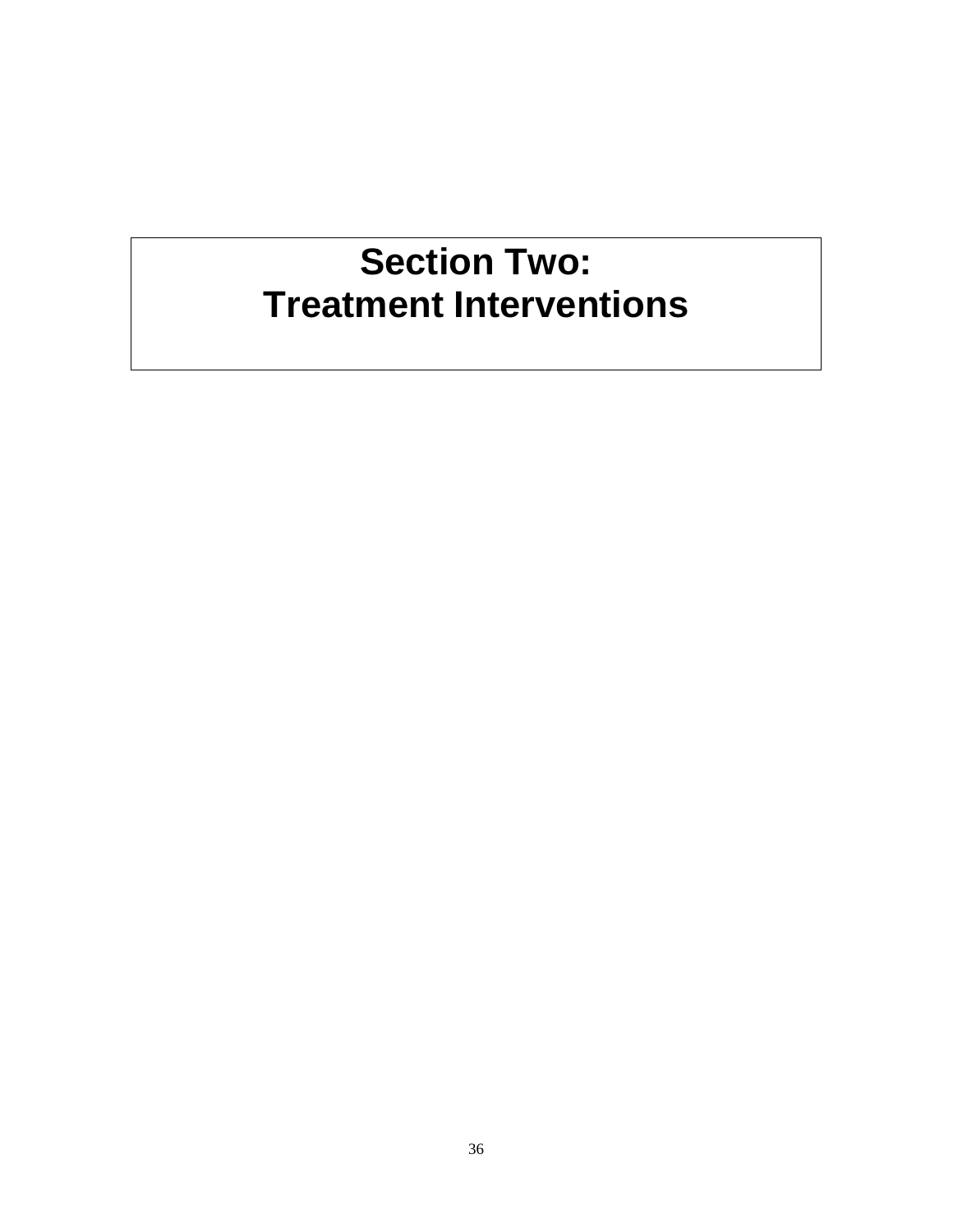# Section Two:
# Treatment Interventions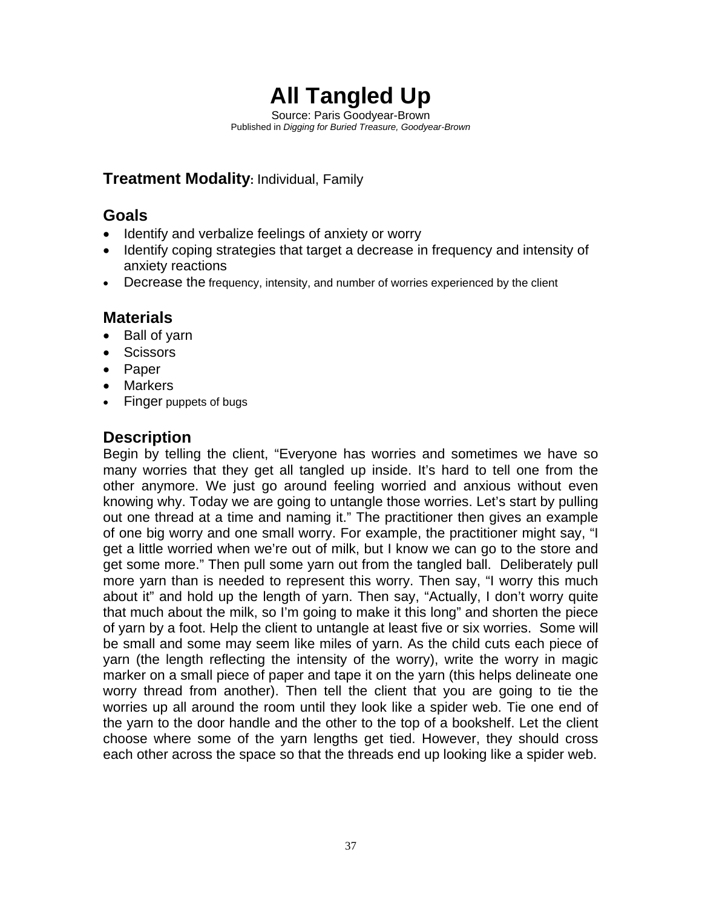# All Tangled Up

Source: Paris Goodyear-Brown
Published in *Digging for Buried Treasure, Goodyear-Brown*

**Treatment Modality:** Individual, Family

## Goals

- Identify and verbalize feelings of anxiety or worry
- Identify coping strategies that target a decrease in frequency and intensity of anxiety reactions
- Decrease the frequency, intensity, and number of worries experienced by the client

## Materials

- Ball of yarn
- Scissors
- Paper
- Markers
- Finger puppets of bugs

## Description

Begin by telling the client, "Everyone has worries and sometimes we have so many worries that they get all tangled up inside. It's hard to tell one from the other anymore. We just go around feeling worried and anxious without even knowing why. Today we are going to untangle those worries. Let's start by pulling out one thread at a time and naming it." The practitioner then gives an example of one big worry and one small worry. For example, the practitioner might say, "I get a little worried when we're out of milk, but I know we can go to the store and get some more." Then pull some yarn out from the tangled ball. Deliberately pull more yarn than is needed to represent this worry. Then say, "I worry this much about it" and hold up the length of yarn. Then say, "Actually, I don't worry quite that much about the milk, so I'm going to make it this long" and shorten the piece of yarn by a foot. Help the client to untangle at least five or six worries. Some will be small and some may seem like miles of yarn. As the child cuts each piece of yarn (the length reflecting the intensity of the worry), write the worry in magic marker on a small piece of paper and tape it on the yarn (this helps delineate one worry thread from another). Then tell the client that you are going to tie the worries up all around the room until they look like a spider web. Tie one end of the yarn to the door handle and the other to the top of a bookshelf. Let the client choose where some of the yarn lengths get tied. However, they should cross each other across the space so that the threads end up looking like a spider web.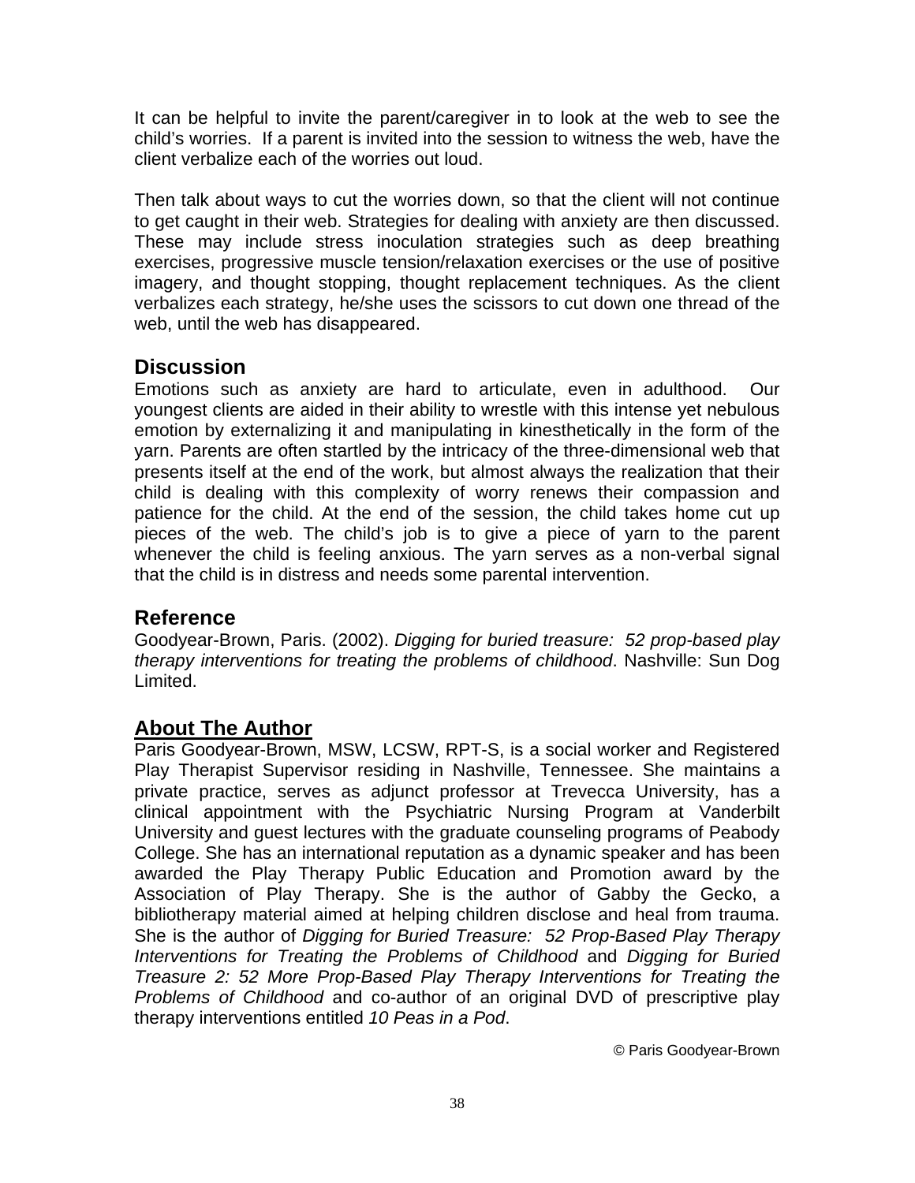It can be helpful to invite the parent/caregiver in to look at the web to see the child's worries. If a parent is invited into the session to witness the web, have the client verbalize each of the worries out loud.

Then talk about ways to cut the worries down, so that the client will not continue to get caught in their web. Strategies for dealing with anxiety are then discussed. These may include stress inoculation strategies such as deep breathing exercises, progressive muscle tension/relaxation exercises or the use of positive imagery, and thought stopping, thought replacement techniques. As the client verbalizes each strategy, he/she uses the scissors to cut down one thread of the web, until the web has disappeared.

## Discussion

Emotions such as anxiety are hard to articulate, even in adulthood. Our youngest clients are aided in their ability to wrestle with this intense yet nebulous emotion by externalizing it and manipulating in kinesthetically in the form of the yarn. Parents are often startled by the intricacy of the three-dimensional web that presents itself at the end of the work, but almost always the realization that their child is dealing with this complexity of worry renews their compassion and patience for the child. At the end of the session, the child takes home cut up pieces of the web. The child's job is to give a piece of yarn to the parent whenever the child is feeling anxious. The yarn serves as a non-verbal signal that the child is in distress and needs some parental intervention.

## Reference

Goodyear-Brown, Paris. (2002). *Digging for buried treasure: 52 prop-based play therapy interventions for treating the problems of childhood*. Nashville: Sun Dog Limited.

## About The Author

Paris Goodyear-Brown, MSW, LCSW, RPT-S, is a social worker and Registered Play Therapist Supervisor residing in Nashville, Tennessee. She maintains a private practice, serves as adjunct professor at Trevecca University, has a clinical appointment with the Psychiatric Nursing Program at Vanderbilt University and guest lectures with the graduate counseling programs of Peabody College. She has an international reputation as a dynamic speaker and has been awarded the Play Therapy Public Education and Promotion award by the Association of Play Therapy. She is the author of Gabby the Gecko, a bibliotherapy material aimed at helping children disclose and heal from trauma. She is the author of *Digging for Buried Treasure: 52 Prop-Based Play Therapy Interventions for Treating the Problems of Childhood* and *Digging for Buried Treasure 2: 52 More Prop-Based Play Therapy Interventions for Treating the Problems of Childhood* and co-author of an original DVD of prescriptive play therapy interventions entitled *10 Peas in a Pod*.

© Paris Goodyear-Brown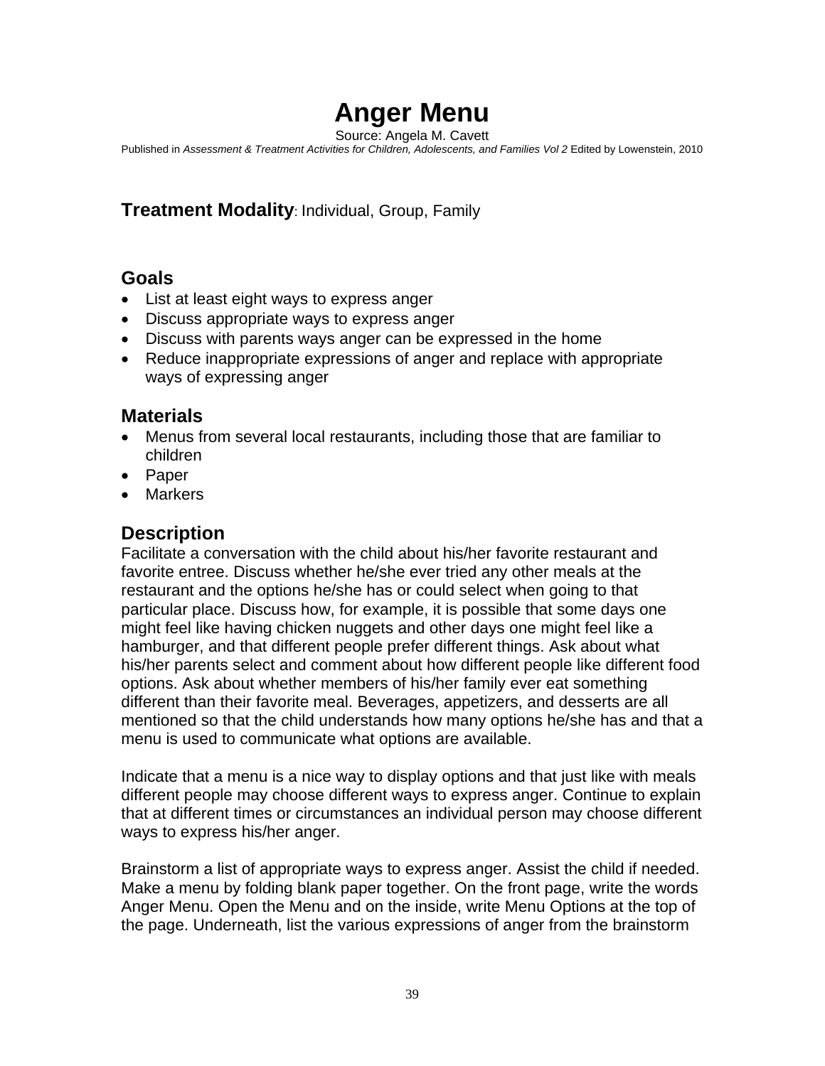# Anger Menu

Source: Angela M. Cavett

Published in *Assessment & Treatment Activities for Children, Adolescents, and Families Vol 2* Edited by Lowenstein, 2010

**Treatment Modality**: Individual, Group, Family

## Goals

- List at least eight ways to express anger
- Discuss appropriate ways to express anger
- Discuss with parents ways anger can be expressed in the home
- Reduce inappropriate expressions of anger and replace with appropriate ways of expressing anger

## Materials

- Menus from several local restaurants, including those that are familiar to children
- Paper
- Markers

## Description

Facilitate a conversation with the child about his/her favorite restaurant and favorite entree. Discuss whether he/she ever tried any other meals at the restaurant and the options he/she has or could select when going to that particular place. Discuss how, for example, it is possible that some days one might feel like having chicken nuggets and other days one might feel like a hamburger, and that different people prefer different things. Ask about what his/her parents select and comment about how different people like different food options. Ask about whether members of his/her family ever eat something different than their favorite meal. Beverages, appetizers, and desserts are all mentioned so that the child understands how many options he/she has and that a menu is used to communicate what options are available.

Indicate that a menu is a nice way to display options and that just like with meals different people may choose different ways to express anger. Continue to explain that at different times or circumstances an individual person may choose different ways to express his/her anger.

Brainstorm a list of appropriate ways to express anger. Assist the child if needed. Make a menu by folding blank paper together. On the front page, write the words Anger Menu. Open the Menu and on the inside, write Menu Options at the top of the page. Underneath, list the various expressions of anger from the brainstorm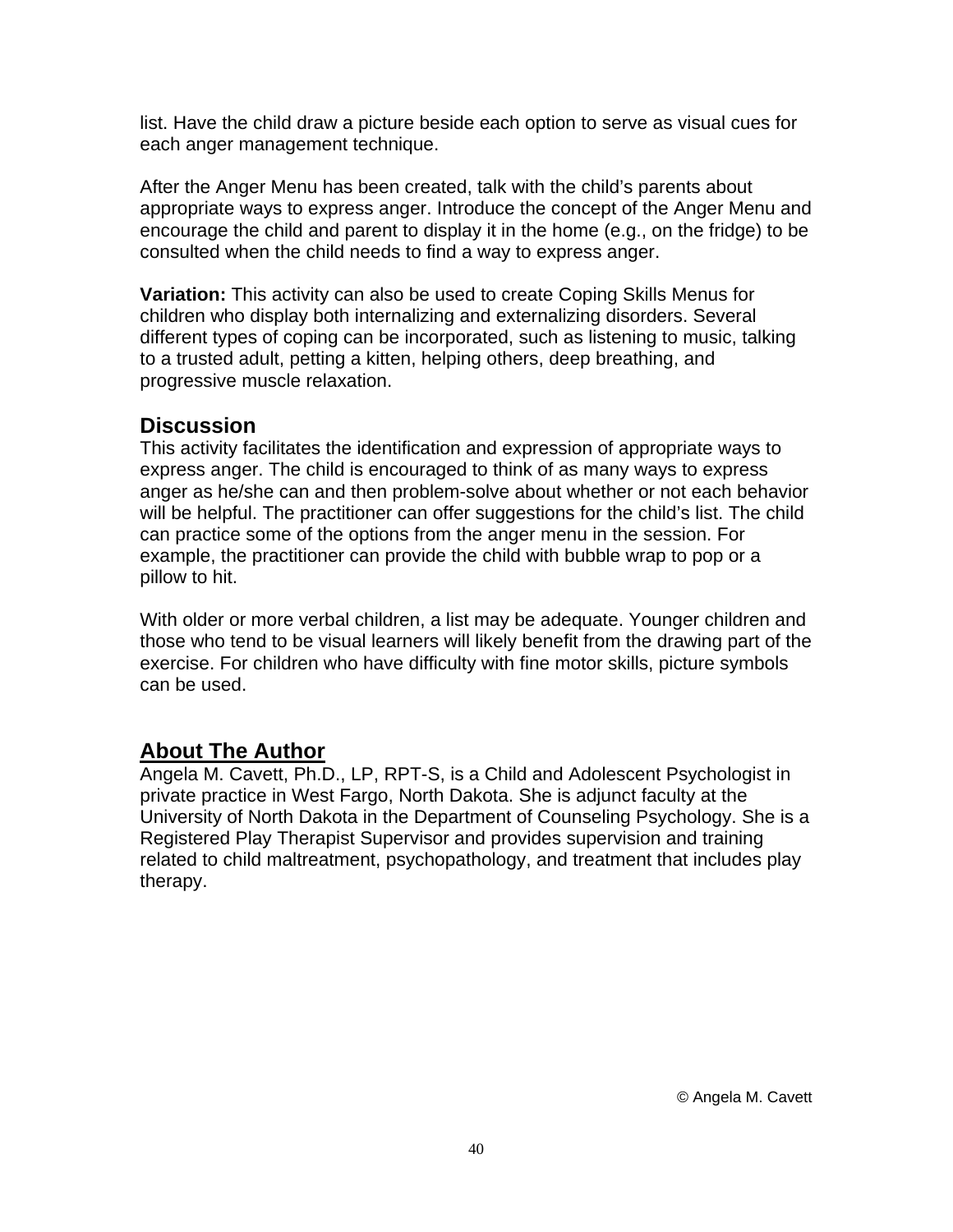list. Have the child draw a picture beside each option to serve as visual cues for each anger management technique.

After the Anger Menu has been created, talk with the child's parents about appropriate ways to express anger. Introduce the concept of the Anger Menu and encourage the child and parent to display it in the home (e.g., on the fridge) to be consulted when the child needs to find a way to express anger.

**Variation:** This activity can also be used to create Coping Skills Menus for children who display both internalizing and externalizing disorders. Several different types of coping can be incorporated, such as listening to music, talking to a trusted adult, petting a kitten, helping others, deep breathing, and progressive muscle relaxation.

## Discussion

This activity facilitates the identification and expression of appropriate ways to express anger. The child is encouraged to think of as many ways to express anger as he/she can and then problem-solve about whether or not each behavior will be helpful. The practitioner can offer suggestions for the child's list. The child can practice some of the options from the anger menu in the session. For example, the practitioner can provide the child with bubble wrap to pop or a pillow to hit.

With older or more verbal children, a list may be adequate. Younger children and those who tend to be visual learners will likely benefit from the drawing part of the exercise. For children who have difficulty with fine motor skills, picture symbols can be used.

## About The Author

Angela M. Cavett, Ph.D., LP, RPT-S, is a Child and Adolescent Psychologist in private practice in West Fargo, North Dakota. She is adjunct faculty at the University of North Dakota in the Department of Counseling Psychology. She is a Registered Play Therapist Supervisor and provides supervision and training related to child maltreatment, psychopathology, and treatment that includes play therapy.

© Angela M. Cavett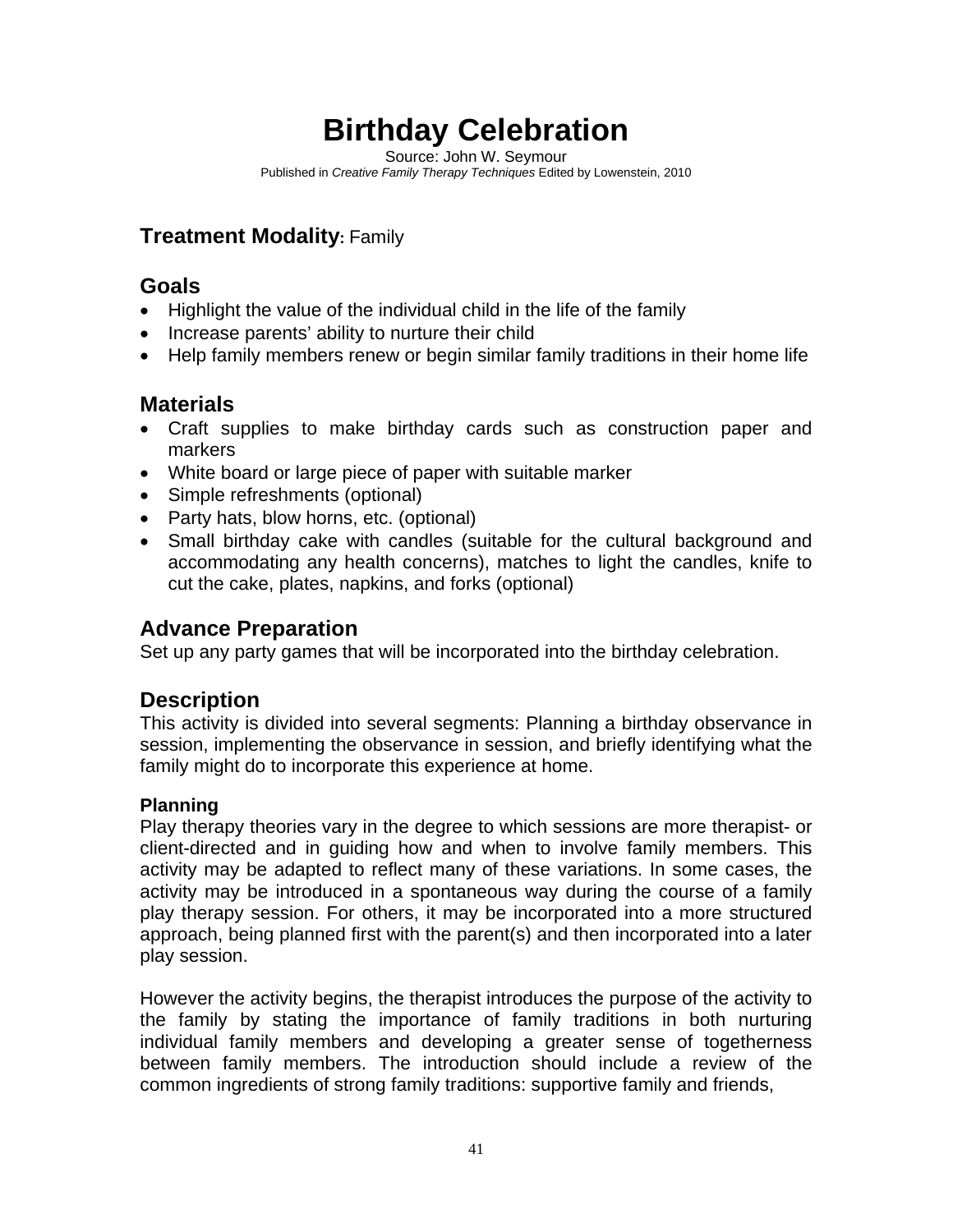# Birthday Celebration

Source: John W. Seymour
Published in *Creative Family Therapy Techniques* Edited by Lowenstein, 2010

## Treatment Modality: Family

## Goals

- Highlight the value of the individual child in the life of the family
- Increase parents' ability to nurture their child
- Help family members renew or begin similar family traditions in their home life

## Materials

- Craft supplies to make birthday cards such as construction paper and markers
- White board or large piece of paper with suitable marker
- Simple refreshments (optional)
- Party hats, blow horns, etc. (optional)
- Small birthday cake with candles (suitable for the cultural background and accommodating any health concerns), matches to light the candles, knife to cut the cake, plates, napkins, and forks (optional)

## Advance Preparation

Set up any party games that will be incorporated into the birthday celebration.

## Description

This activity is divided into several segments: Planning a birthday observance in session, implementing the observance in session, and briefly identifying what the family might do to incorporate this experience at home.

### Planning

Play therapy theories vary in the degree to which sessions are more therapist- or client-directed and in guiding how and when to involve family members. This activity may be adapted to reflect many of these variations. In some cases, the activity may be introduced in a spontaneous way during the course of a family play therapy session. For others, it may be incorporated into a more structured approach, being planned first with the parent(s) and then incorporated into a later play session.

However the activity begins, the therapist introduces the purpose of the activity to the family by stating the importance of family traditions in both nurturing individual family members and developing a greater sense of togetherness between family members. The introduction should include a review of the common ingredients of strong family traditions: supportive family and friends,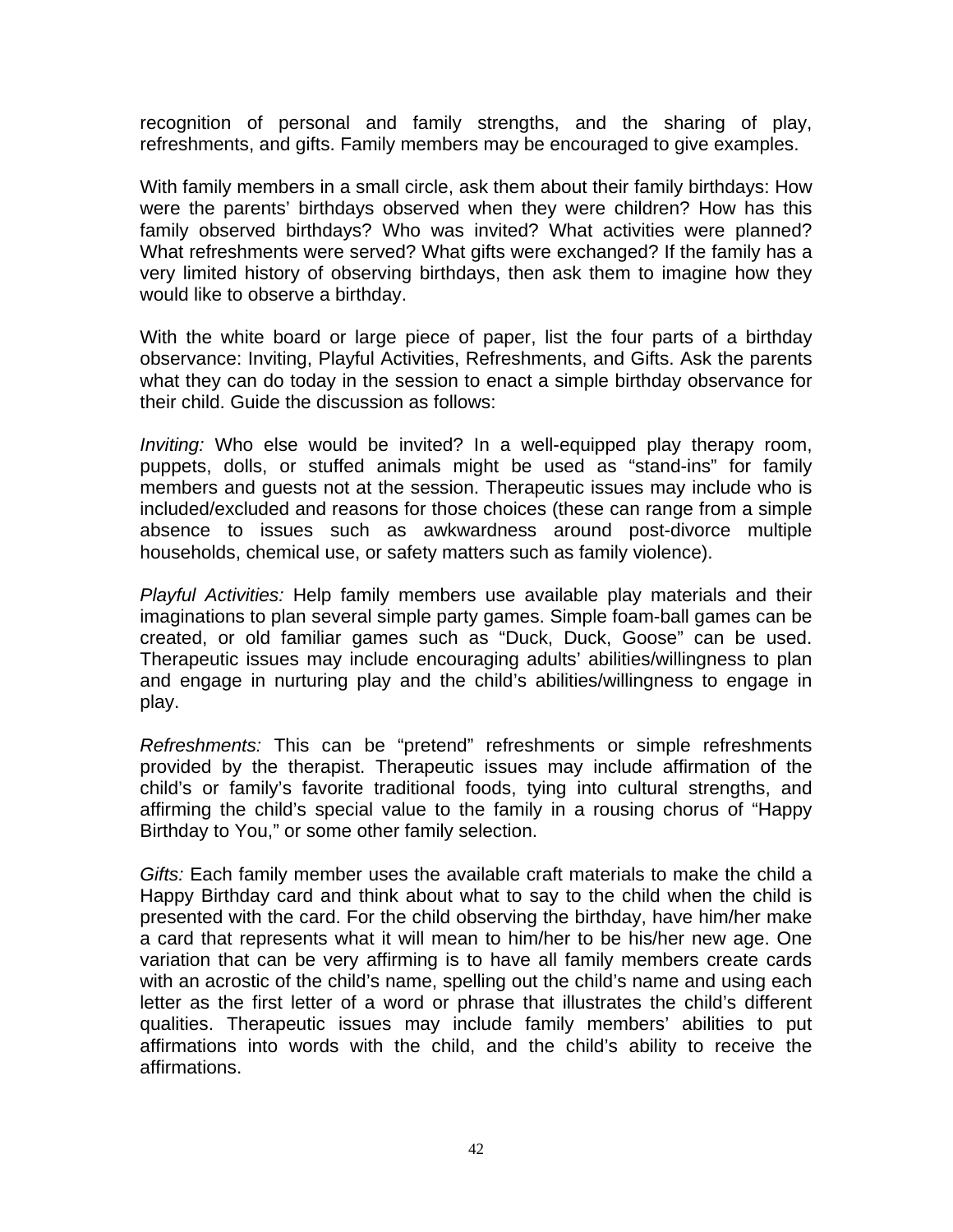recognition of personal and family strengths, and the sharing of play, refreshments, and gifts. Family members may be encouraged to give examples.

With family members in a small circle, ask them about their family birthdays: How were the parents' birthdays observed when they were children? How has this family observed birthdays? Who was invited? What activities were planned? What refreshments were served? What gifts were exchanged? If the family has a very limited history of observing birthdays, then ask them to imagine how they would like to observe a birthday.

With the white board or large piece of paper, list the four parts of a birthday observance: Inviting, Playful Activities, Refreshments, and Gifts. Ask the parents what they can do today in the session to enact a simple birthday observance for their child. Guide the discussion as follows:

*Inviting:* Who else would be invited? In a well-equipped play therapy room, puppets, dolls, or stuffed animals might be used as "stand-ins" for family members and guests not at the session. Therapeutic issues may include who is included/excluded and reasons for those choices (these can range from a simple absence to issues such as awkwardness around post-divorce multiple households, chemical use, or safety matters such as family violence).

*Playful Activities:* Help family members use available play materials and their imaginations to plan several simple party games. Simple foam-ball games can be created, or old familiar games such as "Duck, Duck, Goose" can be used. Therapeutic issues may include encouraging adults' abilities/willingness to plan and engage in nurturing play and the child's abilities/willingness to engage in play.

*Refreshments:* This can be "pretend" refreshments or simple refreshments provided by the therapist. Therapeutic issues may include affirmation of the child's or family's favorite traditional foods, tying into cultural strengths, and affirming the child's special value to the family in a rousing chorus of "Happy Birthday to You," or some other family selection.

*Gifts:* Each family member uses the available craft materials to make the child a Happy Birthday card and think about what to say to the child when the child is presented with the card. For the child observing the birthday, have him/her make a card that represents what it will mean to him/her to be his/her new age. One variation that can be very affirming is to have all family members create cards with an acrostic of the child's name, spelling out the child's name and using each letter as the first letter of a word or phrase that illustrates the child's different qualities. Therapeutic issues may include family members' abilities to put affirmations into words with the child, and the child's ability to receive the affirmations.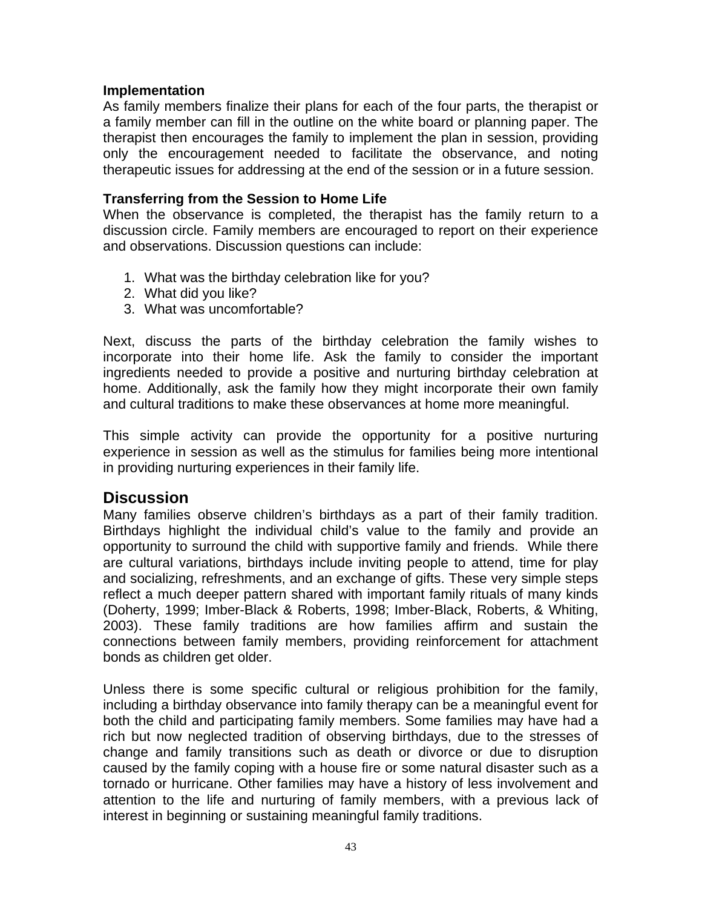**Implementation**

As family members finalize their plans for each of the four parts, the therapist or a family member can fill in the outline on the white board or planning paper. The therapist then encourages the family to implement the plan in session, providing only the encouragement needed to facilitate the observance, and noting therapeutic issues for addressing at the end of the session or in a future session.

**Transferring from the Session to Home Life**

When the observance is completed, the therapist has the family return to a discussion circle. Family members are encouraged to report on their experience and observations. Discussion questions can include:

1. What was the birthday celebration like for you?
2. What did you like?
3. What was uncomfortable?

Next, discuss the parts of the birthday celebration the family wishes to incorporate into their home life. Ask the family to consider the important ingredients needed to provide a positive and nurturing birthday celebration at home. Additionally, ask the family how they might incorporate their own family and cultural traditions to make these observances at home more meaningful.

This simple activity can provide the opportunity for a positive nurturing experience in session as well as the stimulus for families being more intentional in providing nurturing experiences in their family life.

## Discussion

Many families observe children's birthdays as a part of their family tradition. Birthdays highlight the individual child's value to the family and provide an opportunity to surround the child with supportive family and friends. While there are cultural variations, birthdays include inviting people to attend, time for play and socializing, refreshments, and an exchange of gifts. These very simple steps reflect a much deeper pattern shared with important family rituals of many kinds (Doherty, 1999; Imber-Black & Roberts, 1998; Imber-Black, Roberts, & Whiting, 2003). These family traditions are how families affirm and sustain the connections between family members, providing reinforcement for attachment bonds as children get older.

Unless there is some specific cultural or religious prohibition for the family, including a birthday observance into family therapy can be a meaningful event for both the child and participating family members. Some families may have had a rich but now neglected tradition of observing birthdays, due to the stresses of change and family transitions such as death or divorce or due to disruption caused by the family coping with a house fire or some natural disaster such as a tornado or hurricane. Other families may have a history of less involvement and attention to the life and nurturing of family members, with a previous lack of interest in beginning or sustaining meaningful family traditions.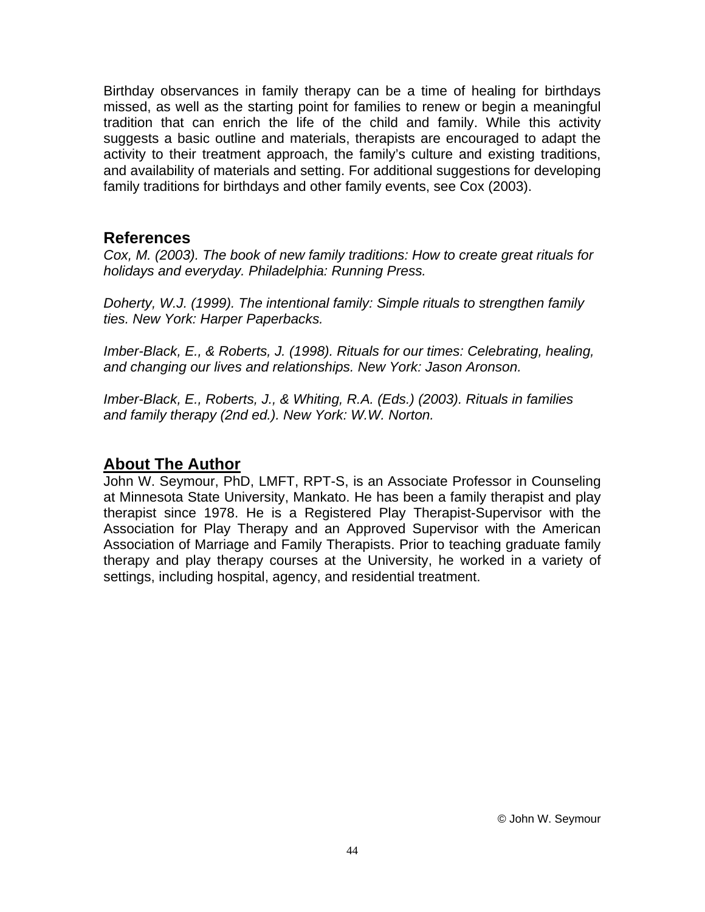Birthday observances in family therapy can be a time of healing for birthdays missed, as well as the starting point for families to renew or begin a meaningful tradition that can enrich the life of the child and family. While this activity suggests a basic outline and materials, therapists are encouraged to adapt the activity to their treatment approach, the family's culture and existing traditions, and availability of materials and setting. For additional suggestions for developing family traditions for birthdays and other family events, see Cox (2003).

## References

*Cox, M. (2003). The book of new family traditions: How to create great rituals for holidays and everyday. Philadelphia: Running Press.*

*Doherty, W.J. (1999). The intentional family: Simple rituals to strengthen family ties. New York: Harper Paperbacks.*

*Imber-Black, E., & Roberts, J. (1998). Rituals for our times: Celebrating, healing, and changing our lives and relationships. New York: Jason Aronson.*

*Imber-Black, E., Roberts, J., & Whiting, R.A. (Eds.) (2003). Rituals in families and family therapy (2nd ed.). New York: W.W. Norton.*

## About The Author

John W. Seymour, PhD, LMFT, RPT-S, is an Associate Professor in Counseling at Minnesota State University, Mankato. He has been a family therapist and play therapist since 1978. He is a Registered Play Therapist-Supervisor with the Association for Play Therapy and an Approved Supervisor with the American Association of Marriage and Family Therapists. Prior to teaching graduate family therapy and play therapy courses at the University, he worked in a variety of settings, including hospital, agency, and residential treatment.

© John W. Seymour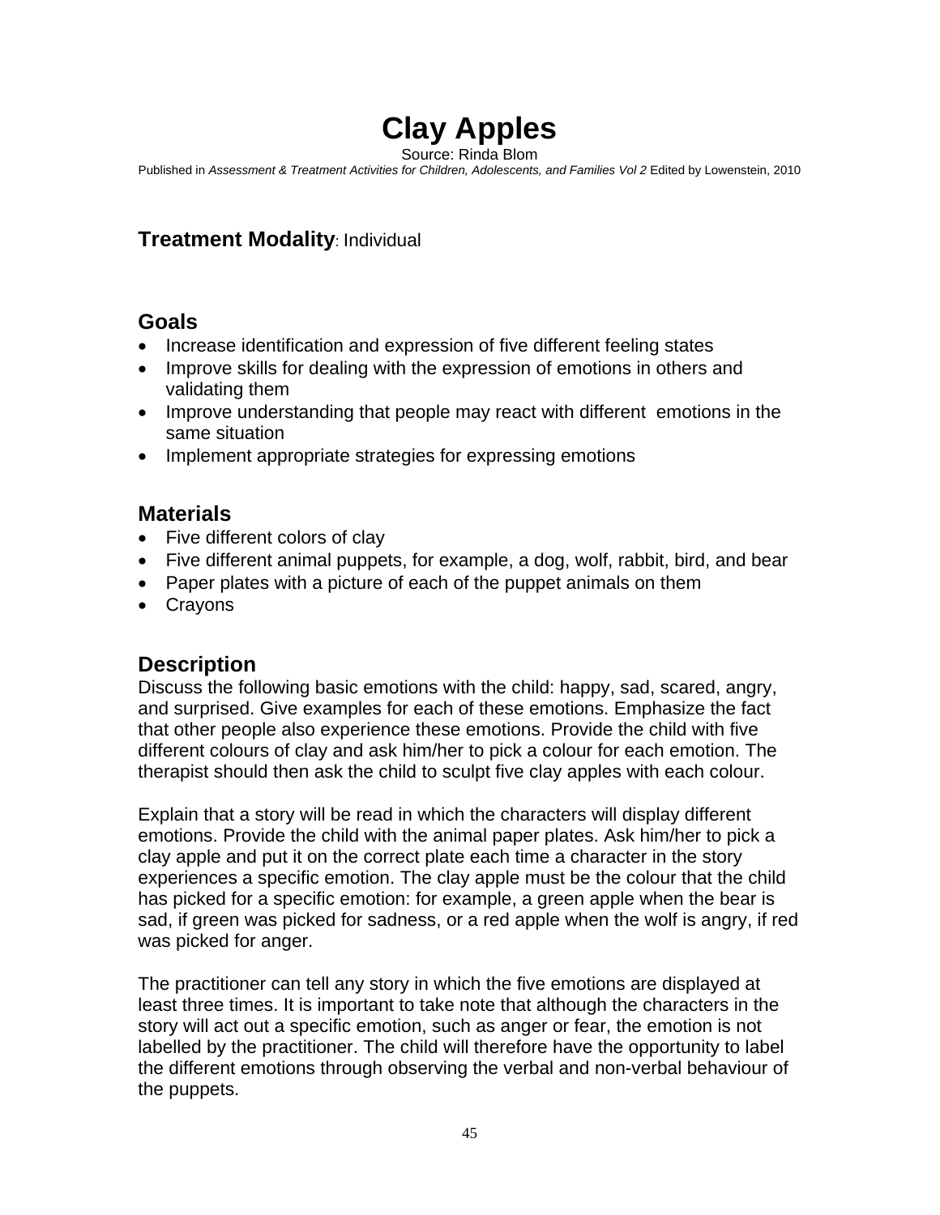# Clay Apples

Source: Rinda Blom

Published in *Assessment & Treatment Activities for Children, Adolescents, and Families Vol 2* Edited by Lowenstein, 2010

**Treatment Modality**: Individual

## Goals

- Increase identification and expression of five different feeling states
- Improve skills for dealing with the expression of emotions in others and validating them
- Improve understanding that people may react with different emotions in the same situation
- Implement appropriate strategies for expressing emotions

## Materials

- Five different colors of clay
- Five different animal puppets, for example, a dog, wolf, rabbit, bird, and bear
- Paper plates with a picture of each of the puppet animals on them
- Crayons

## Description

Discuss the following basic emotions with the child: happy, sad, scared, angry, and surprised. Give examples for each of these emotions. Emphasize the fact that other people also experience these emotions. Provide the child with five different colours of clay and ask him/her to pick a colour for each emotion. The therapist should then ask the child to sculpt five clay apples with each colour.

Explain that a story will be read in which the characters will display different emotions. Provide the child with the animal paper plates. Ask him/her to pick a clay apple and put it on the correct plate each time a character in the story experiences a specific emotion. The clay apple must be the colour that the child has picked for a specific emotion: for example, a green apple when the bear is sad, if green was picked for sadness, or a red apple when the wolf is angry, if red was picked for anger.

The practitioner can tell any story in which the five emotions are displayed at least three times. It is important to take note that although the characters in the story will act out a specific emotion, such as anger or fear, the emotion is not labelled by the practitioner. The child will therefore have the opportunity to label the different emotions through observing the verbal and non-verbal behaviour of the puppets.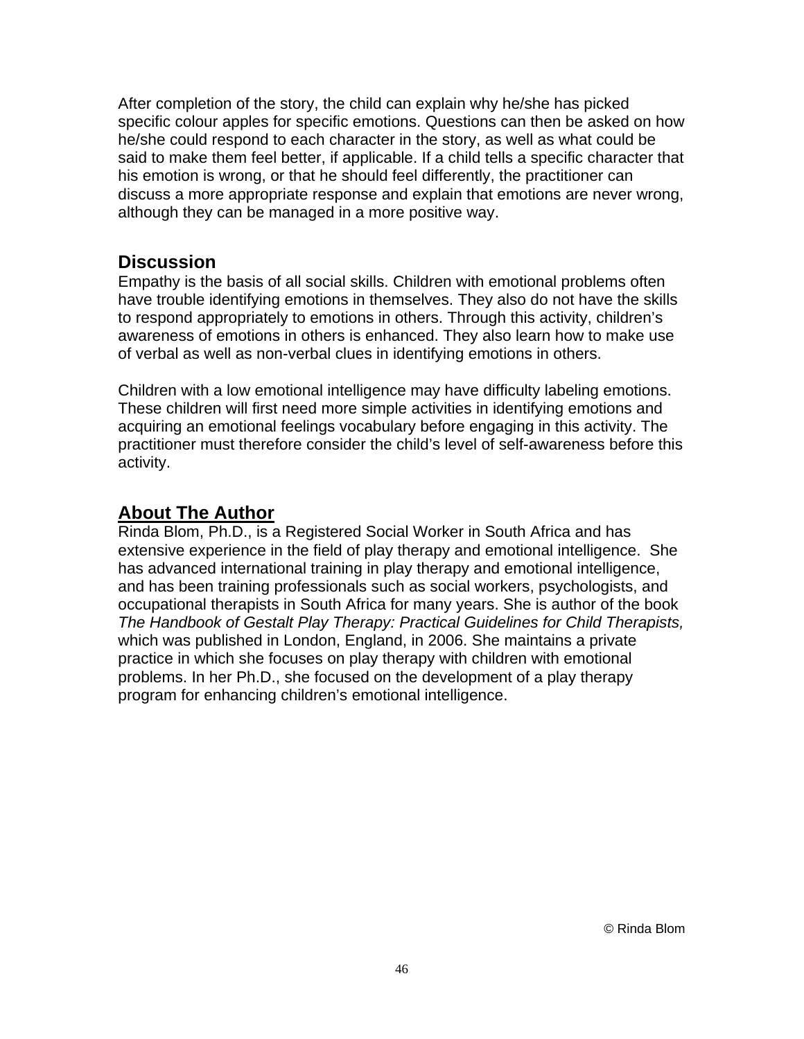After completion of the story, the child can explain why he/she has picked specific colour apples for specific emotions. Questions can then be asked on how he/she could respond to each character in the story, as well as what could be said to make them feel better, if applicable. If a child tells a specific character that his emotion is wrong, or that he should feel differently, the practitioner can discuss a more appropriate response and explain that emotions are never wrong, although they can be managed in a more positive way.

## Discussion

Empathy is the basis of all social skills. Children with emotional problems often have trouble identifying emotions in themselves. They also do not have the skills to respond appropriately to emotions in others. Through this activity, children's awareness of emotions in others is enhanced. They also learn how to make use of verbal as well as non-verbal clues in identifying emotions in others.

Children with a low emotional intelligence may have difficulty labeling emotions. These children will first need more simple activities in identifying emotions and acquiring an emotional feelings vocabulary before engaging in this activity. The practitioner must therefore consider the child's level of self-awareness before this activity.

## About The Author

Rinda Blom, Ph.D., is a Registered Social Worker in South Africa and has extensive experience in the field of play therapy and emotional intelligence. She has advanced international training in play therapy and emotional intelligence, and has been training professionals such as social workers, psychologists, and occupational therapists in South Africa for many years. She is author of the book *The Handbook of Gestalt Play Therapy: Practical Guidelines for Child Therapists,* which was published in London, England, in 2006. She maintains a private practice in which she focuses on play therapy with children with emotional problems. In her Ph.D., she focused on the development of a play therapy program for enhancing children's emotional intelligence.

© Rinda Blom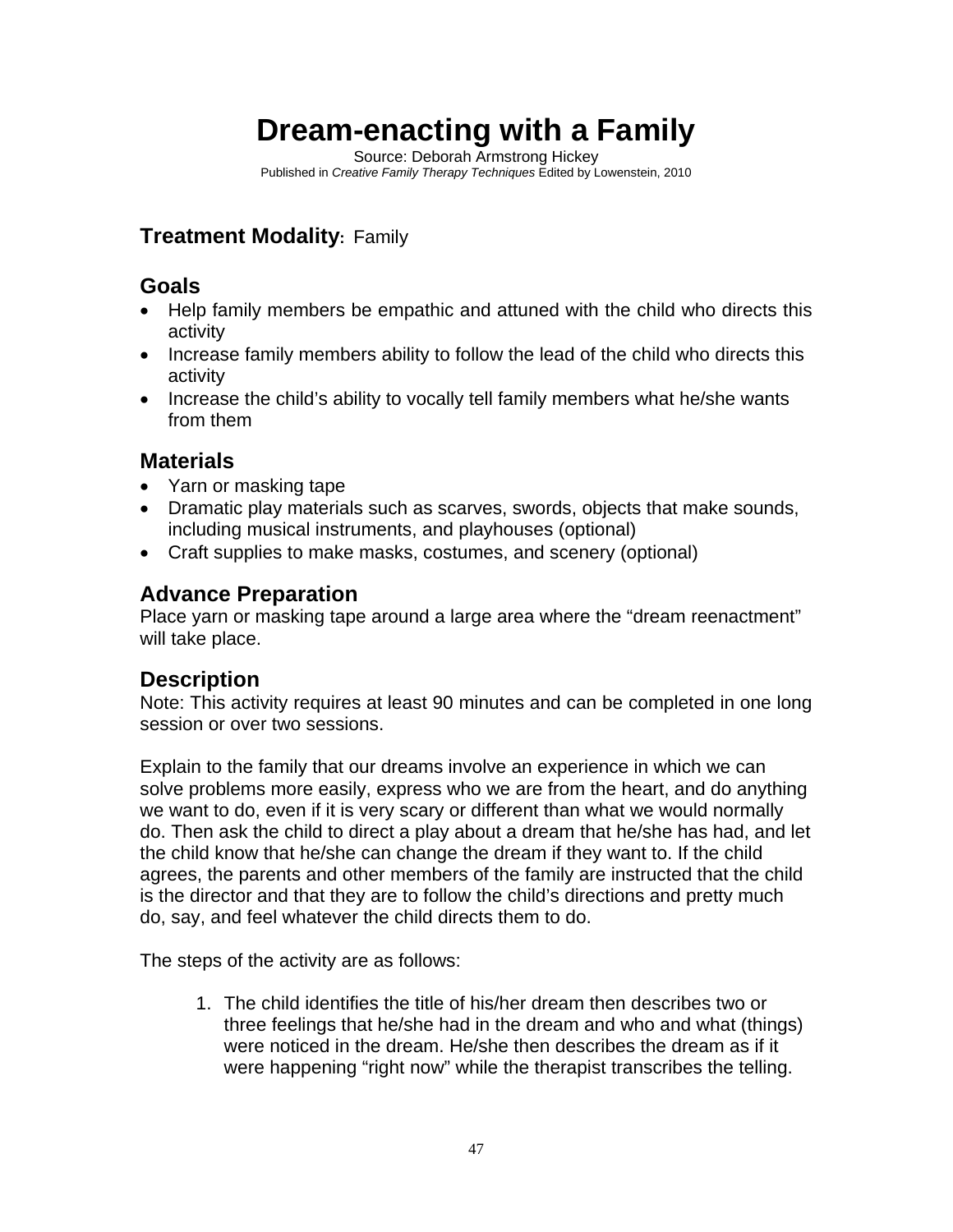# Dream-enacting with a Family

Source: Deborah Armstrong Hickey
Published in *Creative Family Therapy Techniques* Edited by Lowenstein, 2010

## Treatment Modality: Family

## Goals

- Help family members be empathic and attuned with the child who directs this activity
- Increase family members ability to follow the lead of the child who directs this activity
- Increase the child's ability to vocally tell family members what he/she wants from them

## Materials

- Yarn or masking tape
- Dramatic play materials such as scarves, swords, objects that make sounds, including musical instruments, and playhouses (optional)
- Craft supplies to make masks, costumes, and scenery (optional)

## Advance Preparation

Place yarn or masking tape around a large area where the "dream reenactment" will take place.

## Description

Note: This activity requires at least 90 minutes and can be completed in one long session or over two sessions.

Explain to the family that our dreams involve an experience in which we can solve problems more easily, express who we are from the heart, and do anything we want to do, even if it is very scary or different than what we would normally do. Then ask the child to direct a play about a dream that he/she has had, and let the child know that he/she can change the dream if they want to. If the child agrees, the parents and other members of the family are instructed that the child is the director and that they are to follow the child's directions and pretty much do, say, and feel whatever the child directs them to do.

The steps of the activity are as follows:

1. The child identifies the title of his/her dream then describes two or three feelings that he/she had in the dream and who and what (things) were noticed in the dream. He/she then describes the dream as if it were happening "right now" while the therapist transcribes the telling.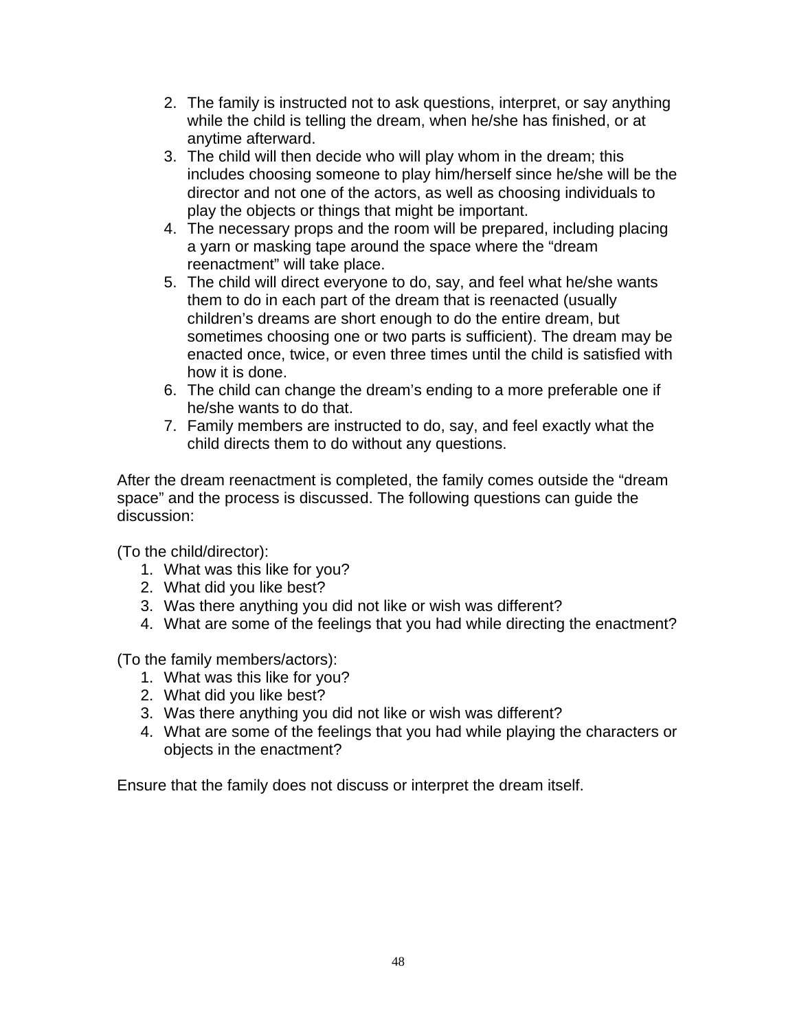2. The family is instructed not to ask questions, interpret, or say anything while the child is telling the dream, when he/she has finished, or at anytime afterward.
3. The child will then decide who will play whom in the dream; this includes choosing someone to play him/herself since he/she will be the director and not one of the actors, as well as choosing individuals to play the objects or things that might be important.
4. The necessary props and the room will be prepared, including placing a yarn or masking tape around the space where the "dream reenactment" will take place.
5. The child will direct everyone to do, say, and feel what he/she wants them to do in each part of the dream that is reenacted (usually children's dreams are short enough to do the entire dream, but sometimes choosing one or two parts is sufficient). The dream may be enacted once, twice, or even three times until the child is satisfied with how it is done.
6. The child can change the dream's ending to a more preferable one if he/she wants to do that.
7. Family members are instructed to do, say, and feel exactly what the child directs them to do without any questions.

After the dream reenactment is completed, the family comes outside the "dream space" and the process is discussed. The following questions can guide the discussion:

(To the child/director):

1. What was this like for you?
2. What did you like best?
3. Was there anything you did not like or wish was different?
4. What are some of the feelings that you had while directing the enactment?

(To the family members/actors):

1. What was this like for you?
2. What did you like best?
3. Was there anything you did not like or wish was different?
4. What are some of the feelings that you had while playing the characters or objects in the enactment?

Ensure that the family does not discuss or interpret the dream itself.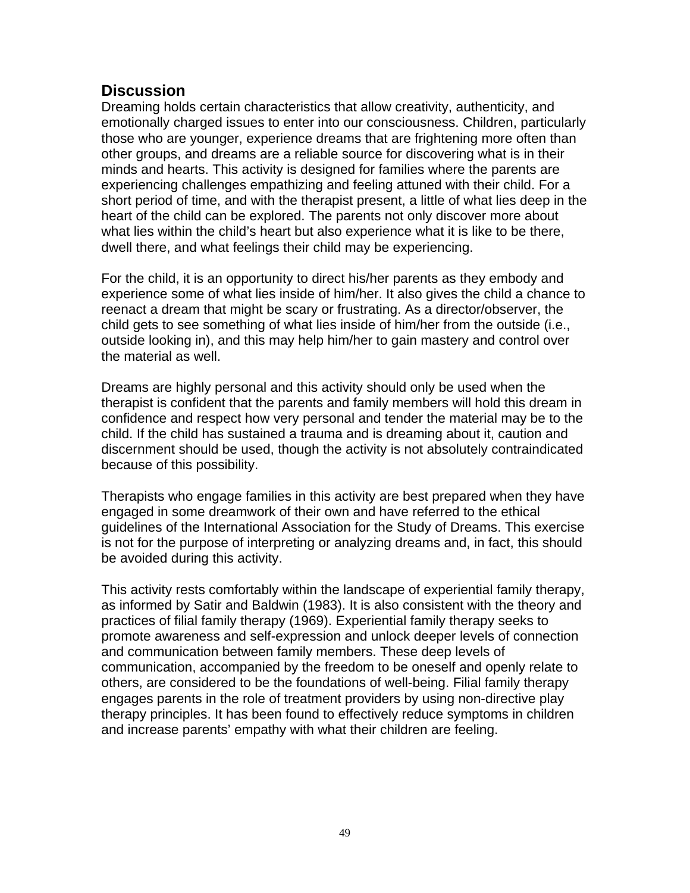## Discussion

Dreaming holds certain characteristics that allow creativity, authenticity, and emotionally charged issues to enter into our consciousness. Children, particularly those who are younger, experience dreams that are frightening more often than other groups, and dreams are a reliable source for discovering what is in their minds and hearts. This activity is designed for families where the parents are experiencing challenges empathizing and feeling attuned with their child. For a short period of time, and with the therapist present, a little of what lies deep in the heart of the child can be explored. The parents not only discover more about what lies within the child's heart but also experience what it is like to be there, dwell there, and what feelings their child may be experiencing.

For the child, it is an opportunity to direct his/her parents as they embody and experience some of what lies inside of him/her. It also gives the child a chance to reenact a dream that might be scary or frustrating. As a director/observer, the child gets to see something of what lies inside of him/her from the outside (i.e., outside looking in), and this may help him/her to gain mastery and control over the material as well.

Dreams are highly personal and this activity should only be used when the therapist is confident that the parents and family members will hold this dream in confidence and respect how very personal and tender the material may be to the child. If the child has sustained a trauma and is dreaming about it, caution and discernment should be used, though the activity is not absolutely contraindicated because of this possibility.

Therapists who engage families in this activity are best prepared when they have engaged in some dreamwork of their own and have referred to the ethical guidelines of the International Association for the Study of Dreams. This exercise is not for the purpose of interpreting or analyzing dreams and, in fact, this should be avoided during this activity.

This activity rests comfortably within the landscape of experiential family therapy, as informed by Satir and Baldwin (1983). It is also consistent with the theory and practices of filial family therapy (1969). Experiential family therapy seeks to promote awareness and self-expression and unlock deeper levels of connection and communication between family members. These deep levels of communication, accompanied by the freedom to be oneself and openly relate to others, are considered to be the foundations of well-being. Filial family therapy engages parents in the role of treatment providers by using non-directive play therapy principles. It has been found to effectively reduce symptoms in children and increase parents' empathy with what their children are feeling.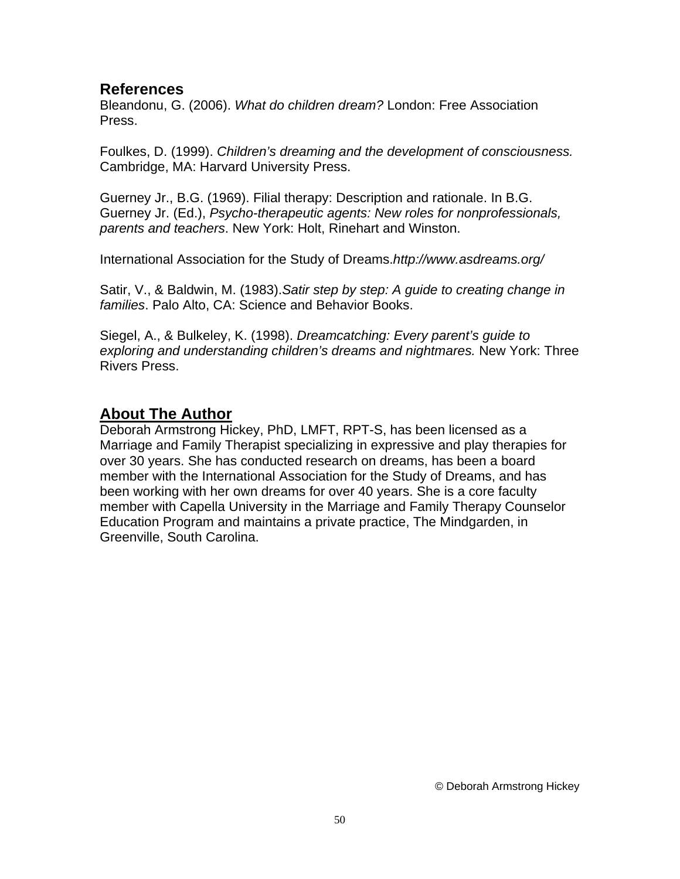## References

Bleandonu, G. (2006). *What do children dream?* London: Free Association Press.

Foulkes, D. (1999). *Children's dreaming and the development of consciousness.* Cambridge, MA: Harvard University Press.

Guerney Jr., B.G. (1969). Filial therapy: Description and rationale. In B.G. Guerney Jr. (Ed.), *Psycho-therapeutic agents: New roles for nonprofessionals, parents and teachers*. New York: Holt, Rinehart and Winston.

International Association for the Study of Dreams.*http://www.asdreams.org/*

Satir, V., & Baldwin, M. (1983).*Satir step by step: A guide to creating change in families*. Palo Alto, CA: Science and Behavior Books.

Siegel, A., & Bulkeley, K. (1998). *Dreamcatching: Every parent's guide to exploring and understanding children's dreams and nightmares.* New York: Three Rivers Press.

## About The Author

Deborah Armstrong Hickey, PhD, LMFT, RPT-S, has been licensed as a Marriage and Family Therapist specializing in expressive and play therapies for over 30 years. She has conducted research on dreams, has been a board member with the International Association for the Study of Dreams, and has been working with her own dreams for over 40 years. She is a core faculty member with Capella University in the Marriage and Family Therapy Counselor Education Program and maintains a private practice, The Mindgarden, in Greenville, South Carolina.

© Deborah Armstrong Hickey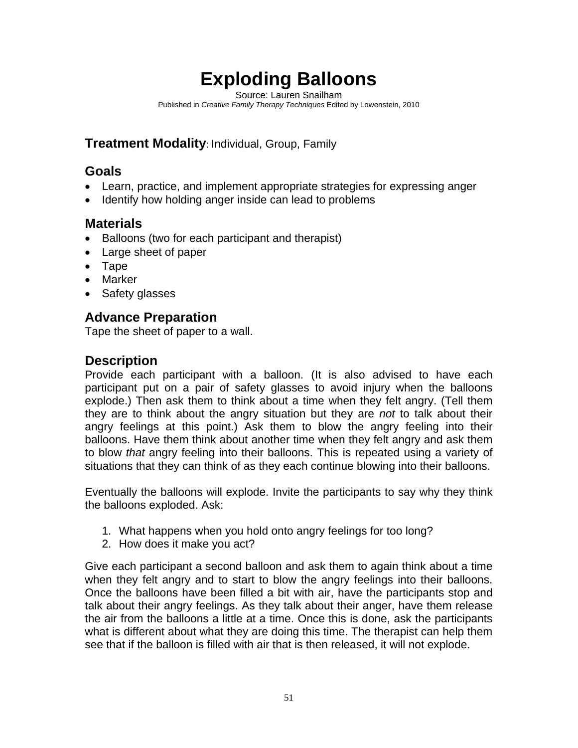# Exploding Balloons

Source: Lauren Snailham
Published in *Creative Family Therapy Techniques* Edited by Lowenstein, 2010

**Treatment Modality**: Individual, Group, Family

## Goals

- Learn, practice, and implement appropriate strategies for expressing anger
- Identify how holding anger inside can lead to problems

## Materials

- Balloons (two for each participant and therapist)
- Large sheet of paper
- Tape
- Marker
- Safety glasses

## Advance Preparation

Tape the sheet of paper to a wall.

## Description

Provide each participant with a balloon. (It is also advised to have each participant put on a pair of safety glasses to avoid injury when the balloons explode.) Then ask them to think about a time when they felt angry. (Tell them they are to think about the angry situation but they are *not* to talk about their angry feelings at this point.) Ask them to blow the angry feeling into their balloons. Have them think about another time when they felt angry and ask them to blow *that* angry feeling into their balloons. This is repeated using a variety of situations that they can think of as they each continue blowing into their balloons.

Eventually the balloons will explode. Invite the participants to say why they think the balloons exploded. Ask:

1. What happens when you hold onto angry feelings for too long?
2. How does it make you act?

Give each participant a second balloon and ask them to again think about a time when they felt angry and to start to blow the angry feelings into their balloons. Once the balloons have been filled a bit with air, have the participants stop and talk about their angry feelings. As they talk about their anger, have them release the air from the balloons a little at a time. Once this is done, ask the participants what is different about what they are doing this time. The therapist can help them see that if the balloon is filled with air that is then released, it will not explode.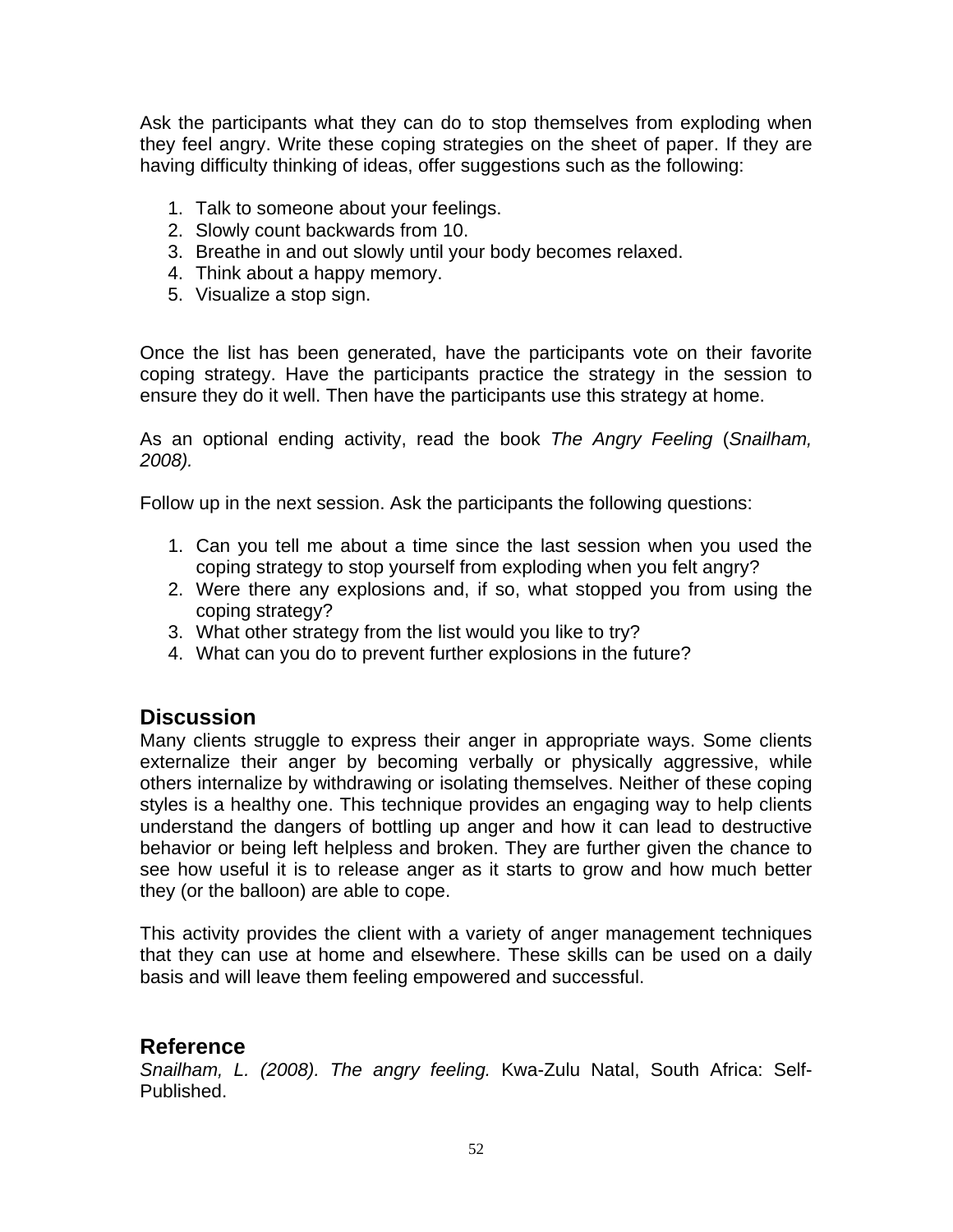Ask the participants what they can do to stop themselves from exploding when they feel angry. Write these coping strategies on the sheet of paper. If they are having difficulty thinking of ideas, offer suggestions such as the following:

1. Talk to someone about your feelings.
2. Slowly count backwards from 10.
3. Breathe in and out slowly until your body becomes relaxed.
4. Think about a happy memory.
5. Visualize a stop sign.

Once the list has been generated, have the participants vote on their favorite coping strategy. Have the participants practice the strategy in the session to ensure they do it well. Then have the participants use this strategy at home.

As an optional ending activity, read the book *The Angry Feeling* (*Snailham, 2008).*

Follow up in the next session. Ask the participants the following questions:

1. Can you tell me about a time since the last session when you used the coping strategy to stop yourself from exploding when you felt angry?
2. Were there any explosions and, if so, what stopped you from using the coping strategy?
3. What other strategy from the list would you like to try?
4. What can you do to prevent further explosions in the future?

## Discussion

Many clients struggle to express their anger in appropriate ways. Some clients externalize their anger by becoming verbally or physically aggressive, while others internalize by withdrawing or isolating themselves. Neither of these coping styles is a healthy one. This technique provides an engaging way to help clients understand the dangers of bottling up anger and how it can lead to destructive behavior or being left helpless and broken. They are further given the chance to see how useful it is to release anger as it starts to grow and how much better they (or the balloon) are able to cope.

This activity provides the client with a variety of anger management techniques that they can use at home and elsewhere. These skills can be used on a daily basis and will leave them feeling empowered and successful.

## Reference

*Snailham, L. (2008). The angry feeling.* Kwa-Zulu Natal, South Africa: Self-Published.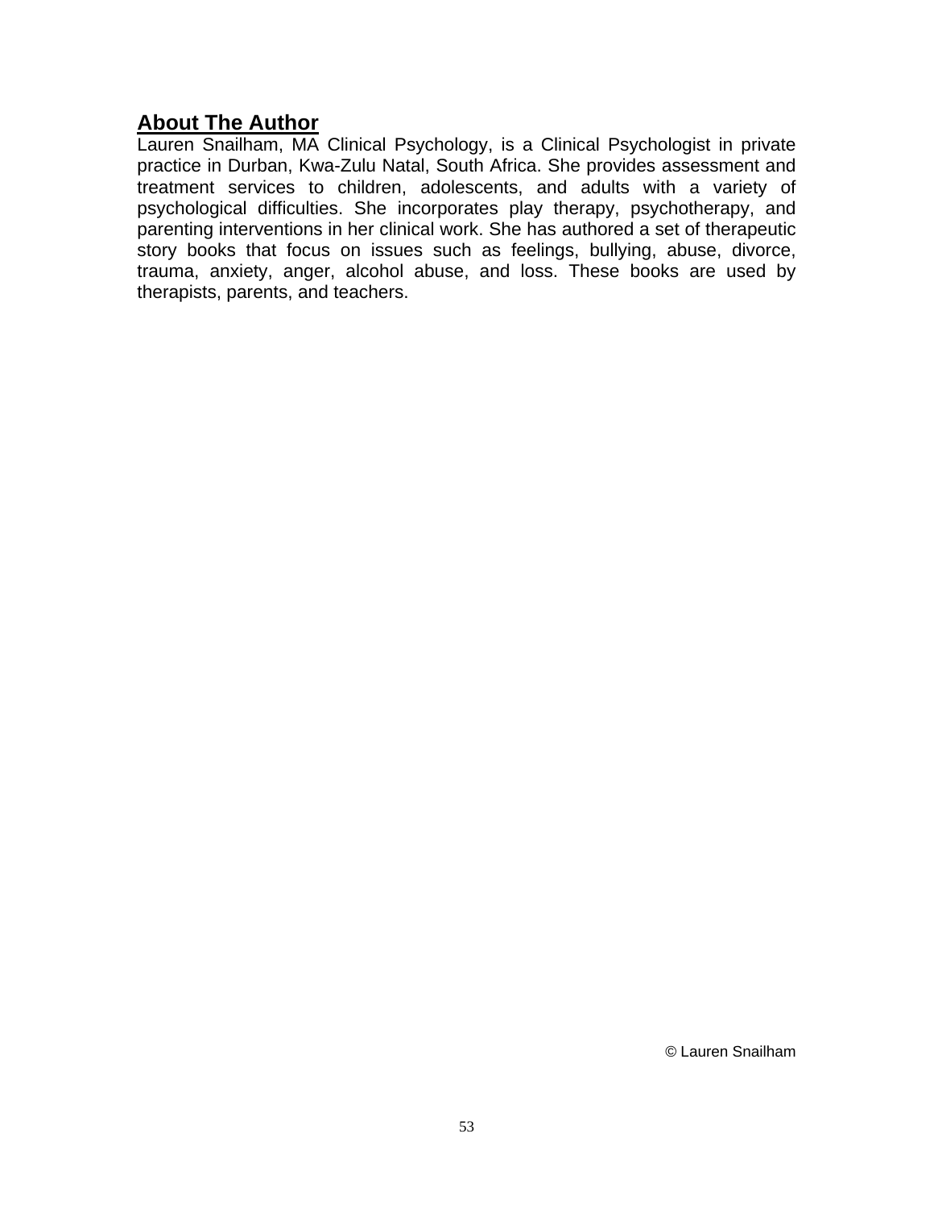## About The Author

Lauren Snailham, MA Clinical Psychology, is a Clinical Psychologist in private practice in Durban, Kwa-Zulu Natal, South Africa. She provides assessment and treatment services to children, adolescents, and adults with a variety of psychological difficulties. She incorporates play therapy, psychotherapy, and parenting interventions in her clinical work. She has authored a set of therapeutic story books that focus on issues such as feelings, bullying, abuse, divorce, trauma, anxiety, anger, alcohol abuse, and loss. These books are used by therapists, parents, and teachers.

© Lauren Snailham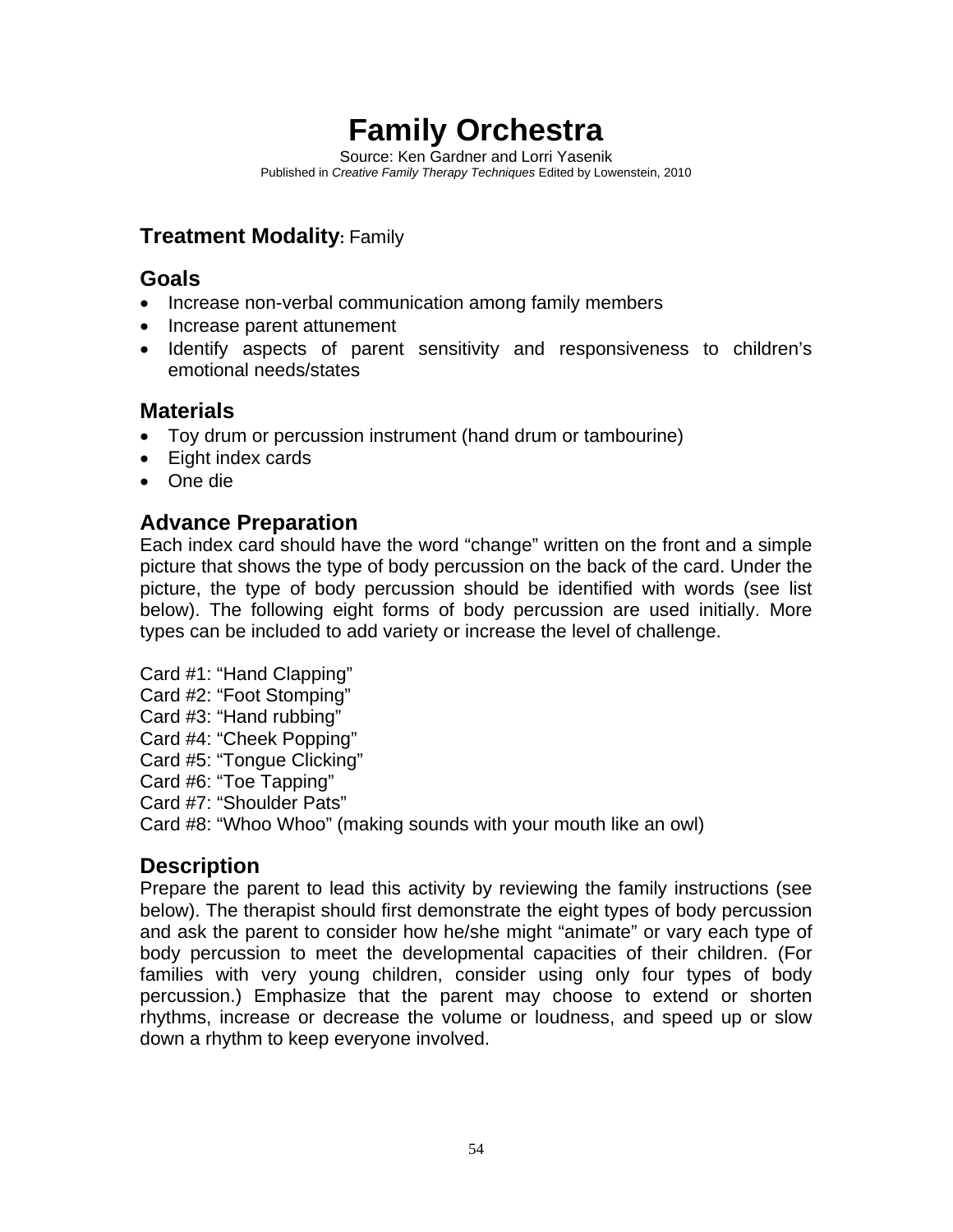# Family Orchestra

Source: Ken Gardner and Lorri Yasenik

Published in *Creative Family Therapy Techniques* Edited by Lowenstein, 2010

## Treatment Modality: Family

## Goals

- Increase non-verbal communication among family members
- Increase parent attunement
- Identify aspects of parent sensitivity and responsiveness to children's emotional needs/states

## Materials

- Toy drum or percussion instrument (hand drum or tambourine)
- Eight index cards
- One die

## Advance Preparation

Each index card should have the word "change" written on the front and a simple picture that shows the type of body percussion on the back of the card. Under the picture, the type of body percussion should be identified with words (see list below). The following eight forms of body percussion are used initially. More types can be included to add variety or increase the level of challenge.

Card #1: "Hand Clapping"
Card #2: "Foot Stomping"
Card #3: "Hand rubbing"
Card #4: "Cheek Popping"
Card #5: "Tongue Clicking"
Card #6: "Toe Tapping"
Card #7: "Shoulder Pats"
Card #8: "Whoo Whoo" (making sounds with your mouth like an owl)

## Description

Prepare the parent to lead this activity by reviewing the family instructions (see below). The therapist should first demonstrate the eight types of body percussion and ask the parent to consider how he/she might "animate" or vary each type of body percussion to meet the developmental capacities of their children. (For families with very young children, consider using only four types of body percussion.) Emphasize that the parent may choose to extend or shorten rhythms, increase or decrease the volume or loudness, and speed up or slow down a rhythm to keep everyone involved.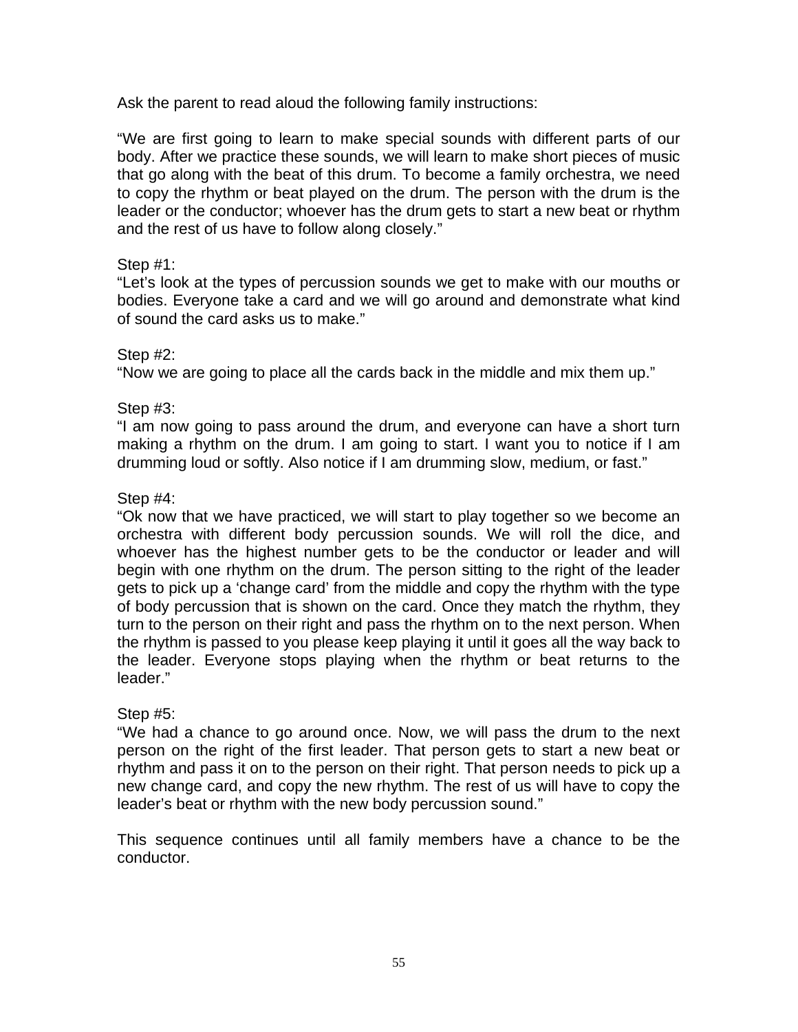Ask the parent to read aloud the following family instructions:

"We are first going to learn to make special sounds with different parts of our body. After we practice these sounds, we will learn to make short pieces of music that go along with the beat of this drum. To become a family orchestra, we need to copy the rhythm or beat played on the drum. The person with the drum is the leader or the conductor; whoever has the drum gets to start a new beat or rhythm and the rest of us have to follow along closely."

Step #1:
"Let's look at the types of percussion sounds we get to make with our mouths or bodies. Everyone take a card and we will go around and demonstrate what kind of sound the card asks us to make."

Step #2:
"Now we are going to place all the cards back in the middle and mix them up."

Step #3:
"I am now going to pass around the drum, and everyone can have a short turn making a rhythm on the drum. I am going to start. I want you to notice if I am drumming loud or softly. Also notice if I am drumming slow, medium, or fast."

Step #4:
"Ok now that we have practiced, we will start to play together so we become an orchestra with different body percussion sounds. We will roll the dice, and whoever has the highest number gets to be the conductor or leader and will begin with one rhythm on the drum. The person sitting to the right of the leader gets to pick up a 'change card' from the middle and copy the rhythm with the type of body percussion that is shown on the card. Once they match the rhythm, they turn to the person on their right and pass the rhythm on to the next person. When the rhythm is passed to you please keep playing it until it goes all the way back to the leader. Everyone stops playing when the rhythm or beat returns to the leader."

Step #5:
"We had a chance to go around once. Now, we will pass the drum to the next person on the right of the first leader. That person gets to start a new beat or rhythm and pass it on to the person on their right. That person needs to pick up a new change card, and copy the new rhythm. The rest of us will have to copy the leader's beat or rhythm with the new body percussion sound."

This sequence continues until all family members have a chance to be the conductor.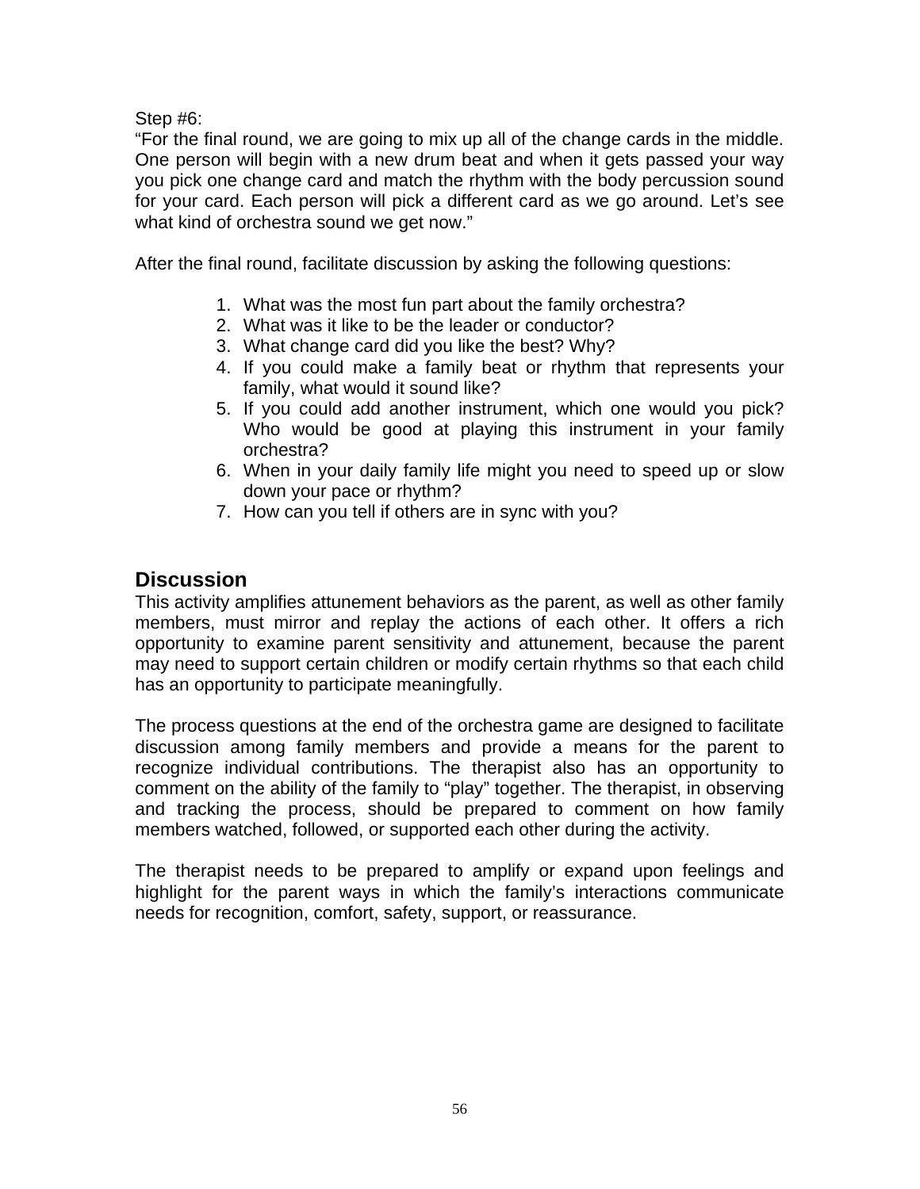Step #6:

"For the final round, we are going to mix up all of the change cards in the middle. One person will begin with a new drum beat and when it gets passed your way you pick one change card and match the rhythm with the body percussion sound for your card. Each person will pick a different card as we go around. Let's see what kind of orchestra sound we get now."

After the final round, facilitate discussion by asking the following questions:

1. What was the most fun part about the family orchestra?
2. What was it like to be the leader or conductor?
3. What change card did you like the best? Why?
4. If you could make a family beat or rhythm that represents your family, what would it sound like?
5. If you could add another instrument, which one would you pick? Who would be good at playing this instrument in your family orchestra?
6. When in your daily family life might you need to speed up or slow down your pace or rhythm?
7. How can you tell if others are in sync with you?

## Discussion

This activity amplifies attunement behaviors as the parent, as well as other family members, must mirror and replay the actions of each other. It offers a rich opportunity to examine parent sensitivity and attunement, because the parent may need to support certain children or modify certain rhythms so that each child has an opportunity to participate meaningfully.

The process questions at the end of the orchestra game are designed to facilitate discussion among family members and provide a means for the parent to recognize individual contributions. The therapist also has an opportunity to comment on the ability of the family to "play" together. The therapist, in observing and tracking the process, should be prepared to comment on how family members watched, followed, or supported each other during the activity.

The therapist needs to be prepared to amplify or expand upon feelings and highlight for the parent ways in which the family's interactions communicate needs for recognition, comfort, safety, support, or reassurance.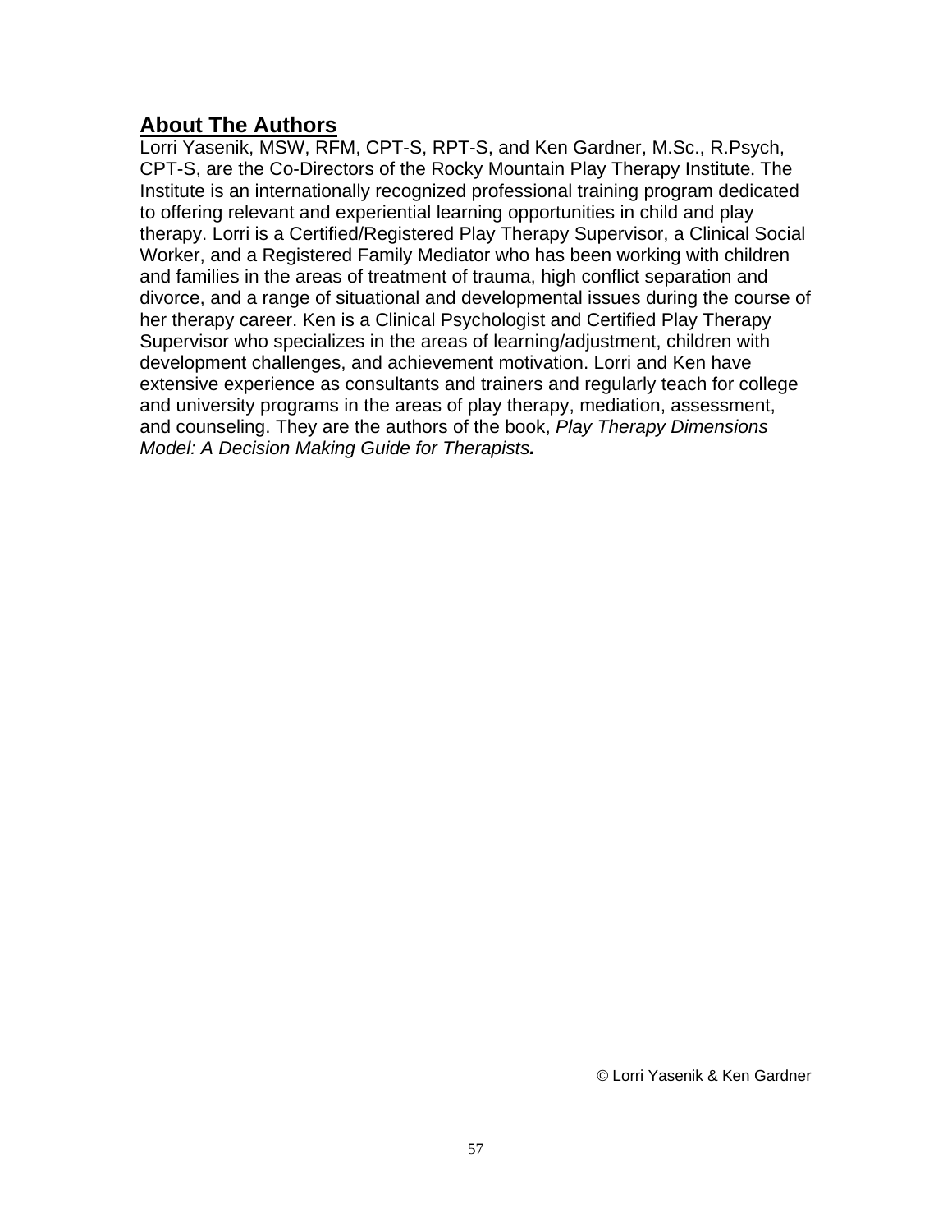## About The Authors

Lorri Yasenik, MSW, RFM, CPT-S, RPT-S, and Ken Gardner, M.Sc., R.Psych, CPT-S, are the Co-Directors of the Rocky Mountain Play Therapy Institute. The Institute is an internationally recognized professional training program dedicated to offering relevant and experiential learning opportunities in child and play therapy. Lorri is a Certified/Registered Play Therapy Supervisor, a Clinical Social Worker, and a Registered Family Mediator who has been working with children and families in the areas of treatment of trauma, high conflict separation and divorce, and a range of situational and developmental issues during the course of her therapy career. Ken is a Clinical Psychologist and Certified Play Therapy Supervisor who specializes in the areas of learning/adjustment, children with development challenges, and achievement motivation. Lorri and Ken have extensive experience as consultants and trainers and regularly teach for college and university programs in the areas of play therapy, mediation, assessment, and counseling. They are the authors of the book, *Play Therapy Dimensions Model: A Decision Making Guide for Therapists.*

© Lorri Yasenik & Ken Gardner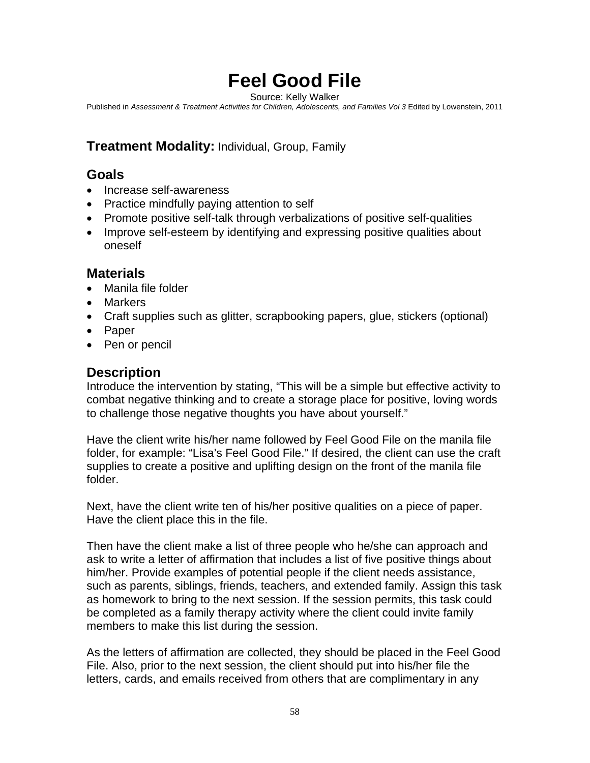# Feel Good File

Source: Kelly Walker

Published in *Assessment & Treatment Activities for Children, Adolescents, and Families Vol 3* Edited by Lowenstein, 2011

## Treatment Modality: Individual, Group, Family

## Goals

- Increase self-awareness
- Practice mindfully paying attention to self
- Promote positive self-talk through verbalizations of positive self-qualities
- Improve self-esteem by identifying and expressing positive qualities about oneself

## Materials

- Manila file folder
- Markers
- Craft supplies such as glitter, scrapbooking papers, glue, stickers (optional)
- Paper
- Pen or pencil

## Description

Introduce the intervention by stating, "This will be a simple but effective activity to combat negative thinking and to create a storage place for positive, loving words to challenge those negative thoughts you have about yourself."

Have the client write his/her name followed by Feel Good File on the manila file folder, for example: "Lisa's Feel Good File." If desired, the client can use the craft supplies to create a positive and uplifting design on the front of the manila file folder.

Next, have the client write ten of his/her positive qualities on a piece of paper. Have the client place this in the file.

Then have the client make a list of three people who he/she can approach and ask to write a letter of affirmation that includes a list of five positive things about him/her. Provide examples of potential people if the client needs assistance, such as parents, siblings, friends, teachers, and extended family. Assign this task as homework to bring to the next session. If the session permits, this task could be completed as a family therapy activity where the client could invite family members to make this list during the session.

As the letters of affirmation are collected, they should be placed in the Feel Good File. Also, prior to the next session, the client should put into his/her file the letters, cards, and emails received from others that are complimentary in any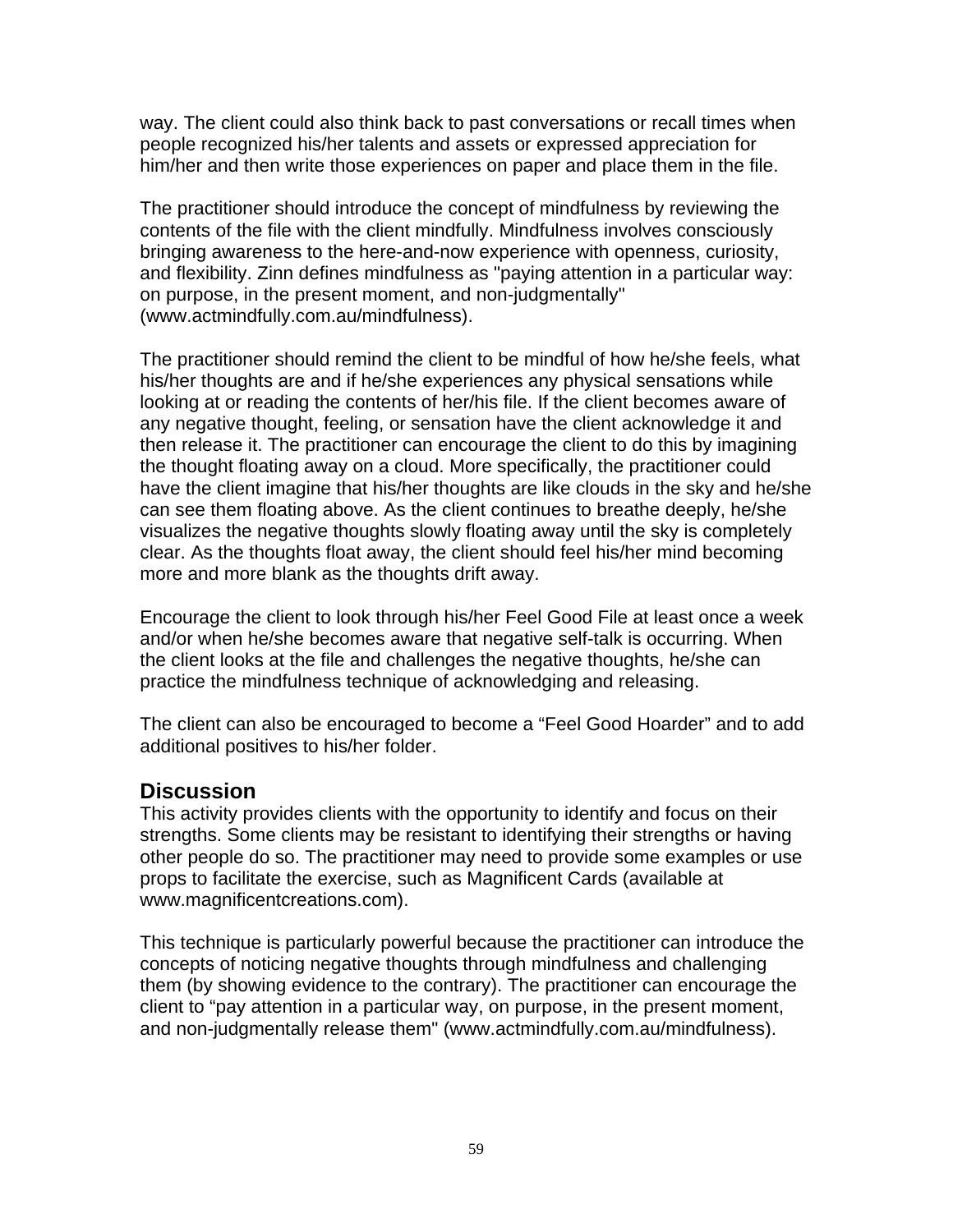way. The client could also think back to past conversations or recall times when people recognized his/her talents and assets or expressed appreciation for him/her and then write those experiences on paper and place them in the file.

The practitioner should introduce the concept of mindfulness by reviewing the contents of the file with the client mindfully. Mindfulness involves consciously bringing awareness to the here-and-now experience with openness, curiosity, and flexibility. Zinn defines mindfulness as "paying attention in a particular way: on purpose, in the present moment, and non-judgmentally" (www.actmindfully.com.au/mindfulness).

The practitioner should remind the client to be mindful of how he/she feels, what his/her thoughts are and if he/she experiences any physical sensations while looking at or reading the contents of her/his file. If the client becomes aware of any negative thought, feeling, or sensation have the client acknowledge it and then release it. The practitioner can encourage the client to do this by imagining the thought floating away on a cloud. More specifically, the practitioner could have the client imagine that his/her thoughts are like clouds in the sky and he/she can see them floating above. As the client continues to breathe deeply, he/she visualizes the negative thoughts slowly floating away until the sky is completely clear. As the thoughts float away, the client should feel his/her mind becoming more and more blank as the thoughts drift away.

Encourage the client to look through his/her Feel Good File at least once a week and/or when he/she becomes aware that negative self-talk is occurring. When the client looks at the file and challenges the negative thoughts, he/she can practice the mindfulness technique of acknowledging and releasing.

The client can also be encouraged to become a “Feel Good Hoarder” and to add additional positives to his/her folder.

## Discussion

This activity provides clients with the opportunity to identify and focus on their strengths. Some clients may be resistant to identifying their strengths or having other people do so. The practitioner may need to provide some examples or use props to facilitate the exercise, such as Magnificent Cards (available at www.magnificentcreations.com).

This technique is particularly powerful because the practitioner can introduce the concepts of noticing negative thoughts through mindfulness and challenging them (by showing evidence to the contrary). The practitioner can encourage the client to “pay attention in a particular way, on purpose, in the present moment, and non-judgmentally release them" (www.actmindfully.com.au/mindfulness).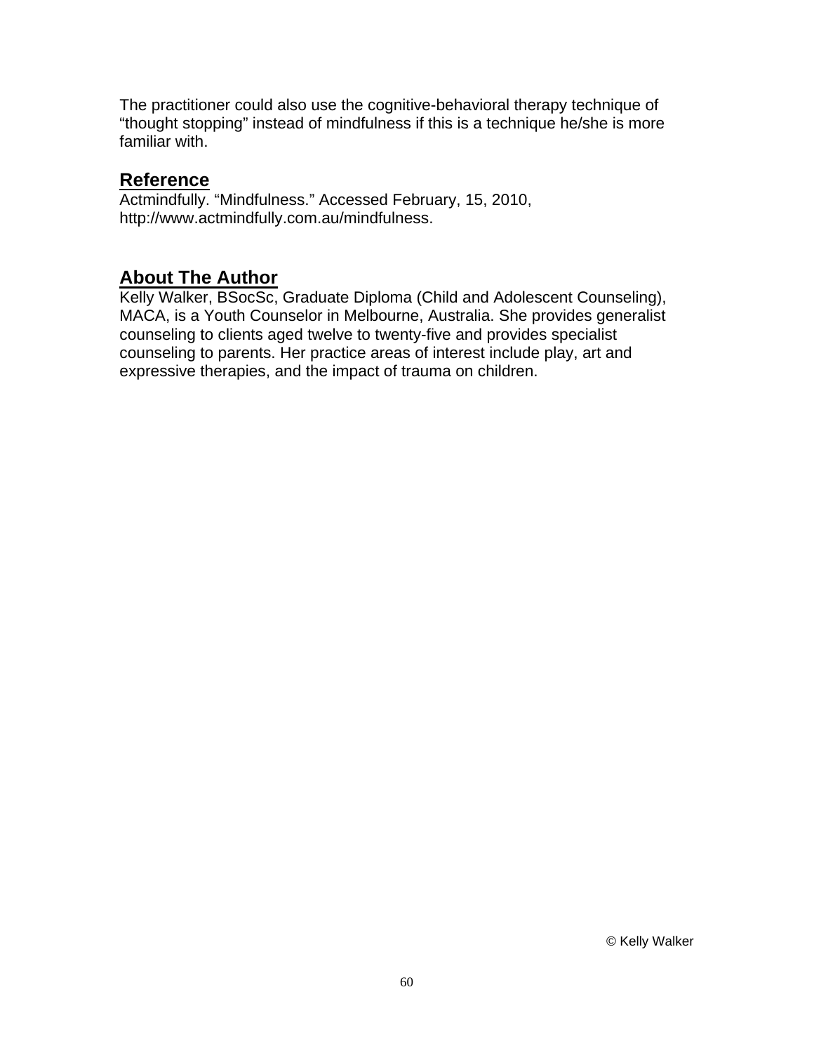The practitioner could also use the cognitive-behavioral therapy technique of "thought stopping" instead of mindfulness if this is a technique he/she is more familiar with.

## Reference

Actmindfully. "Mindfulness." Accessed February, 15, 2010, http://www.actmindfully.com.au/mindfulness.

## About The Author

Kelly Walker, BSocSc, Graduate Diploma (Child and Adolescent Counseling), MACA, is a Youth Counselor in Melbourne, Australia. She provides generalist counseling to clients aged twelve to twenty-five and provides specialist counseling to parents. Her practice areas of interest include play, art and expressive therapies, and the impact of trauma on children.

© Kelly Walker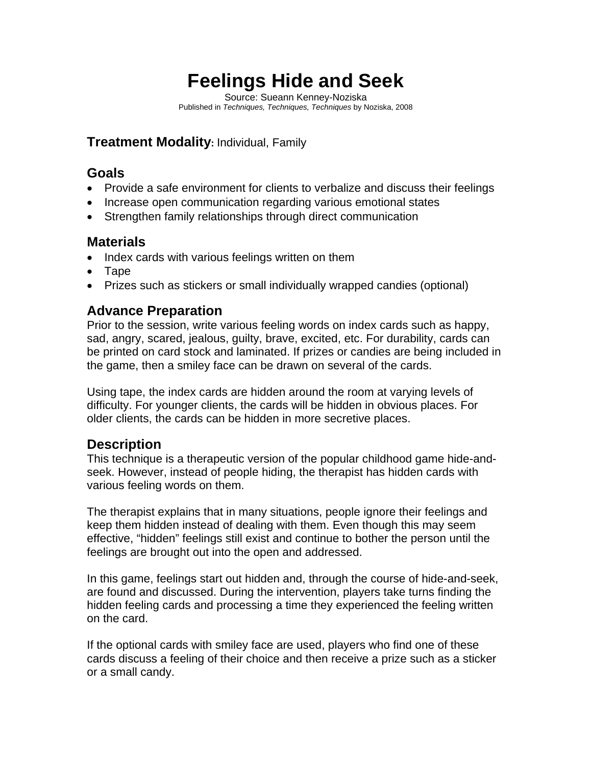# Feelings Hide and Seek

Source: Sueann Kenney-Noziska
Published in *Techniques, Techniques, Techniques* by Noziska, 2008

## Treatment Modality: Individual, Family

## Goals

- Provide a safe environment for clients to verbalize and discuss their feelings
- Increase open communication regarding various emotional states
- Strengthen family relationships through direct communication

## Materials

- Index cards with various feelings written on them
- Tape
- Prizes such as stickers or small individually wrapped candies (optional)

## Advance Preparation

Prior to the session, write various feeling words on index cards such as happy, sad, angry, scared, jealous, guilty, brave, excited, etc. For durability, cards can be printed on card stock and laminated. If prizes or candies are being included in the game, then a smiley face can be drawn on several of the cards.

Using tape, the index cards are hidden around the room at varying levels of difficulty. For younger clients, the cards will be hidden in obvious places. For older clients, the cards can be hidden in more secretive places.

## Description

This technique is a therapeutic version of the popular childhood game hide-and-seek. However, instead of people hiding, the therapist has hidden cards with various feeling words on them.

The therapist explains that in many situations, people ignore their feelings and keep them hidden instead of dealing with them. Even though this may seem effective, "hidden" feelings still exist and continue to bother the person until the feelings are brought out into the open and addressed.

In this game, feelings start out hidden and, through the course of hide-and-seek, are found and discussed. During the intervention, players take turns finding the hidden feeling cards and processing a time they experienced the feeling written on the card.

If the optional cards with smiley face are used, players who find one of these cards discuss a feeling of their choice and then receive a prize such as a sticker or a small candy.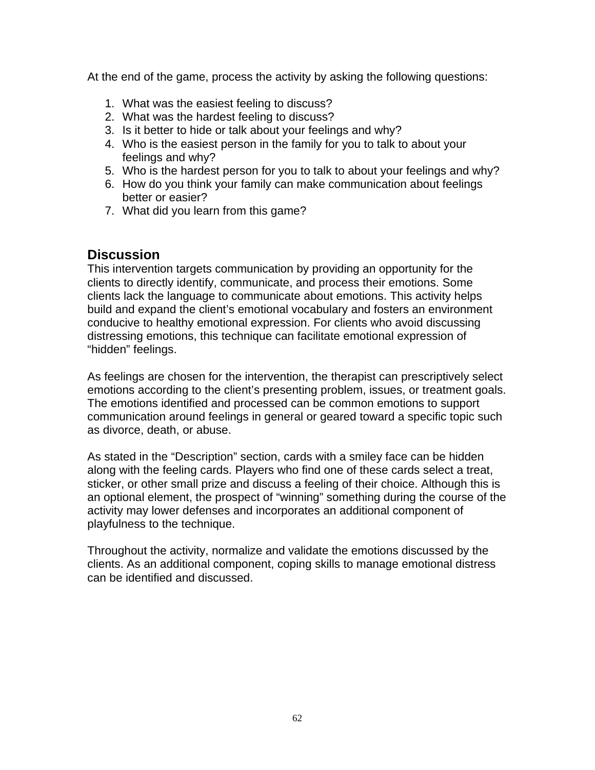At the end of the game, process the activity by asking the following questions:

1. What was the easiest feeling to discuss?
2. What was the hardest feeling to discuss?
3. Is it better to hide or talk about your feelings and why?
4. Who is the easiest person in the family for you to talk to about your feelings and why?
5. Who is the hardest person for you to talk to about your feelings and why?
6. How do you think your family can make communication about feelings better or easier?
7. What did you learn from this game?

## Discussion

This intervention targets communication by providing an opportunity for the clients to directly identify, communicate, and process their emotions. Some clients lack the language to communicate about emotions. This activity helps build and expand the client's emotional vocabulary and fosters an environment conducive to healthy emotional expression. For clients who avoid discussing distressing emotions, this technique can facilitate emotional expression of "hidden" feelings.

As feelings are chosen for the intervention, the therapist can prescriptively select emotions according to the client's presenting problem, issues, or treatment goals. The emotions identified and processed can be common emotions to support communication around feelings in general or geared toward a specific topic such as divorce, death, or abuse.

As stated in the "Description" section, cards with a smiley face can be hidden along with the feeling cards. Players who find one of these cards select a treat, sticker, or other small prize and discuss a feeling of their choice. Although this is an optional element, the prospect of "winning" something during the course of the activity may lower defenses and incorporates an additional component of playfulness to the technique.

Throughout the activity, normalize and validate the emotions discussed by the clients. As an additional component, coping skills to manage emotional distress can be identified and discussed.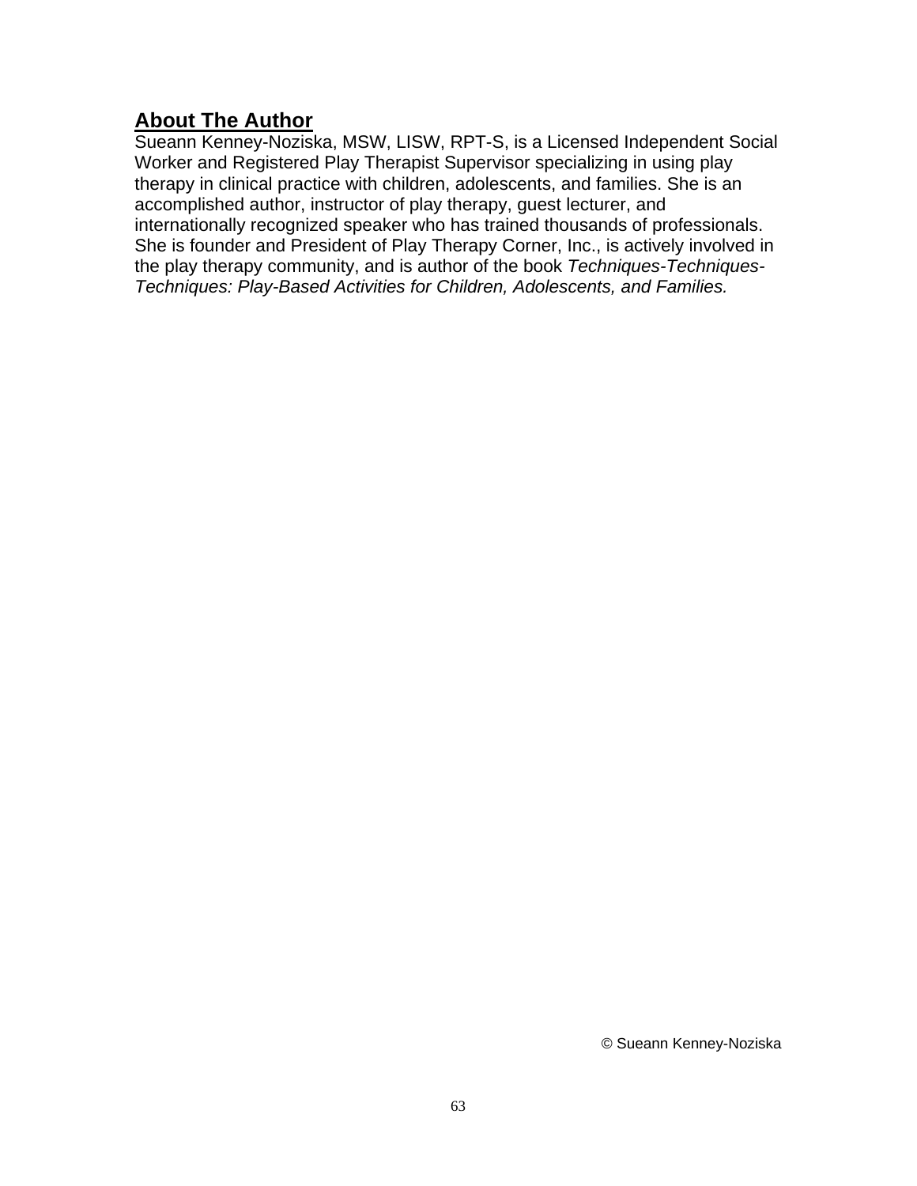## About The Author

Sueann Kenney-Noziska, MSW, LISW, RPT-S, is a Licensed Independent Social Worker and Registered Play Therapist Supervisor specializing in using play therapy in clinical practice with children, adolescents, and families. She is an accomplished author, instructor of play therapy, guest lecturer, and internationally recognized speaker who has trained thousands of professionals. She is founder and President of Play Therapy Corner, Inc., is actively involved in the play therapy community, and is author of the book *Techniques-Techniques-Techniques: Play-Based Activities for Children, Adolescents, and Families.*

© Sueann Kenney-Noziska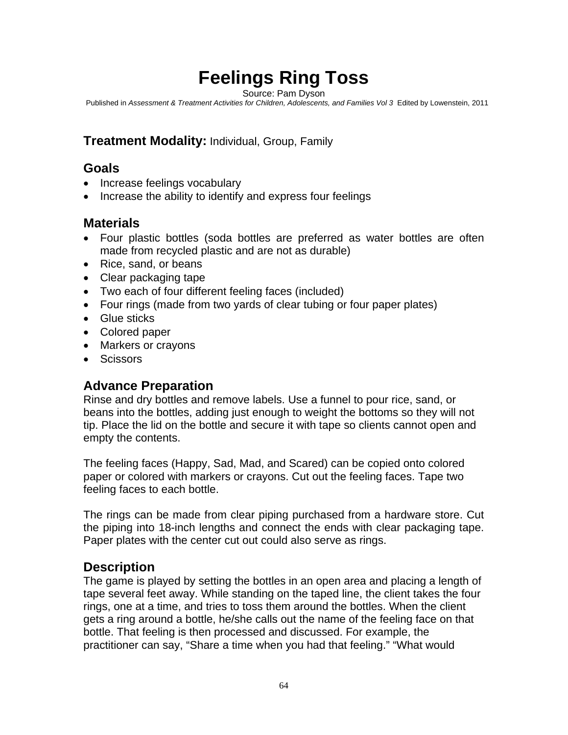# Feelings Ring Toss

Source: Pam Dyson

Published in *Assessment & Treatment Activities for Children, Adolescents, and Families Vol 3* Edited by Lowenstein, 2011

**Treatment Modality:** Individual, Group, Family

## Goals

- Increase feelings vocabulary
- Increase the ability to identify and express four feelings

## Materials

- Four plastic bottles (soda bottles are preferred as water bottles are often made from recycled plastic and are not as durable)
- Rice, sand, or beans
- Clear packaging tape
- Two each of four different feeling faces (included)
- Four rings (made from two yards of clear tubing or four paper plates)
- Glue sticks
- Colored paper
- Markers or crayons
- Scissors

## Advance Preparation

Rinse and dry bottles and remove labels. Use a funnel to pour rice, sand, or beans into the bottles, adding just enough to weight the bottoms so they will not tip. Place the lid on the bottle and secure it with tape so clients cannot open and empty the contents.

The feeling faces (Happy, Sad, Mad, and Scared) can be copied onto colored paper or colored with markers or crayons. Cut out the feeling faces. Tape two feeling faces to each bottle.

The rings can be made from clear piping purchased from a hardware store. Cut the piping into 18-inch lengths and connect the ends with clear packaging tape. Paper plates with the center cut out could also serve as rings.

## Description

The game is played by setting the bottles in an open area and placing a length of tape several feet away. While standing on the taped line, the client takes the four rings, one at a time, and tries to toss them around the bottles. When the client gets a ring around a bottle, he/she calls out the name of the feeling face on that bottle. That feeling is then processed and discussed. For example, the practitioner can say, "Share a time when you had that feeling." "What would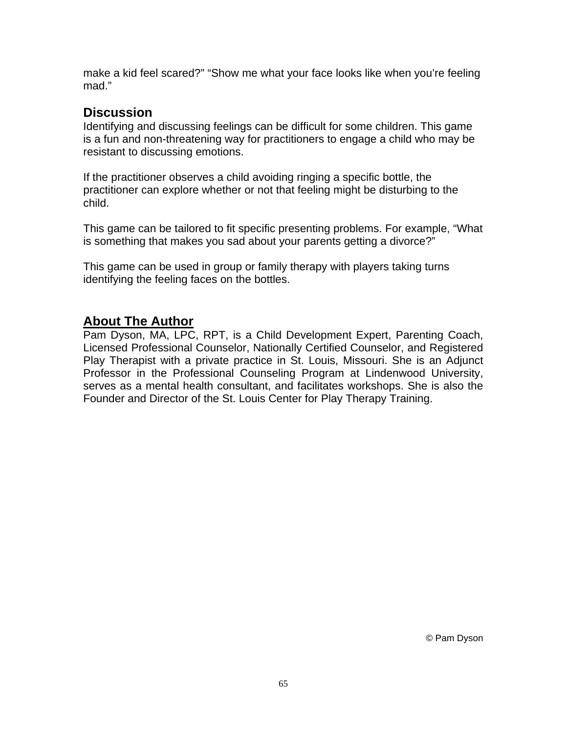make a kid feel scared?" "Show me what your face looks like when you're feeling mad."

## Discussion

Identifying and discussing feelings can be difficult for some children. This game is a fun and non-threatening way for practitioners to engage a child who may be resistant to discussing emotions.

If the practitioner observes a child avoiding ringing a specific bottle, the practitioner can explore whether or not that feeling might be disturbing to the child.

This game can be tailored to fit specific presenting problems. For example, "What is something that makes you sad about your parents getting a divorce?"

This game can be used in group or family therapy with players taking turns identifying the feeling faces on the bottles.

## About The Author

Pam Dyson, MA, LPC, RPT, is a Child Development Expert, Parenting Coach, Licensed Professional Counselor, Nationally Certified Counselor, and Registered Play Therapist with a private practice in St. Louis, Missouri. She is an Adjunct Professor in the Professional Counseling Program at Lindenwood University, serves as a mental health consultant, and facilitates workshops. She is also the Founder and Director of the St. Louis Center for Play Therapy Training.

© Pam Dyson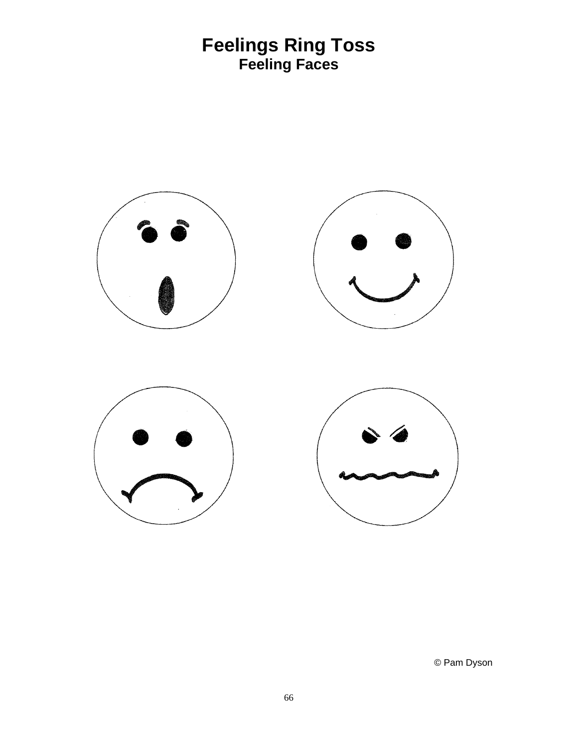# Feelings Ring Toss

## Feeling Faces

© Pam Dyson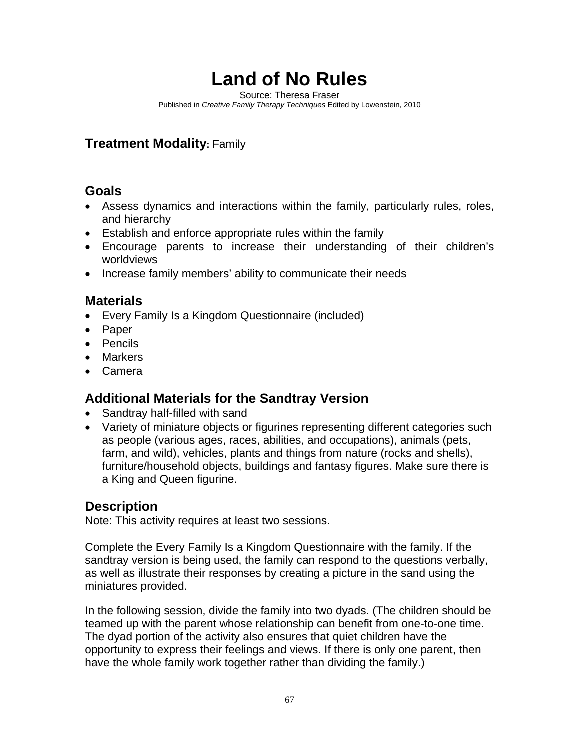# Land of No Rules

Source: Theresa Fraser
Published in *Creative Family Therapy Techniques* Edited by Lowenstein, 2010

## Treatment Modality: Family

## Goals

- Assess dynamics and interactions within the family, particularly rules, roles, and hierarchy
- Establish and enforce appropriate rules within the family
- Encourage parents to increase their understanding of their children's worldviews
- Increase family members' ability to communicate their needs

## Materials

- Every Family Is a Kingdom Questionnaire (included)
- Paper
- Pencils
- Markers
- Camera

## Additional Materials for the Sandtray Version

- Sandtray half-filled with sand
- Variety of miniature objects or figurines representing different categories such as people (various ages, races, abilities, and occupations), animals (pets, farm, and wild), vehicles, plants and things from nature (rocks and shells), furniture/household objects, buildings and fantasy figures. Make sure there is a King and Queen figurine.

## Description

Note: This activity requires at least two sessions.

Complete the Every Family Is a Kingdom Questionnaire with the family. If the sandtray version is being used, the family can respond to the questions verbally, as well as illustrate their responses by creating a picture in the sand using the miniatures provided.

In the following session, divide the family into two dyads. (The children should be teamed up with the parent whose relationship can benefit from one-to-one time. The dyad portion of the activity also ensures that quiet children have the opportunity to express their feelings and views. If there is only one parent, then have the whole family work together rather than dividing the family.)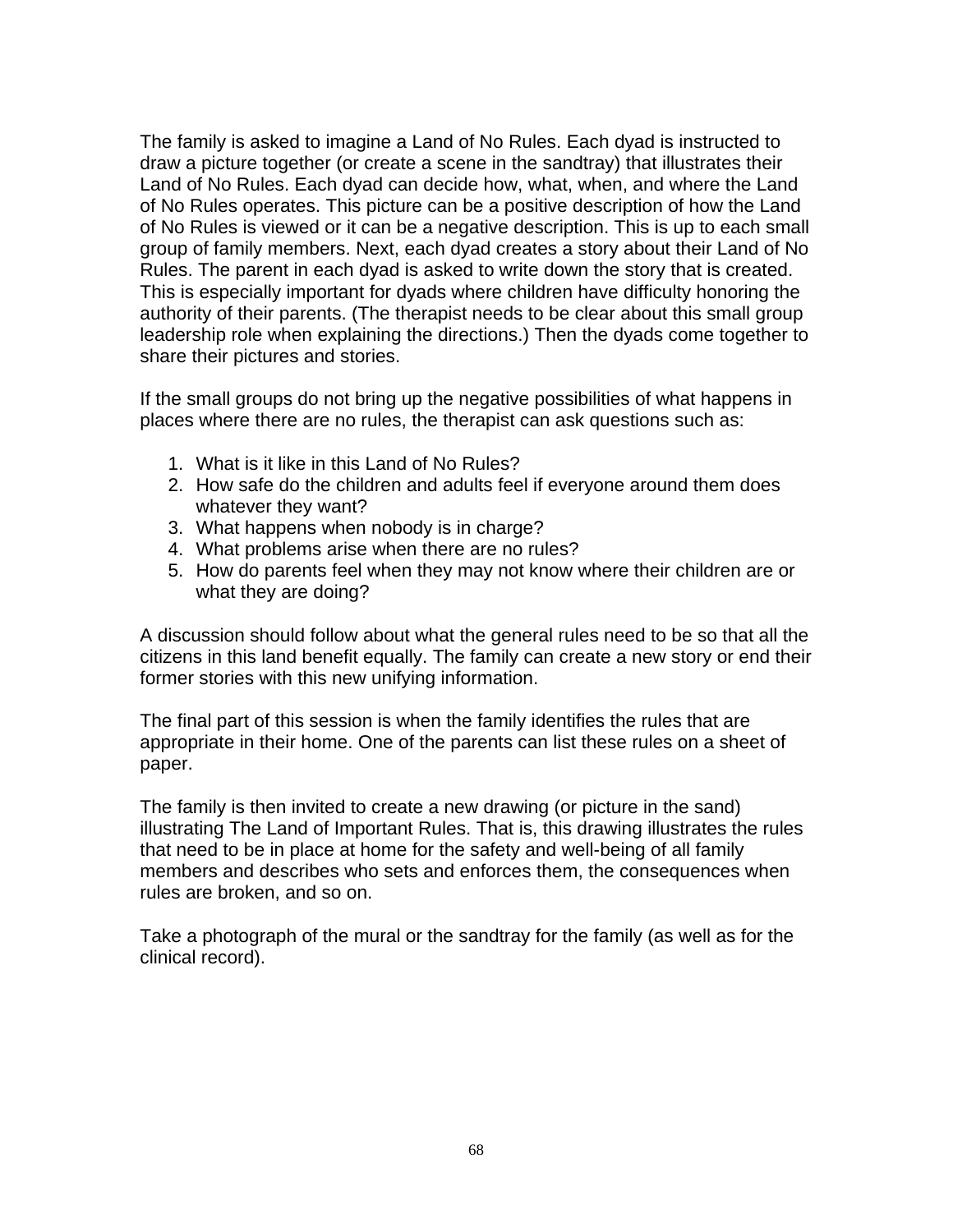The family is asked to imagine a Land of No Rules. Each dyad is instructed to draw a picture together (or create a scene in the sandtray) that illustrates their Land of No Rules. Each dyad can decide how, what, when, and where the Land of No Rules operates. This picture can be a positive description of how the Land of No Rules is viewed or it can be a negative description. This is up to each small group of family members. Next, each dyad creates a story about their Land of No Rules. The parent in each dyad is asked to write down the story that is created. This is especially important for dyads where children have difficulty honoring the authority of their parents. (The therapist needs to be clear about this small group leadership role when explaining the directions.) Then the dyads come together to share their pictures and stories.

If the small groups do not bring up the negative possibilities of what happens in places where there are no rules, the therapist can ask questions such as:

1. What is it like in this Land of No Rules?
2. How safe do the children and adults feel if everyone around them does whatever they want?
3. What happens when nobody is in charge?
4. What problems arise when there are no rules?
5. How do parents feel when they may not know where their children are or what they are doing?

A discussion should follow about what the general rules need to be so that all the citizens in this land benefit equally. The family can create a new story or end their former stories with this new unifying information.

The final part of this session is when the family identifies the rules that are appropriate in their home. One of the parents can list these rules on a sheet of paper.

The family is then invited to create a new drawing (or picture in the sand) illustrating The Land of Important Rules. That is, this drawing illustrates the rules that need to be in place at home for the safety and well-being of all family members and describes who sets and enforces them, the consequences when rules are broken, and so on.

Take a photograph of the mural or the sandtray for the family (as well as for the clinical record).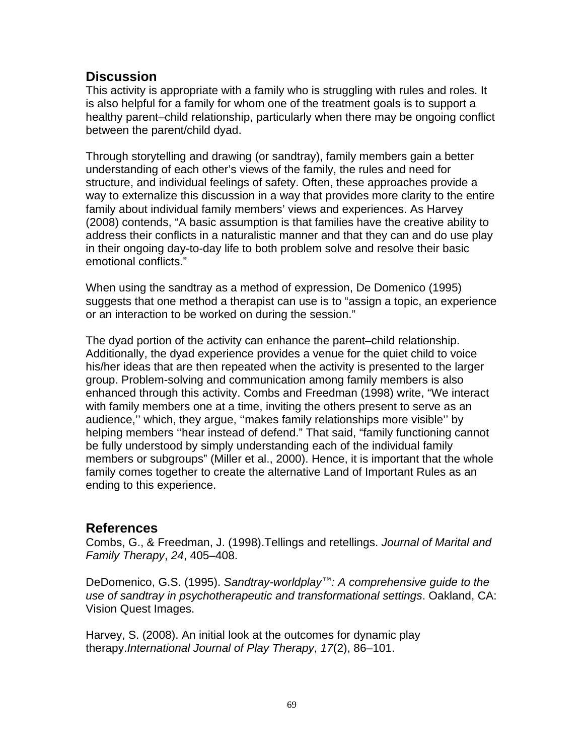## Discussion

This activity is appropriate with a family who is struggling with rules and roles. It is also helpful for a family for whom one of the treatment goals is to support a healthy parent–child relationship, particularly when there may be ongoing conflict between the parent/child dyad.

Through storytelling and drawing (or sandtray), family members gain a better understanding of each other's views of the family, the rules and need for structure, and individual feelings of safety. Often, these approaches provide a way to externalize this discussion in a way that provides more clarity to the entire family about individual family members' views and experiences. As Harvey (2008) contends, "A basic assumption is that families have the creative ability to address their conflicts in a naturalistic manner and that they can and do use play in their ongoing day-to-day life to both problem solve and resolve their basic emotional conflicts."

When using the sandtray as a method of expression, De Domenico (1995) suggests that one method a therapist can use is to "assign a topic, an experience or an interaction to be worked on during the session."

The dyad portion of the activity can enhance the parent–child relationship. Additionally, the dyad experience provides a venue for the quiet child to voice his/her ideas that are then repeated when the activity is presented to the larger group. Problem-solving and communication among family members is also enhanced through this activity. Combs and Freedman (1998) write, "We interact with family members one at a time, inviting the others present to serve as an audience,'' which, they argue, ''makes family relationships more visible'' by helping members ''hear instead of defend." That said, "family functioning cannot be fully understood by simply understanding each of the individual family members or subgroups" (Miller et al., 2000). Hence, it is important that the whole family comes together to create the alternative Land of Important Rules as an ending to this experience.

## References

Combs, G., & Freedman, J. (1998).Tellings and retellings. *Journal of Marital and Family Therapy*, *24*, 405–408.

DeDomenico, G.S. (1995). *Sandtray-worldplay™: A comprehensive guide to the use of sandtray in psychotherapeutic and transformational settings*. Oakland, CA: Vision Quest Images.

Harvey, S. (2008). An initial look at the outcomes for dynamic play therapy.*International Journal of Play Therapy*, *17*(2), 86–101.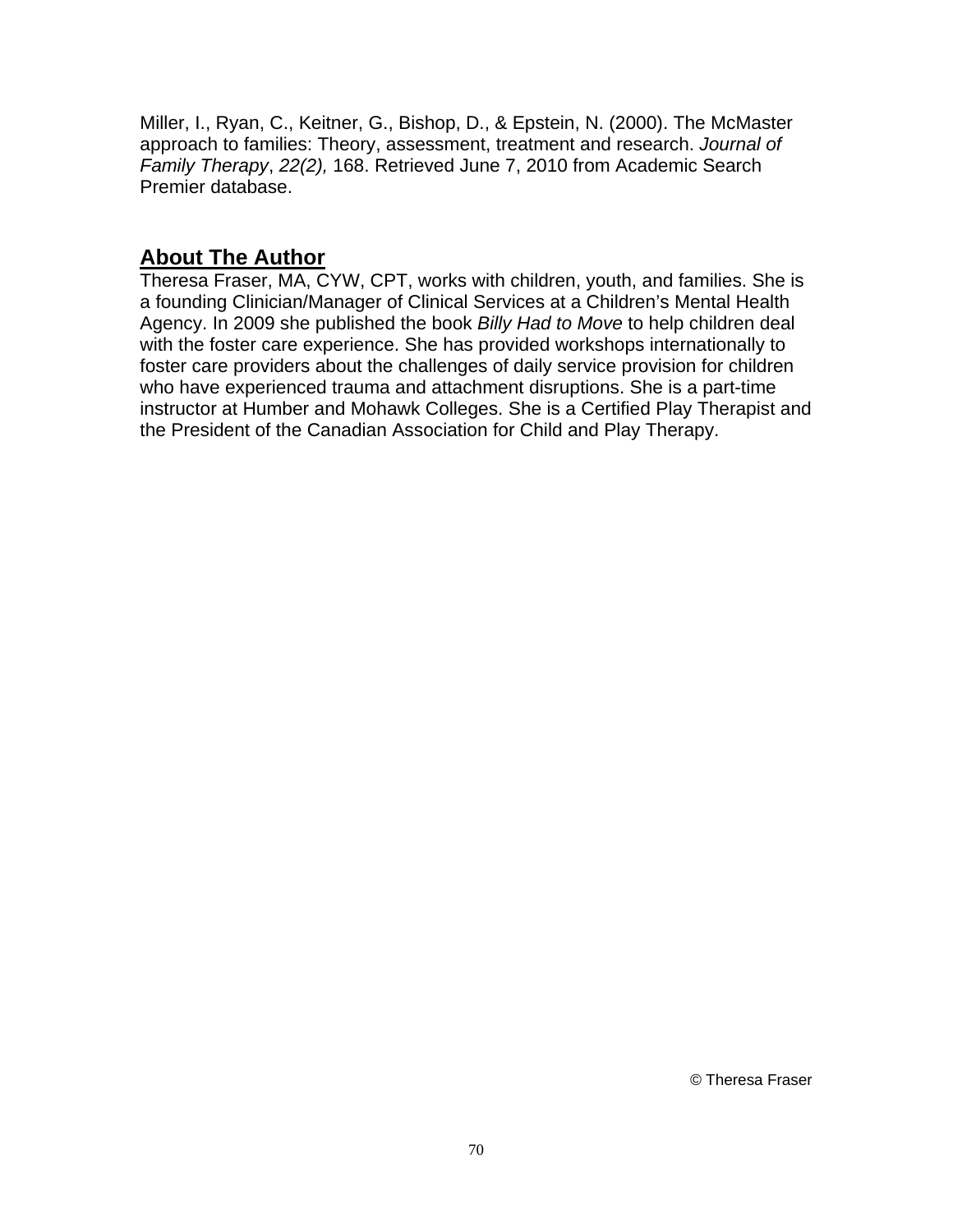Miller, I., Ryan, C., Keitner, G., Bishop, D., & Epstein, N. (2000). The McMaster approach to families: Theory, assessment, treatment and research. *Journal of Family Therapy*, *22(2),* 168. Retrieved June 7, 2010 from Academic Search Premier database.

## About The Author

Theresa Fraser, MA, CYW, CPT, works with children, youth, and families. She is a founding Clinician/Manager of Clinical Services at a Children's Mental Health Agency. In 2009 she published the book *Billy Had to Move* to help children deal with the foster care experience. She has provided workshops internationally to foster care providers about the challenges of daily service provision for children who have experienced trauma and attachment disruptions. She is a part-time instructor at Humber and Mohawk Colleges. She is a Certified Play Therapist and the President of the Canadian Association for Child and Play Therapy.

© Theresa Fraser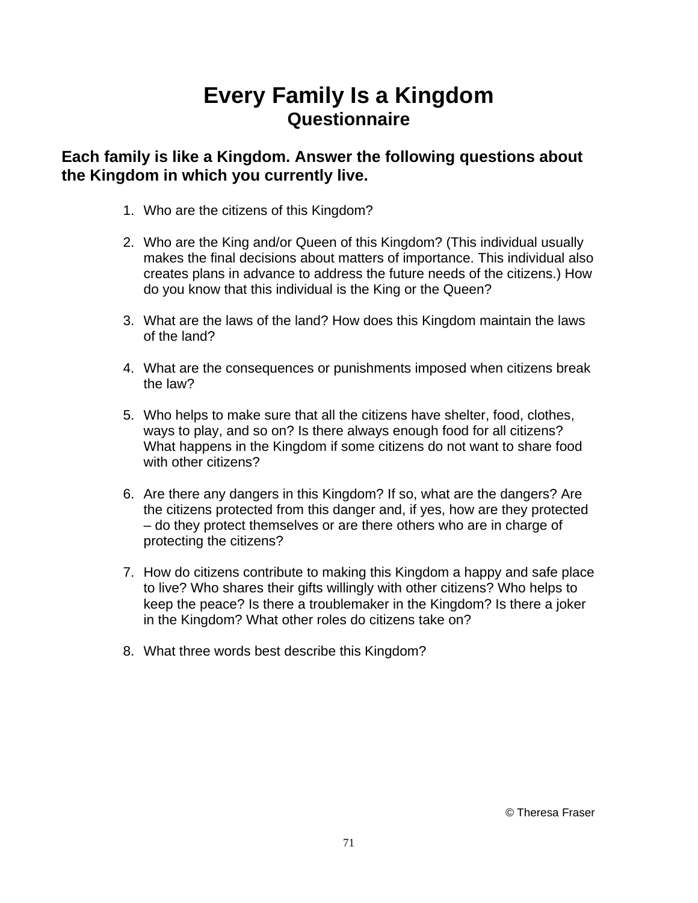# Every Family Is a Kingdom
## Questionnaire

**Each family is like a Kingdom. Answer the following questions about the Kingdom in which you currently live.**

1. Who are the citizens of this Kingdom?

2. Who are the King and/or Queen of this Kingdom? (This individual usually makes the final decisions about matters of importance. This individual also creates plans in advance to address the future needs of the citizens.) How do you know that this individual is the King or the Queen?

3. What are the laws of the land? How does this Kingdom maintain the laws of the land?

4. What are the consequences or punishments imposed when citizens break the law?

5. Who helps to make sure that all the citizens have shelter, food, clothes, ways to play, and so on? Is there always enough food for all citizens? What happens in the Kingdom if some citizens do not want to share food with other citizens?

6. Are there any dangers in this Kingdom? If so, what are the dangers? Are the citizens protected from this danger and, if yes, how are they protected – do they protect themselves or are there others who are in charge of protecting the citizens?

7. How do citizens contribute to making this Kingdom a happy and safe place to live? Who shares their gifts willingly with other citizens? Who helps to keep the peace? Is there a troublemaker in the Kingdom? Is there a joker in the Kingdom? What other roles do citizens take on?

8. What three words best describe this Kingdom?

© Theresa Fraser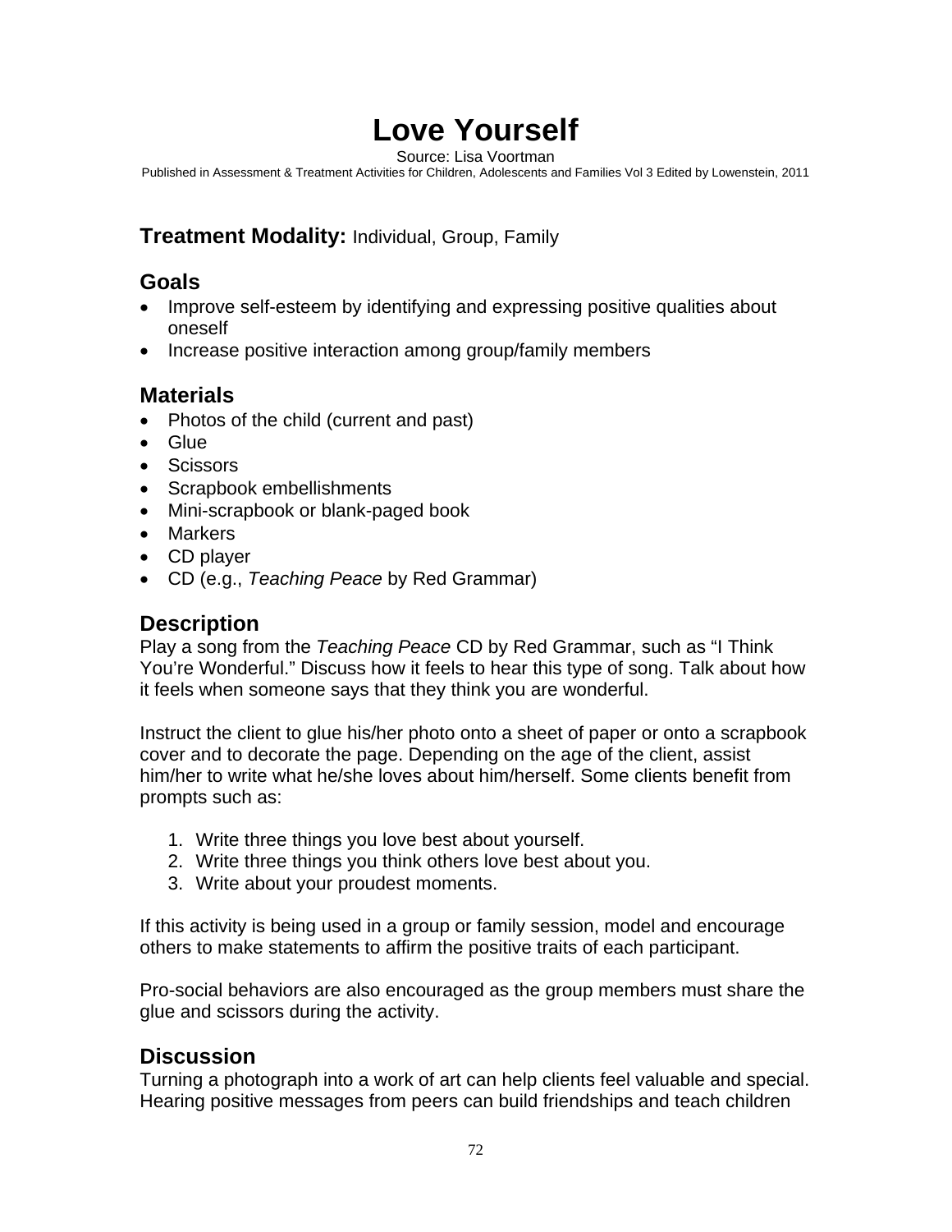# Love Yourself

Source: Lisa Voortman

Published in Assessment & Treatment Activities for Children, Adolescents and Families Vol 3 Edited by Lowenstein, 2011

**Treatment Modality:** Individual, Group, Family

## Goals

- Improve self-esteem by identifying and expressing positive qualities about oneself
- Increase positive interaction among group/family members

## Materials

- Photos of the child (current and past)
- Glue
- Scissors
- Scrapbook embellishments
- Mini-scrapbook or blank-paged book
- Markers
- CD player
- CD (e.g., *Teaching Peace* by Red Grammar)

## Description

Play a song from the *Teaching Peace* CD by Red Grammar, such as "I Think You're Wonderful." Discuss how it feels to hear this type of song. Talk about how it feels when someone says that they think you are wonderful.

Instruct the client to glue his/her photo onto a sheet of paper or onto a scrapbook cover and to decorate the page. Depending on the age of the client, assist him/her to write what he/she loves about him/herself. Some clients benefit from prompts such as:

1. Write three things you love best about yourself.
2. Write three things you think others love best about you.
3. Write about your proudest moments.

If this activity is being used in a group or family session, model and encourage others to make statements to affirm the positive traits of each participant.

Pro-social behaviors are also encouraged as the group members must share the glue and scissors during the activity.

## Discussion

Turning a photograph into a work of art can help clients feel valuable and special. Hearing positive messages from peers can build friendships and teach children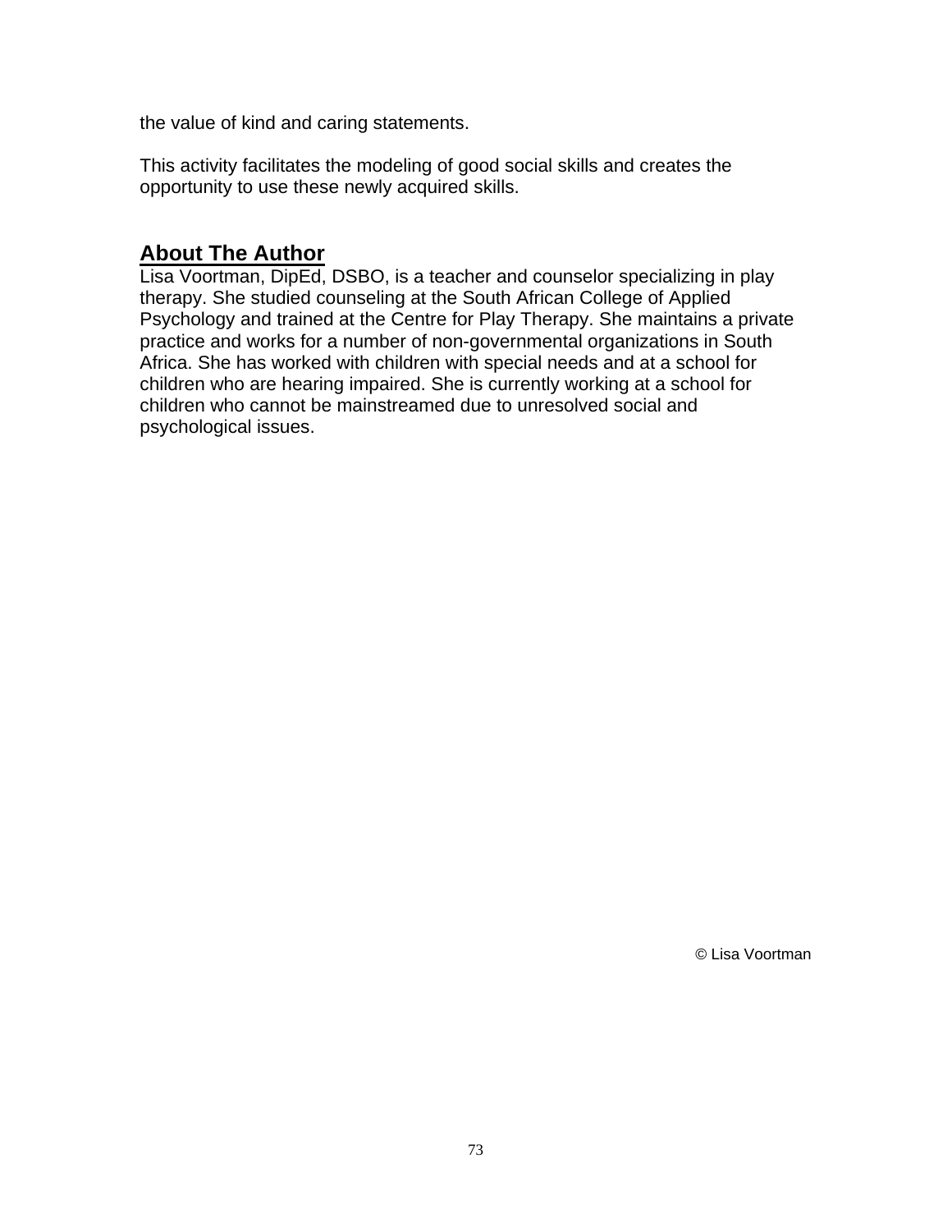the value of kind and caring statements.

This activity facilitates the modeling of good social skills and creates the opportunity to use these newly acquired skills.

## About The Author

Lisa Voortman, DipEd, DSBO, is a teacher and counselor specializing in play therapy. She studied counseling at the South African College of Applied Psychology and trained at the Centre for Play Therapy. She maintains a private practice and works for a number of non-governmental organizations in South Africa. She has worked with children with special needs and at a school for children who are hearing impaired. She is currently working at a school for children who cannot be mainstreamed due to unresolved social and psychological issues.

© Lisa Voortman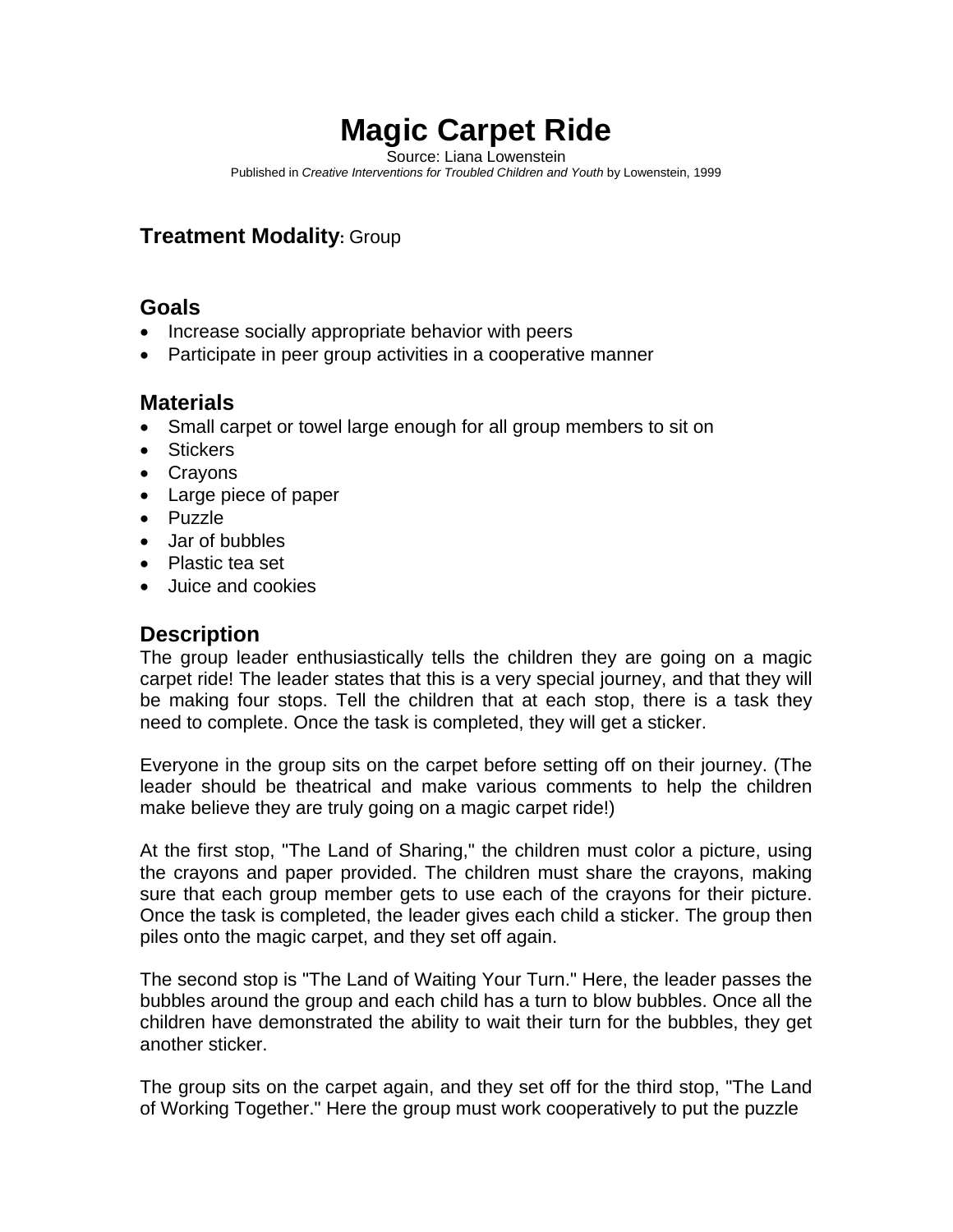# Magic Carpet Ride

Source: Liana Lowenstein

Published in *Creative Interventions for Troubled Children and Youth* by Lowenstein, 1999

**Treatment Modality:** Group

## Goals

- Increase socially appropriate behavior with peers
- Participate in peer group activities in a cooperative manner

## Materials

- Small carpet or towel large enough for all group members to sit on
- Stickers
- Crayons
- Large piece of paper
- Puzzle
- Jar of bubbles
- Plastic tea set
- Juice and cookies

## Description

The group leader enthusiastically tells the children they are going on a magic carpet ride! The leader states that this is a very special journey, and that they will be making four stops. Tell the children that at each stop, there is a task they need to complete. Once the task is completed, they will get a sticker.

Everyone in the group sits on the carpet before setting off on their journey. (The leader should be theatrical and make various comments to help the children make believe they are truly going on a magic carpet ride!)

At the first stop, "The Land of Sharing," the children must color a picture, using the crayons and paper provided. The children must share the crayons, making sure that each group member gets to use each of the crayons for their picture. Once the task is completed, the leader gives each child a sticker. The group then piles onto the magic carpet, and they set off again.

The second stop is "The Land of Waiting Your Turn." Here, the leader passes the bubbles around the group and each child has a turn to blow bubbles. Once all the children have demonstrated the ability to wait their turn for the bubbles, they get another sticker.

The group sits on the carpet again, and they set off for the third stop, "The Land of Working Together." Here the group must work cooperatively to put the puzzle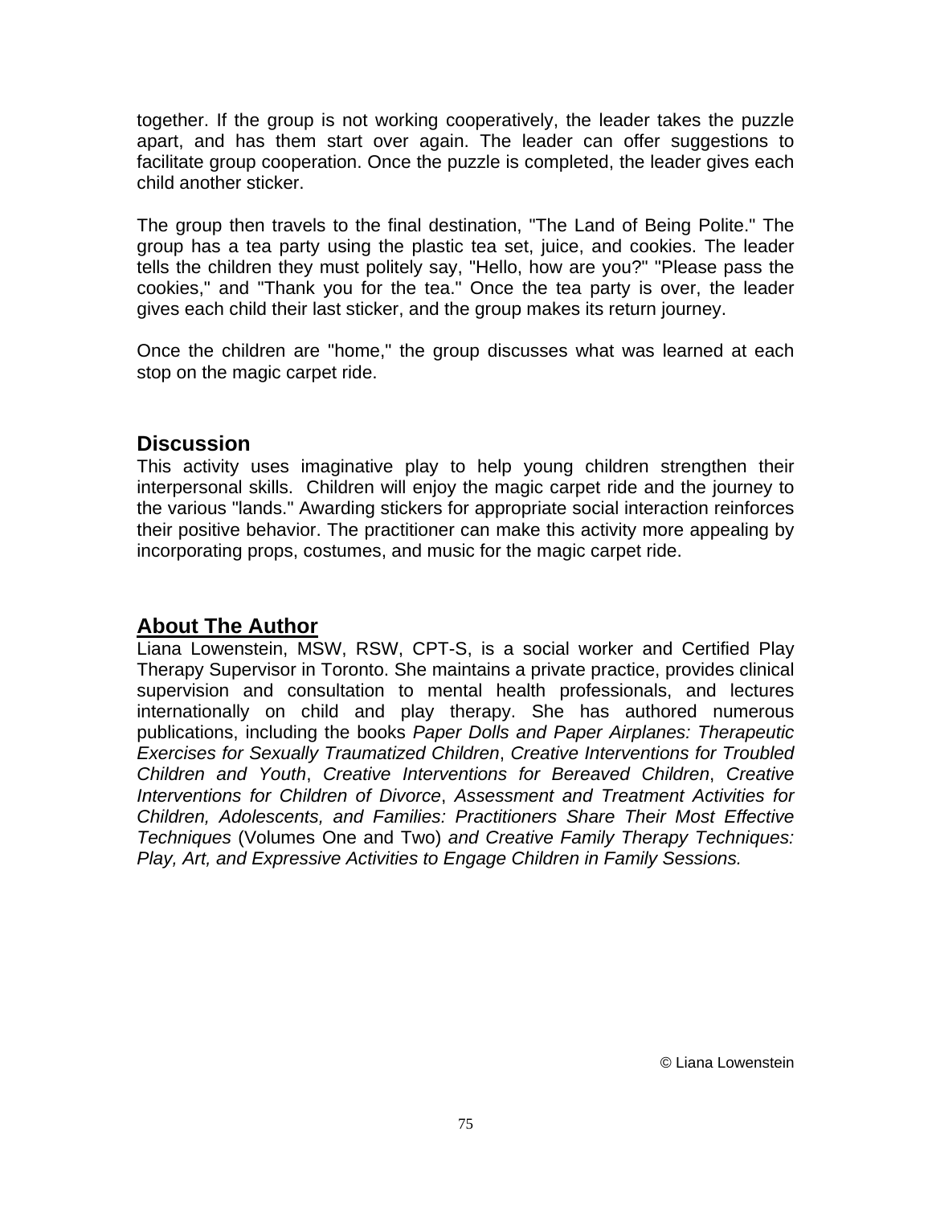together. If the group is not working cooperatively, the leader takes the puzzle apart, and has them start over again. The leader can offer suggestions to facilitate group cooperation. Once the puzzle is completed, the leader gives each child another sticker.

The group then travels to the final destination, "The Land of Being Polite." The group has a tea party using the plastic tea set, juice, and cookies. The leader tells the children they must politely say, "Hello, how are you?" "Please pass the cookies," and "Thank you for the tea." Once the tea party is over, the leader gives each child their last sticker, and the group makes its return journey.

Once the children are "home," the group discusses what was learned at each stop on the magic carpet ride.

## Discussion

This activity uses imaginative play to help young children strengthen their interpersonal skills. Children will enjoy the magic carpet ride and the journey to the various "lands." Awarding stickers for appropriate social interaction reinforces their positive behavior. The practitioner can make this activity more appealing by incorporating props, costumes, and music for the magic carpet ride.

## About The Author

Liana Lowenstein, MSW, RSW, CPT-S, is a social worker and Certified Play Therapy Supervisor in Toronto. She maintains a private practice, provides clinical supervision and consultation to mental health professionals, and lectures internationally on child and play therapy. She has authored numerous publications, including the books *Paper Dolls and Paper Airplanes: Therapeutic Exercises for Sexually Traumatized Children*, *Creative Interventions for Troubled Children and Youth*, *Creative Interventions for Bereaved Children*, *Creative Interventions for Children of Divorce*, *Assessment and Treatment Activities for Children, Adolescents, and Families: Practitioners Share Their Most Effective Techniques* (Volumes One and Two) *and Creative Family Therapy Techniques: Play, Art, and Expressive Activities to Engage Children in Family Sessions.*

© Liana Lowenstein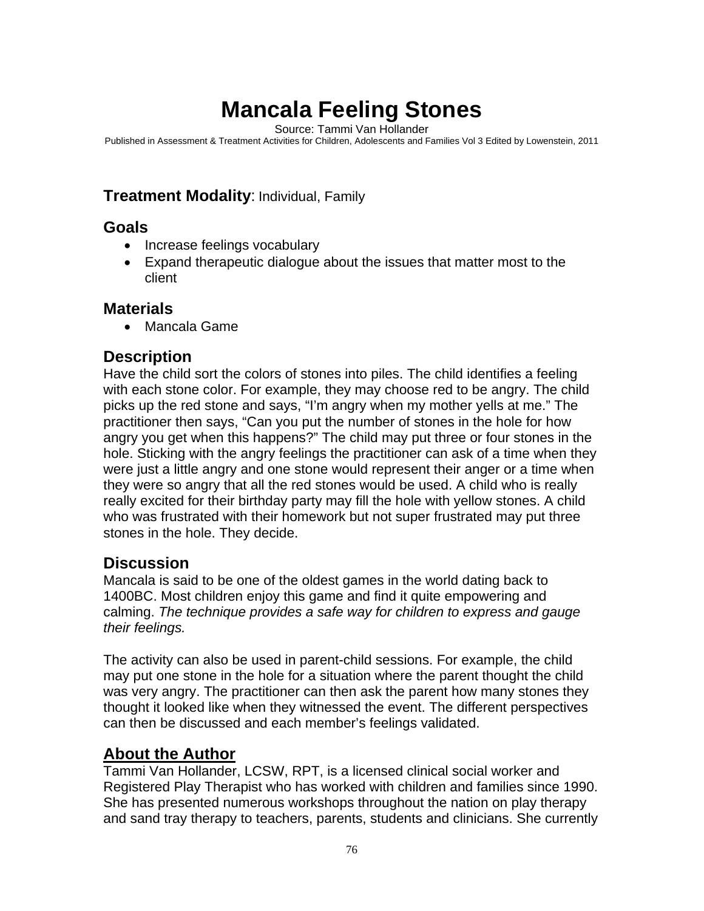# Mancala Feeling Stones

Source: Tammi Van Hollander

Published in Assessment & Treatment Activities for Children, Adolescents and Families Vol 3 Edited by Lowenstein, 2011

## Treatment Modality: Individual, Family

## Goals

- Increase feelings vocabulary
- Expand therapeutic dialogue about the issues that matter most to the client

## Materials

- Mancala Game

## Description

Have the child sort the colors of stones into piles. The child identifies a feeling with each stone color. For example, they may choose red to be angry. The child picks up the red stone and says, "I'm angry when my mother yells at me." The practitioner then says, "Can you put the number of stones in the hole for how angry you get when this happens?" The child may put three or four stones in the hole. Sticking with the angry feelings the practitioner can ask of a time when they were just a little angry and one stone would represent their anger or a time when they were so angry that all the red stones would be used. A child who is really really excited for their birthday party may fill the hole with yellow stones. A child who was frustrated with their homework but not super frustrated may put three stones in the hole. They decide.

## Discussion

Mancala is said to be one of the oldest games in the world dating back to 1400BC. Most children enjoy this game and find it quite empowering and calming. *The technique provides a safe way for children to express and gauge their feelings.*

The activity can also be used in parent-child sessions. For example, the child may put one stone in the hole for a situation where the parent thought the child was very angry. The practitioner can then ask the parent how many stones they thought it looked like when they witnessed the event. The different perspectives can then be discussed and each member's feelings validated.

## About the Author

Tammi Van Hollander, LCSW, RPT, is a licensed clinical social worker and Registered Play Therapist who has worked with children and families since 1990. She has presented numerous workshops throughout the nation on play therapy and sand tray therapy to teachers, parents, students and clinicians. She currently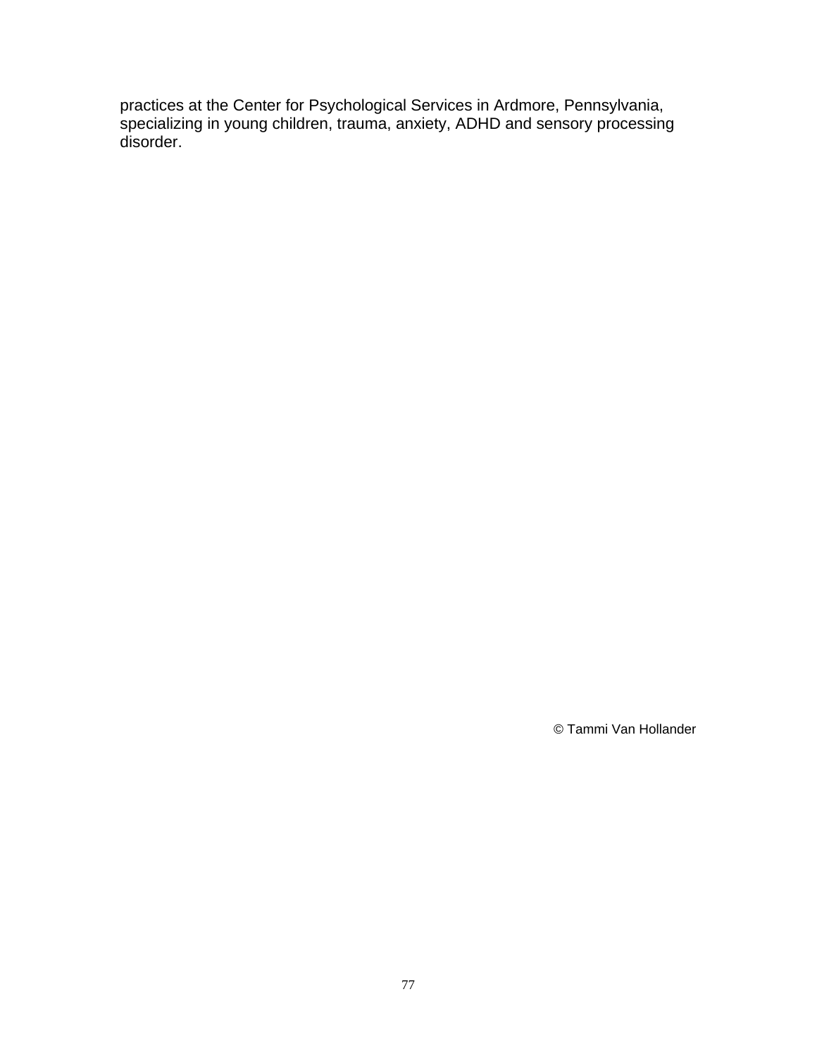practices at the Center for Psychological Services in Ardmore, Pennsylvania, specializing in young children, trauma, anxiety, ADHD and sensory processing disorder.

© Tammi Van Hollander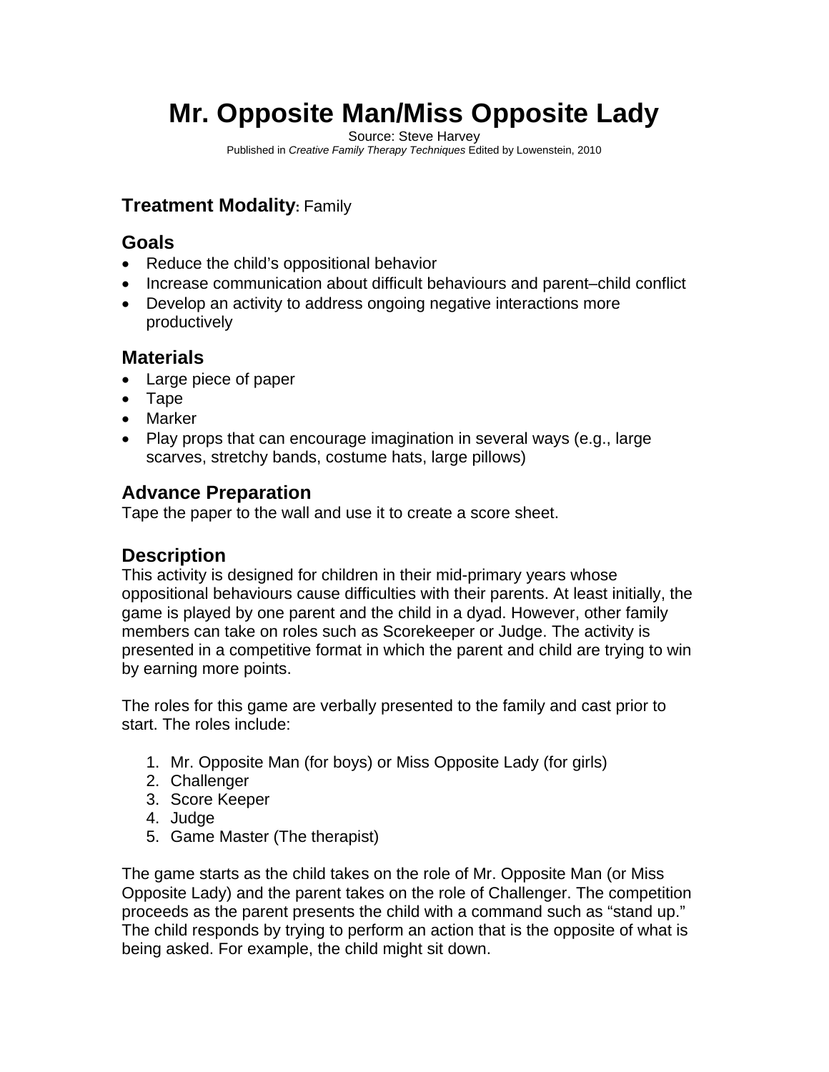# Mr. Opposite Man/Miss Opposite Lady

Source: Steve Harvey

Published in *Creative Family Therapy Techniques* Edited by Lowenstein, 2010

## Treatment Modality: Family

## Goals

- Reduce the child's oppositional behavior
- Increase communication about difficult behaviours and parent–child conflict
- Develop an activity to address ongoing negative interactions more productively

## Materials

- Large piece of paper
- Tape
- Marker
- Play props that can encourage imagination in several ways (e.g., large scarves, stretchy bands, costume hats, large pillows)

## Advance Preparation

Tape the paper to the wall and use it to create a score sheet.

## Description

This activity is designed for children in their mid-primary years whose oppositional behaviours cause difficulties with their parents. At least initially, the game is played by one parent and the child in a dyad. However, other family members can take on roles such as Scorekeeper or Judge. The activity is presented in a competitive format in which the parent and child are trying to win by earning more points.

The roles for this game are verbally presented to the family and cast prior to start. The roles include:

1. Mr. Opposite Man (for boys) or Miss Opposite Lady (for girls)
2. Challenger
3. Score Keeper
4. Judge
5. Game Master (The therapist)

The game starts as the child takes on the role of Mr. Opposite Man (or Miss Opposite Lady) and the parent takes on the role of Challenger. The competition proceeds as the parent presents the child with a command such as "stand up." The child responds by trying to perform an action that is the opposite of what is being asked. For example, the child might sit down.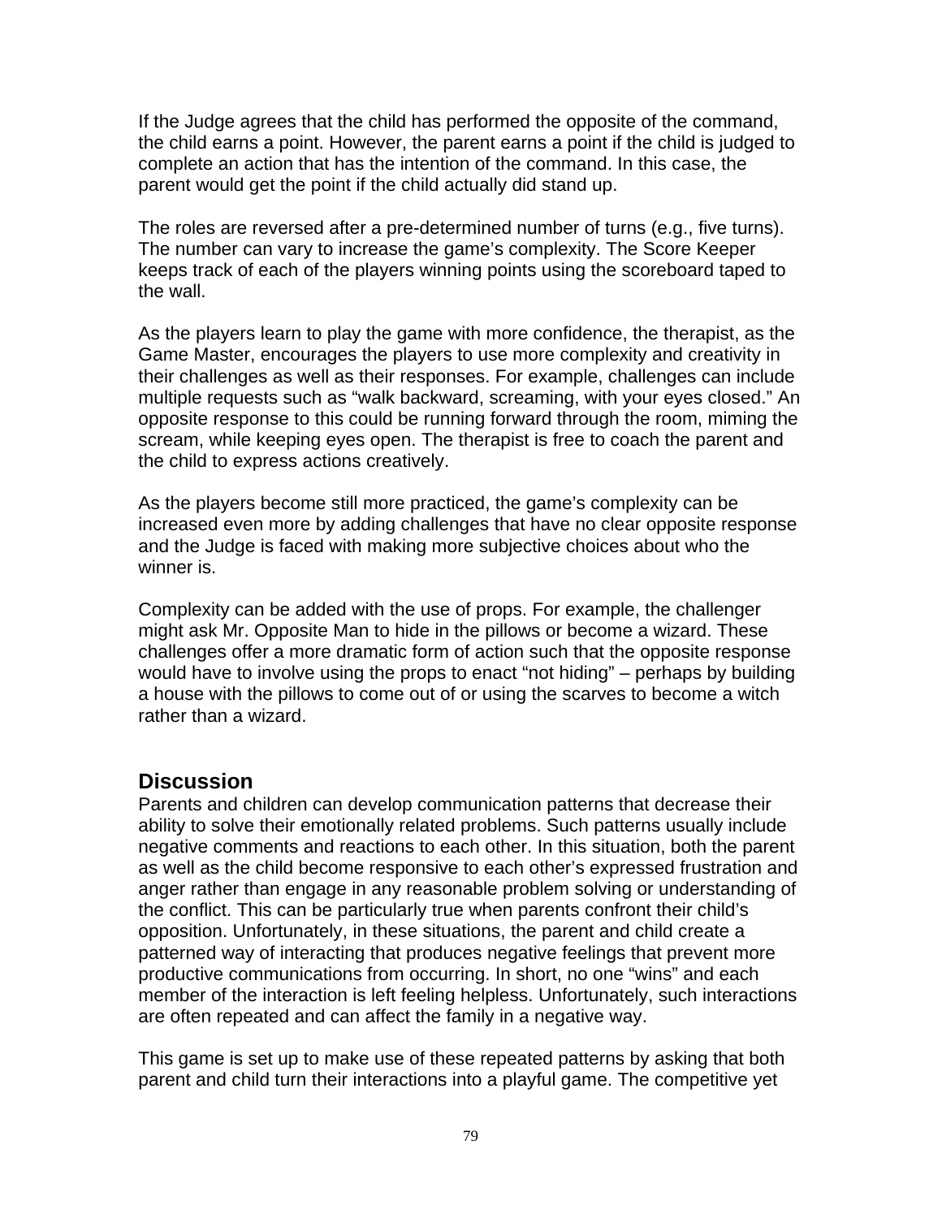If the Judge agrees that the child has performed the opposite of the command, the child earns a point. However, the parent earns a point if the child is judged to complete an action that has the intention of the command. In this case, the parent would get the point if the child actually did stand up.

The roles are reversed after a pre-determined number of turns (e.g., five turns). The number can vary to increase the game's complexity. The Score Keeper keeps track of each of the players winning points using the scoreboard taped to the wall.

As the players learn to play the game with more confidence, the therapist, as the Game Master, encourages the players to use more complexity and creativity in their challenges as well as their responses. For example, challenges can include multiple requests such as "walk backward, screaming, with your eyes closed." An opposite response to this could be running forward through the room, miming the scream, while keeping eyes open. The therapist is free to coach the parent and the child to express actions creatively.

As the players become still more practiced, the game's complexity can be increased even more by adding challenges that have no clear opposite response and the Judge is faced with making more subjective choices about who the winner is.

Complexity can be added with the use of props. For example, the challenger might ask Mr. Opposite Man to hide in the pillows or become a wizard. These challenges offer a more dramatic form of action such that the opposite response would have to involve using the props to enact "not hiding" – perhaps by building a house with the pillows to come out of or using the scarves to become a witch rather than a wizard.

## Discussion

Parents and children can develop communication patterns that decrease their ability to solve their emotionally related problems. Such patterns usually include negative comments and reactions to each other. In this situation, both the parent as well as the child become responsive to each other's expressed frustration and anger rather than engage in any reasonable problem solving or understanding of the conflict. This can be particularly true when parents confront their child's opposition. Unfortunately, in these situations, the parent and child create a patterned way of interacting that produces negative feelings that prevent more productive communications from occurring. In short, no one "wins" and each member of the interaction is left feeling helpless. Unfortunately, such interactions are often repeated and can affect the family in a negative way.

This game is set up to make use of these repeated patterns by asking that both parent and child turn their interactions into a playful game. The competitive yet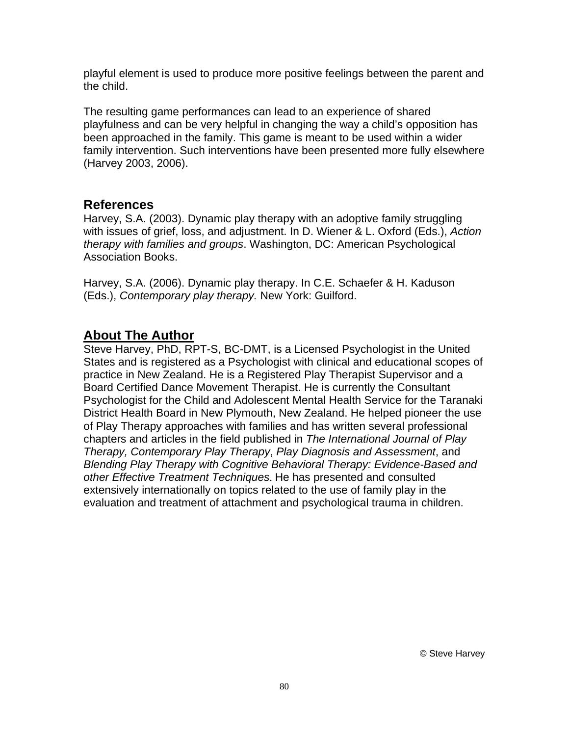playful element is used to produce more positive feelings between the parent and the child.

The resulting game performances can lead to an experience of shared playfulness and can be very helpful in changing the way a child's opposition has been approached in the family. This game is meant to be used within a wider family intervention. Such interventions have been presented more fully elsewhere (Harvey 2003, 2006).

## References

Harvey, S.A. (2003). Dynamic play therapy with an adoptive family struggling with issues of grief, loss, and adjustment. In D. Wiener & L. Oxford (Eds.), *Action therapy with families and groups*. Washington, DC: American Psychological Association Books.

Harvey, S.A. (2006). Dynamic play therapy. In C.E. Schaefer & H. Kaduson (Eds.), *Contemporary play therapy.* New York: Guilford.

## About The Author

Steve Harvey, PhD, RPT-S, BC-DMT, is a Licensed Psychologist in the United States and is registered as a Psychologist with clinical and educational scopes of practice in New Zealand. He is a Registered Play Therapist Supervisor and a Board Certified Dance Movement Therapist. He is currently the Consultant Psychologist for the Child and Adolescent Mental Health Service for the Taranaki District Health Board in New Plymouth, New Zealand. He helped pioneer the use of Play Therapy approaches with families and has written several professional chapters and articles in the field published in *The International Journal of Play Therapy, Contemporary Play Therapy*, *Play Diagnosis and Assessment*, and *Blending Play Therapy with Cognitive Behavioral Therapy: Evidence-Based and other Effective Treatment Techniques*. He has presented and consulted extensively internationally on topics related to the use of family play in the evaluation and treatment of attachment and psychological trauma in children.

© Steve Harvey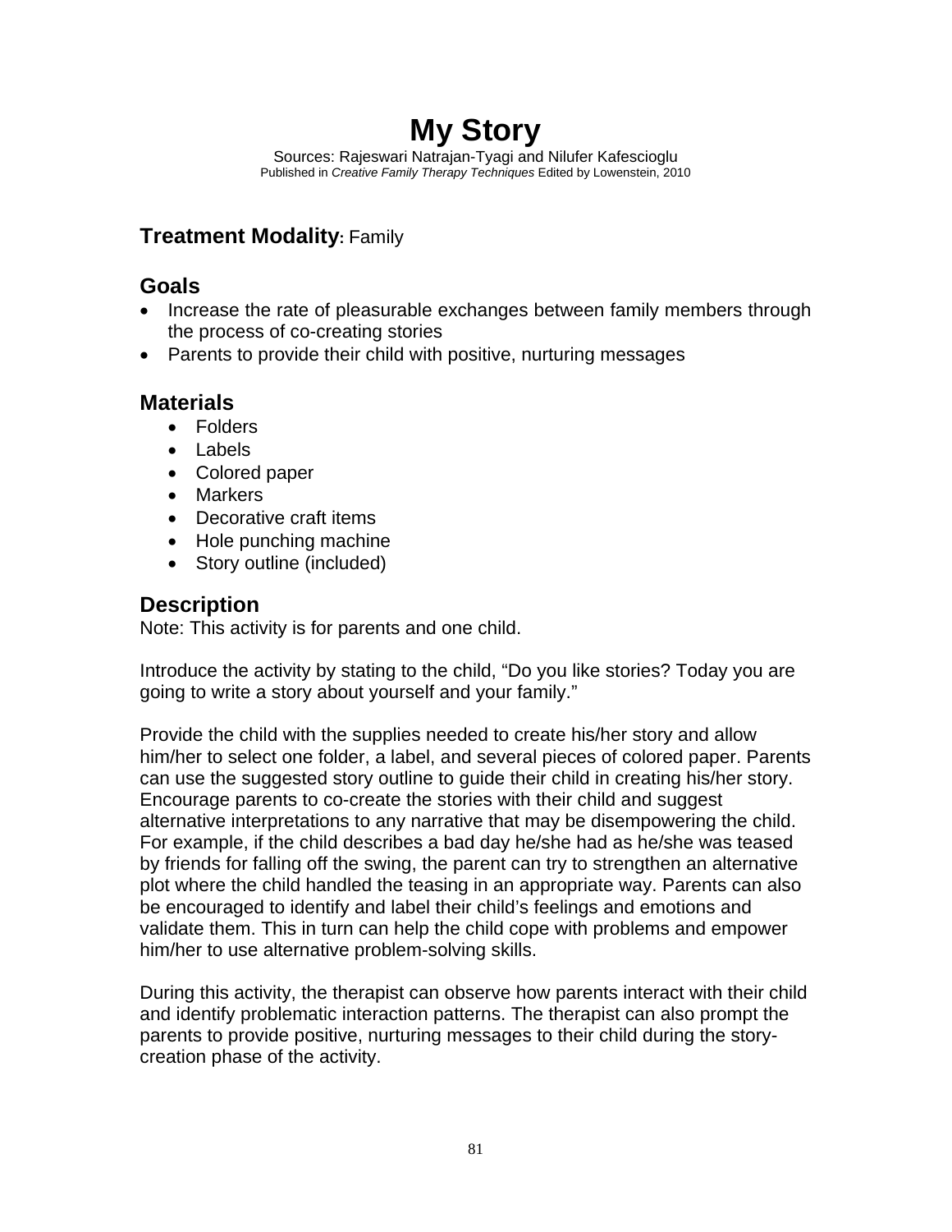# My Story

Sources: Rajeswari Natrajan-Tyagi and Nilufer Kafescioglu
Published in *Creative Family Therapy Techniques* Edited by Lowenstein, 2010

## Treatment Modality: Family

## Goals

- Increase the rate of pleasurable exchanges between family members through the process of co-creating stories
- Parents to provide their child with positive, nurturing messages

## Materials

- Folders
- Labels
- Colored paper
- Markers
- Decorative craft items
- Hole punching machine
- Story outline (included)

## Description

Note: This activity is for parents and one child.

Introduce the activity by stating to the child, "Do you like stories? Today you are going to write a story about yourself and your family."

Provide the child with the supplies needed to create his/her story and allow him/her to select one folder, a label, and several pieces of colored paper. Parents can use the suggested story outline to guide their child in creating his/her story. Encourage parents to co-create the stories with their child and suggest alternative interpretations to any narrative that may be disempowering the child. For example, if the child describes a bad day he/she had as he/she was teased by friends for falling off the swing, the parent can try to strengthen an alternative plot where the child handled the teasing in an appropriate way. Parents can also be encouraged to identify and label their child's feelings and emotions and validate them. This in turn can help the child cope with problems and empower him/her to use alternative problem-solving skills.

During this activity, the therapist can observe how parents interact with their child and identify problematic interaction patterns. The therapist can also prompt the parents to provide positive, nurturing messages to their child during the story-creation phase of the activity.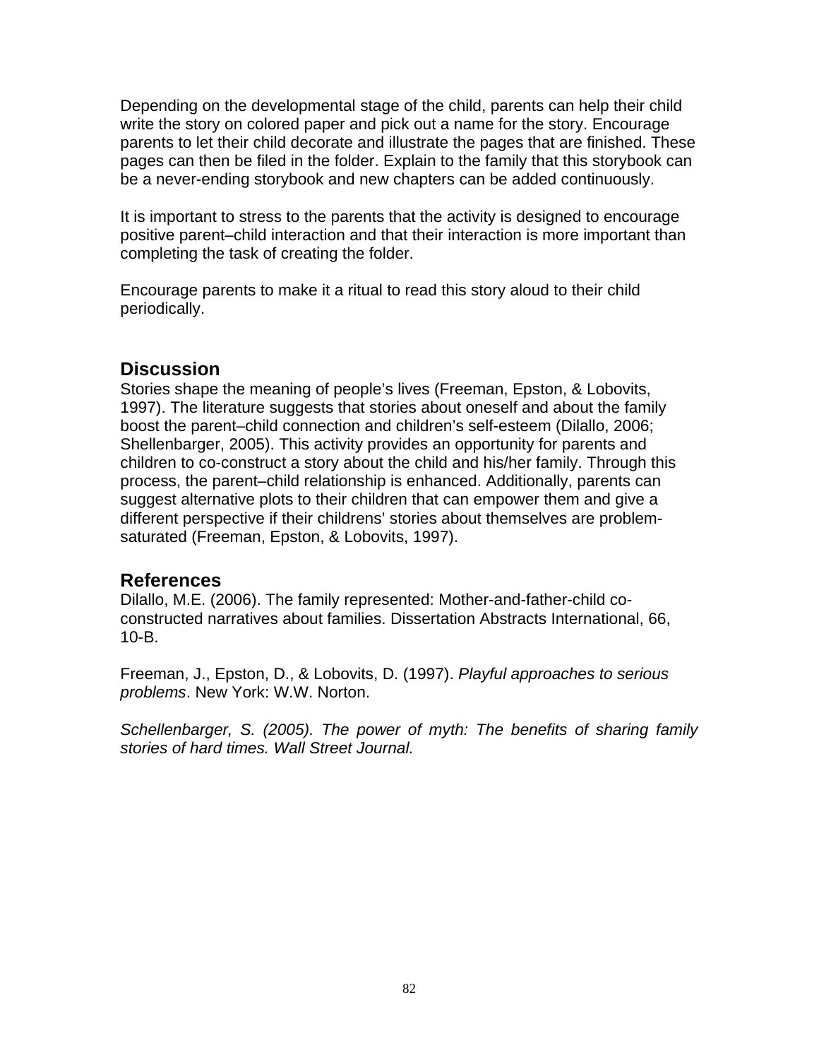Depending on the developmental stage of the child, parents can help their child write the story on colored paper and pick out a name for the story. Encourage parents to let their child decorate and illustrate the pages that are finished. These pages can then be filed in the folder. Explain to the family that this storybook can be a never-ending storybook and new chapters can be added continuously.

It is important to stress to the parents that the activity is designed to encourage positive parent–child interaction and that their interaction is more important than completing the task of creating the folder.

Encourage parents to make it a ritual to read this story aloud to their child periodically.

## Discussion

Stories shape the meaning of people's lives (Freeman, Epston, & Lobovits, 1997). The literature suggests that stories about oneself and about the family boost the parent–child connection and children's self-esteem (Dilallo, 2006; Shellenbarger, 2005). This activity provides an opportunity for parents and children to co-construct a story about the child and his/her family. Through this process, the parent–child relationship is enhanced. Additionally, parents can suggest alternative plots to their children that can empower them and give a different perspective if their childrens' stories about themselves are problem-saturated (Freeman, Epston, & Lobovits, 1997).

## References

Dilallo, M.E. (2006). The family represented: Mother-and-father-child co-constructed narratives about families. Dissertation Abstracts International, 66, 10-B.

Freeman, J., Epston, D., & Lobovits, D. (1997). *Playful approaches to serious problems*. New York: W.W. Norton.

*Schellenbarger, S. (2005). The power of myth: The benefits of sharing family stories of hard times. Wall Street Journal.*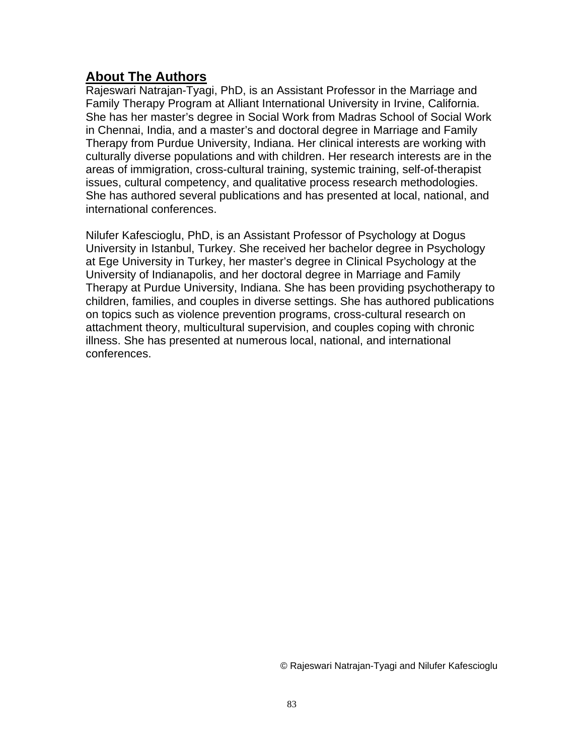## About The Authors

Rajeswari Natrajan-Tyagi, PhD, is an Assistant Professor in the Marriage and Family Therapy Program at Alliant International University in Irvine, California. She has her master's degree in Social Work from Madras School of Social Work in Chennai, India, and a master's and doctoral degree in Marriage and Family Therapy from Purdue University, Indiana. Her clinical interests are working with culturally diverse populations and with children. Her research interests are in the areas of immigration, cross-cultural training, systemic training, self-of-therapist issues, cultural competency, and qualitative process research methodologies. She has authored several publications and has presented at local, national, and international conferences.

Nilufer Kafescioglu, PhD, is an Assistant Professor of Psychology at Dogus University in Istanbul, Turkey. She received her bachelor degree in Psychology at Ege University in Turkey, her master's degree in Clinical Psychology at the University of Indianapolis, and her doctoral degree in Marriage and Family Therapy at Purdue University, Indiana. She has been providing psychotherapy to children, families, and couples in diverse settings. She has authored publications on topics such as violence prevention programs, cross-cultural research on attachment theory, multicultural supervision, and couples coping with chronic illness. She has presented at numerous local, national, and international conferences.

© Rajeswari Natrajan-Tyagi and Nilufer Kafescioglu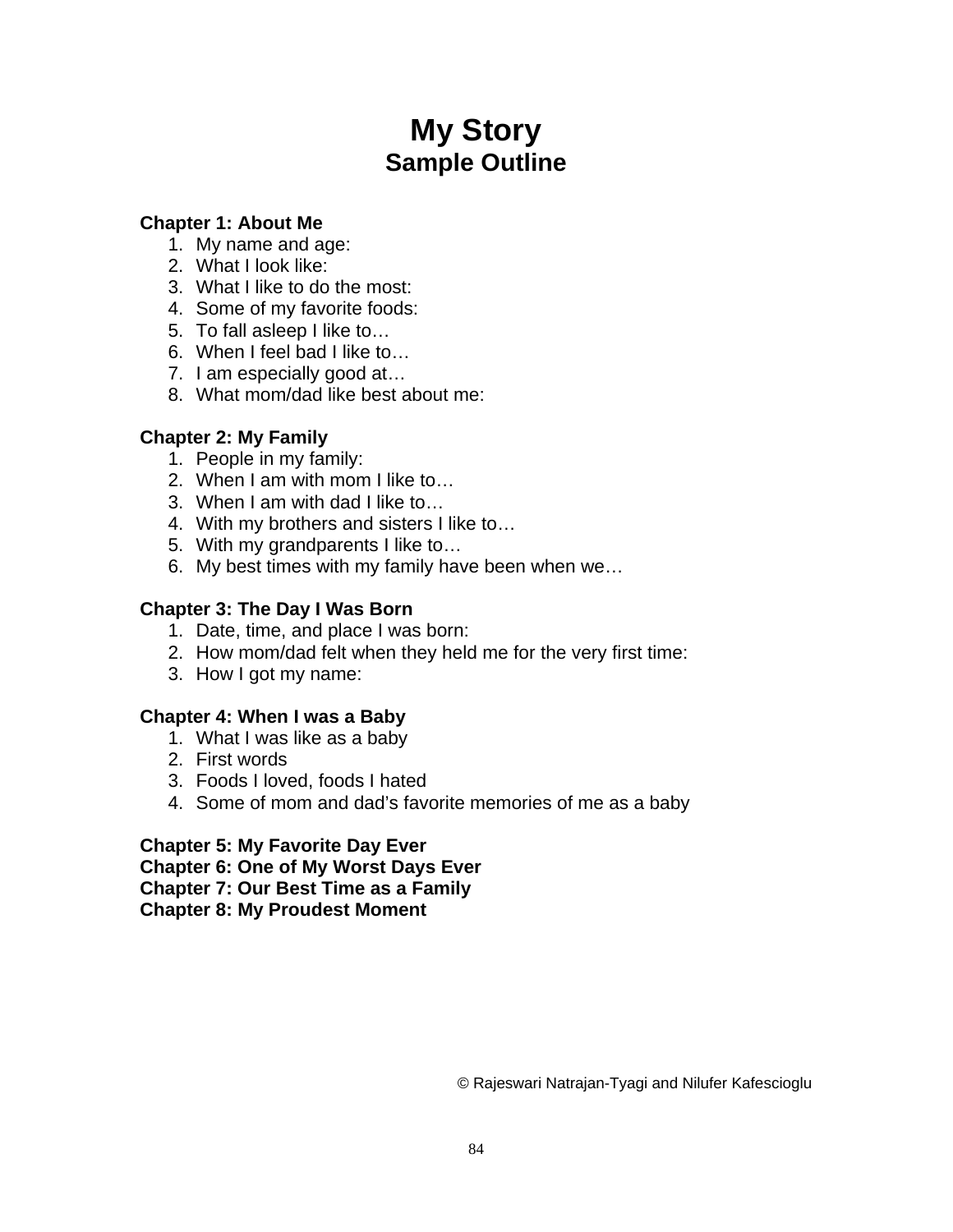# My Story
## Sample Outline

**Chapter 1: About Me**

1. My name and age:
2. What I look like:
3. What I like to do the most:
4. Some of my favorite foods:
5. To fall asleep I like to…
6. When I feel bad I like to…
7. I am especially good at…
8. What mom/dad like best about me:

**Chapter 2: My Family**

1. People in my family:
2. When I am with mom I like to…
3. When I am with dad I like to…
4. With my brothers and sisters I like to…
5. With my grandparents I like to…
6. My best times with my family have been when we…

**Chapter 3: The Day I Was Born**

1. Date, time, and place I was born:
2. How mom/dad felt when they held me for the very first time:
3. How I got my name:

**Chapter 4: When I was a Baby**

1. What I was like as a baby
2. First words
3. Foods I loved, foods I hated
4. Some of mom and dad's favorite memories of me as a baby

**Chapter 5: My Favorite Day Ever**
**Chapter 6: One of My Worst Days Ever**
**Chapter 7: Our Best Time as a Family**
**Chapter 8: My Proudest Moment**

© Rajeswari Natrajan-Tyagi and Nilufer Kafescioglu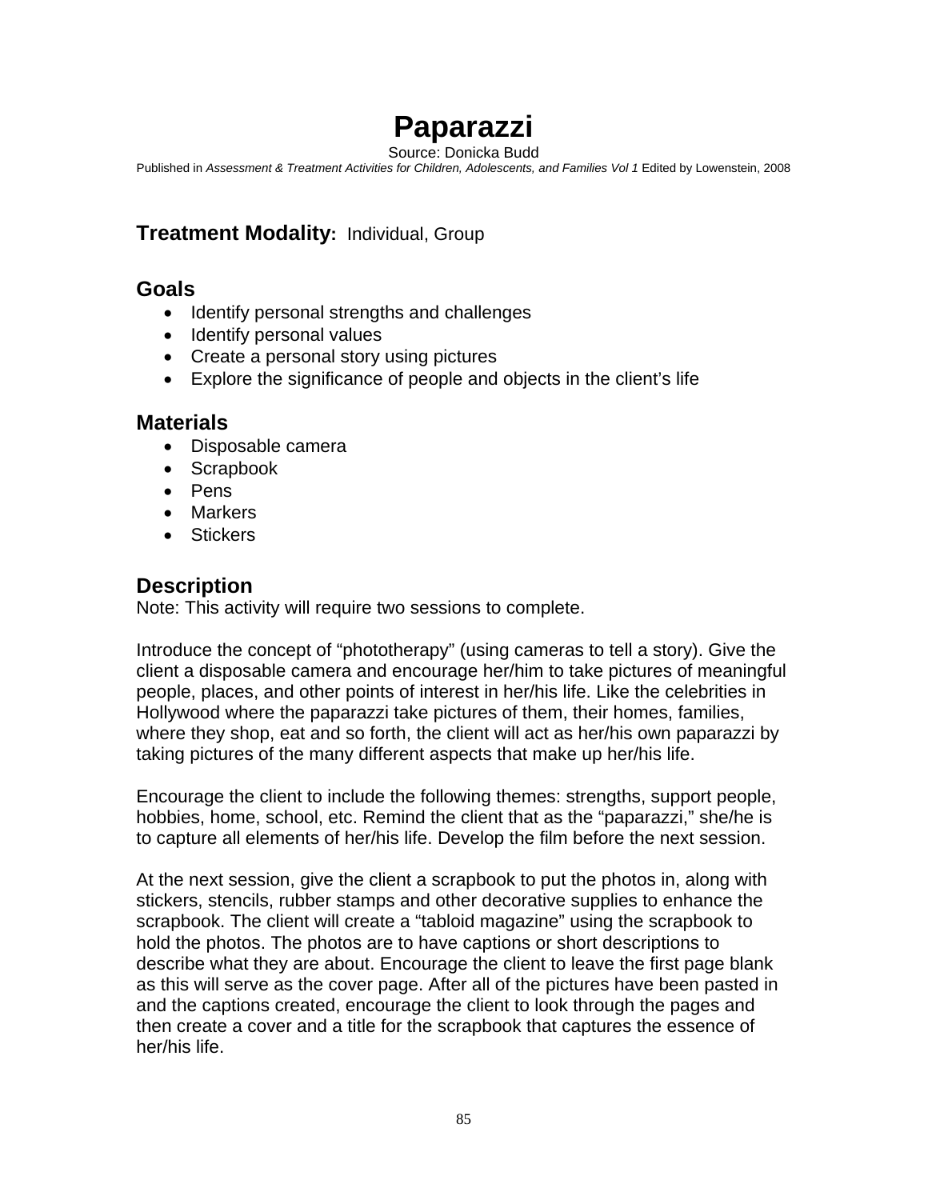# Paparazzi

Source: Donicka Budd

Published in *Assessment & Treatment Activities for Children, Adolescents, and Families Vol 1* Edited by Lowenstein, 2008

## Treatment Modality: Individual, Group

## Goals

- Identify personal strengths and challenges
- Identify personal values
- Create a personal story using pictures
- Explore the significance of people and objects in the client's life

## Materials

- Disposable camera
- Scrapbook
- Pens
- Markers
- Stickers

## Description

Note: This activity will require two sessions to complete.

Introduce the concept of "phototherapy" (using cameras to tell a story). Give the client a disposable camera and encourage her/him to take pictures of meaningful people, places, and other points of interest in her/his life. Like the celebrities in Hollywood where the paparazzi take pictures of them, their homes, families, where they shop, eat and so forth, the client will act as her/his own paparazzi by taking pictures of the many different aspects that make up her/his life.

Encourage the client to include the following themes: strengths, support people, hobbies, home, school, etc. Remind the client that as the "paparazzi," she/he is to capture all elements of her/his life. Develop the film before the next session.

At the next session, give the client a scrapbook to put the photos in, along with stickers, stencils, rubber stamps and other decorative supplies to enhance the scrapbook. The client will create a "tabloid magazine" using the scrapbook to hold the photos. The photos are to have captions or short descriptions to describe what they are about. Encourage the client to leave the first page blank as this will serve as the cover page. After all of the pictures have been pasted in and the captions created, encourage the client to look through the pages and then create a cover and a title for the scrapbook that captures the essence of her/his life.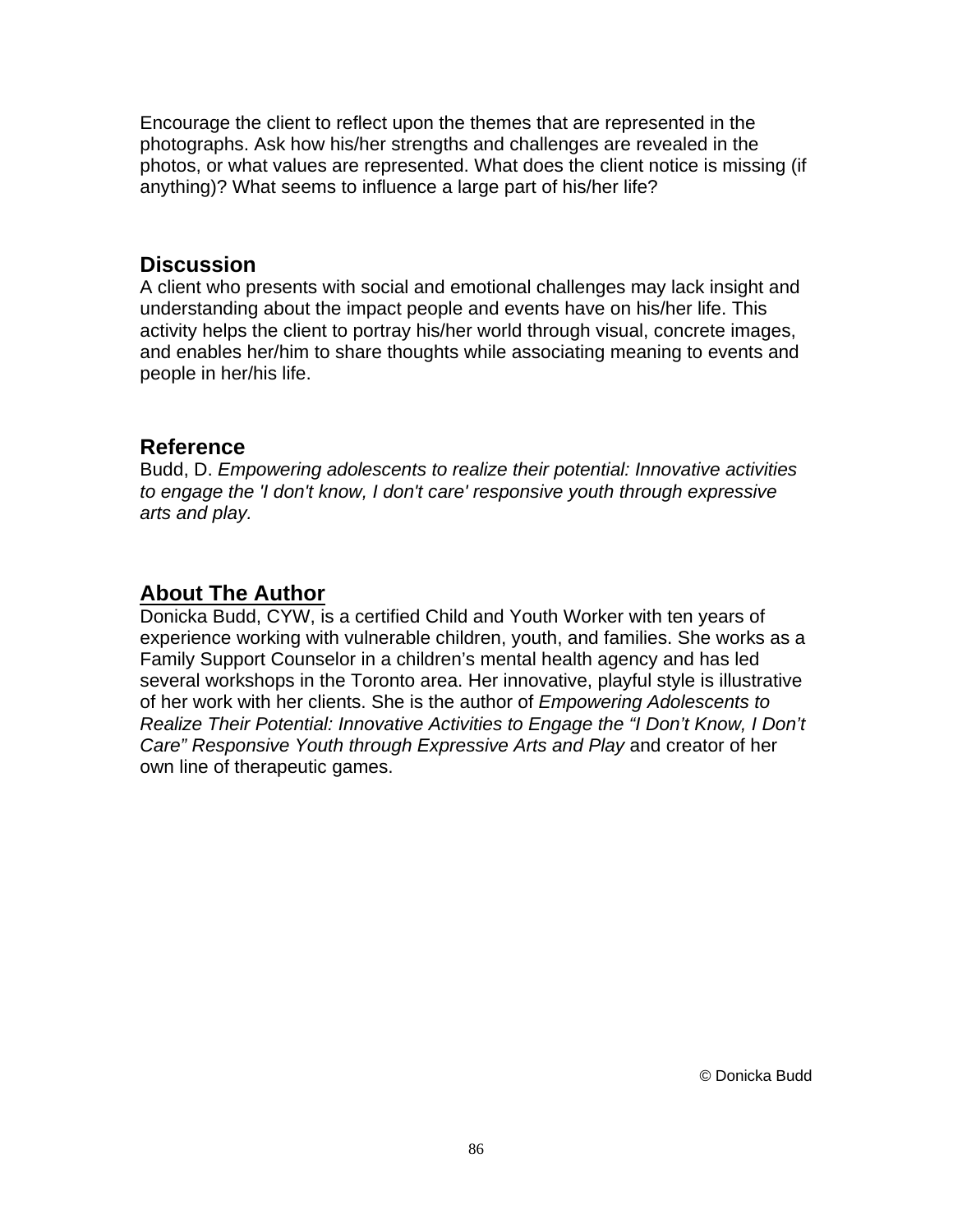Encourage the client to reflect upon the themes that are represented in the photographs. Ask how his/her strengths and challenges are revealed in the photos, or what values are represented. What does the client notice is missing (if anything)? What seems to influence a large part of his/her life?

## Discussion

A client who presents with social and emotional challenges may lack insight and understanding about the impact people and events have on his/her life. This activity helps the client to portray his/her world through visual, concrete images, and enables her/him to share thoughts while associating meaning to events and people in her/his life.

## Reference

Budd, D. *Empowering adolescents to realize their potential: Innovative activities to engage the 'I don't know, I don't care' responsive youth through expressive arts and play.*

## About The Author

Donicka Budd, CYW, is a certified Child and Youth Worker with ten years of experience working with vulnerable children, youth, and families. She works as a Family Support Counselor in a children's mental health agency and has led several workshops in the Toronto area. Her innovative, playful style is illustrative of her work with her clients. She is the author of *Empowering Adolescents to Realize Their Potential: Innovative Activities to Engage the "I Don't Know, I Don't Care" Responsive Youth through Expressive Arts and Play* and creator of her own line of therapeutic games.

© Donicka Budd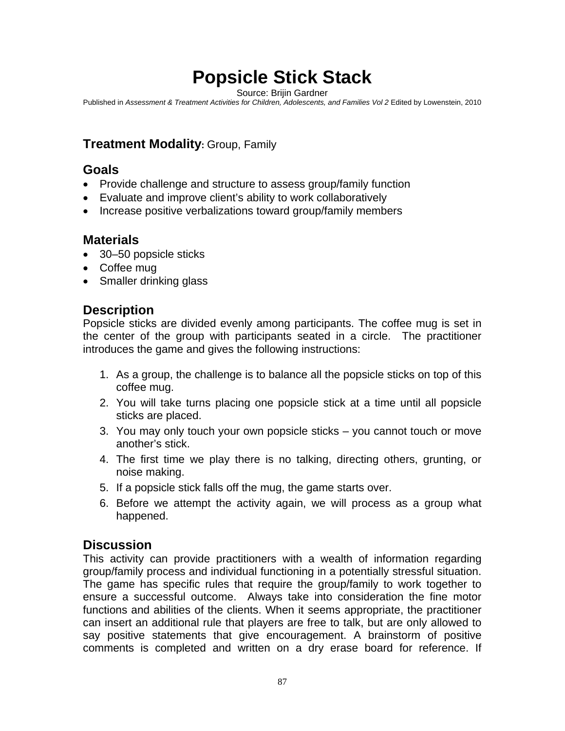# Popsicle Stick Stack

Source: Brijin Gardner

Published in *Assessment & Treatment Activities for Children, Adolescents, and Families Vol 2* Edited by Lowenstein, 2010

**Treatment Modality:** Group, Family

## Goals

- Provide challenge and structure to assess group/family function
- Evaluate and improve client's ability to work collaboratively
- Increase positive verbalizations toward group/family members

## Materials

- 30–50 popsicle sticks
- Coffee mug
- Smaller drinking glass

## Description

Popsicle sticks are divided evenly among participants. The coffee mug is set in the center of the group with participants seated in a circle. The practitioner introduces the game and gives the following instructions:

1. As a group, the challenge is to balance all the popsicle sticks on top of this coffee mug.
2. You will take turns placing one popsicle stick at a time until all popsicle sticks are placed.
3. You may only touch your own popsicle sticks – you cannot touch or move another's stick.
4. The first time we play there is no talking, directing others, grunting, or noise making.
5. If a popsicle stick falls off the mug, the game starts over.
6. Before we attempt the activity again, we will process as a group what happened.

## Discussion

This activity can provide practitioners with a wealth of information regarding group/family process and individual functioning in a potentially stressful situation. The game has specific rules that require the group/family to work together to ensure a successful outcome. Always take into consideration the fine motor functions and abilities of the clients. When it seems appropriate, the practitioner can insert an additional rule that players are free to talk, but are only allowed to say positive statements that give encouragement. A brainstorm of positive comments is completed and written on a dry erase board for reference. If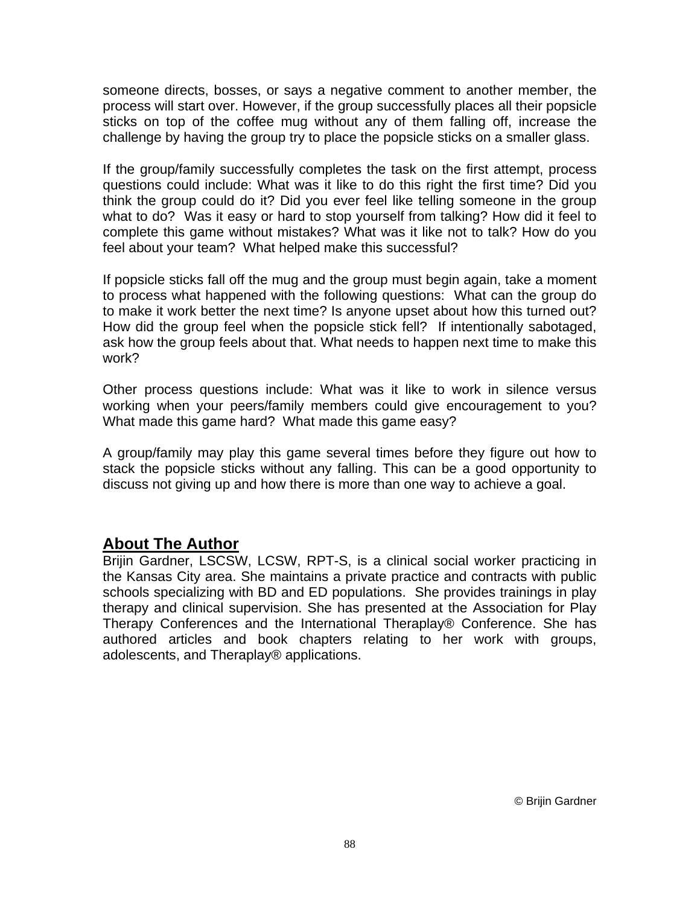someone directs, bosses, or says a negative comment to another member, the process will start over. However, if the group successfully places all their popsicle sticks on top of the coffee mug without any of them falling off, increase the challenge by having the group try to place the popsicle sticks on a smaller glass.

If the group/family successfully completes the task on the first attempt, process questions could include: What was it like to do this right the first time? Did you think the group could do it? Did you ever feel like telling someone in the group what to do? Was it easy or hard to stop yourself from talking? How did it feel to complete this game without mistakes? What was it like not to talk? How do you feel about your team? What helped make this successful?

If popsicle sticks fall off the mug and the group must begin again, take a moment to process what happened with the following questions: What can the group do to make it work better the next time? Is anyone upset about how this turned out? How did the group feel when the popsicle stick fell? If intentionally sabotaged, ask how the group feels about that. What needs to happen next time to make this work?

Other process questions include: What was it like to work in silence versus working when your peers/family members could give encouragement to you? What made this game hard? What made this game easy?

A group/family may play this game several times before they figure out how to stack the popsicle sticks without any falling. This can be a good opportunity to discuss not giving up and how there is more than one way to achieve a goal.

## **About The Author**

Brijin Gardner, LSCSW, LCSW, RPT-S, is a clinical social worker practicing in the Kansas City area. She maintains a private practice and contracts with public schools specializing with BD and ED populations. She provides trainings in play therapy and clinical supervision. She has presented at the Association for Play Therapy Conferences and the International Theraplay® Conference. She has authored articles and book chapters relating to her work with groups, adolescents, and Theraplay® applications.

© Brijin Gardner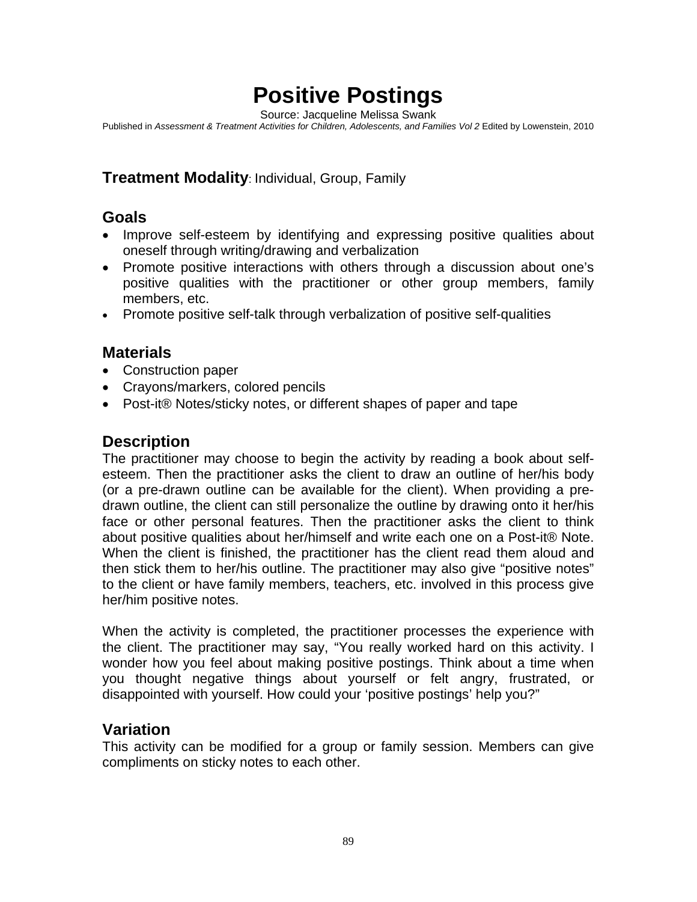# Positive Postings

Source: Jacqueline Melissa Swank

Published in *Assessment & Treatment Activities for Children, Adolescents, and Families Vol 2* Edited by Lowenstein, 2010

## Treatment Modality: Individual, Group, Family

## Goals

- Improve self-esteem by identifying and expressing positive qualities about oneself through writing/drawing and verbalization
- Promote positive interactions with others through a discussion about one's positive qualities with the practitioner or other group members, family members, etc.
- Promote positive self-talk through verbalization of positive self-qualities

## Materials

- Construction paper
- Crayons/markers, colored pencils
- Post-it® Notes/sticky notes, or different shapes of paper and tape

## Description

The practitioner may choose to begin the activity by reading a book about self-esteem. Then the practitioner asks the client to draw an outline of her/his body (or a pre-drawn outline can be available for the client). When providing a pre-drawn outline, the client can still personalize the outline by drawing onto it her/his face or other personal features. Then the practitioner asks the client to think about positive qualities about her/himself and write each one on a Post-it® Note. When the client is finished, the practitioner has the client read them aloud and then stick them to her/his outline. The practitioner may also give "positive notes" to the client or have family members, teachers, etc. involved in this process give her/him positive notes.

When the activity is completed, the practitioner processes the experience with the client. The practitioner may say, "You really worked hard on this activity. I wonder how you feel about making positive postings. Think about a time when you thought negative things about yourself or felt angry, frustrated, or disappointed with yourself. How could your 'positive postings' help you?"

## Variation

This activity can be modified for a group or family session. Members can give compliments on sticky notes to each other.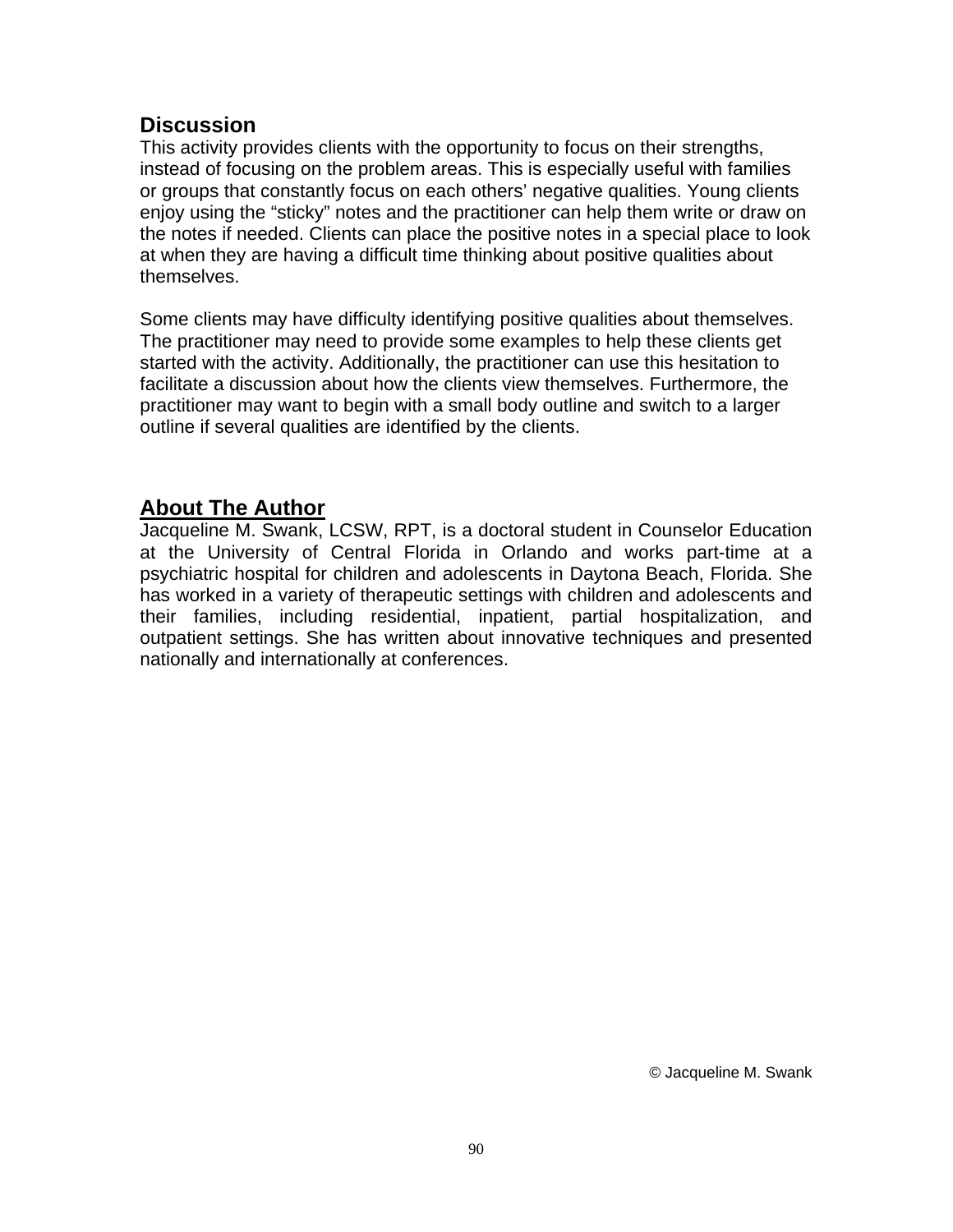## Discussion

This activity provides clients with the opportunity to focus on their strengths, instead of focusing on the problem areas. This is especially useful with families or groups that constantly focus on each others' negative qualities. Young clients enjoy using the "sticky" notes and the practitioner can help them write or draw on the notes if needed. Clients can place the positive notes in a special place to look at when they are having a difficult time thinking about positive qualities about themselves.

Some clients may have difficulty identifying positive qualities about themselves. The practitioner may need to provide some examples to help these clients get started with the activity. Additionally, the practitioner can use this hesitation to facilitate a discussion about how the clients view themselves. Furthermore, the practitioner may want to begin with a small body outline and switch to a larger outline if several qualities are identified by the clients.

## About The Author

Jacqueline M. Swank, LCSW, RPT, is a doctoral student in Counselor Education at the University of Central Florida in Orlando and works part-time at a psychiatric hospital for children and adolescents in Daytona Beach, Florida. She has worked in a variety of therapeutic settings with children and adolescents and their families, including residential, inpatient, partial hospitalization, and outpatient settings. She has written about innovative techniques and presented nationally and internationally at conferences.

© Jacqueline M. Swank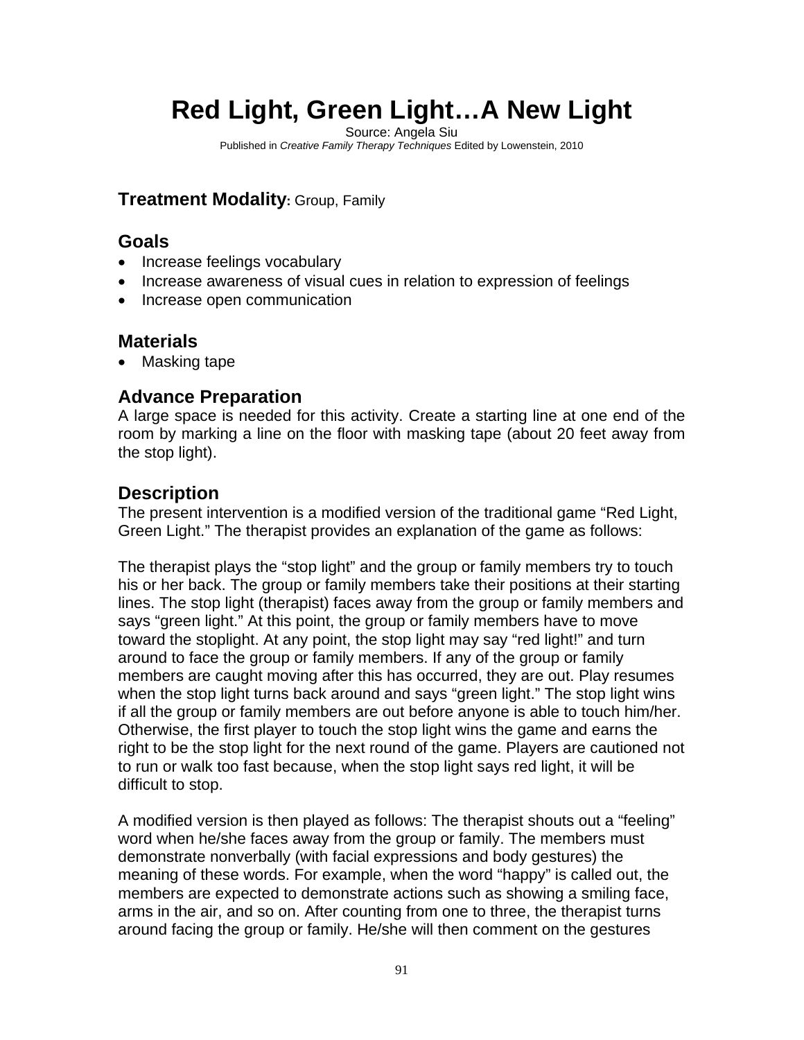# Red Light, Green Light…A New Light

Source: Angela Siu
Published in *Creative Family Therapy Techniques* Edited by Lowenstein, 2010

## Treatment Modality: Group, Family

## Goals

- Increase feelings vocabulary
- Increase awareness of visual cues in relation to expression of feelings
- Increase open communication

## Materials

- Masking tape

## Advance Preparation

A large space is needed for this activity. Create a starting line at one end of the room by marking a line on the floor with masking tape (about 20 feet away from the stop light).

## Description

The present intervention is a modified version of the traditional game "Red Light, Green Light." The therapist provides an explanation of the game as follows:

The therapist plays the "stop light" and the group or family members try to touch his or her back. The group or family members take their positions at their starting lines. The stop light (therapist) faces away from the group or family members and says "green light." At this point, the group or family members have to move toward the stoplight. At any point, the stop light may say "red light!" and turn around to face the group or family members. If any of the group or family members are caught moving after this has occurred, they are out. Play resumes when the stop light turns back around and says "green light." The stop light wins if all the group or family members are out before anyone is able to touch him/her. Otherwise, the first player to touch the stop light wins the game and earns the right to be the stop light for the next round of the game. Players are cautioned not to run or walk too fast because, when the stop light says red light, it will be difficult to stop.

A modified version is then played as follows: The therapist shouts out a "feeling" word when he/she faces away from the group or family. The members must demonstrate nonverbally (with facial expressions and body gestures) the meaning of these words. For example, when the word "happy" is called out, the members are expected to demonstrate actions such as showing a smiling face, arms in the air, and so on. After counting from one to three, the therapist turns around facing the group or family. He/she will then comment on the gestures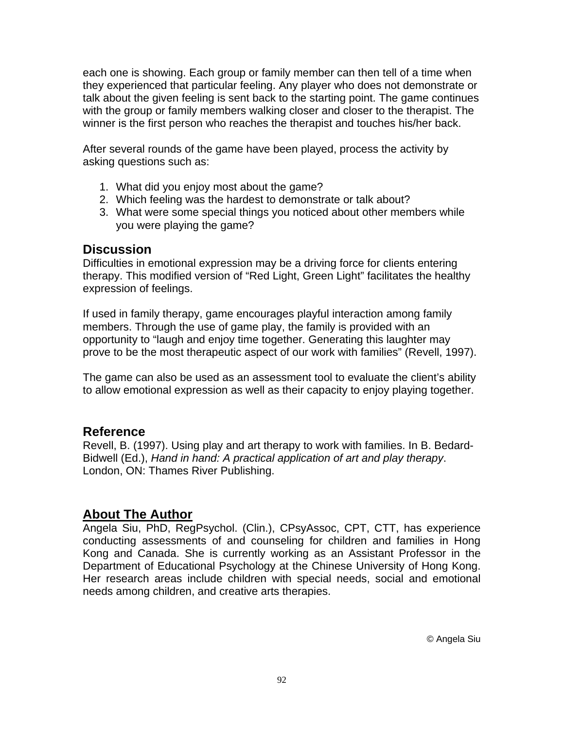each one is showing. Each group or family member can then tell of a time when they experienced that particular feeling. Any player who does not demonstrate or talk about the given feeling is sent back to the starting point. The game continues with the group or family members walking closer and closer to the therapist. The winner is the first person who reaches the therapist and touches his/her back.

After several rounds of the game have been played, process the activity by asking questions such as:

1. What did you enjoy most about the game?
2. Which feeling was the hardest to demonstrate or talk about?
3. What were some special things you noticed about other members while you were playing the game?

## Discussion

Difficulties in emotional expression may be a driving force for clients entering therapy. This modified version of “Red Light, Green Light” facilitates the healthy expression of feelings.

If used in family therapy, game encourages playful interaction among family members. Through the use of game play, the family is provided with an opportunity to “laugh and enjoy time together. Generating this laughter may prove to be the most therapeutic aspect of our work with families” (Revell, 1997).

The game can also be used as an assessment tool to evaluate the client’s ability to allow emotional expression as well as their capacity to enjoy playing together.

## Reference

Revell, B. (1997). Using play and art therapy to work with families. In B. Bedard-Bidwell (Ed.), *Hand in hand: A practical application of art and play therapy*. London, ON: Thames River Publishing.

## About The Author

Angela Siu, PhD, RegPsychol. (Clin.), CPsyAssoc, CPT, CTT, has experience conducting assessments of and counseling for children and families in Hong Kong and Canada. She is currently working as an Assistant Professor in the Department of Educational Psychology at the Chinese University of Hong Kong. Her research areas include children with special needs, social and emotional needs among children, and creative arts therapies.

© Angela Siu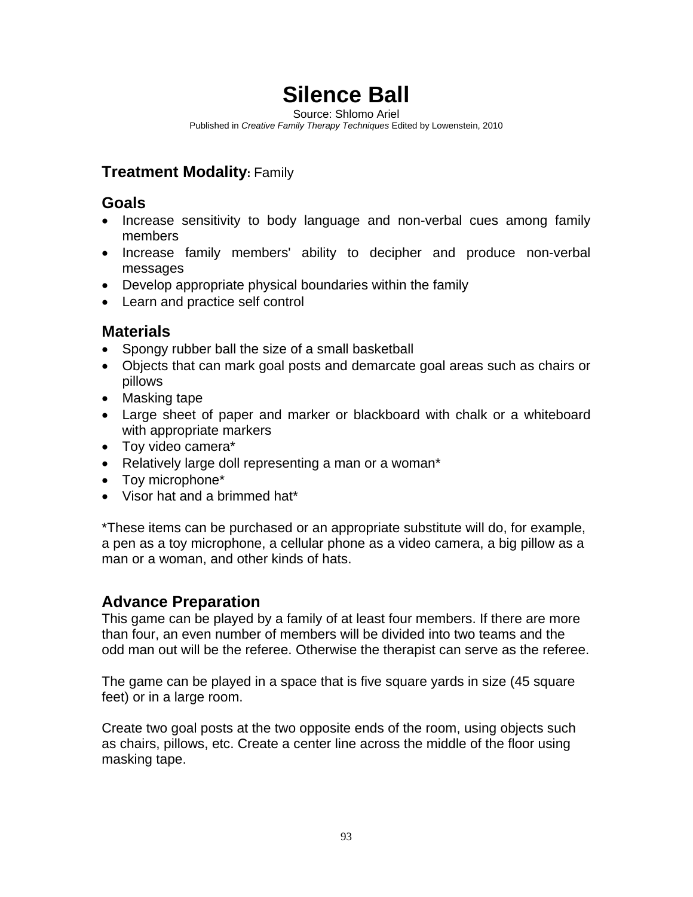# Silence Ball

Source: Shlomo Ariel
Published in *Creative Family Therapy Techniques* Edited by Lowenstein, 2010

## Treatment Modality: Family

## Goals

- Increase sensitivity to body language and non-verbal cues among family members
- Increase family members' ability to decipher and produce non-verbal messages
- Develop appropriate physical boundaries within the family
- Learn and practice self control

## Materials

- Spongy rubber ball the size of a small basketball
- Objects that can mark goal posts and demarcate goal areas such as chairs or pillows
- Masking tape
- Large sheet of paper and marker or blackboard with chalk or a whiteboard with appropriate markers
- Toy video camera*
- Relatively large doll representing a man or a woman*
- Toy microphone*
- Visor hat and a brimmed hat*

*These items can be purchased or an appropriate substitute will do, for example, a pen as a toy microphone, a cellular phone as a video camera, a big pillow as a man or a woman, and other kinds of hats.

## Advance Preparation

This game can be played by a family of at least four members. If there are more than four, an even number of members will be divided into two teams and the odd man out will be the referee. Otherwise the therapist can serve as the referee.

The game can be played in a space that is five square yards in size (45 square feet) or in a large room.

Create two goal posts at the two opposite ends of the room, using objects such as chairs, pillows, etc. Create a center line across the middle of the floor using masking tape.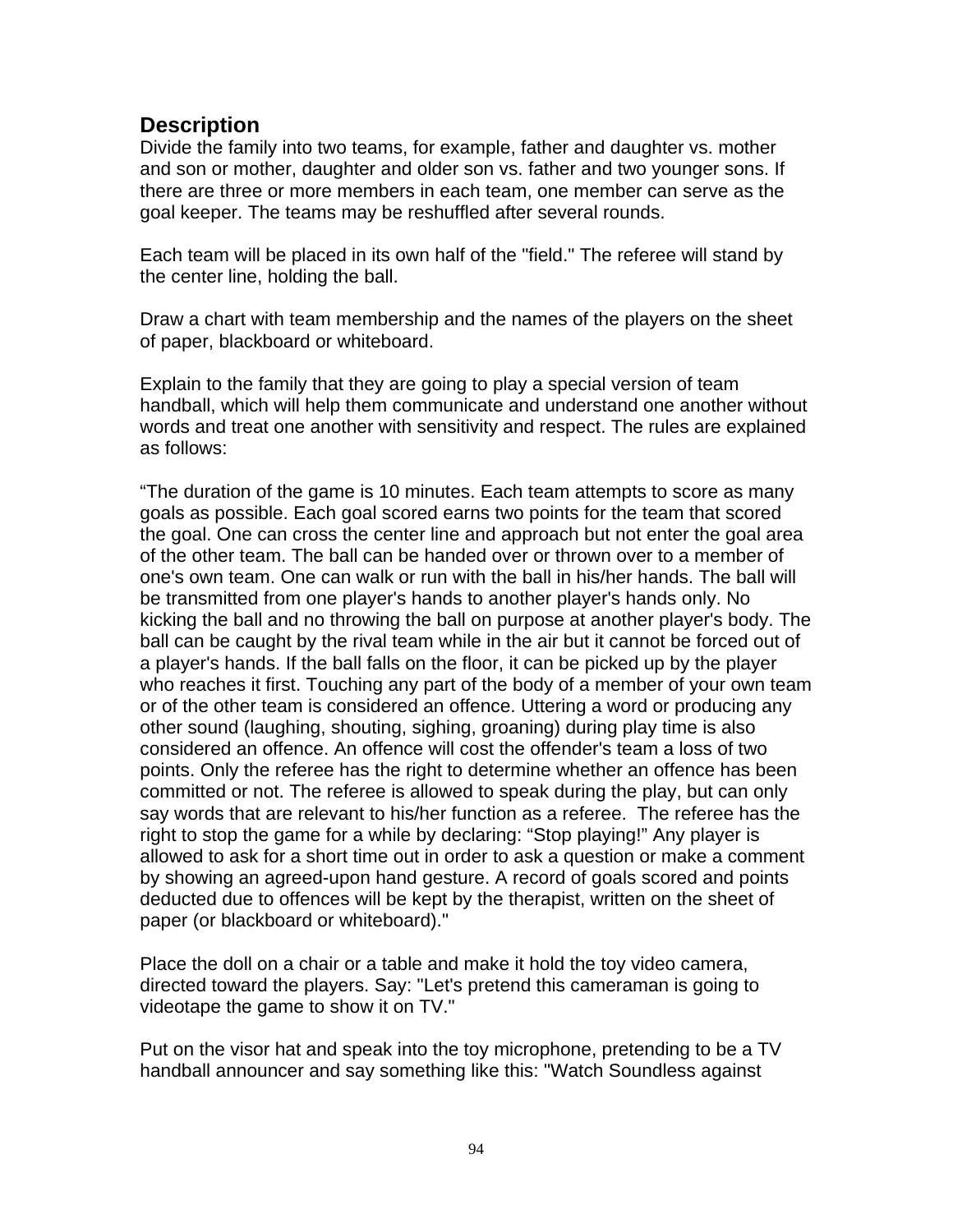## Description

Divide the family into two teams, for example, father and daughter vs. mother and son or mother, daughter and older son vs. father and two younger sons. If there are three or more members in each team, one member can serve as the goal keeper. The teams may be reshuffled after several rounds.

Each team will be placed in its own half of the "field." The referee will stand by the center line, holding the ball.

Draw a chart with team membership and the names of the players on the sheet of paper, blackboard or whiteboard.

Explain to the family that they are going to play a special version of team handball, which will help them communicate and understand one another without words and treat one another with sensitivity and respect. The rules are explained as follows:

“The duration of the game is 10 minutes. Each team attempts to score as many goals as possible. Each goal scored earns two points for the team that scored the goal. One can cross the center line and approach but not enter the goal area of the other team. The ball can be handed over or thrown over to a member of one's own team. One can walk or run with the ball in his/her hands. The ball will be transmitted from one player's hands to another player's hands only. No kicking the ball and no throwing the ball on purpose at another player's body. The ball can be caught by the rival team while in the air but it cannot be forced out of a player's hands. If the ball falls on the floor, it can be picked up by the player who reaches it first. Touching any part of the body of a member of your own team or of the other team is considered an offence. Uttering a word or producing any other sound (laughing, shouting, sighing, groaning) during play time is also considered an offence. An offence will cost the offender's team a loss of two points. Only the referee has the right to determine whether an offence has been committed or not. The referee is allowed to speak during the play, but can only say words that are relevant to his/her function as a referee. The referee has the right to stop the game for a while by declaring: “Stop playing!” Any player is allowed to ask for a short time out in order to ask a question or make a comment by showing an agreed-upon hand gesture. A record of goals scored and points deducted due to offences will be kept by the therapist, written on the sheet of paper (or blackboard or whiteboard)."

Place the doll on a chair or a table and make it hold the toy video camera, directed toward the players. Say: "Let's pretend this cameraman is going to videotape the game to show it on TV."

Put on the visor hat and speak into the toy microphone, pretending to be a TV handball announcer and say something like this: "Watch Soundless against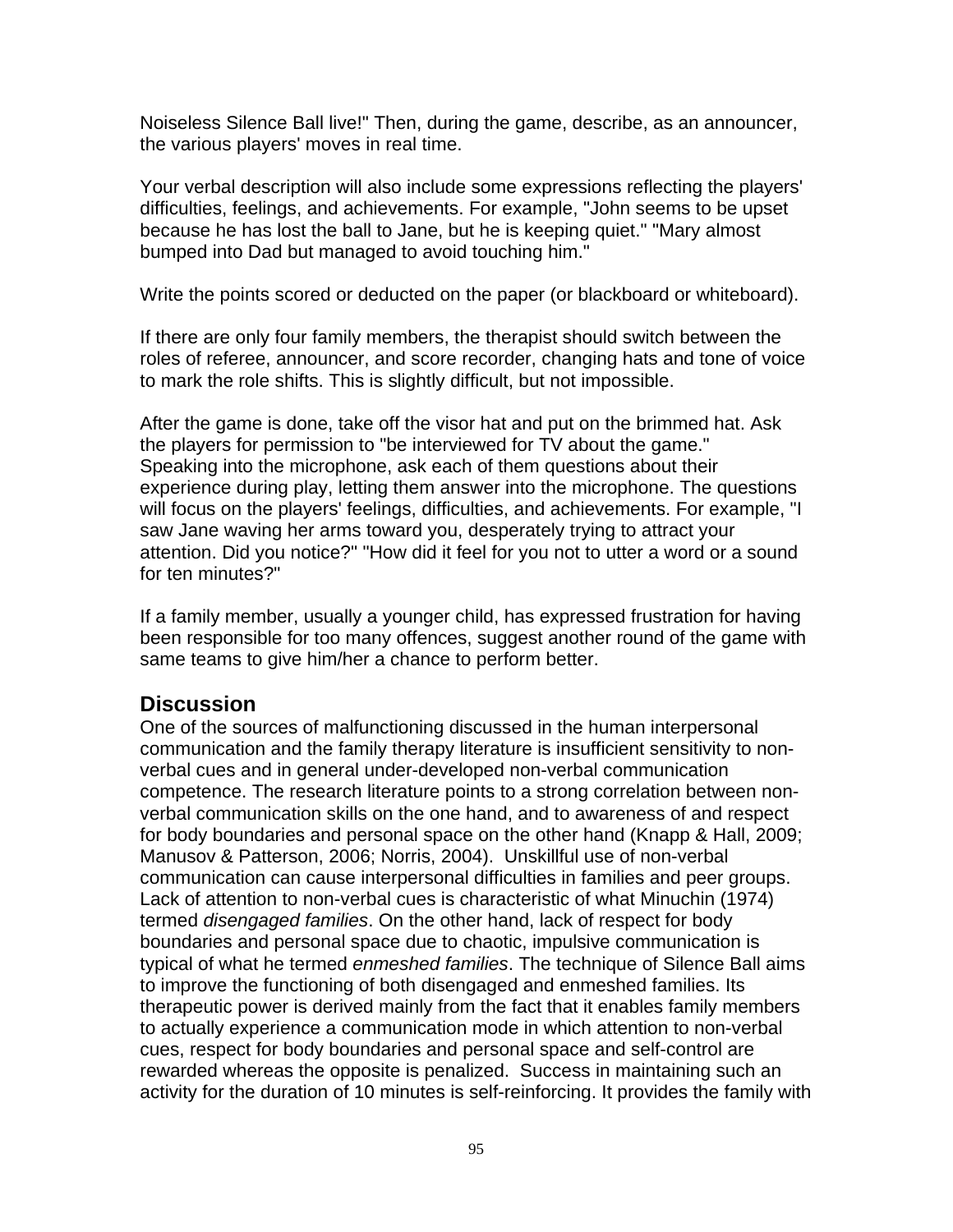Noiseless Silence Ball live!" Then, during the game, describe, as an announcer, the various players' moves in real time.

Your verbal description will also include some expressions reflecting the players' difficulties, feelings, and achievements. For example, "John seems to be upset because he has lost the ball to Jane, but he is keeping quiet." "Mary almost bumped into Dad but managed to avoid touching him."

Write the points scored or deducted on the paper (or blackboard or whiteboard).

If there are only four family members, the therapist should switch between the roles of referee, announcer, and score recorder, changing hats and tone of voice to mark the role shifts. This is slightly difficult, but not impossible.

After the game is done, take off the visor hat and put on the brimmed hat. Ask the players for permission to "be interviewed for TV about the game." Speaking into the microphone, ask each of them questions about their experience during play, letting them answer into the microphone. The questions will focus on the players' feelings, difficulties, and achievements. For example, "I saw Jane waving her arms toward you, desperately trying to attract your attention. Did you notice?" "How did it feel for you not to utter a word or a sound for ten minutes?"

If a family member, usually a younger child, has expressed frustration for having been responsible for too many offences, suggest another round of the game with same teams to give him/her a chance to perform better.

## Discussion

One of the sources of malfunctioning discussed in the human interpersonal communication and the family therapy literature is insufficient sensitivity to non-verbal cues and in general under-developed non-verbal communication competence. The research literature points to a strong correlation between non-verbal communication skills on the one hand, and to awareness of and respect for body boundaries and personal space on the other hand (Knapp & Hall, 2009; Manusov & Patterson, 2006; Norris, 2004). Unskillful use of non-verbal communication can cause interpersonal difficulties in families and peer groups. Lack of attention to non-verbal cues is characteristic of what Minuchin (1974) termed *disengaged families*. On the other hand, lack of respect for body boundaries and personal space due to chaotic, impulsive communication is typical of what he termed *enmeshed families*. The technique of Silence Ball aims to improve the functioning of both disengaged and enmeshed families. Its therapeutic power is derived mainly from the fact that it enables family members to actually experience a communication mode in which attention to non-verbal cues, respect for body boundaries and personal space and self-control are rewarded whereas the opposite is penalized. Success in maintaining such an activity for the duration of 10 minutes is self-reinforcing. It provides the family with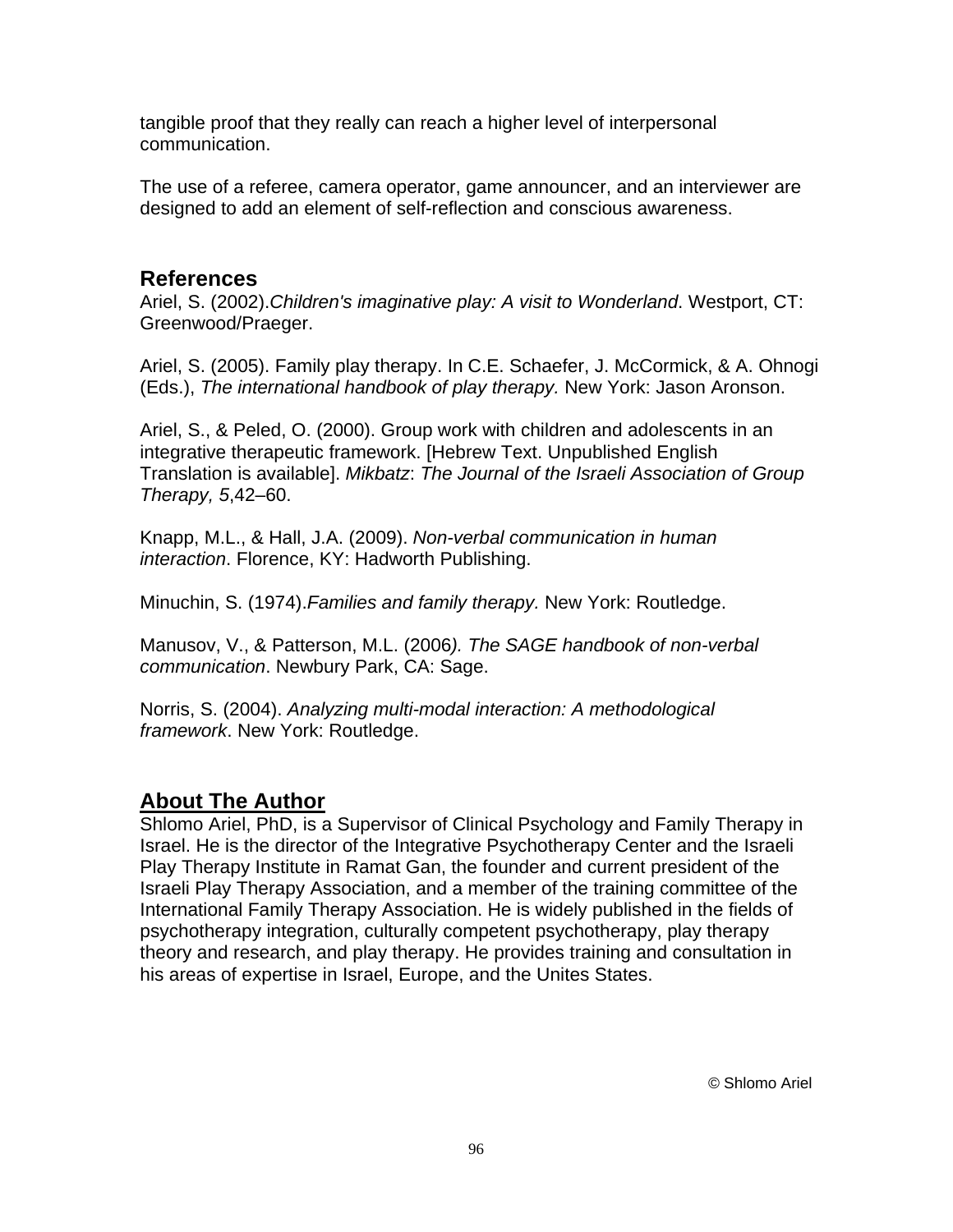tangible proof that they really can reach a higher level of interpersonal communication.

The use of a referee, camera operator, game announcer, and an interviewer are designed to add an element of self-reflection and conscious awareness.

## References

Ariel, S. (2002).*Children's imaginative play: A visit to Wonderland*. Westport, CT: Greenwood/Praeger.

Ariel, S. (2005). Family play therapy. In C.E. Schaefer, J. McCormick, & A. Ohnogi (Eds.), *The international handbook of play therapy.* New York: Jason Aronson.

Ariel, S., & Peled, O. (2000). Group work with children and adolescents in an integrative therapeutic framework. [Hebrew Text. Unpublished English Translation is available]. *Mikbatz*: *The Journal of the Israeli Association of Group Therapy, 5*,42–60.

Knapp, M.L., & Hall, J.A. (2009). *Non-verbal communication in human interaction*. Florence, KY: Hadworth Publishing.

Minuchin, S. (1974).*Families and family therapy.* New York: Routledge.

Manusov, V., & Patterson, M.L. (2006*). The SAGE handbook of non-verbal communication*. Newbury Park, CA: Sage.

Norris, S. (2004). *Analyzing multi-modal interaction: A methodological framework*. New York: Routledge.

## About The Author

Shlomo Ariel, PhD, is a Supervisor of Clinical Psychology and Family Therapy in Israel. He is the director of the Integrative Psychotherapy Center and the Israeli Play Therapy Institute in Ramat Gan, the founder and current president of the Israeli Play Therapy Association, and a member of the training committee of the International Family Therapy Association. He is widely published in the fields of psychotherapy integration, culturally competent psychotherapy, play therapy theory and research, and play therapy. He provides training and consultation in his areas of expertise in Israel, Europe, and the Unites States.

© Shlomo Ariel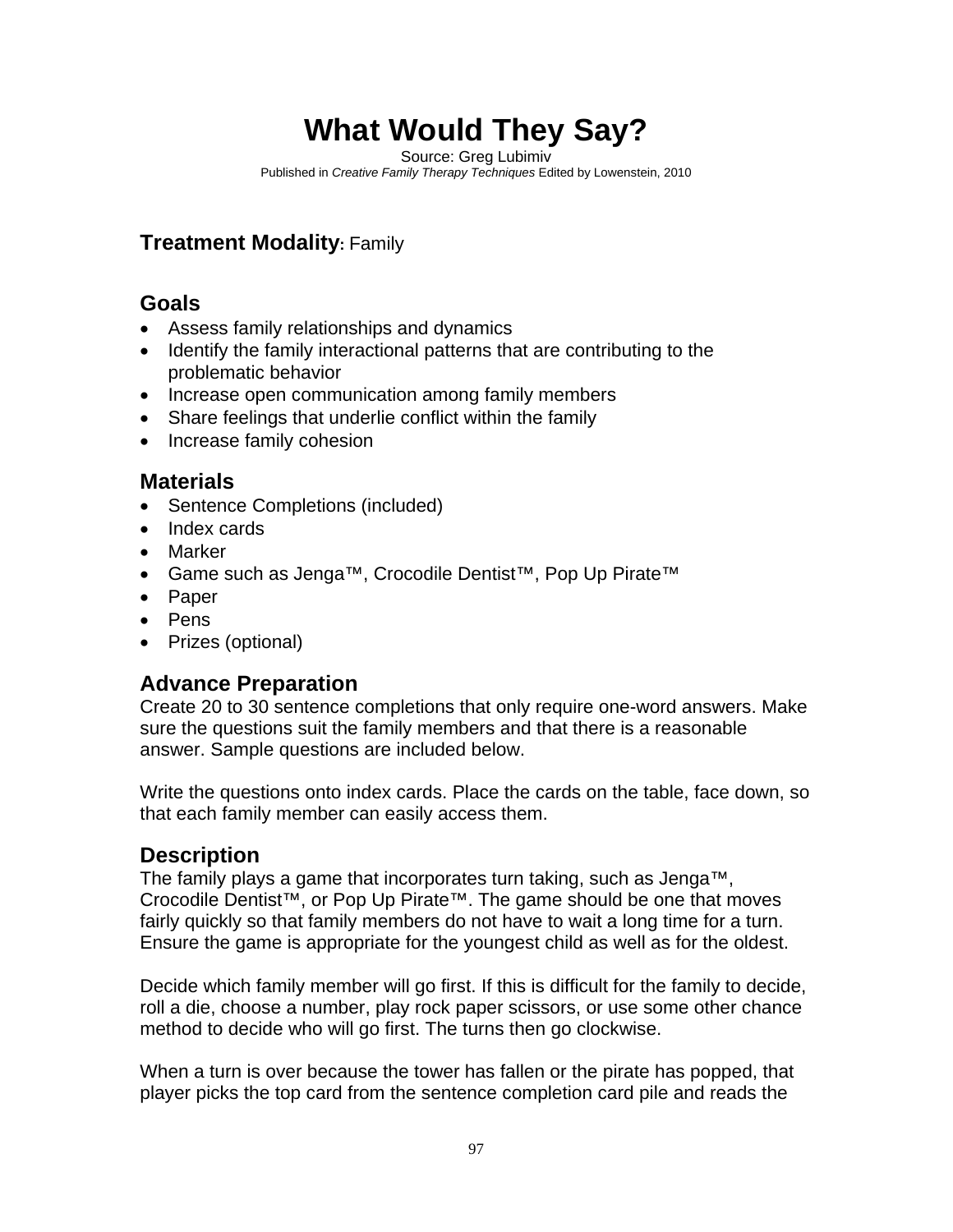# What Would They Say?

Source: Greg Lubimiv
Published in *Creative Family Therapy Techniques* Edited by Lowenstein, 2010

## Treatment Modality: Family

## Goals

- Assess family relationships and dynamics
- Identify the family interactional patterns that are contributing to the problematic behavior
- Increase open communication among family members
- Share feelings that underlie conflict within the family
- Increase family cohesion

## Materials

- Sentence Completions (included)
- Index cards
- Marker
- Game such as Jenga™, Crocodile Dentist™, Pop Up Pirate™
- Paper
- Pens
- Prizes (optional)

## Advance Preparation

Create 20 to 30 sentence completions that only require one-word answers. Make sure the questions suit the family members and that there is a reasonable answer. Sample questions are included below.

Write the questions onto index cards. Place the cards on the table, face down, so that each family member can easily access them.

## Description

The family plays a game that incorporates turn taking, such as Jenga™, Crocodile Dentist™, or Pop Up Pirate™. The game should be one that moves fairly quickly so that family members do not have to wait a long time for a turn. Ensure the game is appropriate for the youngest child as well as for the oldest.

Decide which family member will go first. If this is difficult for the family to decide, roll a die, choose a number, play rock paper scissors, or use some other chance method to decide who will go first. The turns then go clockwise.

When a turn is over because the tower has fallen or the pirate has popped, that player picks the top card from the sentence completion card pile and reads the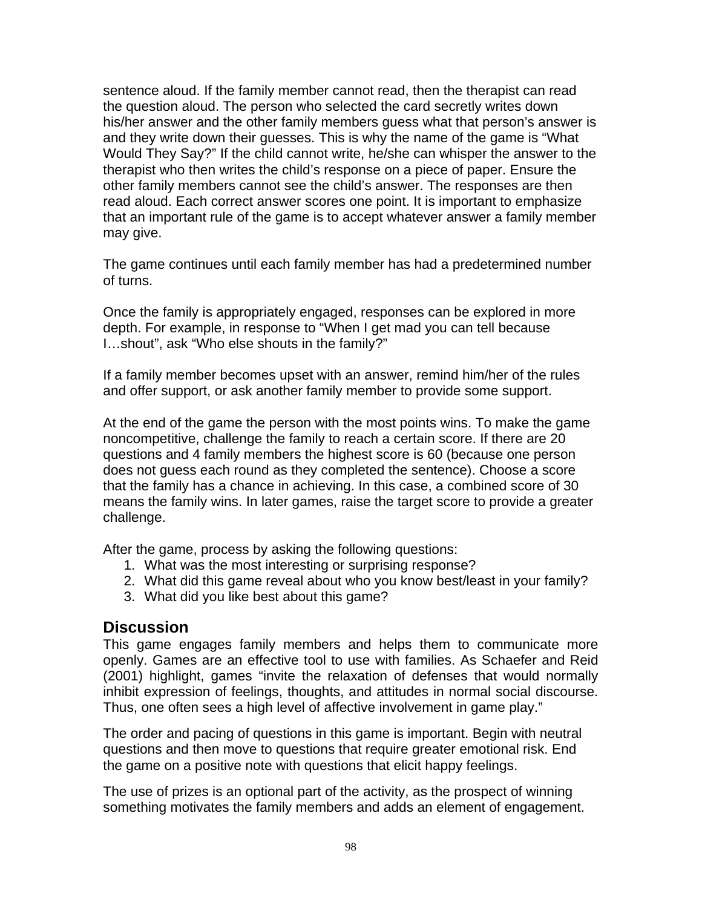sentence aloud. If the family member cannot read, then the therapist can read the question aloud. The person who selected the card secretly writes down his/her answer and the other family members guess what that person's answer is and they write down their guesses. This is why the name of the game is "What Would They Say?" If the child cannot write, he/she can whisper the answer to the therapist who then writes the child's response on a piece of paper. Ensure the other family members cannot see the child's answer. The responses are then read aloud. Each correct answer scores one point. It is important to emphasize that an important rule of the game is to accept whatever answer a family member may give.

The game continues until each family member has had a predetermined number of turns.

Once the family is appropriately engaged, responses can be explored in more depth. For example, in response to "When I get mad you can tell because I…shout", ask "Who else shouts in the family?"

If a family member becomes upset with an answer, remind him/her of the rules and offer support, or ask another family member to provide some support.

At the end of the game the person with the most points wins. To make the game noncompetitive, challenge the family to reach a certain score. If there are 20 questions and 4 family members the highest score is 60 (because one person does not guess each round as they completed the sentence). Choose a score that the family has a chance in achieving. In this case, a combined score of 30 means the family wins. In later games, raise the target score to provide a greater challenge.

After the game, process by asking the following questions:

1. What was the most interesting or surprising response?
2. What did this game reveal about who you know best/least in your family?
3. What did you like best about this game?

## Discussion

This game engages family members and helps them to communicate more openly. Games are an effective tool to use with families. As Schaefer and Reid (2001) highlight, games "invite the relaxation of defenses that would normally inhibit expression of feelings, thoughts, and attitudes in normal social discourse. Thus, one often sees a high level of affective involvement in game play."

The order and pacing of questions in this game is important. Begin with neutral questions and then move to questions that require greater emotional risk. End the game on a positive note with questions that elicit happy feelings.

The use of prizes is an optional part of the activity, as the prospect of winning something motivates the family members and adds an element of engagement.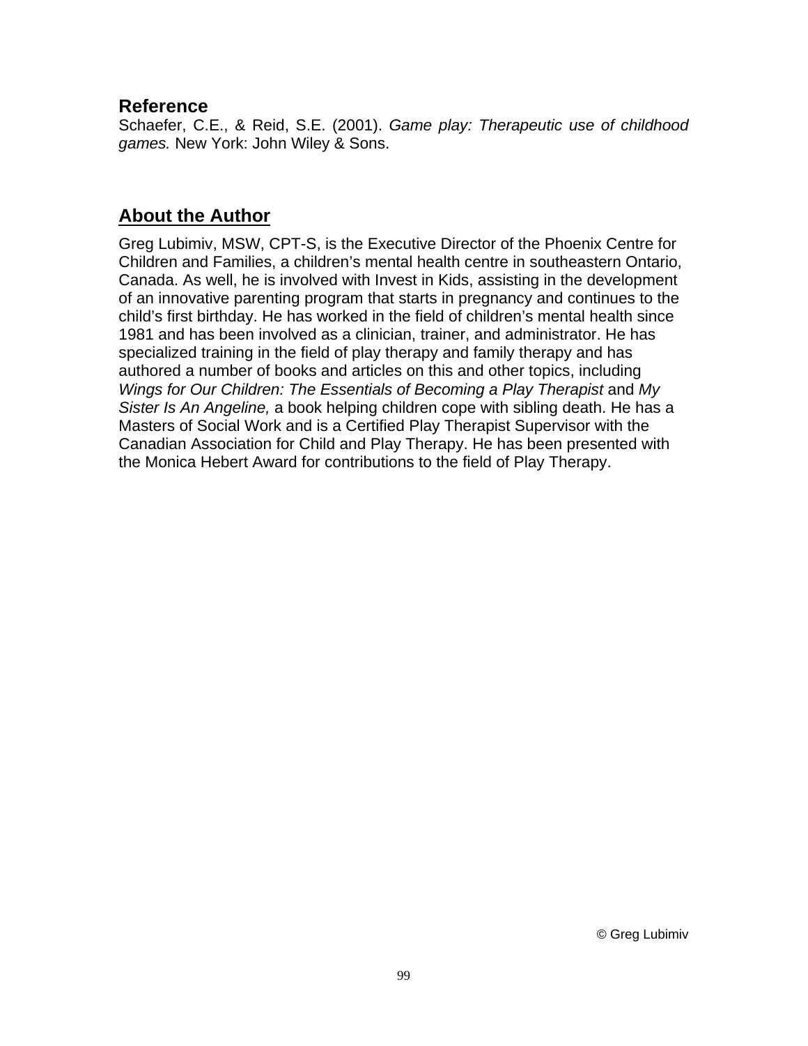## Reference

Schaefer, C.E., & Reid, S.E. (2001). *Game play: Therapeutic use of childhood games.* New York: John Wiley & Sons.

## About the Author

Greg Lubimiv, MSW, CPT-S, is the Executive Director of the Phoenix Centre for Children and Families, a children's mental health centre in southeastern Ontario, Canada. As well, he is involved with Invest in Kids, assisting in the development of an innovative parenting program that starts in pregnancy and continues to the child's first birthday. He has worked in the field of children's mental health since 1981 and has been involved as a clinician, trainer, and administrator. He has specialized training in the field of play therapy and family therapy and has authored a number of books and articles on this and other topics, including *Wings for Our Children: The Essentials of Becoming a Play Therapist* and *My Sister Is An Angeline,* a book helping children cope with sibling death. He has a Masters of Social Work and is a Certified Play Therapist Supervisor with the Canadian Association for Child and Play Therapy. He has been presented with the Monica Hebert Award for contributions to the field of Play Therapy.

© Greg Lubimiv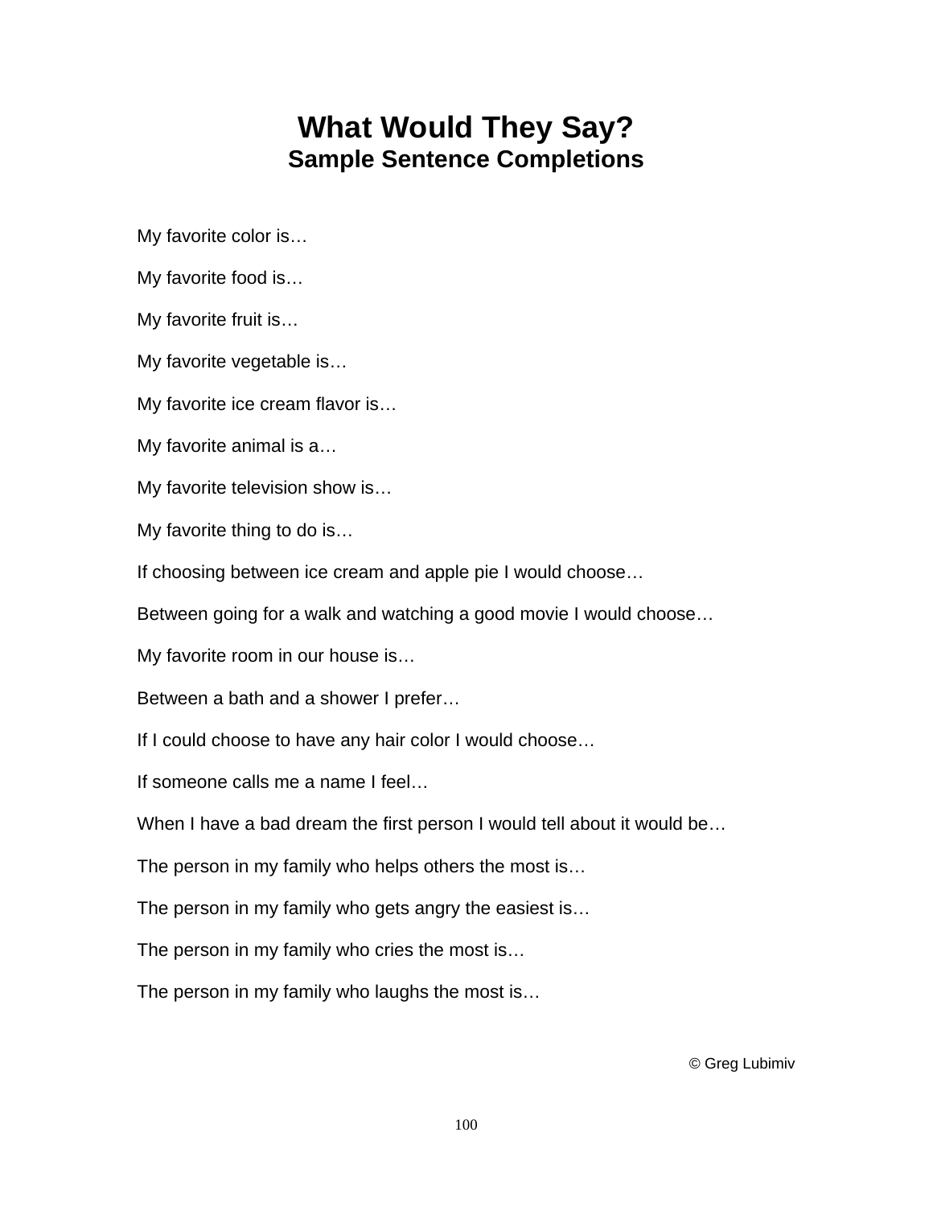# What Would They Say?
## Sample Sentence Completions

My favorite color is…

My favorite food is…

My favorite fruit is…

My favorite vegetable is…

My favorite ice cream flavor is…

My favorite animal is a…

My favorite television show is…

My favorite thing to do is…

If choosing between ice cream and apple pie I would choose…

Between going for a walk and watching a good movie I would choose…

My favorite room in our house is…

Between a bath and a shower I prefer…

If I could choose to have any hair color I would choose…

If someone calls me a name I feel…

When I have a bad dream the first person I would tell about it would be…

The person in my family who helps others the most is…

The person in my family who gets angry the easiest is…

The person in my family who cries the most is…

The person in my family who laughs the most is…

© Greg Lubimiv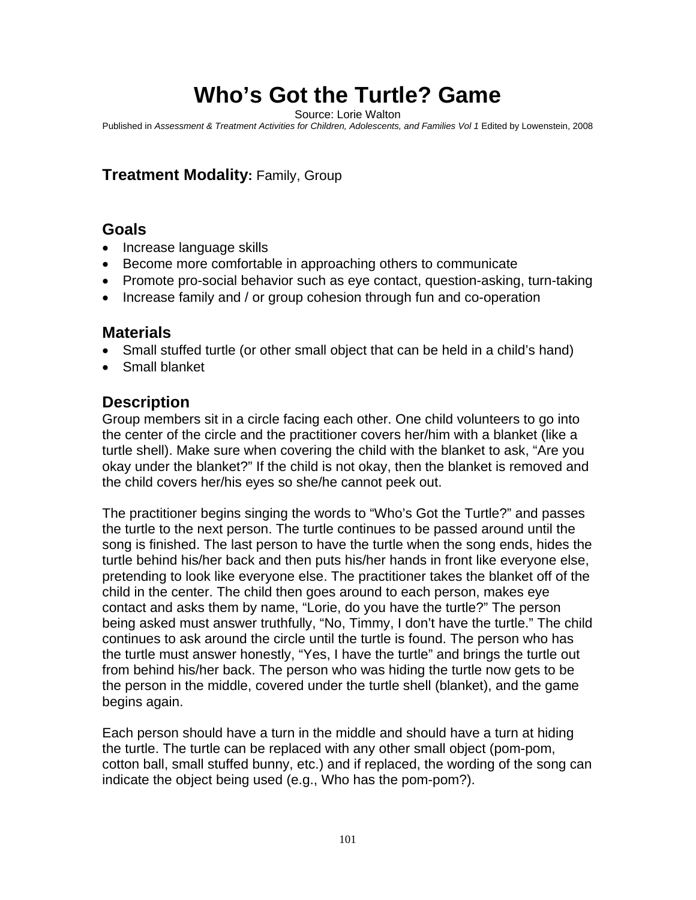# Who's Got the Turtle? Game

Source: Lorie Walton

Published in *Assessment & Treatment Activities for Children, Adolescents, and Families Vol 1* Edited by Lowenstein, 2008

## **Treatment Modality:** Family, Group

## Goals

- Increase language skills
- Become more comfortable in approaching others to communicate
- Promote pro-social behavior such as eye contact, question-asking, turn-taking
- Increase family and / or group cohesion through fun and co-operation

## Materials

- Small stuffed turtle (or other small object that can be held in a child's hand)
- Small blanket

## Description

Group members sit in a circle facing each other. One child volunteers to go into the center of the circle and the practitioner covers her/him with a blanket (like a turtle shell). Make sure when covering the child with the blanket to ask, "Are you okay under the blanket?" If the child is not okay, then the blanket is removed and the child covers her/his eyes so she/he cannot peek out.

The practitioner begins singing the words to "Who's Got the Turtle?" and passes the turtle to the next person. The turtle continues to be passed around until the song is finished. The last person to have the turtle when the song ends, hides the turtle behind his/her back and then puts his/her hands in front like everyone else, pretending to look like everyone else. The practitioner takes the blanket off of the child in the center. The child then goes around to each person, makes eye contact and asks them by name, "Lorie, do you have the turtle?" The person being asked must answer truthfully, "No, Timmy, I don't have the turtle." The child continues to ask around the circle until the turtle is found. The person who has the turtle must answer honestly, "Yes, I have the turtle" and brings the turtle out from behind his/her back. The person who was hiding the turtle now gets to be the person in the middle, covered under the turtle shell (blanket), and the game begins again.

Each person should have a turn in the middle and should have a turn at hiding the turtle. The turtle can be replaced with any other small object (pom-pom, cotton ball, small stuffed bunny, etc.) and if replaced, the wording of the song can indicate the object being used (e.g., Who has the pom-pom?).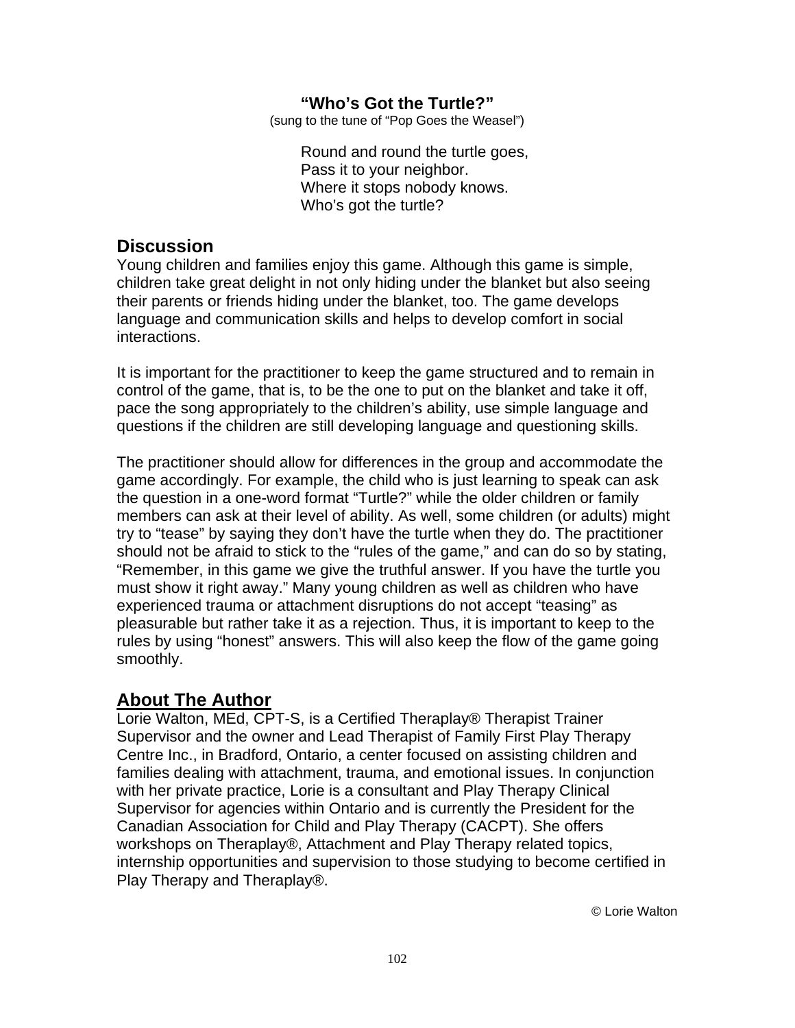**“Who’s Got the Turtle?”**
(sung to the tune of “Pop Goes the Weasel”)

Round and round the turtle goes,
Pass it to your neighbor.
Where it stops nobody knows.
Who’s got the turtle?

## Discussion

Young children and families enjoy this game. Although this game is simple, children take great delight in not only hiding under the blanket but also seeing their parents or friends hiding under the blanket, too. The game develops language and communication skills and helps to develop comfort in social interactions.

It is important for the practitioner to keep the game structured and to remain in control of the game, that is, to be the one to put on the blanket and take it off, pace the song appropriately to the children’s ability, use simple language and questions if the children are still developing language and questioning skills.

The practitioner should allow for differences in the group and accommodate the game accordingly. For example, the child who is just learning to speak can ask the question in a one-word format “Turtle?” while the older children or family members can ask at their level of ability. As well, some children (or adults) might try to “tease” by saying they don’t have the turtle when they do. The practitioner should not be afraid to stick to the “rules of the game,” and can do so by stating, “Remember, in this game we give the truthful answer. If you have the turtle you must show it right away.” Many young children as well as children who have experienced trauma or attachment disruptions do not accept “teasing” as pleasurable but rather take it as a rejection. Thus, it is important to keep to the rules by using “honest” answers. This will also keep the flow of the game going smoothly.

## About The Author

Lorie Walton, MEd, CPT-S, is a Certified Theraplay® Therapist Trainer Supervisor and the owner and Lead Therapist of Family First Play Therapy Centre Inc., in Bradford, Ontario, a center focused on assisting children and families dealing with attachment, trauma, and emotional issues. In conjunction with her private practice, Lorie is a consultant and Play Therapy Clinical Supervisor for agencies within Ontario and is currently the President for the Canadian Association for Child and Play Therapy (CACPT). She offers workshops on Theraplay®, Attachment and Play Therapy related topics, internship opportunities and supervision to those studying to become certified in Play Therapy and Theraplay®.

© Lorie Walton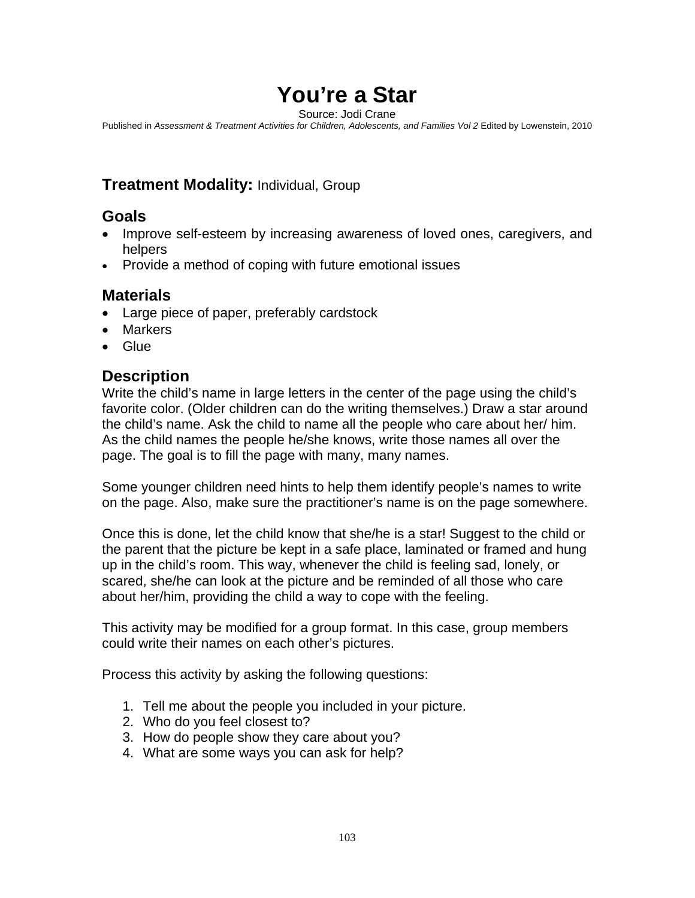# You're a Star

Source: Jodi Crane

Published in *Assessment & Treatment Activities for Children, Adolescents, and Families Vol 2* Edited by Lowenstein, 2010

**Treatment Modality:** Individual, Group

## Goals

- Improve self-esteem by increasing awareness of loved ones, caregivers, and helpers
- Provide a method of coping with future emotional issues

## Materials

- Large piece of paper, preferably cardstock
- Markers
- Glue

## Description

Write the child's name in large letters in the center of the page using the child's favorite color. (Older children can do the writing themselves.) Draw a star around the child's name. Ask the child to name all the people who care about her/ him. As the child names the people he/she knows, write those names all over the page. The goal is to fill the page with many, many names.

Some younger children need hints to help them identify people's names to write on the page. Also, make sure the practitioner's name is on the page somewhere.

Once this is done, let the child know that she/he is a star! Suggest to the child or the parent that the picture be kept in a safe place, laminated or framed and hung up in the child's room. This way, whenever the child is feeling sad, lonely, or scared, she/he can look at the picture and be reminded of all those who care about her/him, providing the child a way to cope with the feeling.

This activity may be modified for a group format. In this case, group members could write their names on each other's pictures.

Process this activity by asking the following questions:

1. Tell me about the people you included in your picture.
2. Who do you feel closest to?
3. How do people show they care about you?
4. What are some ways you can ask for help?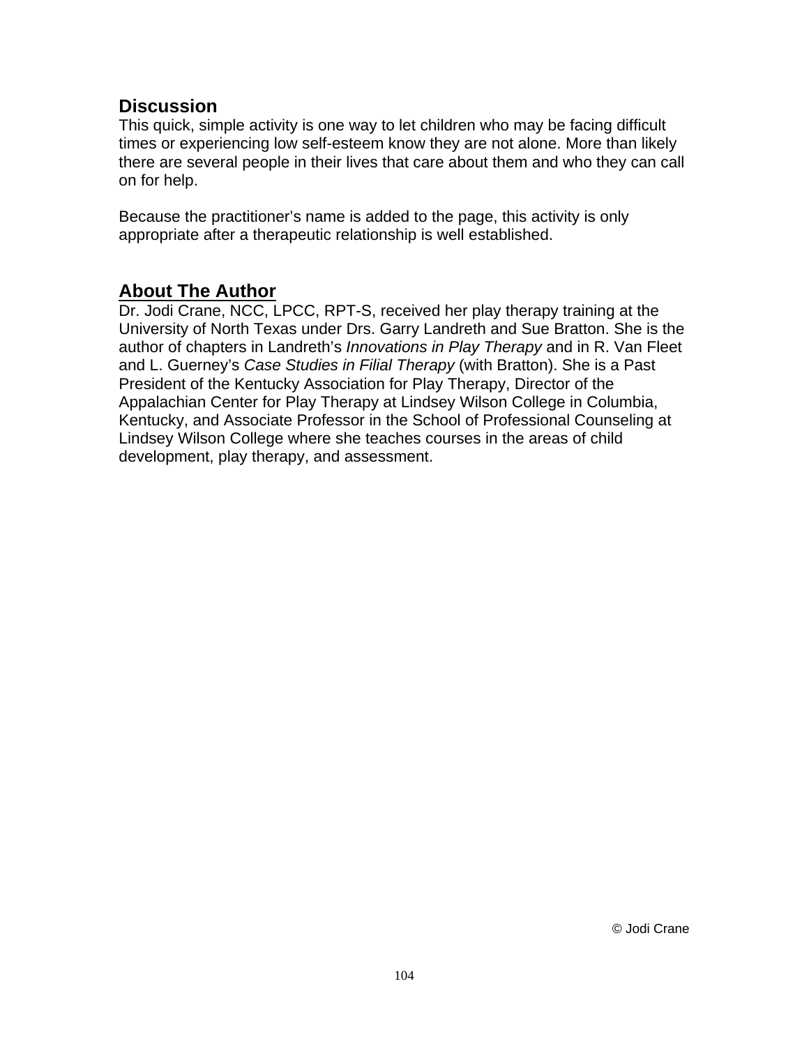## Discussion

This quick, simple activity is one way to let children who may be facing difficult times or experiencing low self-esteem know they are not alone. More than likely there are several people in their lives that care about them and who they can call on for help.

Because the practitioner's name is added to the page, this activity is only appropriate after a therapeutic relationship is well established.

## About The Author

Dr. Jodi Crane, NCC, LPCC, RPT-S, received her play therapy training at the University of North Texas under Drs. Garry Landreth and Sue Bratton. She is the author of chapters in Landreth's *Innovations in Play Therapy* and in R. Van Fleet and L. Guerney's *Case Studies in Filial Therapy* (with Bratton). She is a Past President of the Kentucky Association for Play Therapy, Director of the Appalachian Center for Play Therapy at Lindsey Wilson College in Columbia, Kentucky, and Associate Professor in the School of Professional Counseling at Lindsey Wilson College where she teaches courses in the areas of child development, play therapy, and assessment.

© Jodi Crane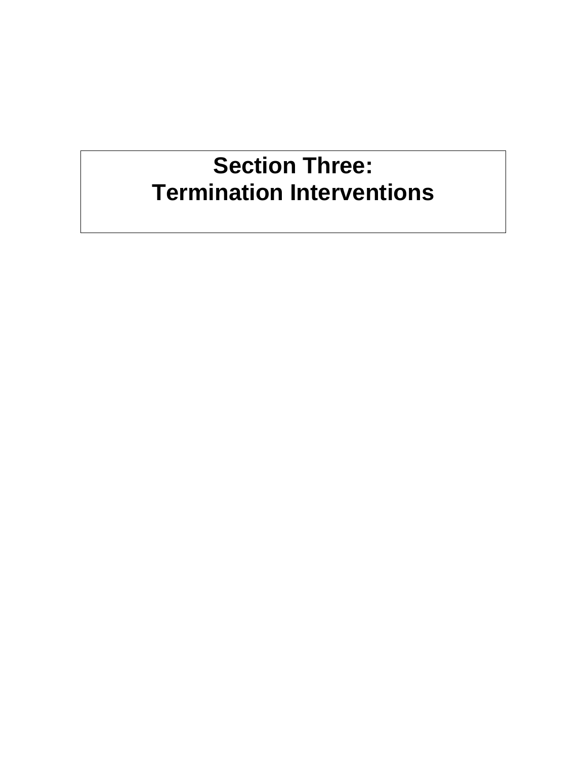# Section Three:
# Termination Interventions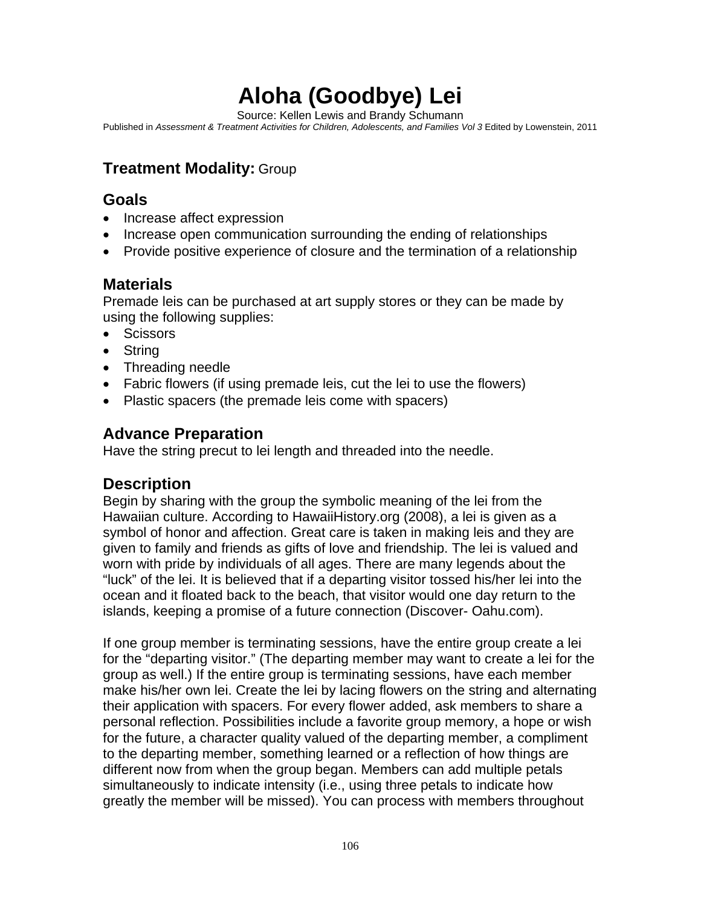# Aloha (Goodbye) Lei

Source: Kellen Lewis and Brandy Schumann

Published in *Assessment & Treatment Activities for Children, Adolescents, and Families Vol 3* Edited by Lowenstein, 2011

## Treatment Modality: Group

## Goals

- Increase affect expression
- Increase open communication surrounding the ending of relationships
- Provide positive experience of closure and the termination of a relationship

## Materials

Premade leis can be purchased at art supply stores or they can be made by using the following supplies:

- Scissors
- String
- Threading needle
- Fabric flowers (if using premade leis, cut the lei to use the flowers)
- Plastic spacers (the premade leis come with spacers)

## Advance Preparation

Have the string precut to lei length and threaded into the needle.

## Description

Begin by sharing with the group the symbolic meaning of the lei from the Hawaiian culture. According to HawaiiHistory.org (2008), a lei is given as a symbol of honor and affection. Great care is taken in making leis and they are given to family and friends as gifts of love and friendship. The lei is valued and worn with pride by individuals of all ages. There are many legends about the "luck" of the lei. It is believed that if a departing visitor tossed his/her lei into the ocean and it floated back to the beach, that visitor would one day return to the islands, keeping a promise of a future connection (Discover- Oahu.com).

If one group member is terminating sessions, have the entire group create a lei for the "departing visitor." (The departing member may want to create a lei for the group as well.) If the entire group is terminating sessions, have each member make his/her own lei. Create the lei by lacing flowers on the string and alternating their application with spacers. For every flower added, ask members to share a personal reflection. Possibilities include a favorite group memory, a hope or wish for the future, a character quality valued of the departing member, a compliment to the departing member, something learned or a reflection of how things are different now from when the group began. Members can add multiple petals simultaneously to indicate intensity (i.e., using three petals to indicate how greatly the member will be missed). You can process with members throughout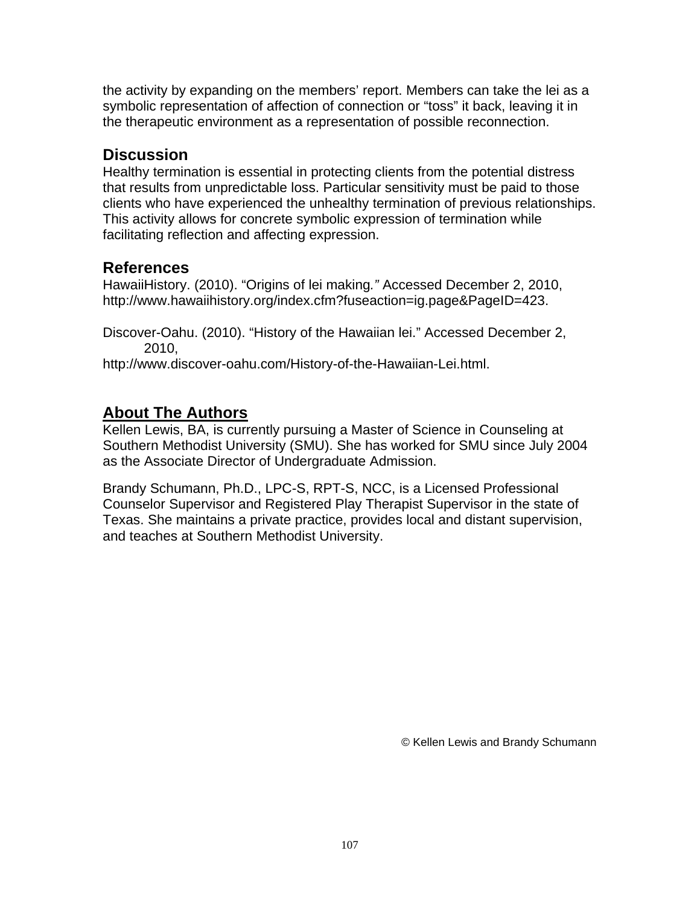the activity by expanding on the members' report. Members can take the lei as a symbolic representation of affection of connection or "toss" it back, leaving it in the therapeutic environment as a representation of possible reconnection.

## Discussion

Healthy termination is essential in protecting clients from the potential distress that results from unpredictable loss. Particular sensitivity must be paid to those clients who have experienced the unhealthy termination of previous relationships. This activity allows for concrete symbolic expression of termination while facilitating reflection and affecting expression.

## References

HawaiiHistory. (2010). "Origins of lei making." Accessed December 2, 2010, http://www.hawaiihistory.org/index.cfm?fuseaction=ig.page&PageID=423.

Discover-Oahu. (2010). "History of the Hawaiian lei." Accessed December 2, 2010, http://www.discover-oahu.com/History-of-the-Hawaiian-Lei.html.

## About The Authors

Kellen Lewis, BA, is currently pursuing a Master of Science in Counseling at Southern Methodist University (SMU). She has worked for SMU since July 2004 as the Associate Director of Undergraduate Admission.

Brandy Schumann, Ph.D., LPC-S, RPT-S, NCC, is a Licensed Professional Counselor Supervisor and Registered Play Therapist Supervisor in the state of Texas. She maintains a private practice, provides local and distant supervision, and teaches at Southern Methodist University.

© Kellen Lewis and Brandy Schumann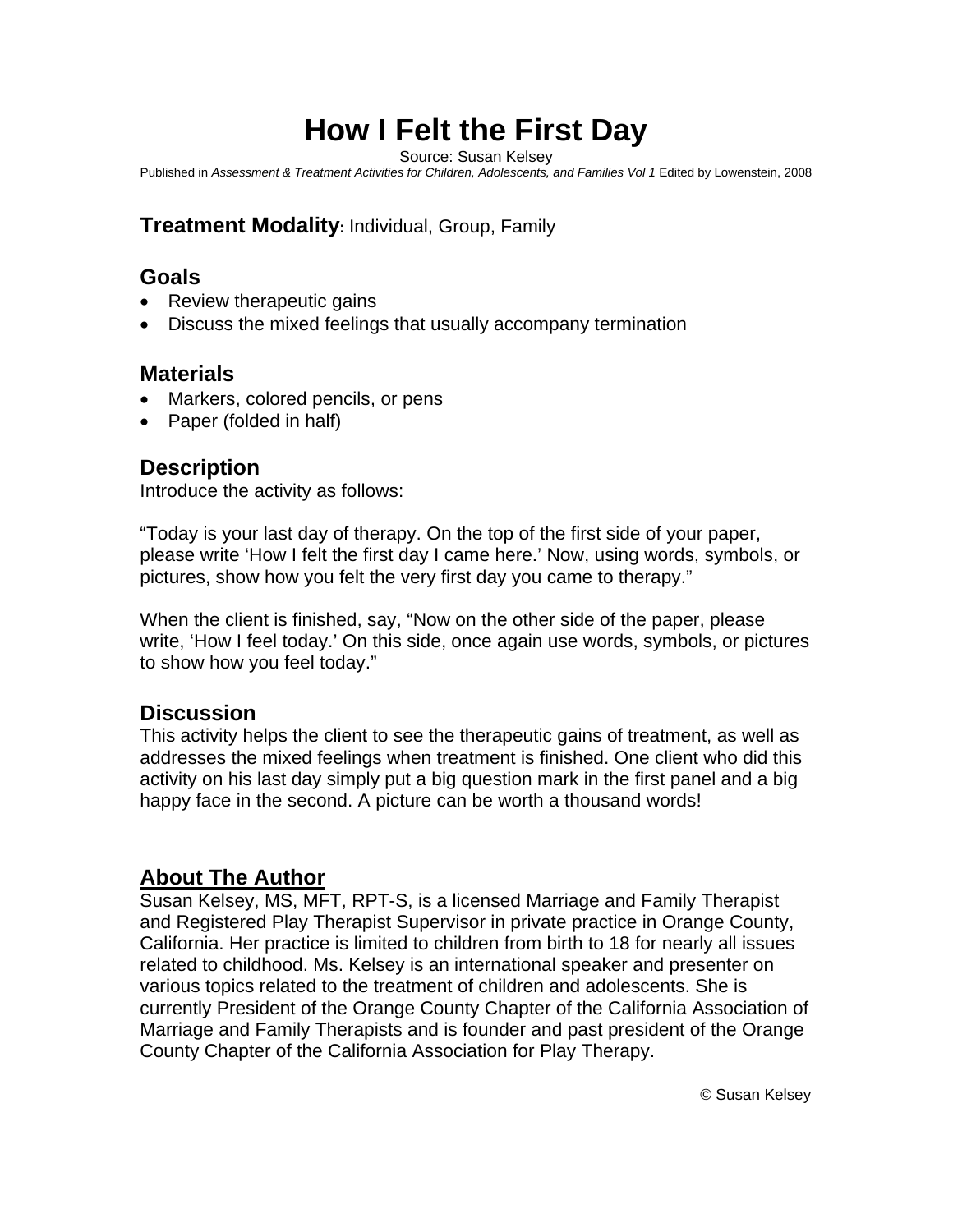# How I Felt the First Day

Source: Susan Kelsey
Published in *Assessment & Treatment Activities for Children, Adolescents, and Families Vol 1* Edited by Lowenstein, 2008

**Treatment Modality:** Individual, Group, Family

## Goals

- Review therapeutic gains
- Discuss the mixed feelings that usually accompany termination

## Materials

- Markers, colored pencils, or pens
- Paper (folded in half)

## Description

Introduce the activity as follows:

"Today is your last day of therapy. On the top of the first side of your paper, please write 'How I felt the first day I came here.' Now, using words, symbols, or pictures, show how you felt the very first day you came to therapy."

When the client is finished, say, "Now on the other side of the paper, please write, 'How I feel today.' On this side, once again use words, symbols, or pictures to show how you feel today."

## Discussion

This activity helps the client to see the therapeutic gains of treatment, as well as addresses the mixed feelings when treatment is finished. One client who did this activity on his last day simply put a big question mark in the first panel and a big happy face in the second. A picture can be worth a thousand words!

## About The Author

Susan Kelsey, MS, MFT, RPT-S, is a licensed Marriage and Family Therapist and Registered Play Therapist Supervisor in private practice in Orange County, California. Her practice is limited to children from birth to 18 for nearly all issues related to childhood. Ms. Kelsey is an international speaker and presenter on various topics related to the treatment of children and adolescents. She is currently President of the Orange County Chapter of the California Association of Marriage and Family Therapists and is founder and past president of the Orange County Chapter of the California Association for Play Therapy.

© Susan Kelsey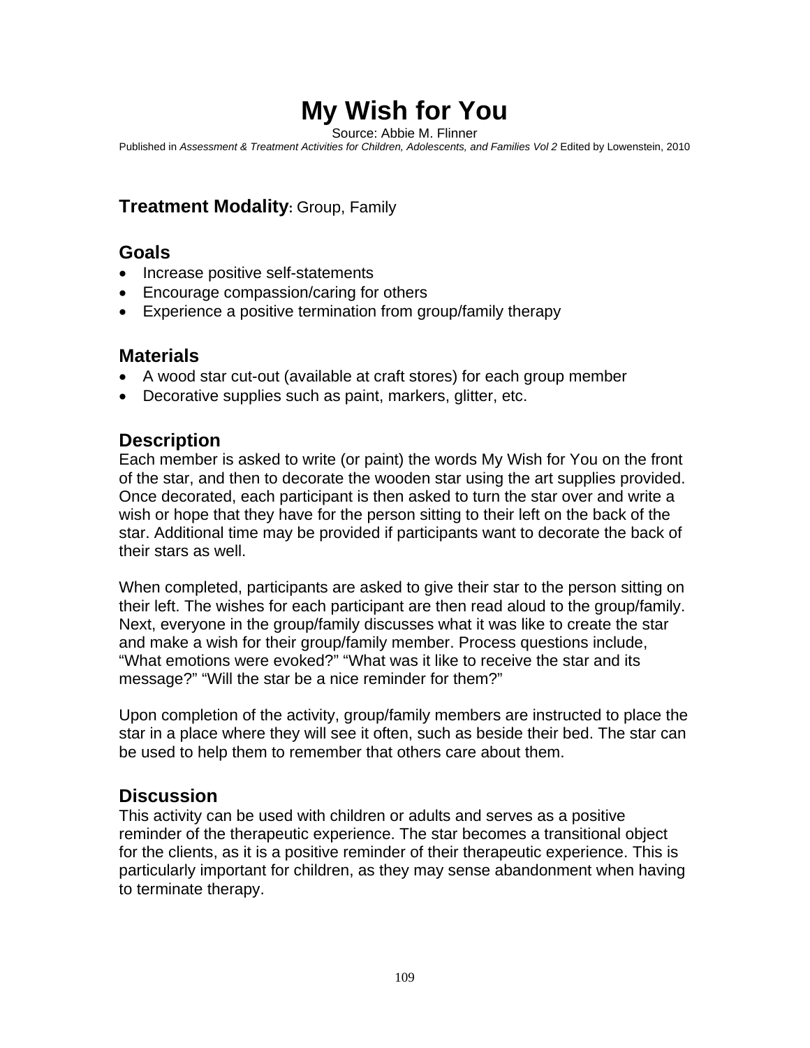# My Wish for You

Source: Abbie M. Flinner

Published in *Assessment & Treatment Activities for Children, Adolescents, and Families Vol 2* Edited by Lowenstein, 2010

**Treatment Modality:** Group, Family

## Goals

- Increase positive self-statements
- Encourage compassion/caring for others
- Experience a positive termination from group/family therapy

## Materials

- A wood star cut-out (available at craft stores) for each group member
- Decorative supplies such as paint, markers, glitter, etc.

## Description

Each member is asked to write (or paint) the words My Wish for You on the front of the star, and then to decorate the wooden star using the art supplies provided. Once decorated, each participant is then asked to turn the star over and write a wish or hope that they have for the person sitting to their left on the back of the star. Additional time may be provided if participants want to decorate the back of their stars as well.

When completed, participants are asked to give their star to the person sitting on their left. The wishes for each participant are then read aloud to the group/family. Next, everyone in the group/family discusses what it was like to create the star and make a wish for their group/family member. Process questions include, "What emotions were evoked?" "What was it like to receive the star and its message?" "Will the star be a nice reminder for them?"

Upon completion of the activity, group/family members are instructed to place the star in a place where they will see it often, such as beside their bed. The star can be used to help them to remember that others care about them.

## Discussion

This activity can be used with children or adults and serves as a positive reminder of the therapeutic experience. The star becomes a transitional object for the clients, as it is a positive reminder of their therapeutic experience. This is particularly important for children, as they may sense abandonment when having to terminate therapy.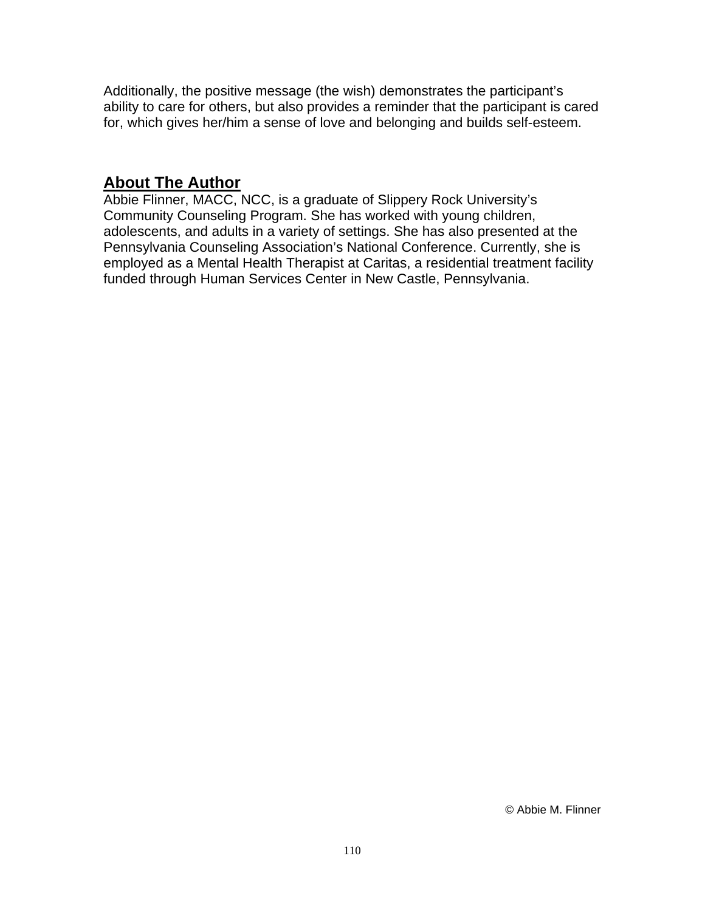Additionally, the positive message (the wish) demonstrates the participant's ability to care for others, but also provides a reminder that the participant is cared for, which gives her/him a sense of love and belonging and builds self-esteem.

## About The Author

Abbie Flinner, MACC, NCC, is a graduate of Slippery Rock University's Community Counseling Program. She has worked with young children, adolescents, and adults in a variety of settings. She has also presented at the Pennsylvania Counseling Association's National Conference. Currently, she is employed as a Mental Health Therapist at Caritas, a residential treatment facility funded through Human Services Center in New Castle, Pennsylvania.

© Abbie M. Flinner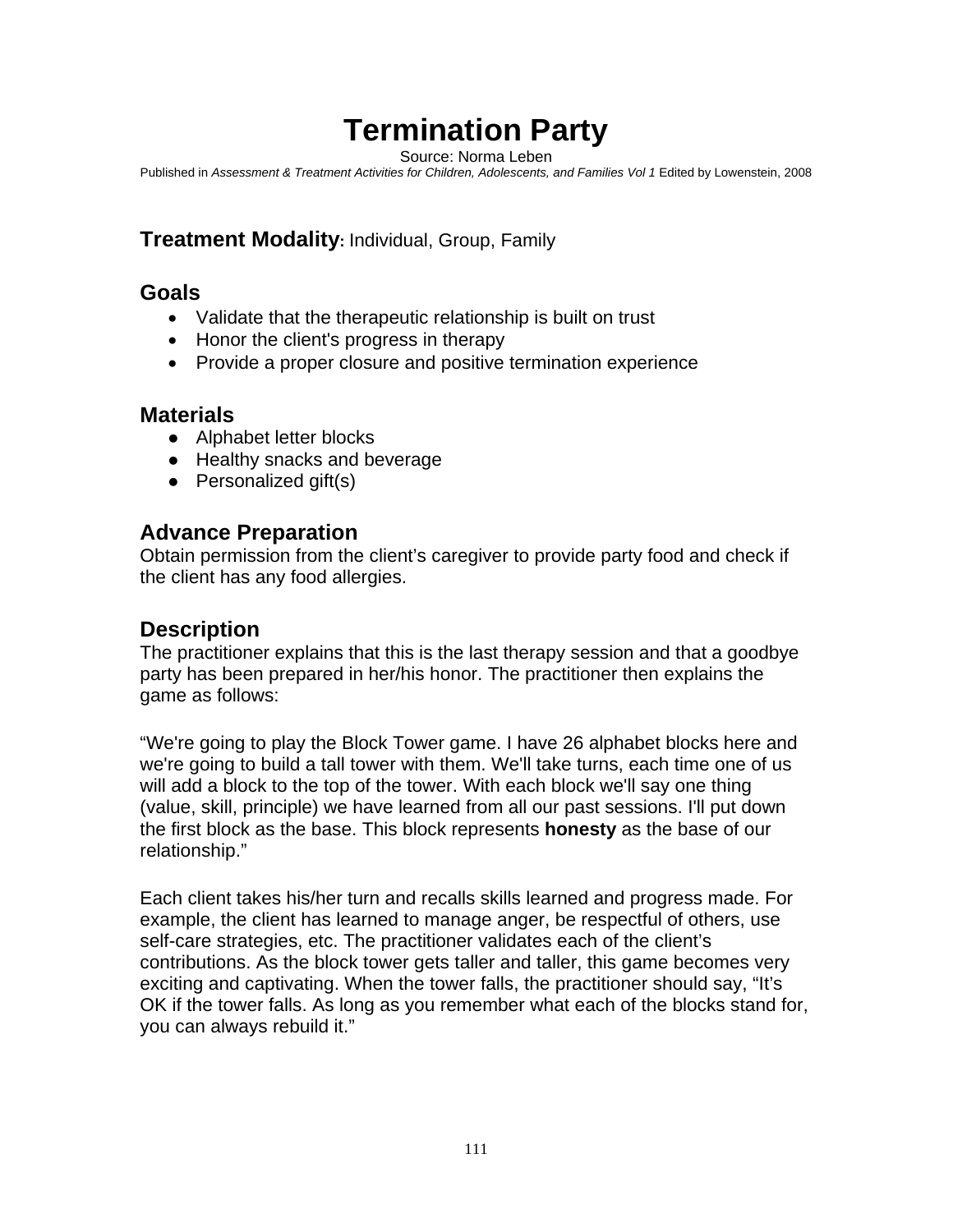# Termination Party

Source: Norma Leben

Published in *Assessment & Treatment Activities for Children, Adolescents, and Families Vol 1* Edited by Lowenstein, 2008

**Treatment Modality:** Individual, Group, Family

## Goals

- Validate that the therapeutic relationship is built on trust
- Honor the client's progress in therapy
- Provide a proper closure and positive termination experience

## Materials

- Alphabet letter blocks
- Healthy snacks and beverage
- Personalized gift(s)

## Advance Preparation

Obtain permission from the client's caregiver to provide party food and check if the client has any food allergies.

## Description

The practitioner explains that this is the last therapy session and that a goodbye party has been prepared in her/his honor. The practitioner then explains the game as follows:

"We're going to play the Block Tower game. I have 26 alphabet blocks here and we're going to build a tall tower with them. We'll take turns, each time one of us will add a block to the top of the tower. With each block we'll say one thing (value, skill, principle) we have learned from all our past sessions. I'll put down the first block as the base. This block represents **honesty** as the base of our relationship."

Each client takes his/her turn and recalls skills learned and progress made. For example, the client has learned to manage anger, be respectful of others, use self-care strategies, etc. The practitioner validates each of the client's contributions. As the block tower gets taller and taller, this game becomes very exciting and captivating. When the tower falls, the practitioner should say, "It's OK if the tower falls. As long as you remember what each of the blocks stand for, you can always rebuild it."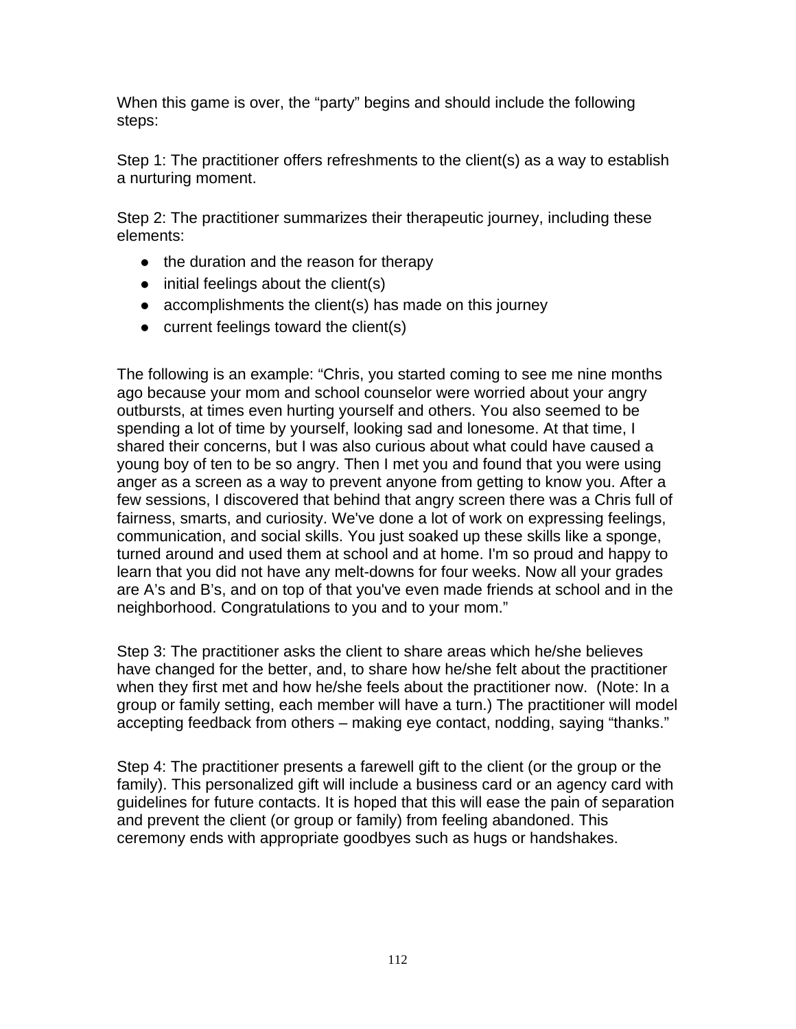When this game is over, the “party” begins and should include the following steps:

Step 1: The practitioner offers refreshments to the client(s) as a way to establish a nurturing moment.

Step 2: The practitioner summarizes their therapeutic journey, including these elements:

- the duration and the reason for therapy
- initial feelings about the client(s)
- accomplishments the client(s) has made on this journey
- current feelings toward the client(s)

The following is an example: “Chris, you started coming to see me nine months ago because your mom and school counselor were worried about your angry outbursts, at times even hurting yourself and others. You also seemed to be spending a lot of time by yourself, looking sad and lonesome. At that time, I shared their concerns, but I was also curious about what could have caused a young boy of ten to be so angry. Then I met you and found that you were using anger as a screen as a way to prevent anyone from getting to know you. After a few sessions, I discovered that behind that angry screen there was a Chris full of fairness, smarts, and curiosity. We've done a lot of work on expressing feelings, communication, and social skills. You just soaked up these skills like a sponge, turned around and used them at school and at home. I'm so proud and happy to learn that you did not have any melt-downs for four weeks. Now all your grades are A’s and B’s, and on top of that you've even made friends at school and in the neighborhood. Congratulations to you and to your mom.”

Step 3: The practitioner asks the client to share areas which he/she believes have changed for the better, and, to share how he/she felt about the practitioner when they first met and how he/she feels about the practitioner now. (Note: In a group or family setting, each member will have a turn.) The practitioner will model accepting feedback from others – making eye contact, nodding, saying “thanks.”

Step 4: The practitioner presents a farewell gift to the client (or the group or the family). This personalized gift will include a business card or an agency card with guidelines for future contacts. It is hoped that this will ease the pain of separation and prevent the client (or group or family) from feeling abandoned. This ceremony ends with appropriate goodbyes such as hugs or handshakes.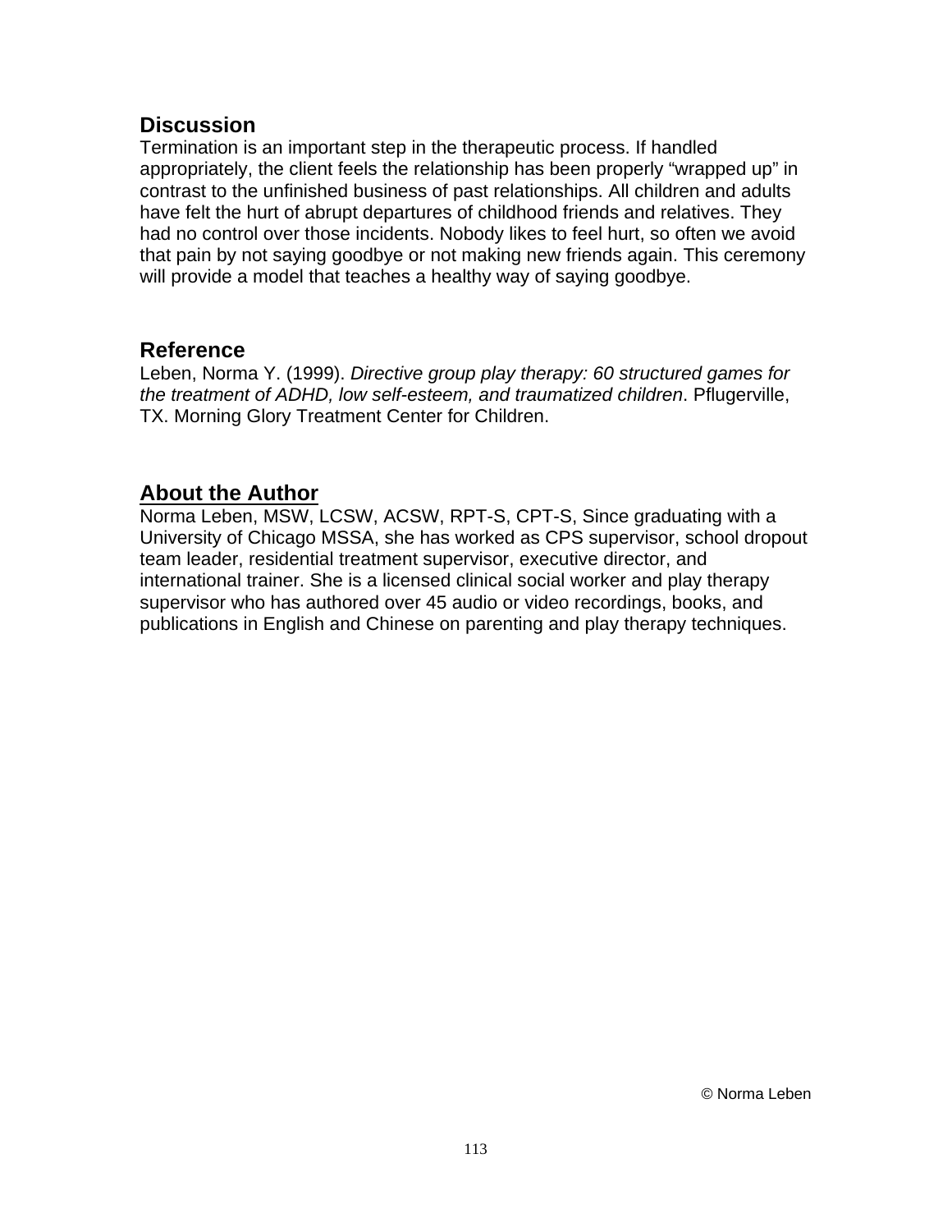## Discussion

Termination is an important step in the therapeutic process. If handled appropriately, the client feels the relationship has been properly "wrapped up" in contrast to the unfinished business of past relationships. All children and adults have felt the hurt of abrupt departures of childhood friends and relatives. They had no control over those incidents. Nobody likes to feel hurt, so often we avoid that pain by not saying goodbye or not making new friends again. This ceremony will provide a model that teaches a healthy way of saying goodbye.

## Reference

Leben, Norma Y. (1999). *Directive group play therapy: 60 structured games for the treatment of ADHD, low self-esteem, and traumatized children*. Pflugerville, TX. Morning Glory Treatment Center for Children.

## About the Author

Norma Leben, MSW, LCSW, ACSW, RPT-S, CPT-S, Since graduating with a University of Chicago MSSA, she has worked as CPS supervisor, school dropout team leader, residential treatment supervisor, executive director, and international trainer. She is a licensed clinical social worker and play therapy supervisor who has authored over 45 audio or video recordings, books, and publications in English and Chinese on parenting and play therapy techniques.

© Norma Leben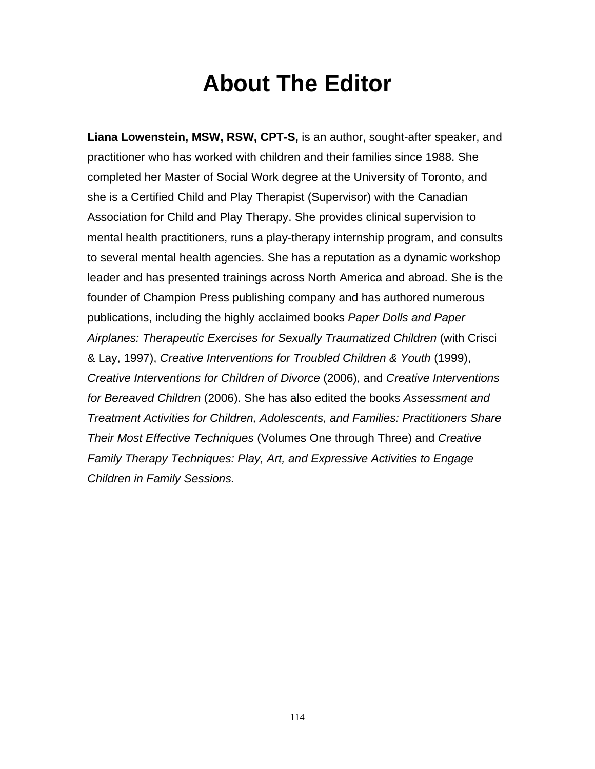# About The Editor

**Liana Lowenstein, MSW, RSW, CPT-S,** is an author, sought-after speaker, and practitioner who has worked with children and their families since 1988. She completed her Master of Social Work degree at the University of Toronto, and she is a Certified Child and Play Therapist (Supervisor) with the Canadian Association for Child and Play Therapy. She provides clinical supervision to mental health practitioners, runs a play-therapy internship program, and consults to several mental health agencies. She has a reputation as a dynamic workshop leader and has presented trainings across North America and abroad. She is the founder of Champion Press publishing company and has authored numerous publications, including the highly acclaimed books *Paper Dolls and Paper Airplanes: Therapeutic Exercises for Sexually Traumatized Children* (with Crisci & Lay, 1997), *Creative Interventions for Troubled Children & Youth* (1999), *Creative Interventions for Children of Divorce* (2006), and *Creative Interventions for Bereaved Children* (2006). She has also edited the books *Assessment and Treatment Activities for Children, Adolescents, and Families: Practitioners Share Their Most Effective Techniques* (Volumes One through Three) and *Creative Family Therapy Techniques: Play, Art, and Expressive Activities to Engage Children in Family Sessions.*